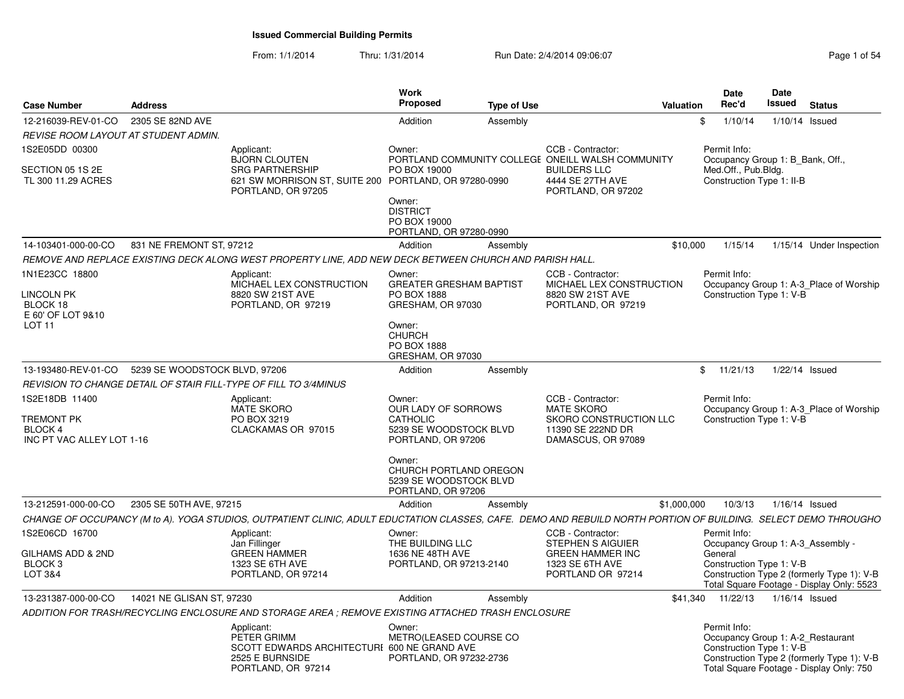## Issued Commercial Building Permits

From: 1/1/2014 Thru: 1/31/2014 Run Date: 2/4/2014 09:06:07

| Case Number | Address | Work Proposed | Type of Use | Valuation | Date Rec'd | Date Issued | Status |
|---|---|---|---|---|---|---|---|
| 12-216039-REV-01-CO | 2305 SE 82ND AVE | Addition | Assembly | $ | 1/10/14 | 1/10/14 | Issued |

*REVISE ROOM LAYOUT AT STUDENT ADMIN.*

1S2E05DD 00300

SECTION 05 1S 2E
TL 300 11.29 ACRES

Applicant:
BJORN CLOUTEN
SRG PARTNERSHIP
621 SW MORRISON ST, SUITE 200
PORTLAND, OR 97205

Owner:
PORTLAND COMMUNITY COLLEGE
PO BOX 19000
PORTLAND, OR 97280-0990

Owner:
DISTRICT
PO BOX 19000
PORTLAND, OR 97280-0990

CCB - Contractor:
ONEILL WALSH COMMUNITY BUILDERS LLC
4444 SE 27TH AVE
PORTLAND, OR 97202

Permit Info:
Occupancy Group 1: B_Bank, Off., Med.Off., Pub.Bldg.
Construction Type 1: II-B

---

| Case Number | Address | Work Proposed | Type of Use | Valuation | Date Rec'd | Date Issued | Status |
|---|---|---|---|---|---|---|---|
| 14-103401-000-00-CO | 831 NE FREMONT ST, 97212 | Addition | Assembly | $10,000 | 1/15/14 | 1/15/14 | Under Inspection |

*REMOVE AND REPLACE EXISTING DECK ALONG WEST PROPERTY LINE, ADD NEW DECK BETWEEN CHURCH AND PARISH HALL.*

1N1E23CC 18800

LINCOLN PK
BLOCK 18
E 60' OF LOT 9&10
LOT 11

Applicant:
MICHAEL LEX CONSTRUCTION
8820 SW 21ST AVE
PORTLAND, OR 97219

Owner:
GREATER GRESHAM BAPTIST
PO BOX 1888
GRESHAM, OR 97030

Owner:
CHURCH
PO BOX 1888
GRESHAM, OR 97030

CCB - Contractor:
MICHAEL LEX CONSTRUCTION
8820 SW 21ST AVE
PORTLAND, OR 97219

Permit Info:
Occupancy Group 1: A-3_Place of Worship
Construction Type 1: V-B

---

| Case Number | Address | Work Proposed | Type of Use | Valuation | Date Rec'd | Date Issued | Status |
|---|---|---|---|---|---|---|---|
| 13-193480-REV-01-CO | 5239 SE WOODSTOCK BLVD, 97206 | Addition | Assembly | $ | 11/21/13 | 1/22/14 | Issued |

*REVISION TO CHANGE DETAIL OF STAIR FILL-TYPE OF FILL TO 3/4MINUS*

1S2E18DB 11400

TREMONT PK
BLOCK 4
INC PT VAC ALLEY LOT 1-16

Applicant:
MATE SKORO
PO BOX 3219
CLACKAMAS OR 97015

Owner:
OUR LADY OF SORROWS CATHOLIC
5239 SE WOODSTOCK BLVD
PORTLAND, OR 97206

Owner:
CHURCH PORTLAND OREGON
5239 SE WOODSTOCK BLVD
PORTLAND, OR 97206

CCB - Contractor:
MATE SKORO
SKORO CONSTRUCTION LLC
11390 SE 222ND DR
DAMASCUS, OR 97089

Permit Info:
Occupancy Group 1: A-3_Place of Worship
Construction Type 1: V-B

---

| Case Number | Address | Work Proposed | Type of Use | Valuation | Date Rec'd | Date Issued | Status |
|---|---|---|---|---|---|---|---|
| 13-212591-000-00-CO | 2305 SE 50TH AVE, 97215 | Addition | Assembly | $1,000,000 | 10/3/13 | 1/16/14 | Issued |

*CHANGE OF OCCUPANCY (M to A). YOGA STUDIOS, OUTPATIENT CLINIC, ADULT EDUCTATION CLASSES, CAFE. DEMO AND REBUILD NORTH PORTION OF BUILDING. SELECT DEMO THROUGHO*

1S2E06CD 16700

GILHAMS ADD & 2ND
BLOCK 3
LOT 3&4

Applicant:
Jan Fillinger
GREEN HAMMER
1323 SE 6TH AVE
PORTLAND, OR 97214

Owner:
THE BUILDING LLC
1636 NE 48TH AVE
PORTLAND, OR 97213-2140

CCB - Contractor:
STEPHEN S AIGUIER
GREEN HAMMER INC
1323 SE 6TH AVE
PORTLAND OR 97214

Permit Info:
Occupancy Group 1: A-3_Assembly - General
Construction Type 1: V-B
Construction Type 2 (formerly Type 1): V-B
Total Square Footage - Display Only: 5523

---

| Case Number | Address | Work Proposed | Type of Use | Valuation | Date Rec'd | Date Issued | Status |
|---|---|---|---|---|---|---|---|
| 13-231387-000-00-CO | 14021 NE GLISAN ST, 97230 | Addition | Assembly | $41,340 | 11/22/13 | 1/16/14 | Issued |

*ADDITION FOR TRASH/RECYCLING ENCLOSURE AND STORAGE AREA ; REMOVE EXISTING ATTACHED TRASH ENCLOSURE*

Applicant:
PETER GRIMM
SCOTT EDWARDS ARCHITECTURE
2525 E BURNSIDE
PORTLAND, OR 97214

Owner:
METRO(LEASED COURSE CO
600 NE GRAND AVE
PORTLAND, OR 97232-2736

Permit Info:
Occupancy Group 1: A-2_Restaurant
Construction Type 1: V-B
Construction Type 2 (formerly Type 1): V-B
Total Square Footage - Display Only: 750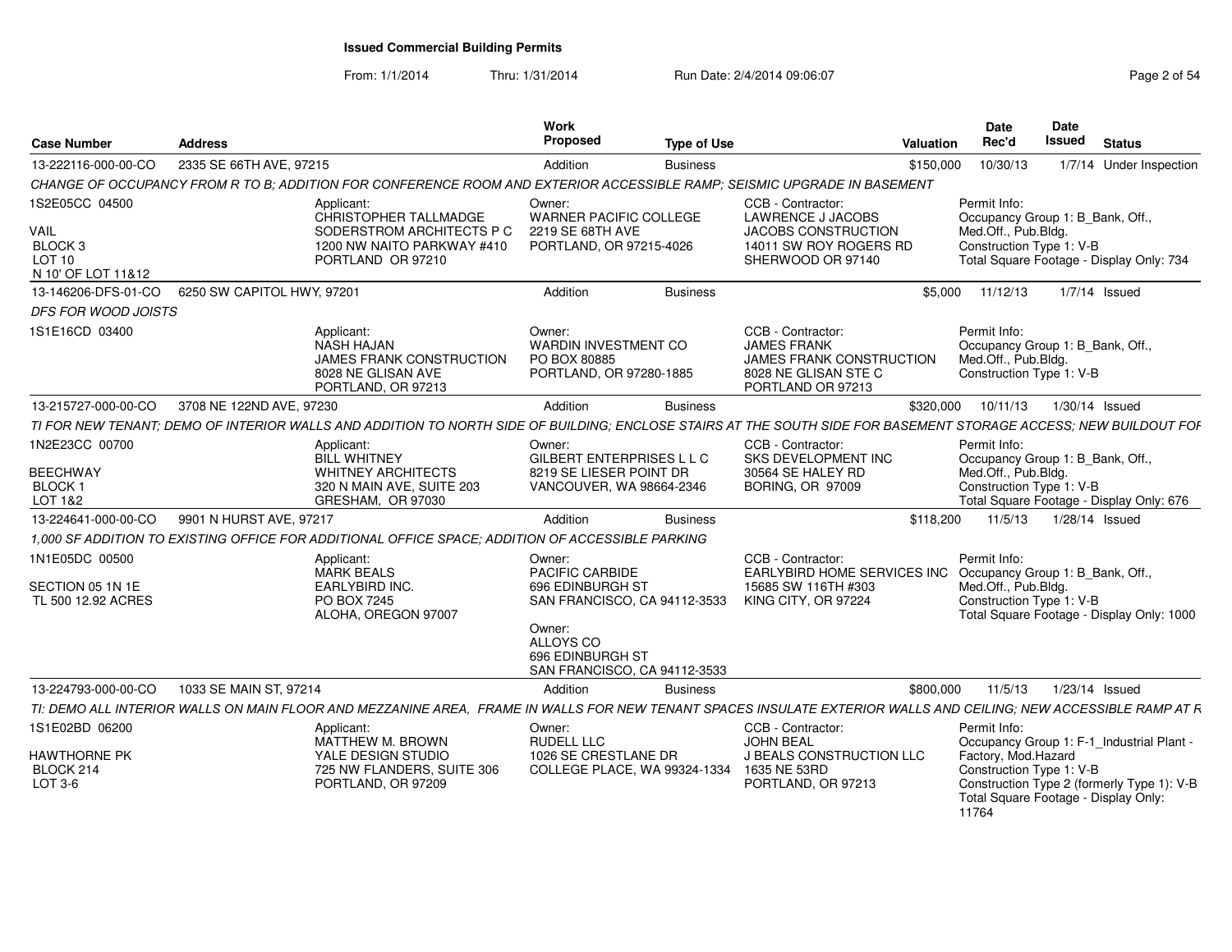# Issued Commercial Building Permits

From: 1/1/2014 Thru: 1/31/2014 Run Date: 2/4/2014 09:06:07

| Case Number | Address | Work Proposed | Type of Use | Valuation | Date Rec'd | Date Issued | Status |
|---|---|---|---|---|---|---|---|
| 13-222116-000-00-CO | 2335 SE 66TH AVE, 97215 | Addition | Business | $150,000 | 10/30/13 | 1/7/14 | Under Inspection |

*CHANGE OF OCCUPANCY FROM R TO B; ADDITION FOR CONFERENCE ROOM AND EXTERIOR ACCESSIBLE RAMP; SEISMIC UPGRADE IN BASEMENT*

| Legal | Applicant | Owner | CCB - Contractor | Permit Info |
|---|---|---|---|---|
| 1S2E05CC 04500<br>VAIL<br>BLOCK 3<br>LOT 10<br>N 10' OF LOT 11&12 | CHRISTOPHER TALLMADGE<br>SODERSTROM ARCHITECTS P C<br>1200 NW NAITO PARKWAY #410<br>PORTLAND OR 97210 | WARNER PACIFIC COLLEGE<br>2219 SE 68TH AVE<br>PORTLAND, OR 97215-4026 | LAWRENCE J JACOBS<br>JACOBS CONSTRUCTION<br>14011 SW ROY ROGERS RD<br>SHERWOOD OR 97140 | Occupancy Group 1: B_Bank, Off., Med.Off., Pub.Bldg.<br>Construction Type 1: V-B<br>Total Square Footage - Display Only: 734 |

| Case Number | Address | Work Proposed | Type of Use | Valuation | Date Rec'd | Date Issued | Status |
|---|---|---|---|---|---|---|---|
| 13-146206-DFS-01-CO | 6250 SW CAPITOL HWY, 97201 | Addition | Business | $5,000 | 11/12/13 | 1/7/14 | Issued |

*DFS FOR WOOD JOISTS*

| Legal | Applicant | Owner | CCB - Contractor | Permit Info |
|---|---|---|---|---|
| 1S1E16CD 03400 | NASH HAJAN<br>JAMES FRANK CONSTRUCTION<br>8028 NE GLISAN AVE<br>PORTLAND, OR 97213 | WARDIN INVESTMENT CO<br>PO BOX 80885<br>PORTLAND, OR 97280-1885 | JAMES FRANK<br>JAMES FRANK CONSTRUCTION<br>8028 NE GLISAN STE C<br>PORTLAND OR 97213 | Occupancy Group 1: B_Bank, Off., Med.Off., Pub.Bldg.<br>Construction Type 1: V-B |

| Case Number | Address | Work Proposed | Type of Use | Valuation | Date Rec'd | Date Issued | Status |
|---|---|---|---|---|---|---|---|
| 13-215727-000-00-CO | 3708 NE 122ND AVE, 97230 | Addition | Business | $320,000 | 10/11/13 | 1/30/14 | Issued |

*TI FOR NEW TENANT; DEMO OF INTERIOR WALLS AND ADDITION TO NORTH SIDE OF BUILDING; ENCLOSE STAIRS AT THE SOUTH SIDE FOR BASEMENT STORAGE ACCESS; NEW BUILDOUT FOF*

| Legal | Applicant | Owner | CCB - Contractor | Permit Info |
|---|---|---|---|---|
| 1N2E23CC 00700<br>BEECHWAY<br>BLOCK 1<br>LOT 1&2 | BILL WHITNEY<br>WHITNEY ARCHITECTS<br>320 N MAIN AVE, SUITE 203<br>GRESHAM, OR 97030 | GILBERT ENTERPRISES L L C<br>8219 SE LIESER POINT DR<br>VANCOUVER, WA 98664-2346 | SKS DEVELOPMENT INC<br>30564 SE HALEY RD<br>BORING, OR 97009 | Occupancy Group 1: B_Bank, Off., Med.Off., Pub.Bldg.<br>Construction Type 1: V-B<br>Total Square Footage - Display Only: 676 |

| Case Number | Address | Work Proposed | Type of Use | Valuation | Date Rec'd | Date Issued | Status |
|---|---|---|---|---|---|---|---|
| 13-224641-000-00-CO | 9901 N HURST AVE, 97217 | Addition | Business | $118,200 | 11/5/13 | 1/28/14 | Issued |

*1,000 SF ADDITION TO EXISTING OFFICE FOR ADDITIONAL OFFICE SPACE; ADDITION OF ACCESSIBLE PARKING*

| Legal | Applicant | Owner | CCB - Contractor | Permit Info |
|---|---|---|---|---|
| 1N1E05DC 00500<br>SECTION 05 1N 1E<br>TL 500 12.92 ACRES | MARK BEALS<br>EARLYBIRD INC.<br>PO BOX 7245<br>ALOHA, OREGON 97007 | PACIFIC CARBIDE<br>696 EDINBURGH ST<br>SAN FRANCISCO, CA 94112-3533<br><br>Owner:<br>ALLOYS CO<br>696 EDINBURGH ST<br>SAN FRANCISCO, CA 94112-3533 | EARLYBIRD HOME SERVICES INC<br>15685 SW 116TH #303<br>KING CITY, OR 97224 | Occupancy Group 1: B_Bank, Off., Med.Off., Pub.Bldg.<br>Construction Type 1: V-B<br>Total Square Footage - Display Only: 1000 |

| Case Number | Address | Work Proposed | Type of Use | Valuation | Date Rec'd | Date Issued | Status |
|---|---|---|---|---|---|---|---|
| 13-224793-000-00-CO | 1033 SE MAIN ST, 97214 | Addition | Business | $800,000 | 11/5/13 | 1/23/14 | Issued |

*TI: DEMO ALL INTERIOR WALLS ON MAIN FLOOR AND MEZZANINE AREA, FRAME IN WALLS FOR NEW TENANT SPACES INSULATE EXTERIOR WALLS AND CEILING; NEW ACCESSIBLE RAMP AT R*

| Legal | Applicant | Owner | CCB - Contractor | Permit Info |
|---|---|---|---|---|
| 1S1E02BD 06200<br>HAWTHORNE PK<br>BLOCK 214<br>LOT 3-6 | MATTHEW M. BROWN<br>YALE DESIGN STUDIO<br>725 NW FLANDERS, SUITE 306<br>PORTLAND, OR 97209 | RUDELL LLC<br>1026 SE CRESTLANE DR<br>COLLEGE PLACE, WA 99324-1334 | JOHN BEAL<br>J BEALS CONSTRUCTION LLC<br>1635 NE 53RD<br>PORTLAND, OR 97213 | Occupancy Group 1: F-1_Industrial Plant - Factory, Mod.Hazard<br>Construction Type 1: V-B<br>Construction Type 2 (formerly Type 1): V-B<br>Total Square Footage - Display Only: 11764 |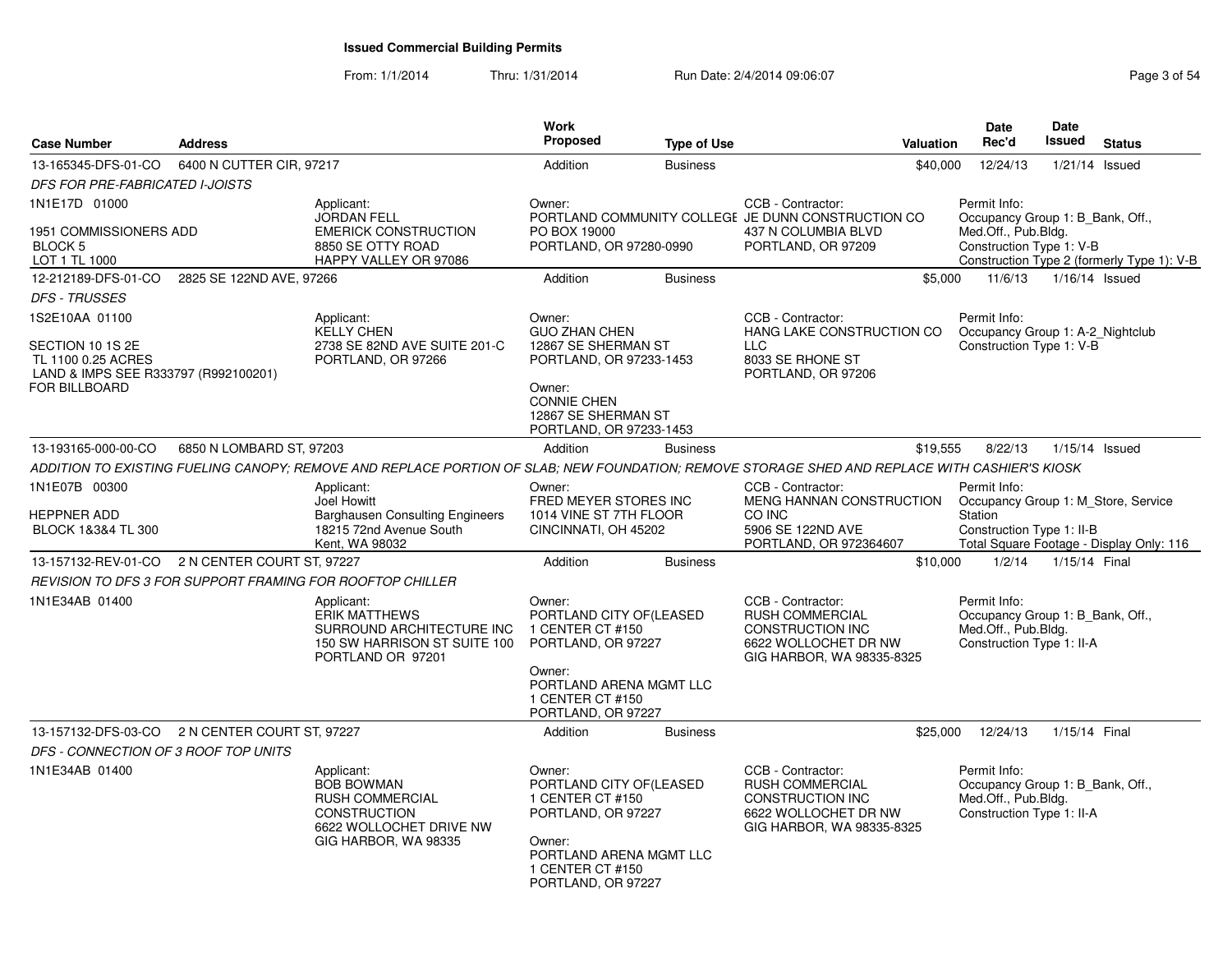**Issued Commercial Building Permits**

From: 1/1/2014 Thru: 1/31/2014 Run Date: 2/4/2014 09:06:07

| Case Number | Address | Work Proposed | Type of Use | Valuation | Date Rec'd | Date Issued | Status |
|---|---|---|---|---|---|---|---|
| 13-165345-DFS-01-CO | 6400 N CUTTER CIR, 97217 | Addition | Business | $40,000 | 12/24/13 | 1/21/14 | Issued |

*DFS FOR PRE-FABRICATED I-JOISTS*

1N1E17D 01000

1951 COMMISSIONERS ADD
BLOCK 5
LOT 1 TL 1000

Applicant:
JORDAN FELL
EMERICK CONSTRUCTION
8850 SE OTTY ROAD
HAPPY VALLEY OR 97086

Owner:
PORTLAND COMMUNITY COLLEGE
PO BOX 19000
PORTLAND, OR 97280-0990

CCB - Contractor:
JE DUNN CONSTRUCTION CO
437 N COLUMBIA BLVD
PORTLAND, OR 97209

Permit Info:
Occupancy Group 1: B_Bank, Off., Med.Off., Pub.Bldg.
Construction Type 1: V-B
Construction Type 2 (formerly Type 1): V-B

| Case Number | Address | Work Proposed | Type of Use | Valuation | Date Rec'd | Date Issued | Status |
|---|---|---|---|---|---|---|---|
| 12-212189-DFS-01-CO | 2825 SE 122ND AVE, 97266 | Addition | Business | $5,000 | 11/6/13 | 1/16/14 | Issued |

*DFS - TRUSSES*

1S2E10AA 01100

SECTION 10 1S 2E
TL 1100 0.25 ACRES
LAND & IMPS SEE R333797 (R992100201)
FOR BILLBOARD

Applicant:
KELLY CHEN
2738 SE 82ND AVE SUITE 201-C
PORTLAND, OR 97266

Owner:
GUO ZHAN CHEN
12867 SE SHERMAN ST
PORTLAND, OR 97233-1453

Owner:
CONNIE CHEN
12867 SE SHERMAN ST
PORTLAND, OR 97233-1453

CCB - Contractor:
HANG LAKE CONSTRUCTION CO LLC
8033 SE RHONE ST
PORTLAND, OR 97206

Permit Info:
Occupancy Group 1: A-2_Nightclub
Construction Type 1: V-B

| Case Number | Address | Work Proposed | Type of Use | Valuation | Date Rec'd | Date Issued | Status |
|---|---|---|---|---|---|---|---|
| 13-193165-000-00-CO | 6850 N LOMBARD ST, 97203 | Addition | Business | $19,555 | 8/22/13 | 1/15/14 | Issued |

*ADDITION TO EXISTING FUELING CANOPY; REMOVE AND REPLACE PORTION OF SLAB; NEW FOUNDATION; REMOVE STORAGE SHED AND REPLACE WITH CASHIER'S KIOSK*

1N1E07B 00300

HEPPNER ADD
BLOCK 1&3&4 TL 300

Applicant:
Joel Howitt
Barghausen Consulting Engineers
18215 72nd Avenue South
Kent, WA 98032

Owner:
FRED MEYER STORES INC
1014 VINE ST 7TH FLOOR
CINCINNATI, OH 45202

CCB - Contractor:
MENG HANNAN CONSTRUCTION CO INC
5906 SE 122ND AVE
PORTLAND, OR 972364607

Permit Info:
Occupancy Group 1: M_Store, Service Station
Construction Type 1: II-B
Total Square Footage - Display Only: 116

| Case Number | Address | Work Proposed | Type of Use | Valuation | Date Rec'd | Date Issued | Status |
|---|---|---|---|---|---|---|---|
| 13-157132-REV-01-CO | 2 N CENTER COURT ST, 97227 | Addition | Business | $10,000 | 1/2/14 | 1/15/14 | Final |

*REVISION TO DFS 3 FOR SUPPORT FRAMING FOR ROOFTOP CHILLER*

1N1E34AB 01400

Applicant:
ERIK MATTHEWS
SURROUND ARCHITECTURE INC
150 SW HARRISON ST SUITE 100
PORTLAND OR 97201

Owner:
PORTLAND CITY OF(LEASED
1 CENTER CT #150
PORTLAND, OR 97227

Owner:
PORTLAND ARENA MGMT LLC
1 CENTER CT #150
PORTLAND, OR 97227

CCB - Contractor:
RUSH COMMERCIAL CONSTRUCTION INC
6622 WOLLOCHET DR NW
GIG HARBOR, WA 98335-8325

Permit Info:
Occupancy Group 1: B_Bank, Off., Med.Off., Pub.Bldg.
Construction Type 1: II-A

| Case Number | Address | Work Proposed | Type of Use | Valuation | Date Rec'd | Date Issued | Status |
|---|---|---|---|---|---|---|---|
| 13-157132-DFS-03-CO | 2 N CENTER COURT ST, 97227 | Addition | Business | $25,000 | 12/24/13 | 1/15/14 | Final |

*DFS - CONNECTION OF 3 ROOF TOP UNITS*

1N1E34AB 01400

Applicant:
BOB BOWMAN
RUSH COMMERCIAL CONSTRUCTION
6622 WOLLOCHET DRIVE NW
GIG HARBOR, WA 98335

Owner:
PORTLAND CITY OF(LEASED
1 CENTER CT #150
PORTLAND, OR 97227

Owner:
PORTLAND ARENA MGMT LLC
1 CENTER CT #150
PORTLAND, OR 97227

CCB - Contractor:
RUSH COMMERCIAL CONSTRUCTION INC
6622 WOLLOCHET DR NW
GIG HARBOR, WA 98335-8325

Permit Info:
Occupancy Group 1: B_Bank, Off., Med.Off., Pub.Bldg.
Construction Type 1: II-A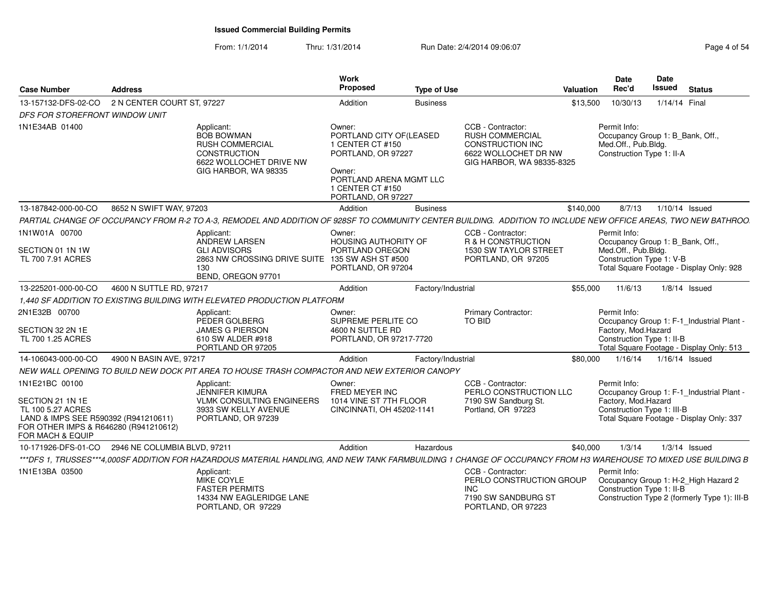**Issued Commercial Building Permits**

From: 1/1/2014 Thru: 1/31/2014 Run Date: 2/4/2014 09:06:07

| Case Number | Address | Work Proposed | Type of Use | Valuation | Date Rec'd | Date Issued | Status |
|---|---|---|---|---|---|---|---|
| 13-157132-DFS-02-CO | 2 N CENTER COURT ST, 97227 | Addition | Business | $13,500 | 10/30/13 | 1/14/14 | Final |

*DFS FOR STOREFRONT WINDOW UNIT*

1N1E34AB 01400

Applicant: BOB BOWMAN, RUSH COMMERCIAL CONSTRUCTION, 6622 WOLLOCHET DRIVE NW, GIG HARBOR, WA 98335

Owner: PORTLAND CITY OF(LEASED, 1 CENTER CT #150, PORTLAND, OR 97227

Owner: PORTLAND ARENA MGMT LLC, 1 CENTER CT #150, PORTLAND, OR 97227

CCB - Contractor: RUSH COMMERCIAL CONSTRUCTION INC, 6622 WOLLOCHET DR NW, GIG HARBOR, WA 98335-8325

Permit Info: Occupancy Group 1: B_Bank, Off., Med.Off., Pub.Bldg. Construction Type 1: II-A

| Case Number | Address | Work Proposed | Type of Use | Valuation | Date Rec'd | Date Issued | Status |
|---|---|---|---|---|---|---|---|
| 13-187842-000-00-CO | 8652 N SWIFT WAY, 97203 | Addition | Business | $140,000 | 8/7/13 | 1/10/14 | Issued |

*PARTIAL CHANGE OF OCCUPANCY FROM R-2 TO A-3, REMODEL AND ADDITION OF 928SF TO COMMUNITY CENTER BUILDING. ADDITION TO INCLUDE NEW OFFICE AREAS, TWO NEW BATHROO*

1N1W01A 00700

SECTION 01 1N 1W
TL 700 7.91 ACRES

Applicant: ANDREW LARSEN, GLI ADVISORS, 2863 NW CROSSING DRIVE SUITE 130, BEND, OREGON 97701

Owner: HOUSING AUTHORITY OF PORTLAND OREGON, 135 SW ASH ST #500, PORTLAND, OR 97204

CCB - Contractor: R & H CONSTRUCTION, 1530 SW TAYLOR STREET, PORTLAND, OR 97205

Permit Info: Occupancy Group 1: B_Bank, Off., Med.Off., Pub.Bldg. Construction Type 1: V-B. Total Square Footage - Display Only: 928

| Case Number | Address | Work Proposed | Type of Use | Valuation | Date Rec'd | Date Issued | Status |
|---|---|---|---|---|---|---|---|
| 13-225201-000-00-CO | 4600 N SUTTLE RD, 97217 | Addition | Factory/Industrial | $55,000 | 11/6/13 | 1/8/14 | Issued |

*1,440 SF ADDITION TO EXISTING BUILDING WITH ELEVATED PRODUCTION PLATFORM*

2N1E32B 00700

SECTION 32 2N 1E
TL 700 1.25 ACRES

Applicant: PEDER GOLBERG, JAMES G PIERSON, 610 SW ALDER #918, PORTLAND OR 97205

Owner: SUPREME PERLITE CO, 4600 N SUTTLE RD, PORTLAND, OR 97217-7720

Primary Contractor: TO BID

Permit Info: Occupancy Group 1: F-1_Industrial Plant - Factory, Mod.Hazard. Construction Type 1: II-B. Total Square Footage - Display Only: 513

| Case Number | Address | Work Proposed | Type of Use | Valuation | Date Rec'd | Date Issued | Status |
|---|---|---|---|---|---|---|---|
| 14-106043-000-00-CO | 4900 N BASIN AVE, 97217 | Addition | Factory/Industrial | $80,000 | 1/16/14 | 1/16/14 | Issued |

*NEW WALL OPENING TO BUILD NEW DOCK PIT AREA TO HOUSE TRASH COMPACTOR AND NEW EXTERIOR CANOPY*

1N1E21BC 00100

SECTION 21 1N 1E
TL 100 5.27 ACRES
LAND & IMPS SEE R590392 (R941210611) FOR OTHER IMPS & R646280 (R941210612) FOR MACH & EQUIP

Applicant: JENNIFER KIMURA, VLMK CONSULTING ENGINEERS, 3933 SW KELLY AVENUE, PORTLAND, OR 97239

Owner: FRED MEYER INC, 1014 VINE ST 7TH FLOOR, CINCINNATI, OH 45202-1141

CCB - Contractor: PERLO CONSTRUCTION LLC, 7190 SW Sandburg St., Portland, OR 97223

Permit Info: Occupancy Group 1: F-1_Industrial Plant - Factory, Mod.Hazard. Construction Type 1: III-B. Total Square Footage - Display Only: 337

| Case Number | Address | Work Proposed | Type of Use | Valuation | Date Rec'd | Date Issued | Status |
|---|---|---|---|---|---|---|---|
| 10-171926-DFS-01-CO | 2946 NE COLUMBIA BLVD, 97211 | Addition | Hazardous | $40,000 | 1/3/14 | 1/3/14 | Issued |

****DFS 1, TRUSSES***4,000SF ADDITION FOR HAZARDOUS MATERIAL HANDLING, AND NEW TANK FARMBUILDING 1 CHANGE OF OCCUPANCY FROM H3 WAREHOUSE TO MIXED USE BUILDING B*

1N1E13BA 03500

Applicant: MIKE COYLE, FASTER PERMITS, 14334 NW EAGLERIDGE LANE, PORTLAND, OR 97229

CCB - Contractor: PERLO CONSTRUCTION GROUP INC, 7190 SW SANDBURG ST, PORTLAND, OR 97223

Permit Info: Occupancy Group 1: H-2_High Hazard 2. Construction Type 1: II-B. Construction Type 2 (formerly Type 1): III-B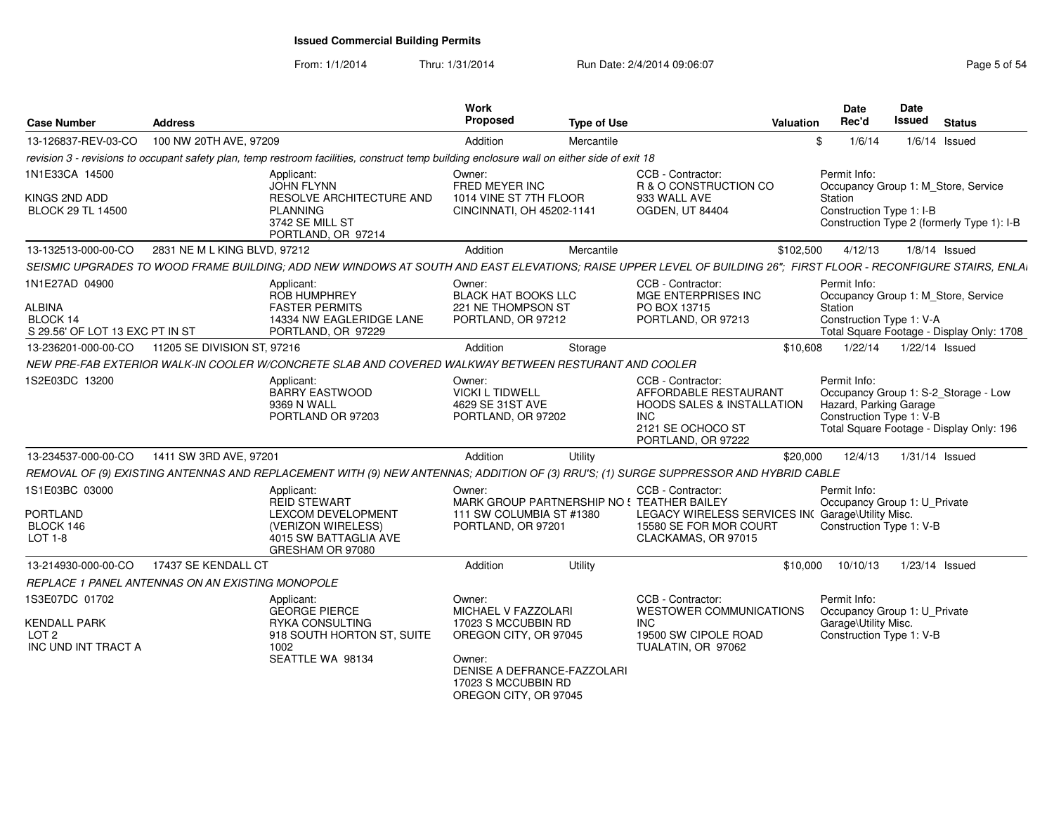# Issued Commercial Building Permits

From: 1/1/2014 Thru: 1/31/2014 Run Date: 2/4/2014 09:06:07

| Case Number | Address | Work Proposed | Type of Use | Valuation | Date Rec'd | Date Issued | Status |
|---|---|---|---|---|---|---|---|
| 13-126837-REV-03-CO | 100 NW 20TH AVE, 97209 | Addition | Mercantile | $ | 1/6/14 | 1/6/14 | Issued |

*revision 3 - revisions to occupant safety plan, temp restroom facilities, construct temp building enclosure wall on either side of exit 18*

1N1E33CA 14500
KINGS 2ND ADD
BLOCK 29 TL 14500

Applicant: JOHN FLYNN, RESOLVE ARCHITECTURE AND PLANNING, 3742 SE MILL ST, PORTLAND, OR 97214
Owner: FRED MEYER INC, 1014 VINE ST 7TH FLOOR, CINCINNATI, OH 45202-1141
CCB - Contractor: R & O CONSTRUCTION CO, 933 WALL AVE, OGDEN, UT 84404
Permit Info: Occupancy Group 1: M_Store, Service Station; Construction Type 1: I-B; Construction Type 2 (formerly Type 1): I-B

| Case Number | Address | Work Proposed | Type of Use | Valuation | Date Rec'd | Date Issued | Status |
|---|---|---|---|---|---|---|---|
| 13-132513-000-00-CO | 2831 NE M L KING BLVD, 97212 | Addition | Mercantile | $102,500 | 4/12/13 | 1/8/14 | Issued |

*SEISMIC UPGRADES TO WOOD FRAME BUILDING; ADD NEW WINDOWS AT SOUTH AND EAST ELEVATIONS; RAISE UPPER LEVEL OF BUILDING 26"; FIRST FLOOR - RECONFIGURE STAIRS, ENLA*

1N1E27AD 04900
ALBINA
BLOCK 14
S 29.56' OF LOT 13 EXC PT IN ST

Applicant: ROB HUMPHREY, FASTER PERMITS, 14334 NW EAGLERIDGE LANE, PORTLAND, OR 97229
Owner: BLACK HAT BOOKS LLC, 221 NE THOMPSON ST, PORTLAND, OR 97212
CCB - Contractor: MGE ENTERPRISES INC, PO BOX 13715, PORTLAND, OR 97213
Permit Info: Occupancy Group 1: M_Store, Service Station; Construction Type 1: V-A; Total Square Footage - Display Only: 1708

| Case Number | Address | Work Proposed | Type of Use | Valuation | Date Rec'd | Date Issued | Status |
|---|---|---|---|---|---|---|---|
| 13-236201-000-00-CO | 11205 SE DIVISION ST, 97216 | Addition | Storage | $10,608 | 1/22/14 | 1/22/14 | Issued |

*NEW PRE-FAB EXTERIOR WALK-IN COOLER W/CONCRETE SLAB AND COVERED WALKWAY BETWEEN RESTURANT AND COOLER*

1S2E03DC 13200

Applicant: BARRY EASTWOOD, 9369 N WALL, PORTLAND OR 97203
Owner: VICKI L TIDWELL, 4629 SE 31ST AVE, PORTLAND, OR 97202
CCB - Contractor: AFFORDABLE RESTAURANT HOODS SALES & INSTALLATION INC, 2121 SE OCHOCO ST, PORTLAND, OR 97222
Permit Info: Occupancy Group 1: S-2_Storage - Low Hazard, Parking Garage; Construction Type 1: V-B; Total Square Footage - Display Only: 196

| Case Number | Address | Work Proposed | Type of Use | Valuation | Date Rec'd | Date Issued | Status |
|---|---|---|---|---|---|---|---|
| 13-234537-000-00-CO | 1411 SW 3RD AVE, 97201 | Addition | Utility | $20,000 | 12/4/13 | 1/31/14 | Issued |

*REMOVAL OF (9) EXISTING ANTENNAS AND REPLACEMENT WITH (9) NEW ANTENNAS; ADDITION OF (3) RRU'S; (1) SURGE SUPPRESSOR AND HYBRID CABLE*

1S1E03BC 03000
PORTLAND
BLOCK 146
LOT 1-8

Applicant: REID STEWART, LEXCOM DEVELOPMENT (VERIZON WIRELESS), 4015 SW BATTAGLIA AVE, GRESHAM OR 97080
Owner: MARK GROUP PARTNERSHIP NO 5, 111 SW COLUMBIA ST #1380, PORTLAND, OR 97201
CCB - Contractor: TEATHER BAILEY, LEGACY WIRELESS SERVICES INC, 15580 SE FOR MOR COURT, CLACKAMAS, OR 97015
Permit Info: Occupancy Group 1: U_Private Garage\Utility Misc.; Construction Type 1: V-B

| Case Number | Address | Work Proposed | Type of Use | Valuation | Date Rec'd | Date Issued | Status |
|---|---|---|---|---|---|---|---|
| 13-214930-000-00-CO | 17437 SE KENDALL CT | Addition | Utility | $10,000 | 10/10/13 | 1/23/14 | Issued |

*REPLACE 1 PANEL ANTENNAS ON AN EXISTING MONOPOLE*

1S3E07DC 01702
KENDALL PARK
LOT 2
INC UND INT TRACT A

Applicant: GEORGE PIERCE, RYKA CONSULTING, 918 SOUTH HORTON ST, SUITE 1002, SEATTLE WA 98134
Owner: MICHAEL V FAZZOLARI, 17023 S MCCUBBIN RD, OREGON CITY, OR 97045
Owner: DENISE A DEFRANCE-FAZZOLARI, 17023 S MCCUBBIN RD, OREGON CITY, OR 97045
CCB - Contractor: WESTOWER COMMUNICATIONS INC, 19500 SW CIPOLE ROAD, TUALATIN, OR 97062
Permit Info: Occupancy Group 1: U_Private Garage\Utility Misc.; Construction Type 1: V-B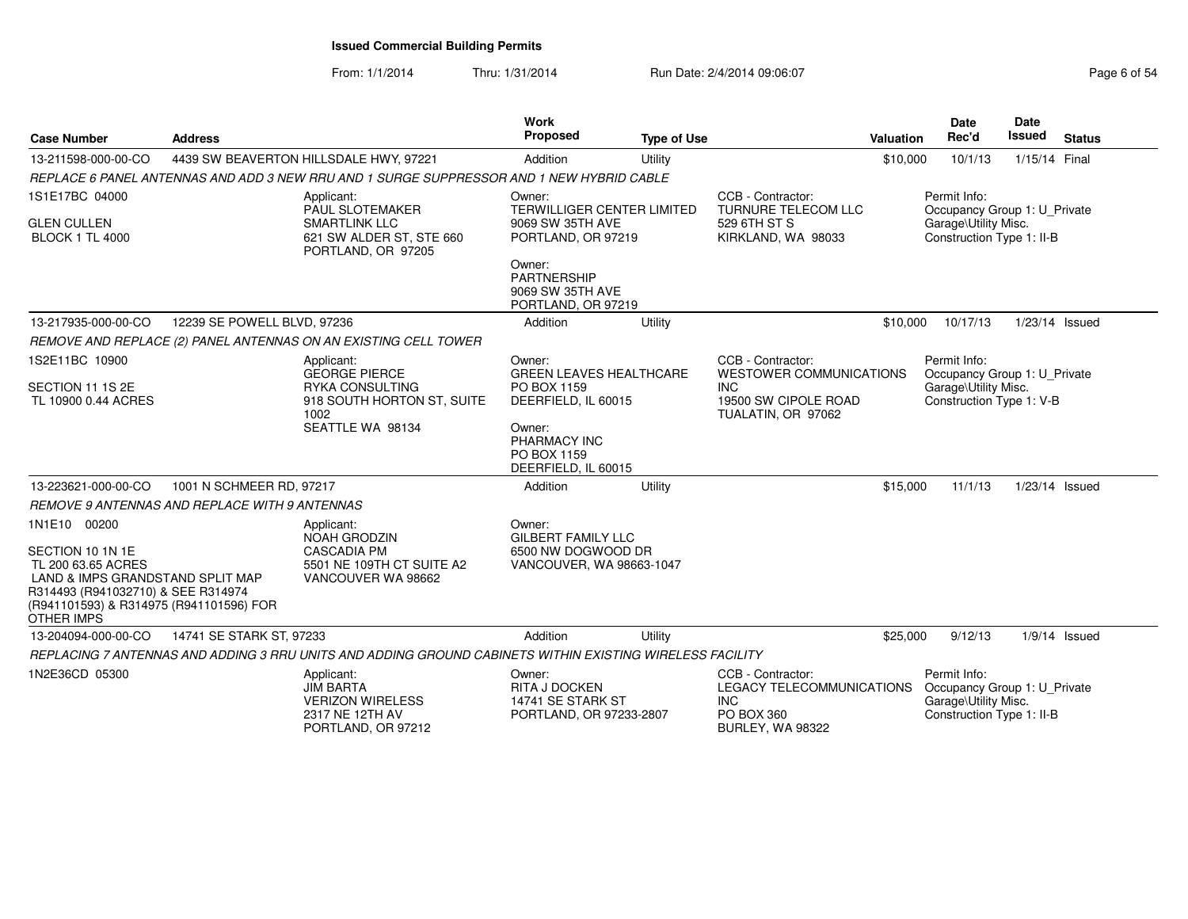# Issued Commercial Building Permits

From: 1/1/2014 Thru: 1/31/2014 Run Date: 2/4/2014 09:06:07

| Case Number | Address | Work Proposed | Type of Use | Valuation | Date Rec'd | Date Issued | Status |
|---|---|---|---|---|---|---|---|
| 13-211598-000-00-CO | 4439 SW BEAVERTON HILLSDALE HWY, 97221 | Addition | Utility | $10,000 | 10/1/13 | 1/15/14 | Final |
| 13-217935-000-00-CO | 12239 SE POWELL BLVD, 97236 | Addition | Utility | $10,000 | 10/17/13 | 1/23/14 | Issued |
| 13-223621-000-00-CO | 1001 N SCHMEER RD, 97217 | Addition | Utility | $15,000 | 11/1/13 | 1/23/14 | Issued |
| 13-204094-000-00-CO | 14741 SE STARK ST, 97233 | Addition | Utility | $25,000 | 9/12/13 | 1/9/14 | Issued |

## 13-211598-000-00-CO — 4439 SW BEAVERTON HILLSDALE HWY, 97221

*REPLACE 6 PANEL ANTENNAS AND ADD 3 NEW RRU AND 1 SURGE SUPPRESSOR AND 1 NEW HYBRID CABLE*

1S1E17BC 04000
GLEN CULLEN
BLOCK 1 TL 4000

Applicant:
PAUL SLOTEMAKER
SMARTLINK LLC
621 SW ALDER ST, STE 660
PORTLAND, OR 97205

Owner:
TERWILLIGER CENTER LIMITED
9069 SW 35TH AVE
PORTLAND, OR 97219

Owner:
PARTNERSHIP
9069 SW 35TH AVE
PORTLAND, OR 97219

CCB - Contractor:
TURNURE TELECOM LLC
529 6TH ST S
KIRKLAND, WA 98033

Permit Info:
Occupancy Group 1: U_Private Garage\Utility Misc.
Construction Type 1: II-B

## 13-217935-000-00-CO — 12239 SE POWELL BLVD, 97236

*REMOVE AND REPLACE (2) PANEL ANTENNAS ON AN EXISTING CELL TOWER*

1S2E11BC 10900
SECTION 11 1S 2E
TL 10900 0.44 ACRES

Applicant:
GEORGE PIERCE
RYKA CONSULTING
918 SOUTH HORTON ST, SUITE 1002
SEATTLE WA 98134

Owner:
GREEN LEAVES HEALTHCARE
PO BOX 1159
DEERFIELD, IL 60015

Owner:
PHARMACY INC
PO BOX 1159
DEERFIELD, IL 60015

CCB - Contractor:
WESTOWER COMMUNICATIONS INC
19500 SW CIPOLE ROAD
TUALATIN, OR 97062

Permit Info:
Occupancy Group 1: U_Private Garage\Utility Misc.
Construction Type 1: V-B

## 13-223621-000-00-CO — 1001 N SCHMEER RD, 97217

*REMOVE 9 ANTENNAS AND REPLACE WITH 9 ANTENNAS*

1N1E10 00200
SECTION 10 1N 1E
TL 200 63.65 ACRES
LAND & IMPS GRANDSTAND SPLIT MAP R314493 (R941032710) & SEE R314974 (R941101593) & R314975 (R941101596) FOR OTHER IMPS

Applicant:
NOAH GRODZIN
CASCADIA PM
5501 NE 109TH CT SUITE A2
VANCOUVER WA 98662

Owner:
GILBERT FAMILY LLC
6500 NW DOGWOOD DR
VANCOUVER, WA 98663-1047

## 13-204094-000-00-CO — 14741 SE STARK ST, 97233

*REPLACING 7 ANTENNAS AND ADDING 3 RRU UNITS AND ADDING GROUND CABINETS WITHIN EXISTING WIRELESS FACILITY*

1N2E36CD 05300

Applicant:
JIM BARTA
VERIZON WIRELESS
2317 NE 12TH AV
PORTLAND, OR 97212

Owner:
RITA J DOCKEN
14741 SE STARK ST
PORTLAND, OR 97233-2807

CCB - Contractor:
LEGACY TELECOMMUNICATIONS INC
PO BOX 360
BURLEY, WA 98322

Permit Info:
Occupancy Group 1: U_Private Garage\Utility Misc.
Construction Type 1: II-B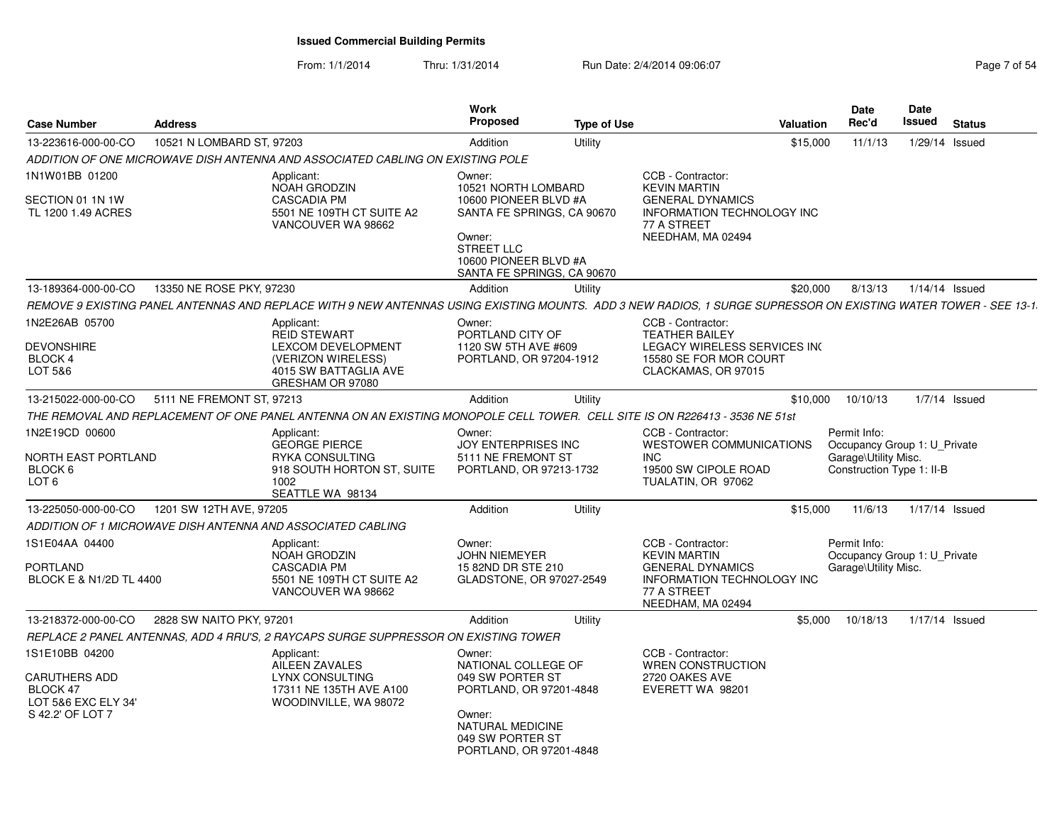# Issued Commercial Building Permits

From: 1/1/2014 Thru: 1/31/2014 Run Date: 2/4/2014 09:06:07

| Case Number | Address | Work Proposed | Type of Use | Valuation | Date Rec'd | Date Issued | Status |
|---|---|---|---|---|---|---|---|
| 13-223616-000-00-CO | 10521 N LOMBARD ST, 97203 | Addition | Utility | $15,000 | 11/1/13 | 1/29/14 | Issued |

*ADDITION OF ONE MICROWAVE DISH ANTENNA AND ASSOCIATED CABLING ON EXISTING POLE*

1N1W01BB 01200
SECTION 01 1N 1W
TL 1200 1.49 ACRES

Applicant:
NOAH GRODZIN
CASCADIA PM
5501 NE 109TH CT SUITE A2
VANCOUVER WA 98662

Owner:
10521 NORTH LOMBARD
10600 PIONEER BLVD #A
SANTA FE SPRINGS, CA 90670

Owner:
STREET LLC
10600 PIONEER BLVD #A
SANTA FE SPRINGS, CA 90670

CCB - Contractor:
KEVIN MARTIN
GENERAL DYNAMICS
INFORMATION TECHNOLOGY INC
77 A STREET
NEEDHAM, MA 02494

| Case Number | Address | Work Proposed | Type of Use | Valuation | Date Rec'd | Date Issued | Status |
|---|---|---|---|---|---|---|---|
| 13-189364-000-00-CO | 13350 NE ROSE PKY, 97230 | Addition | Utility | $20,000 | 8/13/13 | 1/14/14 | Issued |

*REMOVE 9 EXISTING PANEL ANTENNAS AND REPLACE WITH 9 NEW ANTENNAS USING EXISTING MOUNTS. ADD 3 NEW RADIOS, 1 SURGE SUPRESSOR ON EXISTING WATER TOWER - SEE 13-1*

1N2E26AB 05700
DEVONSHIRE
BLOCK 4
LOT 5&6

Applicant:
REID STEWART
LEXCOM DEVELOPMENT
(VERIZON WIRELESS)
4015 SW BATTAGLIA AVE
GRESHAM OR 97080

Owner:
PORTLAND CITY OF
1120 SW 5TH AVE #609
PORTLAND, OR 97204-1912

CCB - Contractor:
TEATHER BAILEY
LEGACY WIRELESS SERVICES INC
15580 SE FOR MOR COURT
CLACKAMAS, OR 97015

| Case Number | Address | Work Proposed | Type of Use | Valuation | Date Rec'd | Date Issued | Status |
|---|---|---|---|---|---|---|---|
| 13-215022-000-00-CO | 5111 NE FREMONT ST, 97213 | Addition | Utility | $10,000 | 10/10/13 | 1/7/14 | Issued |

*THE REMOVAL AND REPLACEMENT OF ONE PANEL ANTENNA ON AN EXISTING MONOPOLE CELL TOWER. CELL SITE IS ON R226413 - 3536 NE 51st*

1N2E19CD 00600
NORTH EAST PORTLAND
BLOCK 6
LOT 6

Applicant:
GEORGE PIERCE
RYKA CONSULTING
918 SOUTH HORTON ST, SUITE 1002
SEATTLE WA 98134

Owner:
JOY ENTERPRISES INC
5111 NE FREMONT ST
PORTLAND, OR 97213-1732

CCB - Contractor:
WESTOWER COMMUNICATIONS INC
19500 SW CIPOLE ROAD
TUALATIN, OR 97062

Permit Info:
Occupancy Group 1: U_Private Garage\Utility Misc.
Construction Type 1: II-B

| Case Number | Address | Work Proposed | Type of Use | Valuation | Date Rec'd | Date Issued | Status |
|---|---|---|---|---|---|---|---|
| 13-225050-000-00-CO | 1201 SW 12TH AVE, 97205 | Addition | Utility | $15,000 | 11/6/13 | 1/17/14 | Issued |

*ADDITION OF 1 MICROWAVE DISH ANTENNA AND ASSOCIATED CABLING*

1S1E04AA 04400
PORTLAND
BLOCK E & N1/2D TL 4400

Applicant:
NOAH GRODZIN
CASCADIA PM
5501 NE 109TH CT SUITE A2
VANCOUVER WA 98662

Owner:
JOHN NIEMEYER
15 82ND DR STE 210
GLADSTONE, OR 97027-2549

CCB - Contractor:
KEVIN MARTIN
GENERAL DYNAMICS
INFORMATION TECHNOLOGY INC
77 A STREET
NEEDHAM, MA 02494

Permit Info:
Occupancy Group 1: U_Private Garage\Utility Misc.

| Case Number | Address | Work Proposed | Type of Use | Valuation | Date Rec'd | Date Issued | Status |
|---|---|---|---|---|---|---|---|
| 13-218372-000-00-CO | 2828 SW NAITO PKY, 97201 | Addition | Utility | $5,000 | 10/18/13 | 1/17/14 | Issued |

*REPLACE 2 PANEL ANTENNAS, ADD 4 RRU'S, 2 RAYCAPS SURGE SUPPRESSOR ON EXISTING TOWER*

1S1E10BB 04200
CARUTHERS ADD
BLOCK 47
LOT 5&6 EXC ELY 34'
S 42.2' OF LOT 7

Applicant:
AILEEN ZAVALES
LYNX CONSULTING
17311 NE 135TH AVE A100
WOODINVILLE, WA 98072

Owner:
NATIONAL COLLEGE OF
049 SW PORTER ST
PORTLAND, OR 97201-4848

Owner:
NATURAL MEDICINE
049 SW PORTER ST
PORTLAND, OR 97201-4848

CCB - Contractor:
WREN CONSTRUCTION
2720 OAKES AVE
EVERETT WA 98201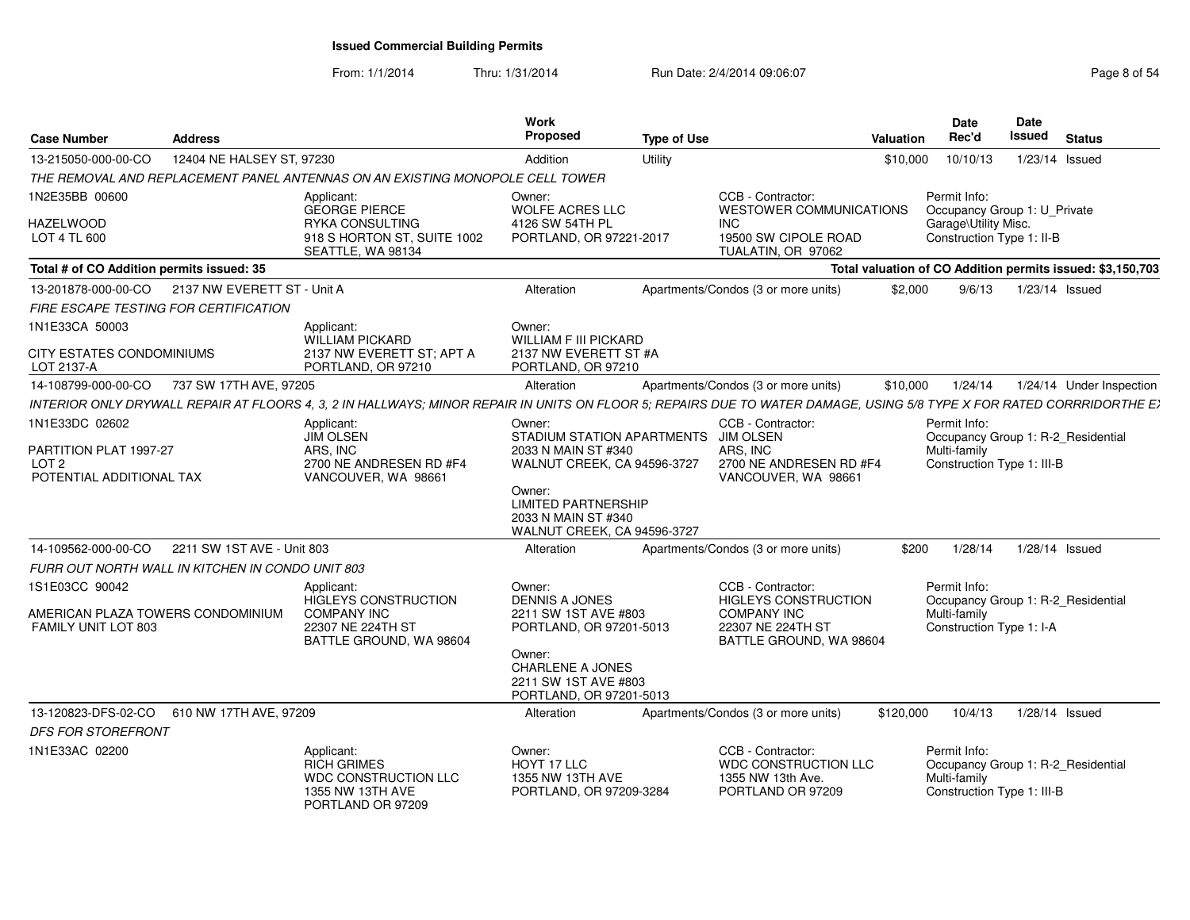# Issued Commercial Building Permits

From: 1/1/2014 Thru: 1/31/2014 Run Date: 2/4/2014 09:06:07

| Case Number | Address | Work Proposed | Type of Use | Valuation | Date Rec'd | Date Issued | Status |
|---|---|---|---|---|---|---|---|
| 13-215050-000-00-CO | 12404 NE HALSEY ST, 97230 | Addition | Utility | $10,000 | 10/10/13 | 1/23/14 | Issued |

*THE REMOVAL AND REPLACEMENT PANEL ANTENNAS ON AN EXISTING MONOPOLE CELL TOWER*

1N2E35BB 00600
HAZELWOOD
LOT 4 TL 600

Applicant: GEORGE PIERCE, RYKA CONSULTING, 918 S HORTON ST, SUITE 1002, SEATTLE, WA 98134

Owner: WOLFE ACRES LLC, 4126 SW 54TH PL, PORTLAND, OR 97221-2017

CCB - Contractor: WESTOWER COMMUNICATIONS INC, 19500 SW CIPOLE ROAD, TUALATIN, OR 97062

Permit Info: Occupancy Group 1: U_Private Garage\Utility Misc.; Construction Type 1: II-B

**Total # of CO Addition permits issued: 35**

**Total valuation of CO Addition permits issued: $3,150,703**

| Case Number | Address | Work Proposed | Type of Use | Valuation | Date Rec'd | Date Issued | Status |
|---|---|---|---|---|---|---|---|
| 13-201878-000-00-CO | 2137 NW EVERETT ST - Unit A | Alteration | Apartments/Condos (3 or more units) | $2,000 | 9/6/13 | 1/23/14 | Issued |

*FIRE ESCAPE TESTING FOR CERTIFICATION*

1N1E33CA 50003
CITY ESTATES CONDOMINIUMS
LOT 2137-A

Applicant: WILLIAM PICKARD, 2137 NW EVERETT ST; APT A, PORTLAND, OR 97210

Owner: WILLIAM F III PICKARD, 2137 NW EVERETT ST #A, PORTLAND, OR 97210

| Case Number | Address | Work Proposed | Type of Use | Valuation | Date Rec'd | Date Issued | Status |
|---|---|---|---|---|---|---|---|
| 14-108799-000-00-CO | 737 SW 17TH AVE, 97205 | Alteration | Apartments/Condos (3 or more units) | $10,000 | 1/24/14 | 1/24/14 | Under Inspection |

*INTERIOR ONLY DRYWALL REPAIR AT FLOORS 4, 3, 2 IN HALLWAYS; MINOR REPAIR IN UNITS ON FLOOR 5; REPAIRS DUE TO WATER DAMAGE, USING 5/8 TYPE X FOR RATED CORRRIDORTHE E*

1N1E33DC 02602
PARTITION PLAT 1997-27
LOT 2
POTENTIAL ADDITIONAL TAX

Applicant: JIM OLSEN, ARS, INC, 2700 NE ANDRESEN RD #F4, VANCOUVER, WA 98661

Owner: STADIUM STATION APARTMENTS, 2033 N MAIN ST #340, WALNUT CREEK, CA 94596-3727

Owner: LIMITED PARTNERSHIP, 2033 N MAIN ST #340, WALNUT CREEK, CA 94596-3727

CCB - Contractor: JIM OLSEN, ARS, INC, 2700 NE ANDRESEN RD #F4, VANCOUVER, WA 98661

Permit Info: Occupancy Group 1: R-2_Residential Multi-family; Construction Type 1: III-B

| Case Number | Address | Work Proposed | Type of Use | Valuation | Date Rec'd | Date Issued | Status |
|---|---|---|---|---|---|---|---|
| 14-109562-000-00-CO | 2211 SW 1ST AVE - Unit 803 | Alteration | Apartments/Condos (3 or more units) | $200 | 1/28/14 | 1/28/14 | Issued |

*FURR OUT NORTH WALL IN KITCHEN IN CONDO UNIT 803*

1S1E03CC 90042
AMERICAN PLAZA TOWERS CONDOMINIUM
FAMILY UNIT LOT 803

Applicant: HIGLEYS CONSTRUCTION COMPANY INC, 22307 NE 224TH ST, BATTLE GROUND, WA 98604

Owner: DENNIS A JONES, 2211 SW 1ST AVE #803, PORTLAND, OR 97201-5013

Owner: CHARLENE A JONES, 2211 SW 1ST AVE #803, PORTLAND, OR 97201-5013

CCB - Contractor: HIGLEYS CONSTRUCTION COMPANY INC, 22307 NE 224TH ST, BATTLE GROUND, WA 98604

Permit Info: Occupancy Group 1: R-2_Residential Multi-family; Construction Type 1: I-A

| Case Number | Address | Work Proposed | Type of Use | Valuation | Date Rec'd | Date Issued | Status |
|---|---|---|---|---|---|---|---|
| 13-120823-DFS-02-CO | 610 NW 17TH AVE, 97209 | Alteration | Apartments/Condos (3 or more units) | $120,000 | 10/4/13 | 1/28/14 | Issued |

*DFS FOR STOREFRONT*

1N1E33AC 02200

Applicant: RICH GRIMES, WDC CONSTRUCTION LLC, 1355 NW 13TH AVE, PORTLAND OR 97209

Owner: HOYT 17 LLC, 1355 NW 13TH AVE, PORTLAND, OR 97209-3284

CCB - Contractor: WDC CONSTRUCTION LLC, 1355 NW 13th Ave., PORTLAND OR 97209

Permit Info: Occupancy Group 1: R-2_Residential Multi-family; Construction Type 1: III-B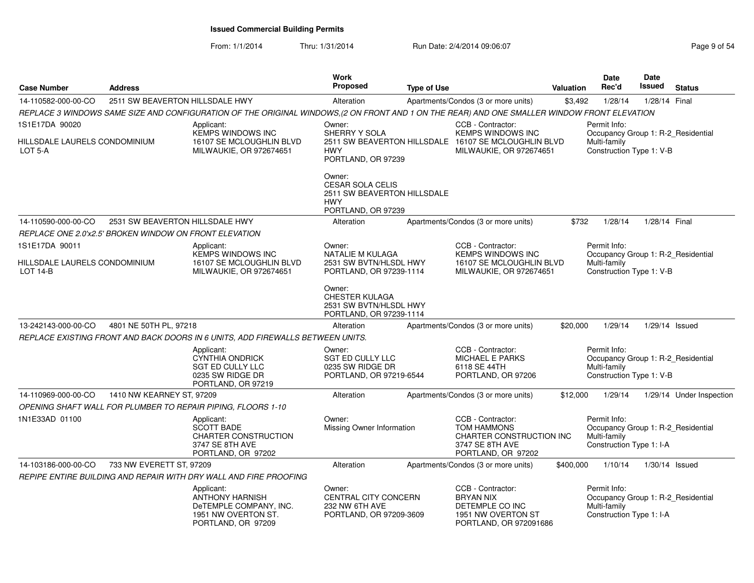# Issued Commercial Building Permits

From: 1/1/2014 Thru: 1/31/2014 Run Date: 2/4/2014 09:06:07

| Case Number | Address | Work Proposed | Type of Use | Valuation | Date Rec'd | Date Issued | Status |
|---|---|---|---|---|---|---|---|
| 14-110582-000-00-CO | 2511 SW BEAVERTON HILLSDALE HWY | Alteration | Apartments/Condos (3 or more units) | $3,492 | 1/28/14 | 1/28/14 | Final |

REPLACE 3 WINDOWS SAME SIZE AND CONFIGURATION OF THE ORIGINAL WINDOWS,(2 ON FRONT AND 1 ON THE REAR) AND ONE SMALLER WINDOW FRONT ELEVATION

1S1E17DA 90020

HILLSDALE LAURELS CONDOMINIUM
LOT 5-A

Applicant:
KEMPS WINDOWS INC
16107 SE MCLOUGHLIN BLVD
MILWAUKIE, OR 972674651

Owner:
SHERRY Y SOLA
2511 SW BEAVERTON HILLSDALE HWY
PORTLAND, OR 97239

Owner:
CESAR SOLA CELIS
2511 SW BEAVERTON HILLSDALE HWY
PORTLAND, OR 97239

CCB - Contractor:
KEMPS WINDOWS INC
16107 SE MCLOUGHLIN BLVD
MILWAUKIE, OR 972674651

Permit Info:
Occupancy Group 1: R-2_Residential Multi-family
Construction Type 1: V-B

| Case Number | Address | Work Proposed | Type of Use | Valuation | Date Rec'd | Date Issued | Status |
|---|---|---|---|---|---|---|---|
| 14-110590-000-00-CO | 2531 SW BEAVERTON HILLSDALE HWY | Alteration | Apartments/Condos (3 or more units) | $732 | 1/28/14 | 1/28/14 | Final |

REPLACE ONE 2.0'x2.5' BROKEN WINDOW ON FRONT ELEVATION

1S1E17DA 90011

HILLSDALE LAURELS CONDOMINIUM
LOT 14-B

Applicant:
KEMPS WINDOWS INC
16107 SE MCLOUGHLIN BLVD
MILWAUKIE, OR 972674651

Owner:
NATALIE M KULAGA
2531 SW BVTN/HLSDL HWY
PORTLAND, OR 97239-1114

Owner:
CHESTER KULAGA
2531 SW BVTN/HLSDL HWY
PORTLAND, OR 97239-1114

CCB - Contractor:
KEMPS WINDOWS INC
16107 SE MCLOUGHLIN BLVD
MILWAUKIE, OR 972674651

Permit Info:
Occupancy Group 1: R-2_Residential Multi-family
Construction Type 1: V-B

| Case Number | Address | Work Proposed | Type of Use | Valuation | Date Rec'd | Date Issued | Status |
|---|---|---|---|---|---|---|---|
| 13-242143-000-00-CO | 4801 NE 50TH PL, 97218 | Alteration | Apartments/Condos (3 or more units) | $20,000 | 1/29/14 | 1/29/14 | Issued |

REPLACE EXISTING FRONT AND BACK DOORS IN 6 UNITS, ADD FIREWALLS BETWEEN UNITS.

Applicant:
CYNTHIA ONDRICK
SGT ED CULLY LLC
0235 SW RIDGE DR
PORTLAND, OR 97219

Owner:
SGT ED CULLY LLC
0235 SW RIDGE DR
PORTLAND, OR 97219-6544

CCB - Contractor:
MICHAEL E PARKS
6118 SE 44TH
PORTLAND, OR 97206

Permit Info:
Occupancy Group 1: R-2_Residential Multi-family
Construction Type 1: V-B

| Case Number | Address | Work Proposed | Type of Use | Valuation | Date Rec'd | Date Issued | Status |
|---|---|---|---|---|---|---|---|
| 14-110969-000-00-CO | 1410 NW KEARNEY ST, 97209 | Alteration | Apartments/Condos (3 or more units) | $12,000 | 1/29/14 | 1/29/14 | Under Inspection |

OPENING SHAFT WALL FOR PLUMBER TO REPAIR PIPING, FLOORS 1-10

1N1E33AD 01100

Applicant:
SCOTT BADE
CHARTER CONSTRUCTION
3747 SE 8TH AVE
PORTLAND, OR 97202

Owner:
Missing Owner Information

CCB - Contractor:
TOM HAMMONS
CHARTER CONSTRUCTION INC
3747 SE 8TH AVE
PORTLAND, OR 97202

Permit Info:
Occupancy Group 1: R-2_Residential Multi-family
Construction Type 1: I-A

| Case Number | Address | Work Proposed | Type of Use | Valuation | Date Rec'd | Date Issued | Status |
|---|---|---|---|---|---|---|---|
| 14-103186-000-00-CO | 733 NW EVERETT ST, 97209 | Alteration | Apartments/Condos (3 or more units) | $400,000 | 1/10/14 | 1/30/14 | Issued |

REPIPE ENTIRE BUILDING AND REPAIR WITH DRY WALL AND FIRE PROOFING

Applicant:
ANTHONY HARNISH
DeTEMPLE COMPANY, INC.
1951 NW OVERTON ST.
PORTLAND, OR 97209

Owner:
CENTRAL CITY CONCERN
232 NW 6TH AVE
PORTLAND, OR 97209-3609

CCB - Contractor:
BRYAN NIX
DETEMPLE CO INC
1951 NW OVERTON ST
PORTLAND, OR 972091686

Permit Info:
Occupancy Group 1: R-2_Residential Multi-family
Construction Type 1: I-A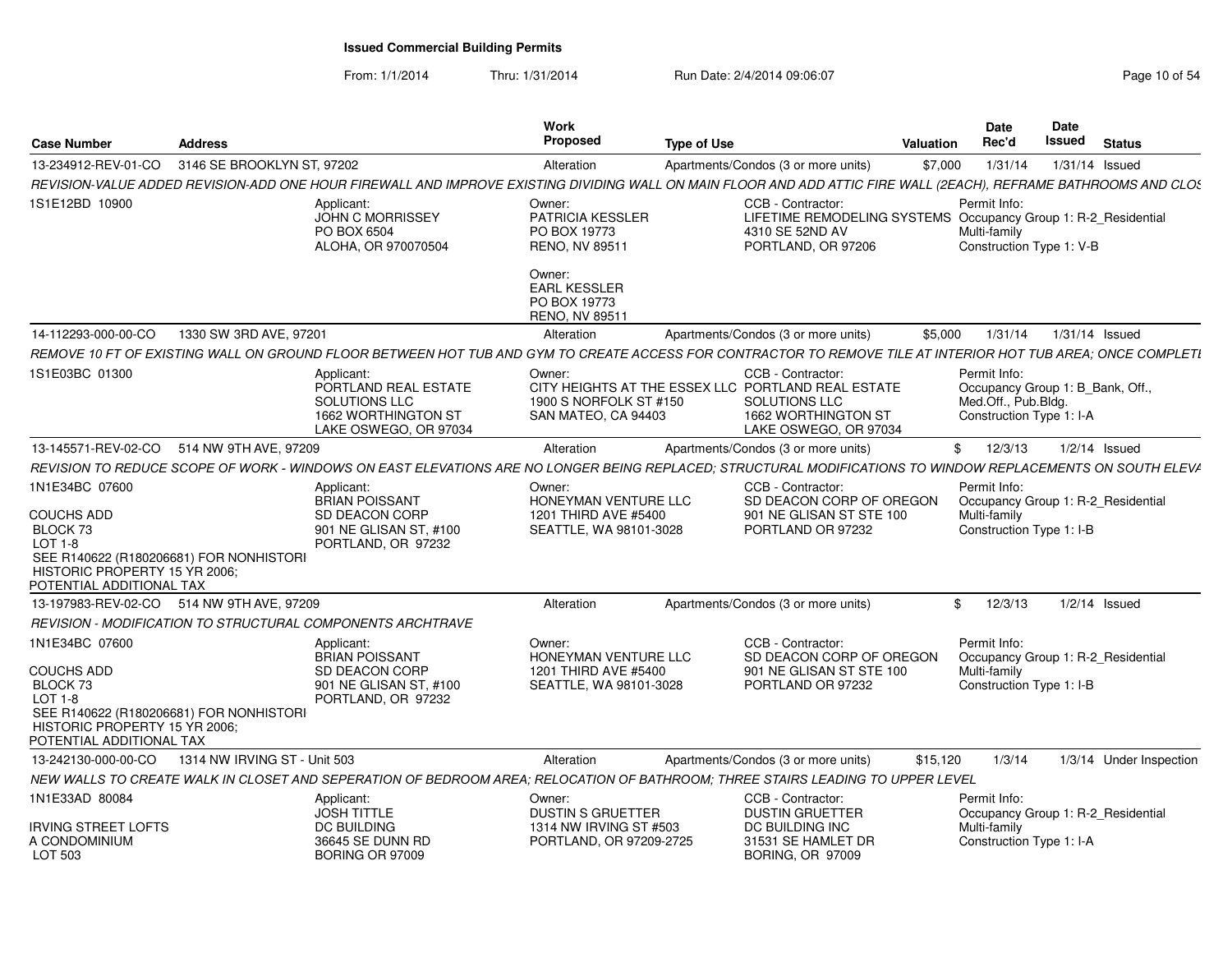# Issued Commercial Building Permits

From: 1/1/2014 Thru: 1/31/2014 Run Date: 2/4/2014 09:06:07

| Case Number | Address | Work Proposed | Type of Use | Valuation | Date Rec'd | Date Issued | Status |
|---|---|---|---|---|---|---|---|
| 13-234912-REV-01-CO | 3146 SE BROOKLYN ST, 97202 | Alteration | Apartments/Condos (3 or more units) | $7,000 | 1/31/14 | 1/31/14 | Issued |

*REVISION-VALUE ADDED REVISION-ADD ONE HOUR FIREWALL AND IMPROVE EXISTING DIVIDING WALL ON MAIN FLOOR AND ADD ATTIC FIRE WALL (2EACH), REFRAME BATHROOMS AND CLOS*

1S1E12BD 10900

Applicant: JOHN C MORRISSEY, PO BOX 6504, ALOHA, OR 970070504

Owner: PATRICIA KESSLER, PO BOX 19773, RENO, NV 89511

Owner: EARL KESSLER, PO BOX 19773, RENO, NV 89511

CCB - Contractor: LIFETIME REMODELING SYSTEMS, 4310 SE 52ND AV, PORTLAND, OR 97206

Permit Info: Occupancy Group 1: R-2_Residential Multi-family; Construction Type 1: V-B

| Case Number | Address | Work Proposed | Type of Use | Valuation | Date Rec'd | Date Issued | Status |
|---|---|---|---|---|---|---|---|
| 14-112293-000-00-CO | 1330 SW 3RD AVE, 97201 | Alteration | Apartments/Condos (3 or more units) | $5,000 | 1/31/14 | 1/31/14 | Issued |

*REMOVE 10 FT OF EXISTING WALL ON GROUND FLOOR BETWEEN HOT TUB AND GYM TO CREATE ACCESS FOR CONTRACTOR TO REMOVE TILE AT INTERIOR HOT TUB AREA; ONCE COMPLETI*

1S1E03BC 01300

Applicant: PORTLAND REAL ESTATE SOLUTIONS LLC, 1662 WORTHINGTON ST, LAKE OSWEGO, OR 97034

Owner: CITY HEIGHTS AT THE ESSEX LLC, 1900 S NORFOLK ST #150, SAN MATEO, CA 94403

CCB - Contractor: PORTLAND REAL ESTATE SOLUTIONS LLC, 1662 WORTHINGTON ST, LAKE OSWEGO, OR 97034

Permit Info: Occupancy Group 1: B_Bank, Off., Med.Off., Pub.Bldg.; Construction Type 1: I-A

| Case Number | Address | Work Proposed | Type of Use | Valuation | Date Rec'd | Date Issued | Status |
|---|---|---|---|---|---|---|---|
| 13-145571-REV-02-CO | 514 NW 9TH AVE, 97209 | Alteration | Apartments/Condos (3 or more units) | $ | 12/3/13 | 1/2/14 | Issued |

*REVISION TO REDUCE SCOPE OF WORK - WINDOWS ON EAST ELEVATIONS ARE NO LONGER BEING REPLACED; STRUCTURAL MODIFICATIONS TO WINDOW REPLACEMENTS ON SOUTH ELEVA*

1N1E34BC 07600
COUCHS ADD
BLOCK 73
LOT 1-8
SEE R140622 (R180206681) FOR NONHISTORI
HISTORIC PROPERTY 15 YR 2006;
POTENTIAL ADDITIONAL TAX

Applicant: BRIAN POISSANT, SD DEACON CORP, 901 NE GLISAN ST, #100, PORTLAND, OR 97232

Owner: HONEYMAN VENTURE LLC, 1201 THIRD AVE #5400, SEATTLE, WA 98101-3028

CCB - Contractor: SD DEACON CORP OF OREGON, 901 NE GLISAN ST STE 100, PORTLAND OR 97232

Permit Info: Occupancy Group 1: R-2_Residential Multi-family; Construction Type 1: I-B

| Case Number | Address | Work Proposed | Type of Use | Valuation | Date Rec'd | Date Issued | Status |
|---|---|---|---|---|---|---|---|
| 13-197983-REV-02-CO | 514 NW 9TH AVE, 97209 | Alteration | Apartments/Condos (3 or more units) | $ | 12/3/13 | 1/2/14 | Issued |

*REVISION - MODIFICATION TO STRUCTURAL COMPONENTS ARCHTRAVE*

1N1E34BC 07600
COUCHS ADD
BLOCK 73
LOT 1-8
SEE R140622 (R180206681) FOR NONHISTORI
HISTORIC PROPERTY 15 YR 2006;
POTENTIAL ADDITIONAL TAX

Applicant: BRIAN POISSANT, SD DEACON CORP, 901 NE GLISAN ST, #100, PORTLAND, OR 97232

Owner: HONEYMAN VENTURE LLC, 1201 THIRD AVE #5400, SEATTLE, WA 98101-3028

CCB - Contractor: SD DEACON CORP OF OREGON, 901 NE GLISAN ST STE 100, PORTLAND OR 97232

Permit Info: Occupancy Group 1: R-2_Residential Multi-family; Construction Type 1: I-B

| Case Number | Address | Work Proposed | Type of Use | Valuation | Date Rec'd | Date Issued | Status |
|---|---|---|---|---|---|---|---|
| 13-242130-000-00-CO | 1314 NW IRVING ST - Unit 503 | Alteration | Apartments/Condos (3 or more units) | $15,120 | 1/3/14 | 1/3/14 | Under Inspection |

*NEW WALLS TO CREATE WALK IN CLOSET AND SEPERATION OF BEDROOM AREA; RELOCATION OF BATHROOM; THREE STAIRS LEADING TO UPPER LEVEL*

1N1E33AD 80084
IRVING STREET LOFTS
A CONDOMINIUM
LOT 503

Applicant: JOSH TITTLE, DC BUILDING, 36645 SE DUNN RD, BORING OR 97009

Owner: DUSTIN S GRUETTER, 1314 NW IRVING ST #503, PORTLAND, OR 97209-2725

CCB - Contractor: DUSTIN GRUETTER, DC BUILDING INC, 31531 SE HAMLET DR, BORING, OR 97009

Permit Info: Occupancy Group 1: R-2_Residential Multi-family; Construction Type 1: I-A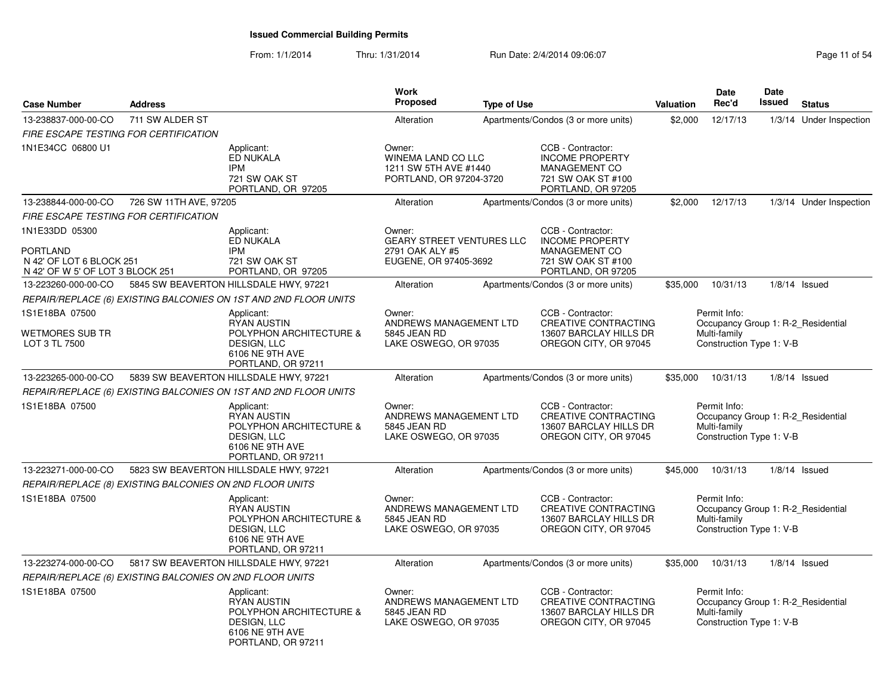# Issued Commercial Building Permits

From: 1/1/2014 Thru: 1/31/2014 Run Date: 2/4/2014 09:06:07

| Case Number | Address | Work Proposed | Type of Use | Valuation | Date Rec'd | Date Issued | Status |
|---|---|---|---|---|---|---|---|
| 13-238837-000-00-CO | 711 SW ALDER ST | Alteration | Apartments/Condos (3 or more units) | $2,000 | 12/17/13 | 1/3/14 | Under Inspection |

*FIRE ESCAPE TESTING FOR CERTIFICATION*

1N1E34CC 06800 U1

Applicant: ED NUKALA, IPM, 721 SW OAK ST, PORTLAND, OR 97205

Owner: WINEMA LAND CO LLC, 1211 SW 5TH AVE #1440, PORTLAND, OR 97204-3720

CCB - Contractor: INCOME PROPERTY MANAGEMENT CO, 721 SW OAK ST #100, PORTLAND, OR 97205

| Case Number | Address | Work Proposed | Type of Use | Valuation | Date Rec'd | Date Issued | Status |
|---|---|---|---|---|---|---|---|
| 13-238844-000-00-CO | 726 SW 11TH AVE, 97205 | Alteration | Apartments/Condos (3 or more units) | $2,000 | 12/17/13 | 1/3/14 | Under Inspection |

*FIRE ESCAPE TESTING FOR CERTIFICATION*

1N1E33DD 05300

PORTLAND
N 42' OF LOT 6 BLOCK 251
N 42' OF W 5' OF LOT 3 BLOCK 251

Applicant: ED NUKALA, IPM, 721 SW OAK ST, PORTLAND, OR 97205

Owner: GEARY STREET VENTURES LLC, 2791 OAK ALY #5, EUGENE, OR 97405-3692

CCB - Contractor: INCOME PROPERTY MANAGEMENT CO, 721 SW OAK ST #100, PORTLAND, OR 97205

| Case Number | Address | Work Proposed | Type of Use | Valuation | Date Rec'd | Date Issued | Status |
|---|---|---|---|---|---|---|---|
| 13-223260-000-00-CO | 5845 SW BEAVERTON HILLSDALE HWY, 97221 | Alteration | Apartments/Condos (3 or more units) | $35,000 | 10/31/13 | 1/8/14 | Issued |

*REPAIR/REPLACE (6) EXISTING BALCONIES ON 1ST AND 2ND FLOOR UNITS*

1S1E18BA 07500

WETMORES SUB TR
LOT 3 TL 7500

Applicant: RYAN AUSTIN, POLYPHON ARCHITECTURE & DESIGN, LLC, 6106 NE 9TH AVE, PORTLAND, OR 97211

Owner: ANDREWS MANAGEMENT LTD, 5845 JEAN RD, LAKE OSWEGO, OR 97035

CCB - Contractor: CREATIVE CONTRACTING, 13607 BARCLAY HILLS DR, OREGON CITY, OR 97045

Permit Info: Occupancy Group 1: R-2_Residential Multi-family; Construction Type 1: V-B

| Case Number | Address | Work Proposed | Type of Use | Valuation | Date Rec'd | Date Issued | Status |
|---|---|---|---|---|---|---|---|
| 13-223265-000-00-CO | 5839 SW BEAVERTON HILLSDALE HWY, 97221 | Alteration | Apartments/Condos (3 or more units) | $35,000 | 10/31/13 | 1/8/14 | Issued |

*REPAIR/REPLACE (6) EXISTING BALCONIES ON 1ST AND 2ND FLOOR UNITS*

1S1E18BA 07500

Applicant: RYAN AUSTIN, POLYPHON ARCHITECTURE & DESIGN, LLC, 6106 NE 9TH AVE, PORTLAND, OR 97211

Owner: ANDREWS MANAGEMENT LTD, 5845 JEAN RD, LAKE OSWEGO, OR 97035

CCB - Contractor: CREATIVE CONTRACTING, 13607 BARCLAY HILLS DR, OREGON CITY, OR 97045

Permit Info: Occupancy Group 1: R-2_Residential Multi-family; Construction Type 1: V-B

| Case Number | Address | Work Proposed | Type of Use | Valuation | Date Rec'd | Date Issued | Status |
|---|---|---|---|---|---|---|---|
| 13-223271-000-00-CO | 5823 SW BEAVERTON HILLSDALE HWY, 97221 | Alteration | Apartments/Condos (3 or more units) | $45,000 | 10/31/13 | 1/8/14 | Issued |

*REPAIR/REPLACE (8) EXISTING BALCONIES ON 2ND FLOOR UNITS*

1S1E18BA 07500

Applicant: RYAN AUSTIN, POLYPHON ARCHITECTURE & DESIGN, LLC, 6106 NE 9TH AVE, PORTLAND, OR 97211

Owner: ANDREWS MANAGEMENT LTD, 5845 JEAN RD, LAKE OSWEGO, OR 97035

CCB - Contractor: CREATIVE CONTRACTING, 13607 BARCLAY HILLS DR, OREGON CITY, OR 97045

Permit Info: Occupancy Group 1: R-2_Residential Multi-family; Construction Type 1: V-B

| Case Number | Address | Work Proposed | Type of Use | Valuation | Date Rec'd | Date Issued | Status |
|---|---|---|---|---|---|---|---|
| 13-223274-000-00-CO | 5817 SW BEAVERTON HILLSDALE HWY, 97221 | Alteration | Apartments/Condos (3 or more units) | $35,000 | 10/31/13 | 1/8/14 | Issued |

*REPAIR/REPLACE (6) EXISTING BALCONIES ON 2ND FLOOR UNITS*

1S1E18BA 07500

Applicant: RYAN AUSTIN, POLYPHON ARCHITECTURE & DESIGN, LLC, 6106 NE 9TH AVE, PORTLAND, OR 97211

Owner: ANDREWS MANAGEMENT LTD, 5845 JEAN RD, LAKE OSWEGO, OR 97035

CCB - Contractor: CREATIVE CONTRACTING, 13607 BARCLAY HILLS DR, OREGON CITY, OR 97045

Permit Info: Occupancy Group 1: R-2_Residential Multi-family; Construction Type 1: V-B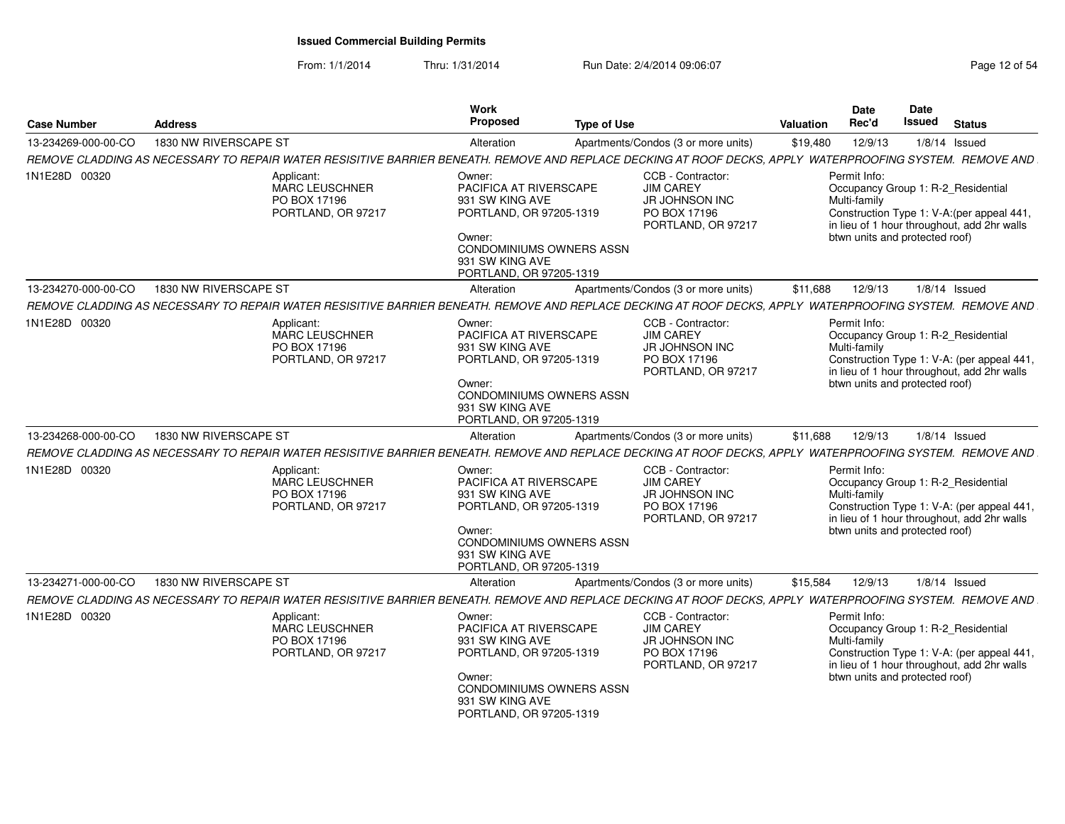**Issued Commercial Building Permits**

From: 1/1/2014 Thru: 1/31/2014 Run Date: 2/4/2014 09:06:07

| Case Number | Address | Work Proposed | Type of Use | Valuation | Date Rec'd | Date Issued | Status |
|---|---|---|---|---|---|---|---|
| 13-234269-000-00-CO | 1830 NW RIVERSCAPE ST | Alteration | Apartments/Condos (3 or more units) | $19,480 | 12/9/13 | 1/8/14 | Issued |

*REMOVE CLADDING AS NECESSARY TO REPAIR WATER RESISITIVE BARRIER BENEATH. REMOVE AND REPLACE DECKING AT ROOF DECKS, APPLY WATERPROOFING SYSTEM. REMOVE AND*

1N1E28D 00320

Applicant:
MARC LEUSCHNER
PO BOX 17196
PORTLAND, OR 97217

Owner:
PACIFICA AT RIVERSCAPE
931 SW KING AVE
PORTLAND, OR 97205-1319

Owner:
CONDOMINIUMS OWNERS ASSN
931 SW KING AVE
PORTLAND, OR 97205-1319

CCB - Contractor:
JIM CAREY
JR JOHNSON INC
PO BOX 17196
PORTLAND, OR 97217

Permit Info:
Occupancy Group 1: R-2_Residential Multi-family
Construction Type 1: V-A:(per appeal 441, in lieu of 1 hour throughout, add 2hr walls btwn units and protected roof)

---

| Case Number | Address | Work Proposed | Type of Use | Valuation | Date Rec'd | Date Issued | Status |
|---|---|---|---|---|---|---|---|
| 13-234270-000-00-CO | 1830 NW RIVERSCAPE ST | Alteration | Apartments/Condos (3 or more units) | $11,688 | 12/9/13 | 1/8/14 | Issued |

*REMOVE CLADDING AS NECESSARY TO REPAIR WATER RESISITIVE BARRIER BENEATH. REMOVE AND REPLACE DECKING AT ROOF DECKS, APPLY WATERPROOFING SYSTEM. REMOVE AND*

1N1E28D 00320

Applicant:
MARC LEUSCHNER
PO BOX 17196
PORTLAND, OR 97217

Owner:
PACIFICA AT RIVERSCAPE
931 SW KING AVE
PORTLAND, OR 97205-1319

Owner:
CONDOMINIUMS OWNERS ASSN
931 SW KING AVE
PORTLAND, OR 97205-1319

CCB - Contractor:
JIM CAREY
JR JOHNSON INC
PO BOX 17196
PORTLAND, OR 97217

Permit Info:
Occupancy Group 1: R-2_Residential Multi-family
Construction Type 1: V-A: (per appeal 441, in lieu of 1 hour throughout, add 2hr walls btwn units and protected roof)

---

| Case Number | Address | Work Proposed | Type of Use | Valuation | Date Rec'd | Date Issued | Status |
|---|---|---|---|---|---|---|---|
| 13-234268-000-00-CO | 1830 NW RIVERSCAPE ST | Alteration | Apartments/Condos (3 or more units) | $11,688 | 12/9/13 | 1/8/14 | Issued |

*REMOVE CLADDING AS NECESSARY TO REPAIR WATER RESISITIVE BARRIER BENEATH. REMOVE AND REPLACE DECKING AT ROOF DECKS, APPLY WATERPROOFING SYSTEM. REMOVE AND*

1N1E28D 00320

Applicant:
MARC LEUSCHNER
PO BOX 17196
PORTLAND, OR 97217

Owner:
PACIFICA AT RIVERSCAPE
931 SW KING AVE
PORTLAND, OR 97205-1319

Owner:
CONDOMINIUMS OWNERS ASSN
931 SW KING AVE
PORTLAND, OR 97205-1319

CCB - Contractor:
JIM CAREY
JR JOHNSON INC
PO BOX 17196
PORTLAND, OR 97217

Permit Info:
Occupancy Group 1: R-2_Residential Multi-family
Construction Type 1: V-A: (per appeal 441, in lieu of 1 hour throughout, add 2hr walls btwn units and protected roof)

---

| Case Number | Address | Work Proposed | Type of Use | Valuation | Date Rec'd | Date Issued | Status |
|---|---|---|---|---|---|---|---|
| 13-234271-000-00-CO | 1830 NW RIVERSCAPE ST | Alteration | Apartments/Condos (3 or more units) | $15,584 | 12/9/13 | 1/8/14 | Issued |

*REMOVE CLADDING AS NECESSARY TO REPAIR WATER RESISITIVE BARRIER BENEATH. REMOVE AND REPLACE DECKING AT ROOF DECKS, APPLY WATERPROOFING SYSTEM. REMOVE AND*

1N1E28D 00320

Applicant:
MARC LEUSCHNER
PO BOX 17196
PORTLAND, OR 97217

Owner:
PACIFICA AT RIVERSCAPE
931 SW KING AVE
PORTLAND, OR 97205-1319

Owner:
CONDOMINIUMS OWNERS ASSN
931 SW KING AVE
PORTLAND, OR 97205-1319

CCB - Contractor:
JIM CAREY
JR JOHNSON INC
PO BOX 17196
PORTLAND, OR 97217

Permit Info:
Occupancy Group 1: R-2_Residential Multi-family
Construction Type 1: V-A: (per appeal 441, in lieu of 1 hour throughout, add 2hr walls btwn units and protected roof)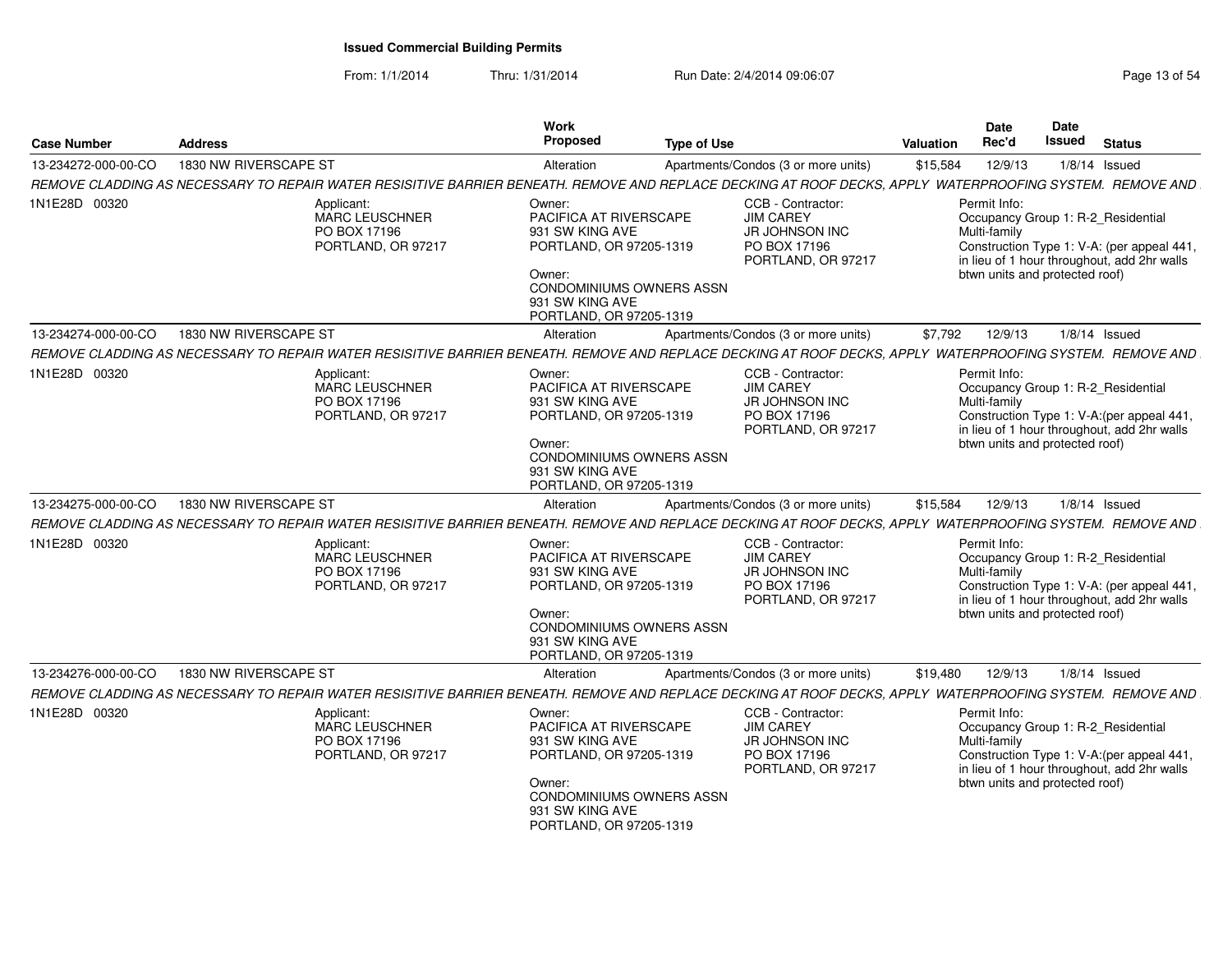**Issued Commercial Building Permits**

From: 1/1/2014 Thru: 1/31/2014 Run Date: 2/4/2014 09:06:07

| Case Number | Address | Work Proposed | Type of Use | Valuation | Date Rec'd | Date Issued | Status |
|---|---|---|---|---|---|---|---|
| 13-234272-000-00-CO | 1830 NW RIVERSCAPE ST | Alteration | Apartments/Condos (3 or more units) | $15,584 | 12/9/13 | 1/8/14 | Issued |

*REMOVE CLADDING AS NECESSARY TO REPAIR WATER RESISITIVE BARRIER BENEATH. REMOVE AND REPLACE DECKING AT ROOF DECKS, APPLY WATERPROOFING SYSTEM. REMOVE AND*

1N1E28D 00320

Applicant:
MARC LEUSCHNER
PO BOX 17196
PORTLAND, OR 97217

Owner:
PACIFICA AT RIVERSCAPE
931 SW KING AVE
PORTLAND, OR 97205-1319

Owner:
CONDOMINIUMS OWNERS ASSN
931 SW KING AVE
PORTLAND, OR 97205-1319

CCB - Contractor:
JIM CAREY
JR JOHNSON INC
PO BOX 17196
PORTLAND, OR 97217

Permit Info:
Occupancy Group 1: R-2_Residential Multi-family
Construction Type 1: V-A: (per appeal 441, in lieu of 1 hour throughout, add 2hr walls btwn units and protected roof)

| Case Number | Address | Work Proposed | Type of Use | Valuation | Date Rec'd | Date Issued | Status |
|---|---|---|---|---|---|---|---|
| 13-234274-000-00-CO | 1830 NW RIVERSCAPE ST | Alteration | Apartments/Condos (3 or more units) | $7,792 | 12/9/13 | 1/8/14 | Issued |

*REMOVE CLADDING AS NECESSARY TO REPAIR WATER RESISITIVE BARRIER BENEATH. REMOVE AND REPLACE DECKING AT ROOF DECKS, APPLY WATERPROOFING SYSTEM. REMOVE AND*

1N1E28D 00320

Applicant:
MARC LEUSCHNER
PO BOX 17196
PORTLAND, OR 97217

Owner:
PACIFICA AT RIVERSCAPE
931 SW KING AVE
PORTLAND, OR 97205-1319

Owner:
CONDOMINIUMS OWNERS ASSN
931 SW KING AVE
PORTLAND, OR 97205-1319

CCB - Contractor:
JIM CAREY
JR JOHNSON INC
PO BOX 17196
PORTLAND, OR 97217

Permit Info:
Occupancy Group 1: R-2_Residential Multi-family
Construction Type 1: V-A:(per appeal 441, in lieu of 1 hour throughout, add 2hr walls btwn units and protected roof)

| Case Number | Address | Work Proposed | Type of Use | Valuation | Date Rec'd | Date Issued | Status |
|---|---|---|---|---|---|---|---|
| 13-234275-000-00-CO | 1830 NW RIVERSCAPE ST | Alteration | Apartments/Condos (3 or more units) | $15,584 | 12/9/13 | 1/8/14 | Issued |

*REMOVE CLADDING AS NECESSARY TO REPAIR WATER RESISITIVE BARRIER BENEATH. REMOVE AND REPLACE DECKING AT ROOF DECKS, APPLY WATERPROOFING SYSTEM. REMOVE AND*

1N1E28D 00320

Applicant:
MARC LEUSCHNER
PO BOX 17196
PORTLAND, OR 97217

Owner:
PACIFICA AT RIVERSCAPE
931 SW KING AVE
PORTLAND, OR 97205-1319

Owner:
CONDOMINIUMS OWNERS ASSN
931 SW KING AVE
PORTLAND, OR 97205-1319

CCB - Contractor:
JIM CAREY
JR JOHNSON INC
PO BOX 17196
PORTLAND, OR 97217

Permit Info:
Occupancy Group 1: R-2_Residential Multi-family
Construction Type 1: V-A: (per appeal 441, in lieu of 1 hour throughout, add 2hr walls btwn units and protected roof)

| Case Number | Address | Work Proposed | Type of Use | Valuation | Date Rec'd | Date Issued | Status |
|---|---|---|---|---|---|---|---|
| 13-234276-000-00-CO | 1830 NW RIVERSCAPE ST | Alteration | Apartments/Condos (3 or more units) | $19,480 | 12/9/13 | 1/8/14 | Issued |

*REMOVE CLADDING AS NECESSARY TO REPAIR WATER RESISITIVE BARRIER BENEATH. REMOVE AND REPLACE DECKING AT ROOF DECKS, APPLY WATERPROOFING SYSTEM. REMOVE AND*

1N1E28D 00320

Applicant:
MARC LEUSCHNER
PO BOX 17196
PORTLAND, OR 97217

Owner:
PACIFICA AT RIVERSCAPE
931 SW KING AVE
PORTLAND, OR 97205-1319

Owner:
CONDOMINIUMS OWNERS ASSN
931 SW KING AVE
PORTLAND, OR 97205-1319

CCB - Contractor:
JIM CAREY
JR JOHNSON INC
PO BOX 17196
PORTLAND, OR 97217

Permit Info:
Occupancy Group 1: R-2_Residential Multi-family
Construction Type 1: V-A:(per appeal 441, in lieu of 1 hour throughout, add 2hr walls btwn units and protected roof)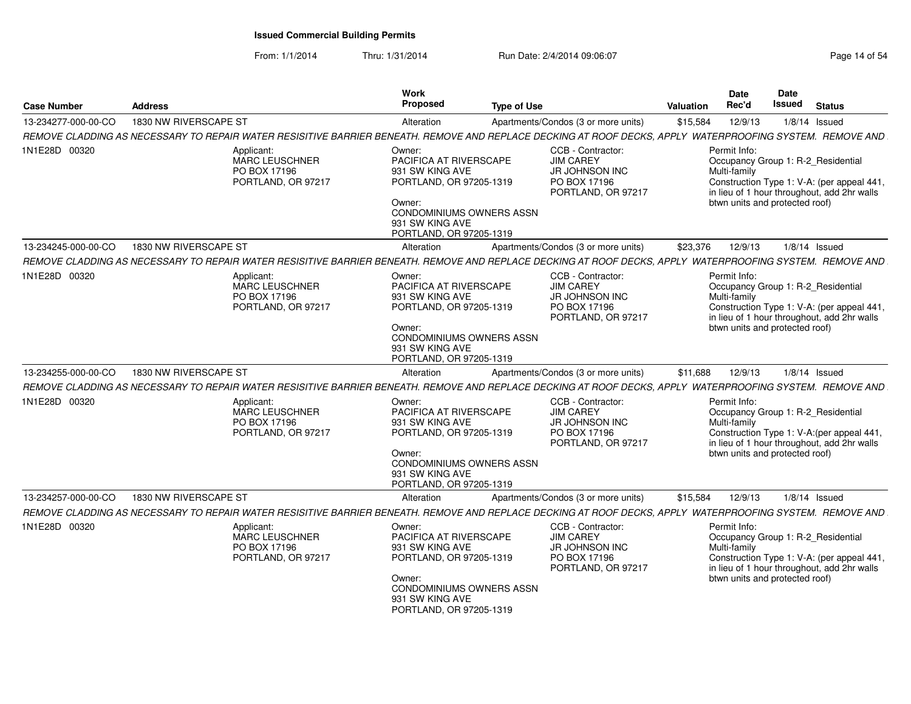**Issued Commercial Building Permits**

From: 1/1/2014 Thru: 1/31/2014 Run Date: 2/4/2014 09:06:07

| Case Number | Address | Work Proposed | Type of Use | Valuation | Date Rec'd | Date Issued | Status |
|---|---|---|---|---|---|---|---|
| 13-234277-000-00-CO | 1830 NW RIVERSCAPE ST | Alteration | Apartments/Condos (3 or more units) | $15,584 | 12/9/13 | 1/8/14 | Issued |

*REMOVE CLADDING AS NECESSARY TO REPAIR WATER RESISITIVE BARRIER BENEATH. REMOVE AND REPLACE DECKING AT ROOF DECKS, APPLY WATERPROOFING SYSTEM. REMOVE AND*

1N1E28D 00320

Applicant:
MARC LEUSCHNER
PO BOX 17196
PORTLAND, OR 97217

Owner:
PACIFICA AT RIVERSCAPE
931 SW KING AVE
PORTLAND, OR 97205-1319

Owner:
CONDOMINIUMS OWNERS ASSN
931 SW KING AVE
PORTLAND, OR 97205-1319

CCB - Contractor:
JIM CAREY
JR JOHNSON INC
PO BOX 17196
PORTLAND, OR 97217

Permit Info:
Occupancy Group 1: R-2_Residential Multi-family
Construction Type 1: V-A: (per appeal 441, in lieu of 1 hour throughout, add 2hr walls btwn units and protected roof)

| Case Number | Address | Work Proposed | Type of Use | Valuation | Date Rec'd | Date Issued | Status |
|---|---|---|---|---|---|---|---|
| 13-234245-000-00-CO | 1830 NW RIVERSCAPE ST | Alteration | Apartments/Condos (3 or more units) | $23,376 | 12/9/13 | 1/8/14 | Issued |

*REMOVE CLADDING AS NECESSARY TO REPAIR WATER RESISITIVE BARRIER BENEATH. REMOVE AND REPLACE DECKING AT ROOF DECKS, APPLY WATERPROOFING SYSTEM. REMOVE AND*

1N1E28D 00320

Applicant:
MARC LEUSCHNER
PO BOX 17196
PORTLAND, OR 97217

Owner:
PACIFICA AT RIVERSCAPE
931 SW KING AVE
PORTLAND, OR 97205-1319

Owner:
CONDOMINIUMS OWNERS ASSN
931 SW KING AVE
PORTLAND, OR 97205-1319

CCB - Contractor:
JIM CAREY
JR JOHNSON INC
PO BOX 17196
PORTLAND, OR 97217

Permit Info:
Occupancy Group 1: R-2_Residential Multi-family
Construction Type 1: V-A: (per appeal 441, in lieu of 1 hour throughout, add 2hr walls btwn units and protected roof)

| Case Number | Address | Work Proposed | Type of Use | Valuation | Date Rec'd | Date Issued | Status |
|---|---|---|---|---|---|---|---|
| 13-234255-000-00-CO | 1830 NW RIVERSCAPE ST | Alteration | Apartments/Condos (3 or more units) | $11,688 | 12/9/13 | 1/8/14 | Issued |

*REMOVE CLADDING AS NECESSARY TO REPAIR WATER RESISITIVE BARRIER BENEATH. REMOVE AND REPLACE DECKING AT ROOF DECKS, APPLY WATERPROOFING SYSTEM. REMOVE AND*

1N1E28D 00320

Applicant:
MARC LEUSCHNER
PO BOX 17196
PORTLAND, OR 97217

Owner:
PACIFICA AT RIVERSCAPE
931 SW KING AVE
PORTLAND, OR 97205-1319

Owner:
CONDOMINIUMS OWNERS ASSN
931 SW KING AVE
PORTLAND, OR 97205-1319

CCB - Contractor:
JIM CAREY
JR JOHNSON INC
PO BOX 17196
PORTLAND, OR 97217

Permit Info:
Occupancy Group 1: R-2_Residential Multi-family
Construction Type 1: V-A:(per appeal 441, in lieu of 1 hour throughout, add 2hr walls btwn units and protected roof)

| Case Number | Address | Work Proposed | Type of Use | Valuation | Date Rec'd | Date Issued | Status |
|---|---|---|---|---|---|---|---|
| 13-234257-000-00-CO | 1830 NW RIVERSCAPE ST | Alteration | Apartments/Condos (3 or more units) | $15,584 | 12/9/13 | 1/8/14 | Issued |

*REMOVE CLADDING AS NECESSARY TO REPAIR WATER RESISITIVE BARRIER BENEATH. REMOVE AND REPLACE DECKING AT ROOF DECKS, APPLY WATERPROOFING SYSTEM. REMOVE AND*

1N1E28D 00320

Applicant:
MARC LEUSCHNER
PO BOX 17196
PORTLAND, OR 97217

Owner:
PACIFICA AT RIVERSCAPE
931 SW KING AVE
PORTLAND, OR 97205-1319

Owner:
CONDOMINIUMS OWNERS ASSN
931 SW KING AVE
PORTLAND, OR 97205-1319

CCB - Contractor:
JIM CAREY
JR JOHNSON INC
PO BOX 17196
PORTLAND, OR 97217

Permit Info:
Occupancy Group 1: R-2_Residential Multi-family
Construction Type 1: V-A: (per appeal 441, in lieu of 1 hour throughout, add 2hr walls btwn units and protected roof)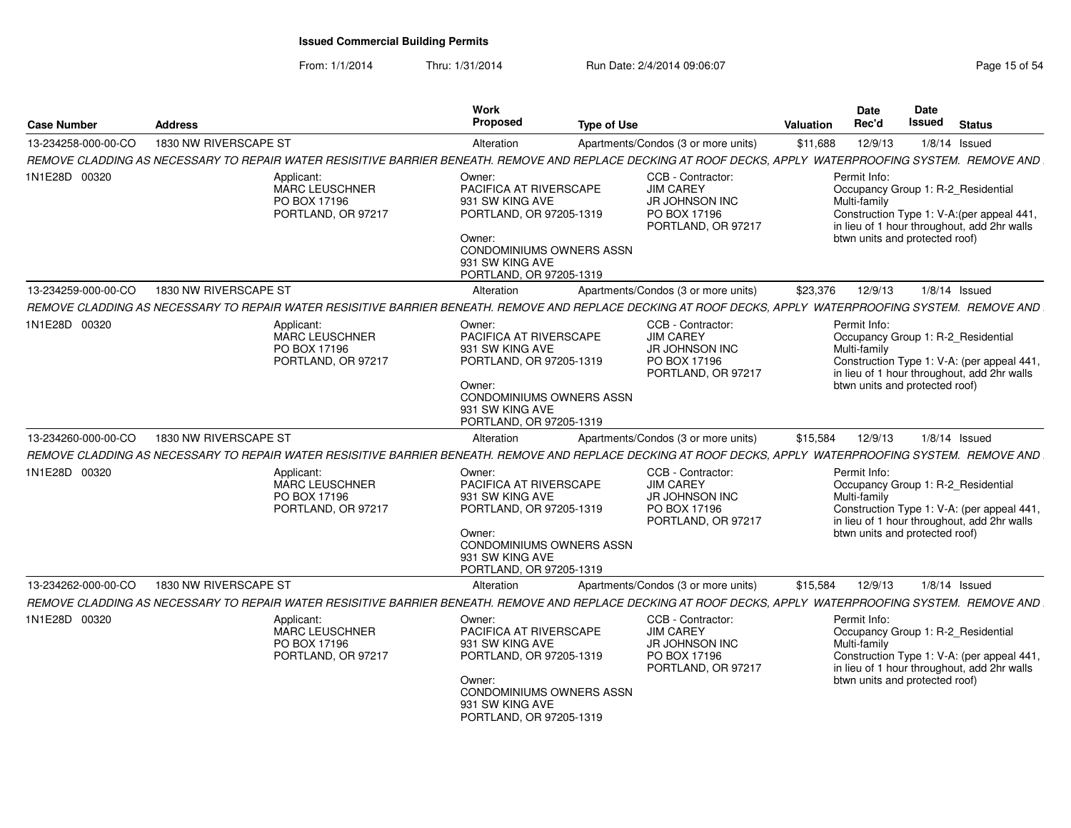**Issued Commercial Building Permits**

From: 1/1/2014 Thru: 1/31/2014 Run Date: 2/4/2014 09:06:07

| Case Number | Address | Work Proposed | Type of Use | Valuation | Date Rec'd | Date Issued | Status |
|---|---|---|---|---|---|---|---|
| 13-234258-000-00-CO | 1830 NW RIVERSCAPE ST | Alteration | Apartments/Condos (3 or more units) | $11,688 | 12/9/13 | 1/8/14 | Issued |

*REMOVE CLADDING AS NECESSARY TO REPAIR WATER RESISITIVE BARRIER BENEATH. REMOVE AND REPLACE DECKING AT ROOF DECKS, APPLY WATERPROOFING SYSTEM. REMOVE AND*

1N1E28D 00320

Applicant:
MARC LEUSCHNER
PO BOX 17196
PORTLAND, OR 97217

Owner:
PACIFICA AT RIVERSCAPE
931 SW KING AVE
PORTLAND, OR 97205-1319

Owner:
CONDOMINIUMS OWNERS ASSN
931 SW KING AVE
PORTLAND, OR 97205-1319

CCB - Contractor:
JIM CAREY
JR JOHNSON INC
PO BOX 17196
PORTLAND, OR 97217

Permit Info:
Occupancy Group 1: R-2_Residential Multi-family
Construction Type 1: V-A:(per appeal 441, in lieu of 1 hour throughout, add 2hr walls btwn units and protected roof)

| Case Number | Address | Work Proposed | Type of Use | Valuation | Date Rec'd | Date Issued | Status |
|---|---|---|---|---|---|---|---|
| 13-234259-000-00-CO | 1830 NW RIVERSCAPE ST | Alteration | Apartments/Condos (3 or more units) | $23,376 | 12/9/13 | 1/8/14 | Issued |

*REMOVE CLADDING AS NECESSARY TO REPAIR WATER RESISITIVE BARRIER BENEATH. REMOVE AND REPLACE DECKING AT ROOF DECKS, APPLY WATERPROOFING SYSTEM. REMOVE AND*

1N1E28D 00320

Applicant:
MARC LEUSCHNER
PO BOX 17196
PORTLAND, OR 97217

Owner:
PACIFICA AT RIVERSCAPE
931 SW KING AVE
PORTLAND, OR 97205-1319

Owner:
CONDOMINIUMS OWNERS ASSN
931 SW KING AVE
PORTLAND, OR 97205-1319

CCB - Contractor:
JIM CAREY
JR JOHNSON INC
PO BOX 17196
PORTLAND, OR 97217

Permit Info:
Occupancy Group 1: R-2_Residential Multi-family
Construction Type 1: V-A: (per appeal 441, in lieu of 1 hour throughout, add 2hr walls btwn units and protected roof)

| Case Number | Address | Work Proposed | Type of Use | Valuation | Date Rec'd | Date Issued | Status |
|---|---|---|---|---|---|---|---|
| 13-234260-000-00-CO | 1830 NW RIVERSCAPE ST | Alteration | Apartments/Condos (3 or more units) | $15,584 | 12/9/13 | 1/8/14 | Issued |

*REMOVE CLADDING AS NECESSARY TO REPAIR WATER RESISITIVE BARRIER BENEATH. REMOVE AND REPLACE DECKING AT ROOF DECKS, APPLY WATERPROOFING SYSTEM. REMOVE AND*

1N1E28D 00320

Applicant:
MARC LEUSCHNER
PO BOX 17196
PORTLAND, OR 97217

Owner:
PACIFICA AT RIVERSCAPE
931 SW KING AVE
PORTLAND, OR 97205-1319

Owner:
CONDOMINIUMS OWNERS ASSN
931 SW KING AVE
PORTLAND, OR 97205-1319

CCB - Contractor:
JIM CAREY
JR JOHNSON INC
PO BOX 17196
PORTLAND, OR 97217

Permit Info:
Occupancy Group 1: R-2_Residential Multi-family
Construction Type 1: V-A: (per appeal 441, in lieu of 1 hour throughout, add 2hr walls btwn units and protected roof)

| Case Number | Address | Work Proposed | Type of Use | Valuation | Date Rec'd | Date Issued | Status |
|---|---|---|---|---|---|---|---|
| 13-234262-000-00-CO | 1830 NW RIVERSCAPE ST | Alteration | Apartments/Condos (3 or more units) | $15,584 | 12/9/13 | 1/8/14 | Issued |

*REMOVE CLADDING AS NECESSARY TO REPAIR WATER RESISITIVE BARRIER BENEATH. REMOVE AND REPLACE DECKING AT ROOF DECKS, APPLY WATERPROOFING SYSTEM. REMOVE AND*

1N1E28D 00320

Applicant:
MARC LEUSCHNER
PO BOX 17196
PORTLAND, OR 97217

Owner:
PACIFICA AT RIVERSCAPE
931 SW KING AVE
PORTLAND, OR 97205-1319

Owner:
CONDOMINIUMS OWNERS ASSN
931 SW KING AVE
PORTLAND, OR 97205-1319

CCB - Contractor:
JIM CAREY
JR JOHNSON INC
PO BOX 17196
PORTLAND, OR 97217

Permit Info:
Occupancy Group 1: R-2_Residential Multi-family
Construction Type 1: V-A: (per appeal 441, in lieu of 1 hour throughout, add 2hr walls btwn units and protected roof)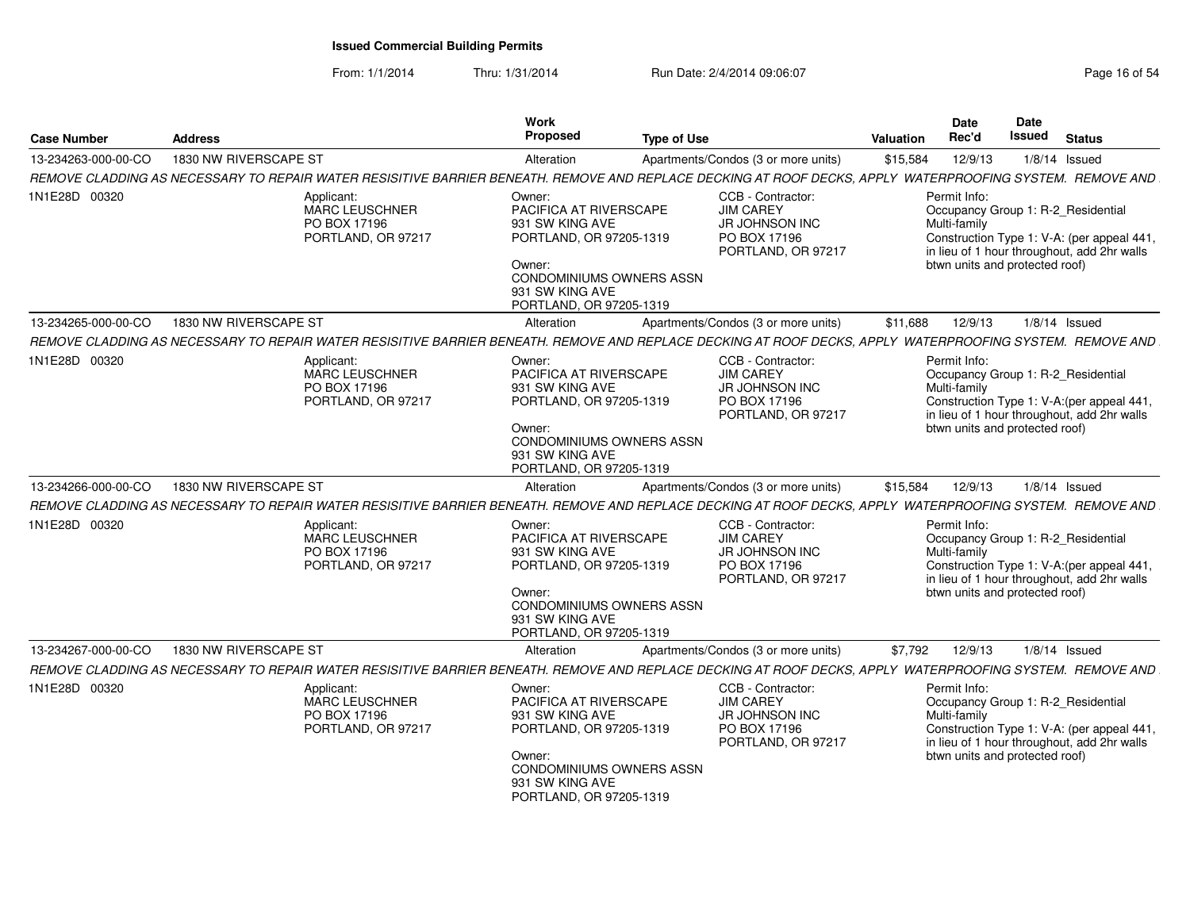# Issued Commercial Building Permits

From: 1/1/2014 Thru: 1/31/2014 Run Date: 2/4/2014 09:06:07

| Case Number | Address | Work Proposed | Type of Use | Valuation | Date Rec'd | Date Issued | Status |
|---|---|---|---|---|---|---|---|
| 13-234263-000-00-CO | 1830 NW RIVERSCAPE ST | Alteration | Apartments/Condos (3 or more units) | $15,584 | 12/9/13 | 1/8/14 | Issued |

*REMOVE CLADDING AS NECESSARY TO REPAIR WATER RESISITIVE BARRIER BENEATH. REMOVE AND REPLACE DECKING AT ROOF DECKS, APPLY WATERPROOFING SYSTEM. REMOVE AND*

1N1E28D 00320

Applicant:
MARC LEUSCHNER
PO BOX 17196
PORTLAND, OR 97217

Owner:
PACIFICA AT RIVERSCAPE
931 SW KING AVE
PORTLAND, OR 97205-1319

Owner:
CONDOMINIUMS OWNERS ASSN
931 SW KING AVE
PORTLAND, OR 97205-1319

CCB - Contractor:
JIM CAREY
JR JOHNSON INC
PO BOX 17196
PORTLAND, OR 97217

Permit Info:
Occupancy Group 1: R-2_Residential Multi-family
Construction Type 1: V-A: (per appeal 441, in lieu of 1 hour throughout, add 2hr walls btwn units and protected roof)

| Case Number | Address | Work Proposed | Type of Use | Valuation | Date Rec'd | Date Issued | Status |
|---|---|---|---|---|---|---|---|
| 13-234265-000-00-CO | 1830 NW RIVERSCAPE ST | Alteration | Apartments/Condos (3 or more units) | $11,688 | 12/9/13 | 1/8/14 | Issued |

*REMOVE CLADDING AS NECESSARY TO REPAIR WATER RESISITIVE BARRIER BENEATH. REMOVE AND REPLACE DECKING AT ROOF DECKS, APPLY WATERPROOFING SYSTEM. REMOVE AND*

1N1E28D 00320

Applicant:
MARC LEUSCHNER
PO BOX 17196
PORTLAND, OR 97217

Owner:
PACIFICA AT RIVERSCAPE
931 SW KING AVE
PORTLAND, OR 97205-1319

Owner:
CONDOMINIUMS OWNERS ASSN
931 SW KING AVE
PORTLAND, OR 97205-1319

CCB - Contractor:
JIM CAREY
JR JOHNSON INC
PO BOX 17196
PORTLAND, OR 97217

Permit Info:
Occupancy Group 1: R-2_Residential Multi-family
Construction Type 1: V-A:(per appeal 441, in lieu of 1 hour throughout, add 2hr walls btwn units and protected roof)

| Case Number | Address | Work Proposed | Type of Use | Valuation | Date Rec'd | Date Issued | Status |
|---|---|---|---|---|---|---|---|
| 13-234266-000-00-CO | 1830 NW RIVERSCAPE ST | Alteration | Apartments/Condos (3 or more units) | $15,584 | 12/9/13 | 1/8/14 | Issued |

*REMOVE CLADDING AS NECESSARY TO REPAIR WATER RESISITIVE BARRIER BENEATH. REMOVE AND REPLACE DECKING AT ROOF DECKS, APPLY WATERPROOFING SYSTEM. REMOVE AND*

1N1E28D 00320

Applicant:
MARC LEUSCHNER
PO BOX 17196
PORTLAND, OR 97217

Owner:
PACIFICA AT RIVERSCAPE
931 SW KING AVE
PORTLAND, OR 97205-1319

Owner:
CONDOMINIUMS OWNERS ASSN
931 SW KING AVE
PORTLAND, OR 97205-1319

CCB - Contractor:
JIM CAREY
JR JOHNSON INC
PO BOX 17196
PORTLAND, OR 97217

Permit Info:
Occupancy Group 1: R-2_Residential Multi-family
Construction Type 1: V-A:(per appeal 441, in lieu of 1 hour throughout, add 2hr walls btwn units and protected roof)

| Case Number | Address | Work Proposed | Type of Use | Valuation | Date Rec'd | Date Issued | Status |
|---|---|---|---|---|---|---|---|
| 13-234267-000-00-CO | 1830 NW RIVERSCAPE ST | Alteration | Apartments/Condos (3 or more units) | $7,792 | 12/9/13 | 1/8/14 | Issued |

*REMOVE CLADDING AS NECESSARY TO REPAIR WATER RESISITIVE BARRIER BENEATH. REMOVE AND REPLACE DECKING AT ROOF DECKS, APPLY WATERPROOFING SYSTEM. REMOVE AND*

1N1E28D 00320

Applicant:
MARC LEUSCHNER
PO BOX 17196
PORTLAND, OR 97217

Owner:
PACIFICA AT RIVERSCAPE
931 SW KING AVE
PORTLAND, OR 97205-1319

Owner:
CONDOMINIUMS OWNERS ASSN
931 SW KING AVE
PORTLAND, OR 97205-1319

CCB - Contractor:
JIM CAREY
JR JOHNSON INC
PO BOX 17196
PORTLAND, OR 97217

Permit Info:
Occupancy Group 1: R-2_Residential Multi-family
Construction Type 1: V-A: (per appeal 441, in lieu of 1 hour throughout, add 2hr walls btwn units and protected roof)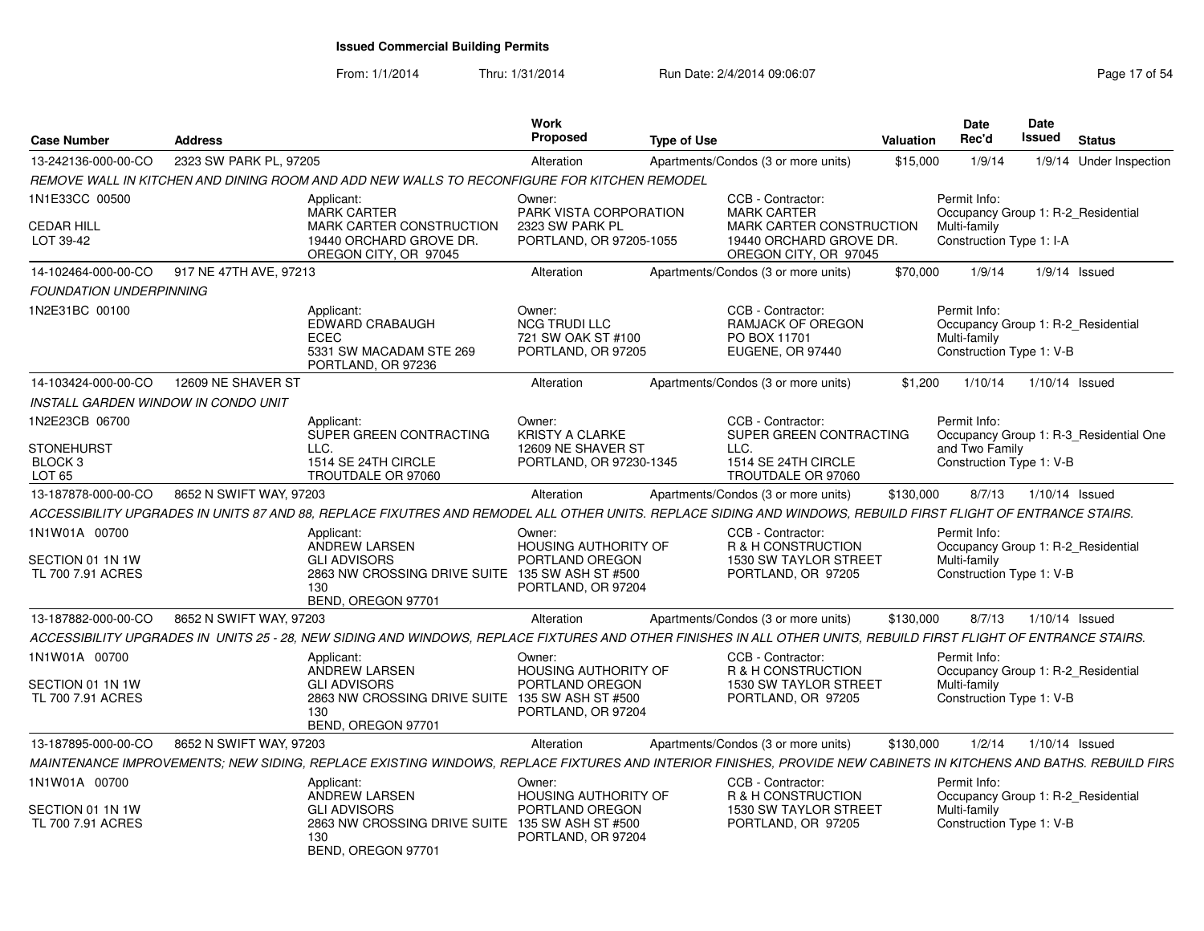**Issued Commercial Building Permits**

From: 1/1/2014 Thru: 1/31/2014 Run Date: 2/4/2014 09:06:07

| Case Number | Address | | Work Proposed | Type of Use | | Valuation | Date Rec'd | Date Issued | Status |
|---|---|---|---|---|---|---|---|---|---|
| 13-242136-000-00-CO | 2323 SW PARK PL, 97205 | | Alteration | Apartments/Condos (3 or more units) | | $15,000 | 1/9/14 | 1/9/14 | Under Inspection |
| *REMOVE WALL IN KITCHEN AND DINING ROOM AND ADD NEW WALLS TO RECONFIGURE FOR KITCHEN REMODEL* | | | | | | | | | |
| 1N1E33CC 00500<br><br>CEDAR HILL<br>LOT 39-42 | | Applicant:<br>MARK CARTER<br>MARK CARTER CONSTRUCTION<br>19440 ORCHARD GROVE DR.<br>OREGON CITY, OR 97045 | Owner:<br>PARK VISTA CORPORATION<br>2323 SW PARK PL<br>PORTLAND, OR 97205-1055 | CCB - Contractor:<br>MARK CARTER<br>MARK CARTER CONSTRUCTION<br>19440 ORCHARD GROVE DR.<br>OREGON CITY, OR 97045 | | Permit Info:<br>Occupancy Group 1: R-2_Residential Multi-family<br>Construction Type 1: I-A | | | |
| 14-102464-000-00-CO | 917 NE 47TH AVE, 97213 | | Alteration | Apartments/Condos (3 or more units) | | $70,000 | 1/9/14 | 1/9/14 | Issued |
| *FOUNDATION UNDERPINNING* | | | | | | | | | |
| 1N2E31BC 00100 | | Applicant:<br>EDWARD CRABAUGH<br>ECEC<br>5331 SW MACADAM STE 269<br>PORTLAND, OR 97236 | Owner:<br>NCG TRUDI LLC<br>721 SW OAK ST #100<br>PORTLAND, OR 97205 | CCB - Contractor:<br>RAMJACK OF OREGON<br>PO BOX 11701<br>EUGENE, OR 97440 | | Permit Info:<br>Occupancy Group 1: R-2_Residential Multi-family<br>Construction Type 1: V-B | | | |
| 14-103424-000-00-CO | 12609 NE SHAVER ST | | Alteration | Apartments/Condos (3 or more units) | | $1,200 | 1/10/14 | 1/10/14 | Issued |
| *INSTALL GARDEN WINDOW IN CONDO UNIT* | | | | | | | | | |
| 1N2E23CB 06700<br><br>STONEHURST<br>BLOCK 3<br>LOT 65 | | Applicant:<br>SUPER GREEN CONTRACTING LLC.<br>1514 SE 24TH CIRCLE<br>TROUTDALE OR 97060 | Owner:<br>KRISTY A CLARKE<br>12609 NE SHAVER ST<br>PORTLAND, OR 97230-1345 | CCB - Contractor:<br>SUPER GREEN CONTRACTING LLC.<br>1514 SE 24TH CIRCLE<br>TROUTDALE OR 97060 | | Permit Info:<br>Occupancy Group 1: R-3_Residential One and Two Family<br>Construction Type 1: V-B | | | |
| 13-187878-000-00-CO | 8652 N SWIFT WAY, 97203 | | Alteration | Apartments/Condos (3 or more units) | | $130,000 | 8/7/13 | 1/10/14 | Issued |
| *ACCESSIBILITY UPGRADES IN UNITS 87 AND 88, REPLACE FIXUTRES AND REMODEL ALL OTHER UNITS. REPLACE SIDING AND WINDOWS, REBUILD FIRST FLIGHT OF ENTRANCE STAIRS.* | | | | | | | | | |
| 1N1W01A 00700<br><br>SECTION 01 1N 1W<br>TL 700 7.91 ACRES | | Applicant:<br>ANDREW LARSEN<br>GLI ADVISORS<br>2863 NW CROSSING DRIVE SUITE 130<br>BEND, OREGON 97701 | Owner:<br>HOUSING AUTHORITY OF PORTLAND OREGON<br>135 SW ASH ST #500<br>PORTLAND, OR 97204 | CCB - Contractor:<br>R & H CONSTRUCTION<br>1530 SW TAYLOR STREET<br>PORTLAND, OR 97205 | | Permit Info:<br>Occupancy Group 1: R-2_Residential Multi-family<br>Construction Type 1: V-B | | | |
| 13-187882-000-00-CO | 8652 N SWIFT WAY, 97203 | | Alteration | Apartments/Condos (3 or more units) | | $130,000 | 8/7/13 | 1/10/14 | Issued |
| *ACCESSIBILITY UPGRADES IN UNITS 25 - 28, NEW SIDING AND WINDOWS, REPLACE FIXTURES AND OTHER FINISHES IN ALL OTHER UNITS, REBUILD FIRST FLIGHT OF ENTRANCE STAIRS.* | | | | | | | | | |
| 1N1W01A 00700<br><br>SECTION 01 1N 1W<br>TL 700 7.91 ACRES | | Applicant:<br>ANDREW LARSEN<br>GLI ADVISORS<br>2863 NW CROSSING DRIVE SUITE 130<br>BEND, OREGON 97701 | Owner:<br>HOUSING AUTHORITY OF PORTLAND OREGON<br>135 SW ASH ST #500<br>PORTLAND, OR 97204 | CCB - Contractor:<br>R & H CONSTRUCTION<br>1530 SW TAYLOR STREET<br>PORTLAND, OR 97205 | | Permit Info:<br>Occupancy Group 1: R-2_Residential Multi-family<br>Construction Type 1: V-B | | | |
| 13-187895-000-00-CO | 8652 N SWIFT WAY, 97203 | | Alteration | Apartments/Condos (3 or more units) | | $130,000 | 1/2/14 | 1/10/14 | Issued |
| *MAINTENANCE IMPROVEMENTS; NEW SIDING, REPLACE EXISTING WINDOWS, REPLACE FIXTURES AND INTERIOR FINISHES, PROVIDE NEW CABINETS IN KITCHENS AND BATHS. REBUILD FIRS* | | | | | | | | | |
| 1N1W01A 00700<br><br>SECTION 01 1N 1W<br>TL 700 7.91 ACRES | | Applicant:<br>ANDREW LARSEN<br>GLI ADVISORS<br>2863 NW CROSSING DRIVE SUITE 130<br>BEND, OREGON 97701 | Owner:<br>HOUSING AUTHORITY OF PORTLAND OREGON<br>135 SW ASH ST #500<br>PORTLAND, OR 97204 | CCB - Contractor:<br>R & H CONSTRUCTION<br>1530 SW TAYLOR STREET<br>PORTLAND, OR 97205 | | Permit Info:<br>Occupancy Group 1: R-2_Residential Multi-family<br>Construction Type 1: V-B | | | |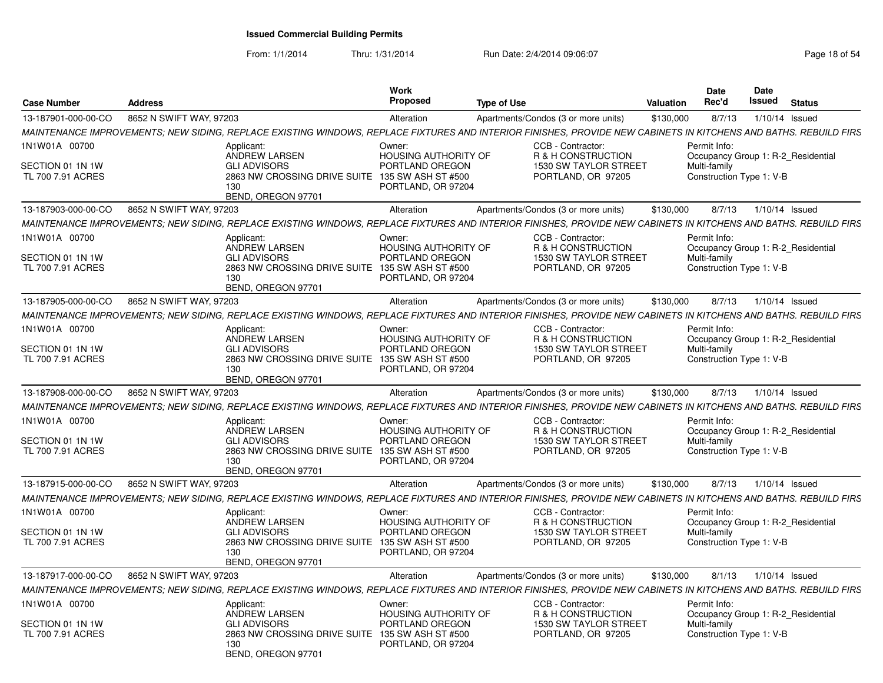# Issued Commercial Building Permits

From: 1/1/2014 Thru: 1/31/2014 Run Date: 2/4/2014 09:06:07

| Case Number | Address | Work Proposed | Type of Use | Valuation | Date Rec'd | Date Issued | Status |
|---|---|---|---|---|---|---|---|
| 13-187901-000-00-CO | 8652 N SWIFT WAY, 97203 | Alteration | Apartments/Condos (3 or more units) | $130,000 | 8/7/13 | 1/10/14 | Issued |

*MAINTENANCE IMPROVEMENTS; NEW SIDING, REPLACE EXISTING WINDOWS, REPLACE FIXTURES AND INTERIOR FINISHES, PROVIDE NEW CABINETS IN KITCHENS AND BATHS. REBUILD FIRS*

1N1W01A 00700
SECTION 01 1N 1W
TL 700 7.91 ACRES

Applicant: ANDREW LARSEN, GLI ADVISORS, 2863 NW CROSSING DRIVE SUITE 130, BEND, OREGON 97701
Owner: HOUSING AUTHORITY OF PORTLAND OREGON, 135 SW ASH ST #500, PORTLAND, OR 97204
CCB - Contractor: R & H CONSTRUCTION, 1530 SW TAYLOR STREET, PORTLAND, OR 97205
Permit Info: Occupancy Group 1: R-2_Residential Multi-family; Construction Type 1: V-B

| Case Number | Address | Work Proposed | Type of Use | Valuation | Date Rec'd | Date Issued | Status |
|---|---|---|---|---|---|---|---|
| 13-187903-000-00-CO | 8652 N SWIFT WAY, 97203 | Alteration | Apartments/Condos (3 or more units) | $130,000 | 8/7/13 | 1/10/14 | Issued |

*MAINTENANCE IMPROVEMENTS; NEW SIDING, REPLACE EXISTING WINDOWS, REPLACE FIXTURES AND INTERIOR FINISHES, PROVIDE NEW CABINETS IN KITCHENS AND BATHS. REBUILD FIRS*

1N1W01A 00700
SECTION 01 1N 1W
TL 700 7.91 ACRES

Applicant: ANDREW LARSEN, GLI ADVISORS, 2863 NW CROSSING DRIVE SUITE 130, BEND, OREGON 97701
Owner: HOUSING AUTHORITY OF PORTLAND OREGON, 135 SW ASH ST #500, PORTLAND, OR 97204
CCB - Contractor: R & H CONSTRUCTION, 1530 SW TAYLOR STREET, PORTLAND, OR 97205
Permit Info: Occupancy Group 1: R-2_Residential Multi-family; Construction Type 1: V-B

| Case Number | Address | Work Proposed | Type of Use | Valuation | Date Rec'd | Date Issued | Status |
|---|---|---|---|---|---|---|---|
| 13-187905-000-00-CO | 8652 N SWIFT WAY, 97203 | Alteration | Apartments/Condos (3 or more units) | $130,000 | 8/7/13 | 1/10/14 | Issued |

*MAINTENANCE IMPROVEMENTS; NEW SIDING, REPLACE EXISTING WINDOWS, REPLACE FIXTURES AND INTERIOR FINISHES, PROVIDE NEW CABINETS IN KITCHENS AND BATHS. REBUILD FIRS*

1N1W01A 00700
SECTION 01 1N 1W
TL 700 7.91 ACRES

Applicant: ANDREW LARSEN, GLI ADVISORS, 2863 NW CROSSING DRIVE SUITE 130, BEND, OREGON 97701
Owner: HOUSING AUTHORITY OF PORTLAND OREGON, 135 SW ASH ST #500, PORTLAND, OR 97204
CCB - Contractor: R & H CONSTRUCTION, 1530 SW TAYLOR STREET, PORTLAND, OR 97205
Permit Info: Occupancy Group 1: R-2_Residential Multi-family; Construction Type 1: V-B

| Case Number | Address | Work Proposed | Type of Use | Valuation | Date Rec'd | Date Issued | Status |
|---|---|---|---|---|---|---|---|
| 13-187908-000-00-CO | 8652 N SWIFT WAY, 97203 | Alteration | Apartments/Condos (3 or more units) | $130,000 | 8/7/13 | 1/10/14 | Issued |

*MAINTENANCE IMPROVEMENTS; NEW SIDING, REPLACE EXISTING WINDOWS, REPLACE FIXTURES AND INTERIOR FINISHES, PROVIDE NEW CABINETS IN KITCHENS AND BATHS. REBUILD FIRS*

1N1W01A 00700
SECTION 01 1N 1W
TL 700 7.91 ACRES

Applicant: ANDREW LARSEN, GLI ADVISORS, 2863 NW CROSSING DRIVE SUITE 130, BEND, OREGON 97701
Owner: HOUSING AUTHORITY OF PORTLAND OREGON, 135 SW ASH ST #500, PORTLAND, OR 97204
CCB - Contractor: R & H CONSTRUCTION, 1530 SW TAYLOR STREET, PORTLAND, OR 97205
Permit Info: Occupancy Group 1: R-2_Residential Multi-family; Construction Type 1: V-B

| Case Number | Address | Work Proposed | Type of Use | Valuation | Date Rec'd | Date Issued | Status |
|---|---|---|---|---|---|---|---|
| 13-187915-000-00-CO | 8652 N SWIFT WAY, 97203 | Alteration | Apartments/Condos (3 or more units) | $130,000 | 8/7/13 | 1/10/14 | Issued |

*MAINTENANCE IMPROVEMENTS; NEW SIDING, REPLACE EXISTING WINDOWS, REPLACE FIXTURES AND INTERIOR FINISHES, PROVIDE NEW CABINETS IN KITCHENS AND BATHS. REBUILD FIRS*

1N1W01A 00700
SECTION 01 1N 1W
TL 700 7.91 ACRES

Applicant: ANDREW LARSEN, GLI ADVISORS, 2863 NW CROSSING DRIVE SUITE 130, BEND, OREGON 97701
Owner: HOUSING AUTHORITY OF PORTLAND OREGON, 135 SW ASH ST #500, PORTLAND, OR 97204
CCB - Contractor: R & H CONSTRUCTION, 1530 SW TAYLOR STREET, PORTLAND, OR 97205
Permit Info: Occupancy Group 1: R-2_Residential Multi-family; Construction Type 1: V-B

| Case Number | Address | Work Proposed | Type of Use | Valuation | Date Rec'd | Date Issued | Status |
|---|---|---|---|---|---|---|---|
| 13-187917-000-00-CO | 8652 N SWIFT WAY, 97203 | Alteration | Apartments/Condos (3 or more units) | $130,000 | 8/1/13 | 1/10/14 | Issued |

*MAINTENANCE IMPROVEMENTS; NEW SIDING, REPLACE EXISTING WINDOWS, REPLACE FIXTURES AND INTERIOR FINISHES, PROVIDE NEW CABINETS IN KITCHENS AND BATHS. REBUILD FIRS*

1N1W01A 00700
SECTION 01 1N 1W
TL 700 7.91 ACRES

Applicant: ANDREW LARSEN, GLI ADVISORS, 2863 NW CROSSING DRIVE SUITE 130, BEND, OREGON 97701
Owner: HOUSING AUTHORITY OF PORTLAND OREGON, 135 SW ASH ST #500, PORTLAND, OR 97204
CCB - Contractor: R & H CONSTRUCTION, 1530 SW TAYLOR STREET, PORTLAND, OR 97205
Permit Info: Occupancy Group 1: R-2_Residential Multi-family; Construction Type 1: V-B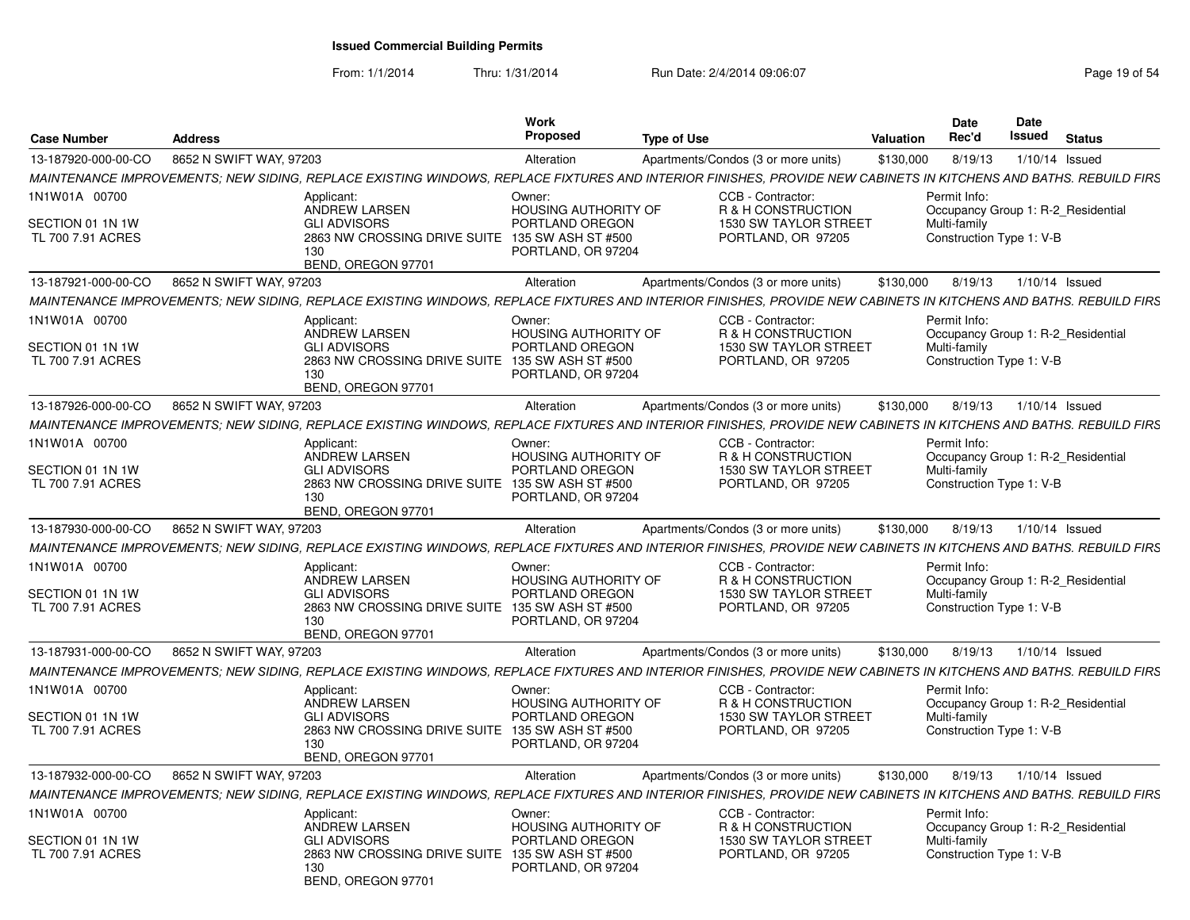## Issued Commercial Building Permits

From: 1/1/2014 Thru: 1/31/2014 Run Date: 2/4/2014 09:06:07

| Case Number | Address | Work Proposed | Type of Use | Valuation | Date Rec'd | Date Issued | Status |
|---|---|---|---|---|---|---|---|
| 13-187920-000-00-CO | 8652 N SWIFT WAY, 97203 | Alteration | Apartments/Condos (3 or more units) | $130,000 | 8/19/13 | 1/10/14 | Issued |

MAINTENANCE IMPROVEMENTS; NEW SIDING, REPLACE EXISTING WINDOWS, REPLACE FIXTURES AND INTERIOR FINISHES, PROVIDE NEW CABINETS IN KITCHENS AND BATHS. REBUILD FIRS

1N1W01A 00700
SECTION 01 1N 1W
TL 700 7.91 ACRES

Applicant: ANDREW LARSEN, GLI ADVISORS, 2863 NW CROSSING DRIVE SUITE 130, BEND, OREGON 97701

Owner: HOUSING AUTHORITY OF PORTLAND OREGON, 135 SW ASH ST #500, PORTLAND, OR 97204

CCB - Contractor: R & H CONSTRUCTION, 1530 SW TAYLOR STREET, PORTLAND, OR 97205

Permit Info: Occupancy Group 1: R-2_Residential Multi-family; Construction Type 1: V-B

| Case Number | Address | Work Proposed | Type of Use | Valuation | Date Rec'd | Date Issued | Status |
|---|---|---|---|---|---|---|---|
| 13-187921-000-00-CO | 8652 N SWIFT WAY, 97203 | Alteration | Apartments/Condos (3 or more units) | $130,000 | 8/19/13 | 1/10/14 | Issued |

MAINTENANCE IMPROVEMENTS; NEW SIDING, REPLACE EXISTING WINDOWS, REPLACE FIXTURES AND INTERIOR FINISHES, PROVIDE NEW CABINETS IN KITCHENS AND BATHS. REBUILD FIRS

1N1W01A 00700
SECTION 01 1N 1W
TL 700 7.91 ACRES

Applicant: ANDREW LARSEN, GLI ADVISORS, 2863 NW CROSSING DRIVE SUITE 130, BEND, OREGON 97701

Owner: HOUSING AUTHORITY OF PORTLAND OREGON, 135 SW ASH ST #500, PORTLAND, OR 97204

CCB - Contractor: R & H CONSTRUCTION, 1530 SW TAYLOR STREET, PORTLAND, OR 97205

Permit Info: Occupancy Group 1: R-2_Residential Multi-family; Construction Type 1: V-B

| Case Number | Address | Work Proposed | Type of Use | Valuation | Date Rec'd | Date Issued | Status |
|---|---|---|---|---|---|---|---|
| 13-187926-000-00-CO | 8652 N SWIFT WAY, 97203 | Alteration | Apartments/Condos (3 or more units) | $130,000 | 8/19/13 | 1/10/14 | Issued |

MAINTENANCE IMPROVEMENTS; NEW SIDING, REPLACE EXISTING WINDOWS, REPLACE FIXTURES AND INTERIOR FINISHES, PROVIDE NEW CABINETS IN KITCHENS AND BATHS. REBUILD FIRS

1N1W01A 00700
SECTION 01 1N 1W
TL 700 7.91 ACRES

Applicant: ANDREW LARSEN, GLI ADVISORS, 2863 NW CROSSING DRIVE SUITE 130, BEND, OREGON 97701

Owner: HOUSING AUTHORITY OF PORTLAND OREGON, 135 SW ASH ST #500, PORTLAND, OR 97204

CCB - Contractor: R & H CONSTRUCTION, 1530 SW TAYLOR STREET, PORTLAND, OR 97205

Permit Info: Occupancy Group 1: R-2_Residential Multi-family; Construction Type 1: V-B

| Case Number | Address | Work Proposed | Type of Use | Valuation | Date Rec'd | Date Issued | Status |
|---|---|---|---|---|---|---|---|
| 13-187930-000-00-CO | 8652 N SWIFT WAY, 97203 | Alteration | Apartments/Condos (3 or more units) | $130,000 | 8/19/13 | 1/10/14 | Issued |

MAINTENANCE IMPROVEMENTS; NEW SIDING, REPLACE EXISTING WINDOWS, REPLACE FIXTURES AND INTERIOR FINISHES, PROVIDE NEW CABINETS IN KITCHENS AND BATHS. REBUILD FIRS

1N1W01A 00700
SECTION 01 1N 1W
TL 700 7.91 ACRES

Applicant: ANDREW LARSEN, GLI ADVISORS, 2863 NW CROSSING DRIVE SUITE 130, BEND, OREGON 97701

Owner: HOUSING AUTHORITY OF PORTLAND OREGON, 135 SW ASH ST #500, PORTLAND, OR 97204

CCB - Contractor: R & H CONSTRUCTION, 1530 SW TAYLOR STREET, PORTLAND, OR 97205

Permit Info: Occupancy Group 1: R-2_Residential Multi-family; Construction Type 1: V-B

| Case Number | Address | Work Proposed | Type of Use | Valuation | Date Rec'd | Date Issued | Status |
|---|---|---|---|---|---|---|---|
| 13-187931-000-00-CO | 8652 N SWIFT WAY, 97203 | Alteration | Apartments/Condos (3 or more units) | $130,000 | 8/19/13 | 1/10/14 | Issued |

MAINTENANCE IMPROVEMENTS; NEW SIDING, REPLACE EXISTING WINDOWS, REPLACE FIXTURES AND INTERIOR FINISHES, PROVIDE NEW CABINETS IN KITCHENS AND BATHS. REBUILD FIRS

1N1W01A 00700
SECTION 01 1N 1W
TL 700 7.91 ACRES

Applicant: ANDREW LARSEN, GLI ADVISORS, 2863 NW CROSSING DRIVE SUITE 130, BEND, OREGON 97701

Owner: HOUSING AUTHORITY OF PORTLAND OREGON, 135 SW ASH ST #500, PORTLAND, OR 97204

CCB - Contractor: R & H CONSTRUCTION, 1530 SW TAYLOR STREET, PORTLAND, OR 97205

Permit Info: Occupancy Group 1: R-2_Residential Multi-family; Construction Type 1: V-B

| Case Number | Address | Work Proposed | Type of Use | Valuation | Date Rec'd | Date Issued | Status |
|---|---|---|---|---|---|---|---|
| 13-187932-000-00-CO | 8652 N SWIFT WAY, 97203 | Alteration | Apartments/Condos (3 or more units) | $130,000 | 8/19/13 | 1/10/14 | Issued |

MAINTENANCE IMPROVEMENTS; NEW SIDING, REPLACE EXISTING WINDOWS, REPLACE FIXTURES AND INTERIOR FINISHES, PROVIDE NEW CABINETS IN KITCHENS AND BATHS. REBUILD FIRS

1N1W01A 00700
SECTION 01 1N 1W
TL 700 7.91 ACRES

Applicant: ANDREW LARSEN, GLI ADVISORS, 2863 NW CROSSING DRIVE SUITE 130, BEND, OREGON 97701

Owner: HOUSING AUTHORITY OF PORTLAND OREGON, 135 SW ASH ST #500, PORTLAND, OR 97204

CCB - Contractor: R & H CONSTRUCTION, 1530 SW TAYLOR STREET, PORTLAND, OR 97205

Permit Info: Occupancy Group 1: R-2_Residential Multi-family; Construction Type 1: V-B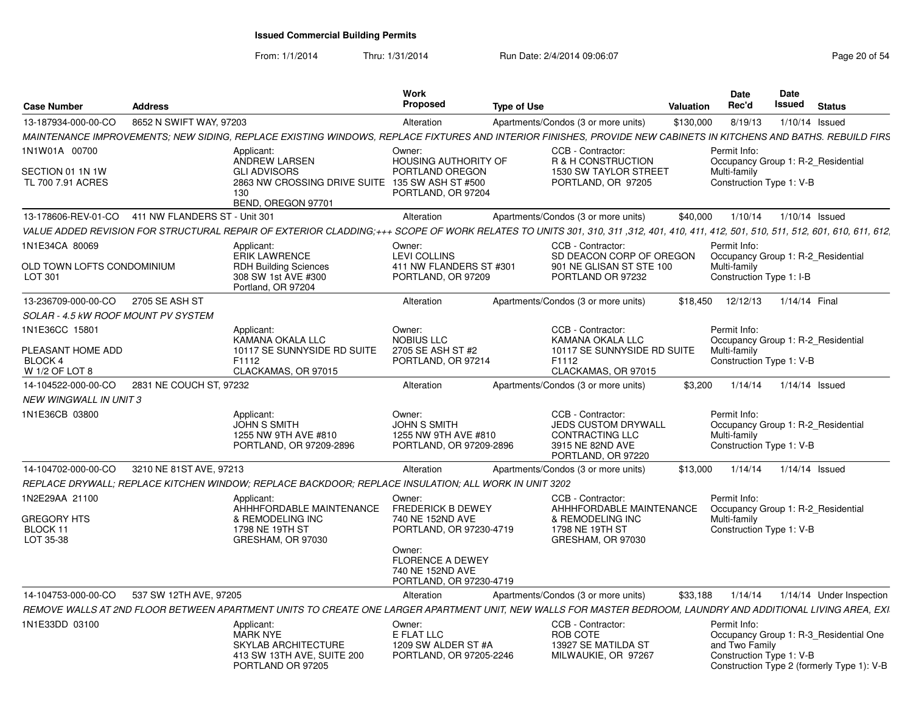# Issued Commercial Building Permits

From: 1/1/2014 Thru: 1/31/2014 Run Date: 2/4/2014 09:06:07

| Case Number | Address | Work Proposed | Type of Use | Valuation | Date Rec'd | Date Issued | Status |
|---|---|---|---|---|---|---|---|
| 13-187934-000-00-CO | 8652 N SWIFT WAY, 97203 | Alteration | Apartments/Condos (3 or more units) | $130,000 | 8/19/13 | 1/10/14 | Issued |

*MAINTENANCE IMPROVEMENTS; NEW SIDING, REPLACE EXISTING WINDOWS, REPLACE FIXTURES AND INTERIOR FINISHES, PROVIDE NEW CABINETS IN KITCHENS AND BATHS. REBUILD FIRS*

1N1W01A 00700
SECTION 01 1N 1W
TL 700 7.91 ACRES

Applicant: ANDREW LARSEN, GLI ADVISORS, 2863 NW CROSSING DRIVE SUITE 130, BEND, OREGON 97701

Owner: HOUSING AUTHORITY OF PORTLAND OREGON, 135 SW ASH ST #500, PORTLAND, OR 97204

CCB - Contractor: R & H CONSTRUCTION, 1530 SW TAYLOR STREET, PORTLAND, OR 97205

Permit Info: Occupancy Group 1: R-2_Residential Multi-family; Construction Type 1: V-B

---

| Case Number | Address | Work Proposed | Type of Use | Valuation | Date Rec'd | Date Issued | Status |
|---|---|---|---|---|---|---|---|
| 13-178606-REV-01-CO | 411 NW FLANDERS ST - Unit 301 | Alteration | Apartments/Condos (3 or more units) | $40,000 | 1/10/14 | 1/10/14 | Issued |

*VALUE ADDED REVISION FOR STRUCTURAL REPAIR OF EXTERIOR CLADDING;+++ SCOPE OF WORK RELATES TO UNITS 301, 310, 311 ,312, 401, 410, 411, 412, 501, 510, 511, 512, 601, 610, 611, 612,*

1N1E34CA 80069
OLD TOWN LOFTS CONDOMINIUM
LOT 301

Applicant: ERIK LAWRENCE, RDH Building Sciences, 308 SW 1st AVE #300, Portland, OR 97204

Owner: LEVI COLLINS, 411 NW FLANDERS ST #301, PORTLAND, OR 97209

CCB - Contractor: SD DEACON CORP OF OREGON, 901 NE GLISAN ST STE 100, PORTLAND OR 97232

Permit Info: Occupancy Group 1: R-2_Residential Multi-family; Construction Type 1: I-B

---

| Case Number | Address | Work Proposed | Type of Use | Valuation | Date Rec'd | Date Issued | Status |
|---|---|---|---|---|---|---|---|
| 13-236709-000-00-CO | 2705 SE ASH ST | Alteration | Apartments/Condos (3 or more units) | $18,450 | 12/12/13 | 1/14/14 | Final |

*SOLAR - 4.5 kW ROOF MOUNT PV SYSTEM*

1N1E36CC 15801
PLEASANT HOME ADD
BLOCK 4
W 1/2 OF LOT 8

Applicant: KAMANA OKALA LLC, 10117 SE SUNNYSIDE RD SUITE F1112, CLACKAMAS, OR 97015

Owner: NOBIUS LLC, 2705 SE ASH ST #2, PORTLAND, OR 97214

CCB - Contractor: KAMANA OKALA LLC, 10117 SE SUNNYSIDE RD SUITE F1112, CLACKAMAS, OR 97015

Permit Info: Occupancy Group 1: R-2_Residential Multi-family; Construction Type 1: V-B

---

| Case Number | Address | Work Proposed | Type of Use | Valuation | Date Rec'd | Date Issued | Status |
|---|---|---|---|---|---|---|---|
| 14-104522-000-00-CO | 2831 NE COUCH ST, 97232 | Alteration | Apartments/Condos (3 or more units) | $3,200 | 1/14/14 | 1/14/14 | Issued |

*NEW WINGWALL IN UNIT 3*

1N1E36CB 03800

Applicant: JOHN S SMITH, 1255 NW 9TH AVE #810, PORTLAND, OR 97209-2896

Owner: JOHN S SMITH, 1255 NW 9TH AVE #810, PORTLAND, OR 97209-2896

CCB - Contractor: JEDS CUSTOM DRYWALL CONTRACTING LLC, 3915 NE 82ND AVE, PORTLAND, OR 97220

Permit Info: Occupancy Group 1: R-2_Residential Multi-family; Construction Type 1: V-B

---

| Case Number | Address | Work Proposed | Type of Use | Valuation | Date Rec'd | Date Issued | Status |
|---|---|---|---|---|---|---|---|
| 14-104702-000-00-CO | 3210 NE 81ST AVE, 97213 | Alteration | Apartments/Condos (3 or more units) | $13,000 | 1/14/14 | 1/14/14 | Issued |

*REPLACE DRYWALL; REPLACE KITCHEN WINDOW; REPLACE BACKDOOR; REPLACE INSULATION; ALL WORK IN UNIT 3202*

1N2E29AA 21100
GREGORY HTS
BLOCK 11
LOT 35-38

Applicant: AHHHFORDABLE MAINTENANCE & REMODELING INC, 1798 NE 19TH ST, GRESHAM, OR 97030

Owner: FREDERICK B DEWEY, 740 NE 152ND AVE, PORTLAND, OR 97230-4719

Owner: FLORENCE A DEWEY, 740 NE 152ND AVE, PORTLAND, OR 97230-4719

CCB - Contractor: AHHHFORDABLE MAINTENANCE & REMODELING INC, 1798 NE 19TH ST, GRESHAM, OR 97030

Permit Info: Occupancy Group 1: R-2_Residential Multi-family; Construction Type 1: V-B

---

| Case Number | Address | Work Proposed | Type of Use | Valuation | Date Rec'd | Date Issued | Status |
|---|---|---|---|---|---|---|---|
| 14-104753-000-00-CO | 537 SW 12TH AVE, 97205 | Alteration | Apartments/Condos (3 or more units) | $33,188 | 1/14/14 | 1/14/14 | Under Inspection |

*REMOVE WALLS AT 2ND FLOOR BETWEEN APARTMENT UNITS TO CREATE ONE LARGER APARTMENT UNIT, NEW WALLS FOR MASTER BEDROOM, LAUNDRY AND ADDITIONAL LIVING AREA, EXI*

1N1E33DD 03100

Applicant: MARK NYE, SKYLAB ARCHITECTURE, 413 SW 13TH AVE, SUITE 200, PORTLAND OR 97205

Owner: E FLAT LLC, 1209 SW ALDER ST #A, PORTLAND, OR 97205-2246

CCB - Contractor: ROB COTE, 13927 SE MATILDA ST, MILWAUKIE, OR 97267

Permit Info: Occupancy Group 1: R-3_Residential One and Two Family; Construction Type 1: V-B; Construction Type 2 (formerly Type 1): V-B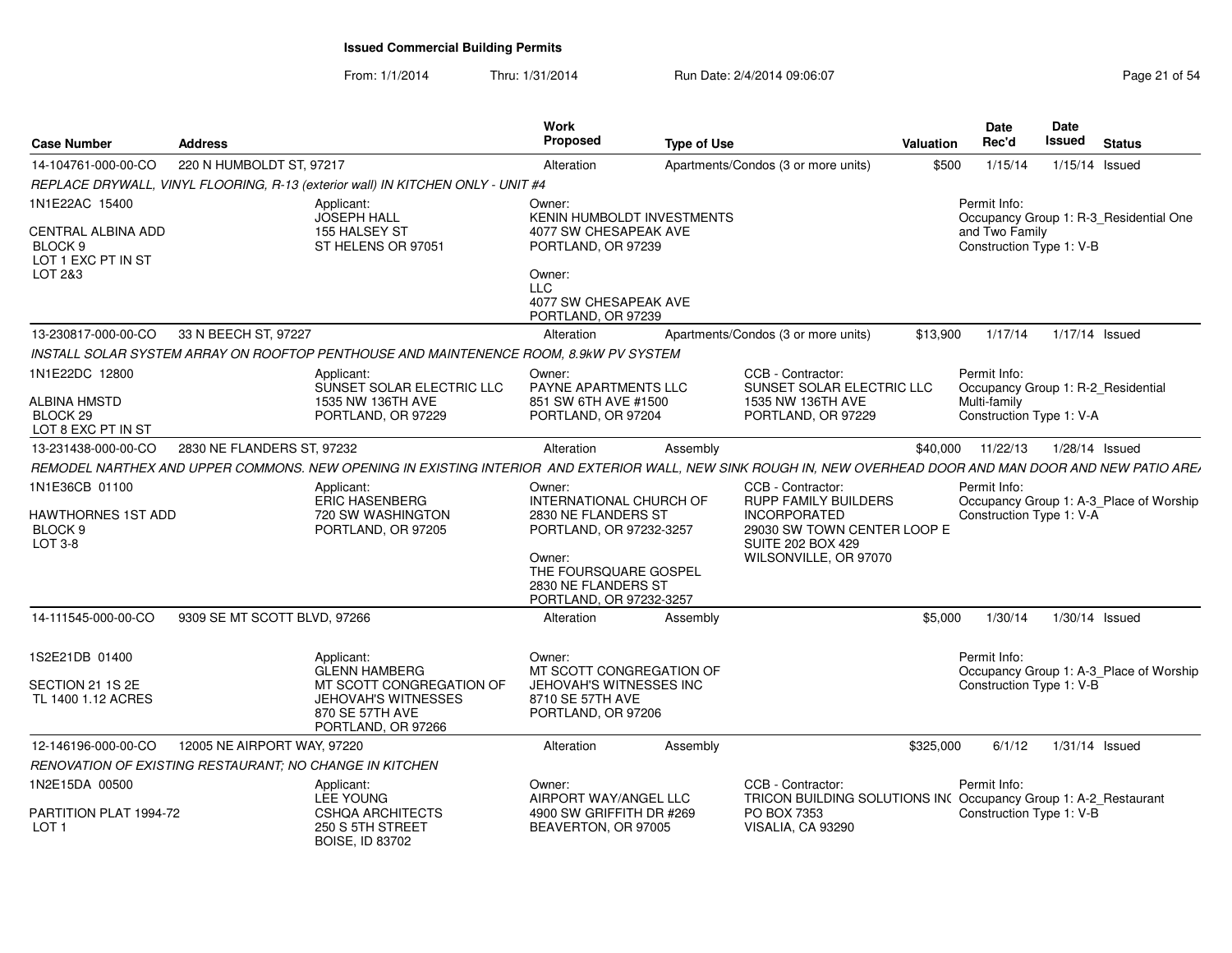**Issued Commercial Building Permits**

From: 1/1/2014 Thru: 1/31/2014 Run Date: 2/4/2014 09:06:07

| Case Number | Address | Work Proposed | Type of Use | Valuation | Date Rec'd | Date Issued | Status |
|---|---|---|---|---|---|---|---|
| 14-104761-000-00-CO | 220 N HUMBOLDT ST, 97217 | Alteration | Apartments/Condos (3 or more units) | $500 | 1/15/14 | 1/15/14 | Issued |

REPLACE DRYWALL, VINYL FLOORING, R-13 (exterior wall) IN KITCHEN ONLY - UNIT #4

1N1E22AC 15400
CENTRAL ALBINA ADD
BLOCK 9
LOT 1 EXC PT IN ST
LOT 2&3

Applicant:
JOSEPH HALL
155 HALSEY ST
ST HELENS OR 97051

Owner:
KENIN HUMBOLDT INVESTMENTS
4077 SW CHESAPEAK AVE
PORTLAND, OR 97239

Owner:
LLC
4077 SW CHESAPEAK AVE
PORTLAND, OR 97239

Permit Info:
Occupancy Group 1: R-3_Residential One and Two Family
Construction Type 1: V-B

---

| Case Number | Address | Work Proposed | Type of Use | Valuation | Date Rec'd | Date Issued | Status |
|---|---|---|---|---|---|---|---|
| 13-230817-000-00-CO | 33 N BEECH ST, 97227 | Alteration | Apartments/Condos (3 or more units) | $13,900 | 1/17/14 | 1/17/14 | Issued |

INSTALL SOLAR SYSTEM ARRAY ON ROOFTOP PENTHOUSE AND MAINTENENCE ROOM, 8.9kW PV SYSTEM

1N1E22DC 12800
ALBINA HMSTD
BLOCK 29
LOT 8 EXC PT IN ST

Applicant:
SUNSET SOLAR ELECTRIC LLC
1535 NW 136TH AVE
PORTLAND, OR 97229

Owner:
PAYNE APARTMENTS LLC
851 SW 6TH AVE #1500
PORTLAND, OR 97204

CCB - Contractor:
SUNSET SOLAR ELECTRIC LLC
1535 NW 136TH AVE
PORTLAND, OR 97229

Permit Info:
Occupancy Group 1: R-2_Residential Multi-family
Construction Type 1: V-A

---

| Case Number | Address | Work Proposed | Type of Use | Valuation | Date Rec'd | Date Issued | Status |
|---|---|---|---|---|---|---|---|
| 13-231438-000-00-CO | 2830 NE FLANDERS ST, 97232 | Alteration | Assembly | $40,000 | 11/22/13 | 1/28/14 | Issued |

REMODEL NARTHEX AND UPPER COMMONS. NEW OPENING IN EXISTING INTERIOR AND EXTERIOR WALL, NEW SINK ROUGH IN, NEW OVERHEAD DOOR AND MAN DOOR AND NEW PATIO ARE/

1N1E36CB 01100
HAWTHORNES 1ST ADD
BLOCK 9
LOT 3-8

Applicant:
ERIC HASENBERG
720 SW WASHINGTON
PORTLAND, OR 97205

Owner:
INTERNATIONAL CHURCH OF
2830 NE FLANDERS ST
PORTLAND, OR 97232-3257

Owner:
THE FOURSQUARE GOSPEL
2830 NE FLANDERS ST
PORTLAND, OR 97232-3257

CCB - Contractor:
RUPP FAMILY BUILDERS INCORPORATED
29030 SW TOWN CENTER LOOP E
SUITE 202 BOX 429
WILSONVILLE, OR 97070

Permit Info:
Occupancy Group 1: A-3_Place of Worship
Construction Type 1: V-A

---

| Case Number | Address | Work Proposed | Type of Use | Valuation | Date Rec'd | Date Issued | Status |
|---|---|---|---|---|---|---|---|
| 14-111545-000-00-CO | 9309 SE MT SCOTT BLVD, 97266 | Alteration | Assembly | $5,000 | 1/30/14 | 1/30/14 | Issued |

1S2E21DB 01400
SECTION 21 1S 2E
TL 1400 1.12 ACRES

Applicant:
GLENN HAMBERG
MT SCOTT CONGREGATION OF JEHOVAH'S WITNESSES
870 SE 57TH AVE
PORTLAND, OR 97266

Owner:
MT SCOTT CONGREGATION OF JEHOVAH'S WITNESSES INC
8710 SE 57TH AVE
PORTLAND, OR 97206

Permit Info:
Occupancy Group 1: A-3_Place of Worship
Construction Type 1: V-B

---

| Case Number | Address | Work Proposed | Type of Use | Valuation | Date Rec'd | Date Issued | Status |
|---|---|---|---|---|---|---|---|
| 12-146196-000-00-CO | 12005 NE AIRPORT WAY, 97220 | Alteration | Assembly | $325,000 | 6/1/12 | 1/31/14 | Issued |

RENOVATION OF EXISTING RESTAURANT; NO CHANGE IN KITCHEN

1N2E15DA 00500
PARTITION PLAT 1994-72
LOT 1

Applicant:
LEE YOUNG
CSHQA ARCHITECTS
250 S 5TH STREET
BOISE, ID 83702

Owner:
AIRPORT WAY/ANGEL LLC
4900 SW GRIFFITH DR #269
BEAVERTON, OR 97005

CCB - Contractor:
TRICON BUILDING SOLUTIONS INC
PO BOX 7353
VISALIA, CA 93290

Permit Info:
Occupancy Group 1: A-2_Restaurant
Construction Type 1: V-B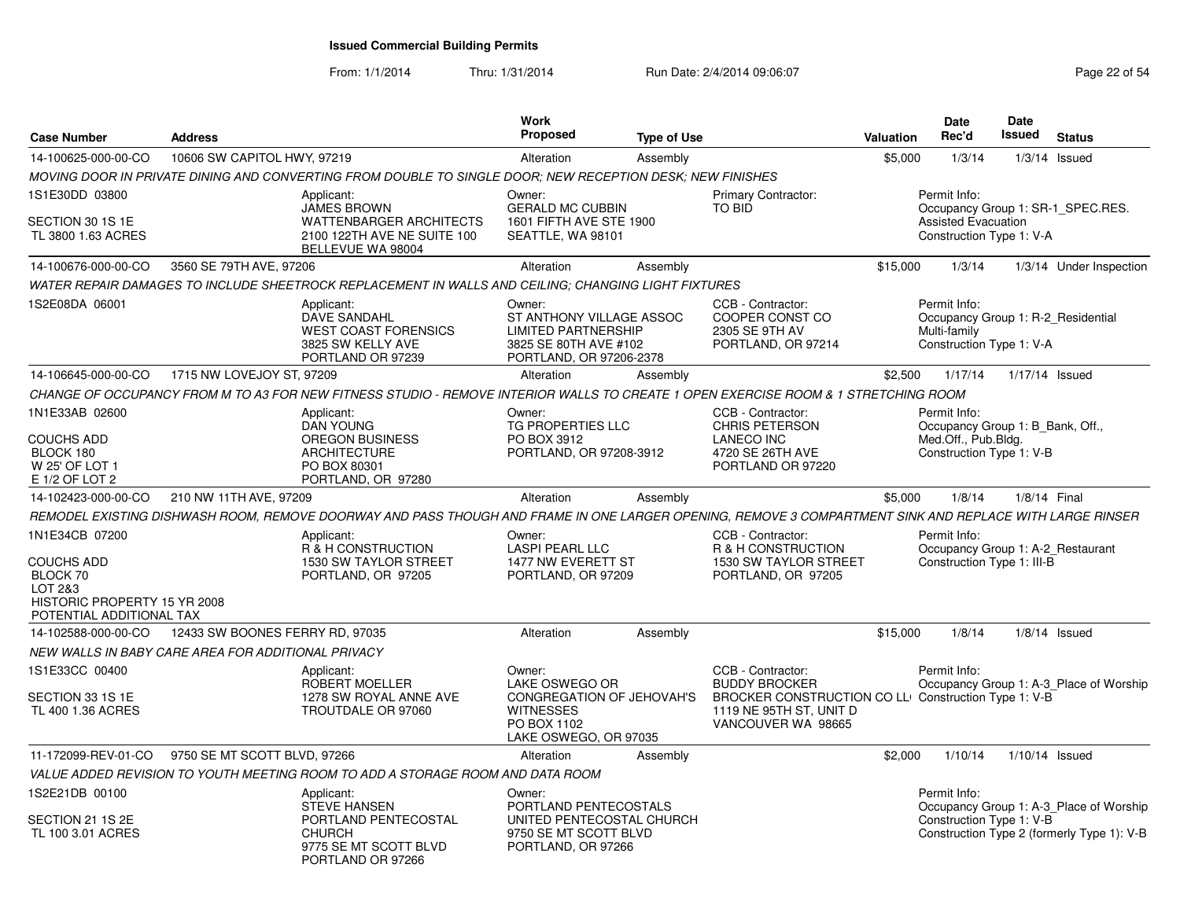# Issued Commercial Building Permits

From: 1/1/2014 Thru: 1/31/2014 Run Date: 2/4/2014 09:06:07

| Case Number | Address | Work Proposed | Type of Use | Valuation | Date Rec'd | Date Issued | Status |
|---|---|---|---|---|---|---|---|
| 14-100625-000-00-CO | 10606 SW CAPITOL HWY, 97219 | Alteration | Assembly | $5,000 | 1/3/14 | 1/3/14 | Issued |

*MOVING DOOR IN PRIVATE DINING AND CONVERTING FROM DOUBLE TO SINGLE DOOR; NEW RECEPTION DESK; NEW FINISHES*

- 1S1E30DD 03800 / SECTION 30 1S 1E / TL 3800 1.63 ACRES
- Applicant: JAMES BROWN, WATTENBARGER ARCHITECTS, 2100 122TH AVE NE SUITE 100, BELLEVUE WA 98004
- Owner: GERALD MC CUBBIN, 1601 FIFTH AVE STE 1900, SEATTLE, WA 98101
- Primary Contractor: TO BID
- Permit Info: Occupancy Group 1: SR-1_SPEC.RES. Assisted Evacuation; Construction Type 1: V-A

| Case Number | Address | Work Proposed | Type of Use | Valuation | Date Rec'd | Date Issued | Status |
|---|---|---|---|---|---|---|---|
| 14-100676-000-00-CO | 3560 SE 79TH AVE, 97206 | Alteration | Assembly | $15,000 | 1/3/14 | 1/3/14 | Under Inspection |

*WATER REPAIR DAMAGES TO INCLUDE SHEETROCK REPLACEMENT IN WALLS AND CEILING; CHANGING LIGHT FIXTURES*

- 1S2E08DA 06001
- Applicant: DAVE SANDAHL, WEST COAST FORENSICS, 3825 SW KELLY AVE, PORTLAND OR 97239
- Owner: ST ANTHONY VILLAGE ASSOC LIMITED PARTNERSHIP, 3825 SE 80TH AVE #102, PORTLAND, OR 97206-2378
- CCB - Contractor: COOPER CONST CO, 2305 SE 9TH AV, PORTLAND, OR 97214
- Permit Info: Occupancy Group 1: R-2_Residential Multi-family; Construction Type 1: V-A

| Case Number | Address | Work Proposed | Type of Use | Valuation | Date Rec'd | Date Issued | Status |
|---|---|---|---|---|---|---|---|
| 14-106645-000-00-CO | 1715 NW LOVEJOY ST, 97209 | Alteration | Assembly | $2,500 | 1/17/14 | 1/17/14 | Issued |

*CHANGE OF OCCUPANCY FROM M TO A3 FOR NEW FITNESS STUDIO - REMOVE INTERIOR WALLS TO CREATE 1 OPEN EXERCISE ROOM & 1 STRETCHING ROOM*

- 1N1E33AB 02600 / COUCHS ADD / BLOCK 180 / W 25' OF LOT 1 / E 1/2 OF LOT 2
- Applicant: DAN YOUNG, OREGON BUSINESS ARCHITECTURE, PO BOX 80301, PORTLAND, OR 97280
- Owner: TG PROPERTIES LLC, PO BOX 3912, PORTLAND, OR 97208-3912
- CCB - Contractor: CHRIS PETERSON, LANECO INC, 4720 SE 26TH AVE, PORTLAND OR 97220
- Permit Info: Occupancy Group 1: B_Bank, Off., Med.Off., Pub.Bldg.; Construction Type 1: V-B

| Case Number | Address | Work Proposed | Type of Use | Valuation | Date Rec'd | Date Issued | Status |
|---|---|---|---|---|---|---|---|
| 14-102423-000-00-CO | 210 NW 11TH AVE, 97209 | Alteration | Assembly | $5,000 | 1/8/14 | 1/8/14 | Final |

*REMODEL EXISTING DISHWASH ROOM, REMOVE DOORWAY AND PASS THOUGH AND FRAME IN ONE LARGER OPENING, REMOVE 3 COMPARTMENT SINK AND REPLACE WITH LARGE RINSER*

- 1N1E34CB 07200 / COUCHS ADD / BLOCK 70 / LOT 2&3 / HISTORIC PROPERTY 15 YR 2008 / POTENTIAL ADDITIONAL TAX
- Applicant: R & H CONSTRUCTION, 1530 SW TAYLOR STREET, PORTLAND, OR 97205
- Owner: LASPI PEARL LLC, 1477 NW EVERETT ST, PORTLAND, OR 97209
- CCB - Contractor: R & H CONSTRUCTION, 1530 SW TAYLOR STREET, PORTLAND, OR 97205
- Permit Info: Occupancy Group 1: A-2_Restaurant; Construction Type 1: III-B

| Case Number | Address | Work Proposed | Type of Use | Valuation | Date Rec'd | Date Issued | Status |
|---|---|---|---|---|---|---|---|
| 14-102588-000-00-CO | 12433 SW BOONES FERRY RD, 97035 | Alteration | Assembly | $15,000 | 1/8/14 | 1/8/14 | Issued |

*NEW WALLS IN BABY CARE AREA FOR ADDITIONAL PRIVACY*

- 1S1E33CC 00400 / SECTION 33 1S 1E / TL 400 1.36 ACRES
- Applicant: ROBERT MOELLER, 1278 SW ROYAL ANNE AVE, TROUTDALE OR 97060
- Owner: LAKE OSWEGO OR CONGREGATION OF JEHOVAH'S WITNESSES, PO BOX 1102, LAKE OSWEGO, OR 97035
- CCB - Contractor: BUDDY BROCKER, BROCKER CONSTRUCTION CO LL, 1119 NE 95TH ST, UNIT D, VANCOUVER WA 98665
- Permit Info: Occupancy Group 1: A-3_Place of Worship; Construction Type 1: V-B

| Case Number | Address | Work Proposed | Type of Use | Valuation | Date Rec'd | Date Issued | Status |
|---|---|---|---|---|---|---|---|
| 11-172099-REV-01-CO | 9750 SE MT SCOTT BLVD, 97266 | Alteration | Assembly | $2,000 | 1/10/14 | 1/10/14 | Issued |

*VALUE ADDED REVISION TO YOUTH MEETING ROOM TO ADD A STORAGE ROOM AND DATA ROOM*

- 1S2E21DB 00100 / SECTION 21 1S 2E / TL 100 3.01 ACRES
- Applicant: STEVE HANSEN, PORTLAND PENTECOSTAL CHURCH, 9775 SE MT SCOTT BLVD, PORTLAND OR 97266
- Owner: PORTLAND PENTECOSTALS UNITED PENTECOSTAL CHURCH, 9750 SE MT SCOTT BLVD, PORTLAND, OR 97266
- Permit Info: Occupancy Group 1: A-3_Place of Worship; Construction Type 1: V-B; Construction Type 2 (formerly Type 1): V-B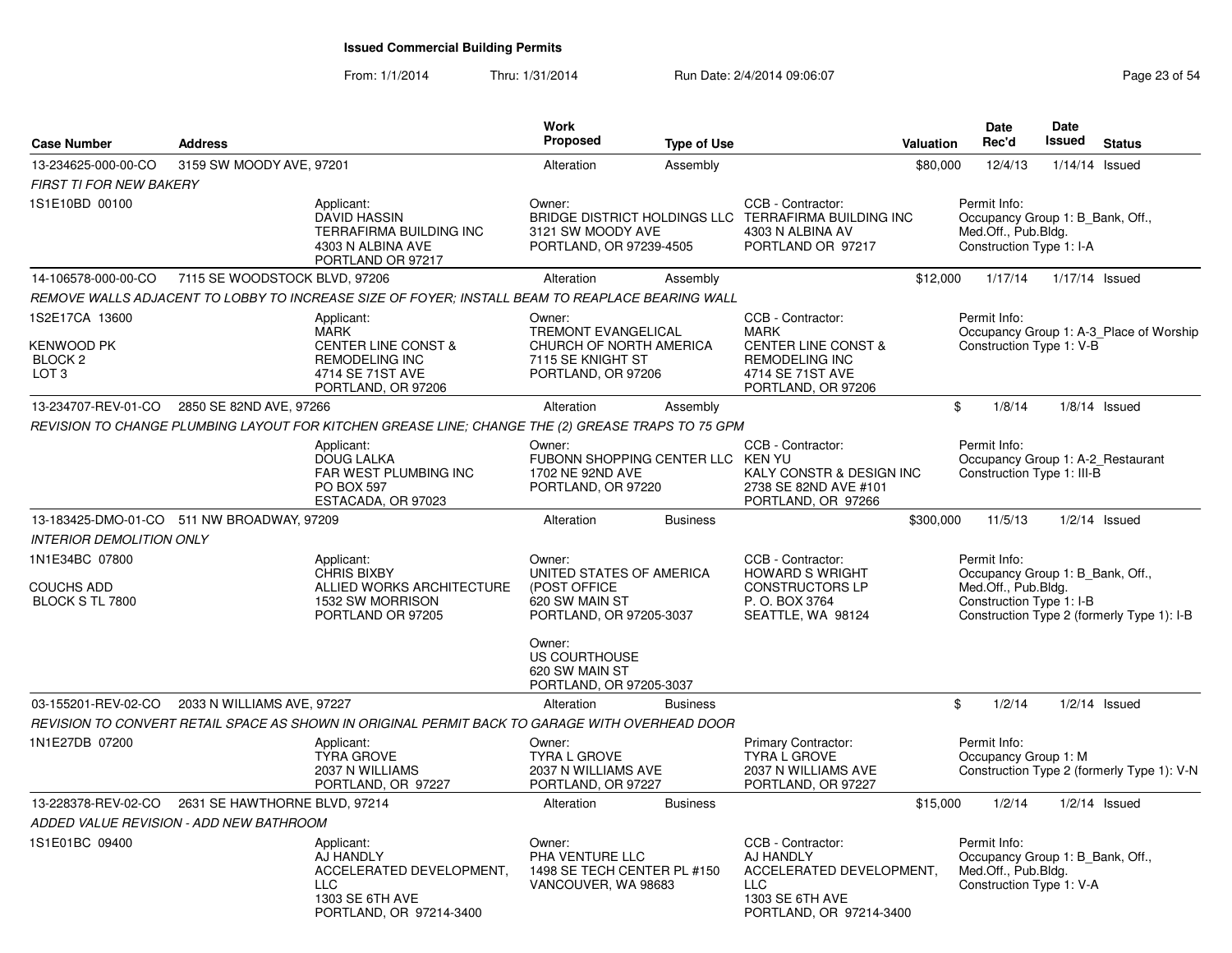# Issued Commercial Building Permits

From: 1/1/2014 Thru: 1/31/2014 Run Date: 2/4/2014 09:06:07

| Case Number | Address | Work Proposed | Type of Use | Valuation | Date Rec'd | Date Issued | Status |
|---|---|---|---|---|---|---|---|
| 13-234625-000-00-CO | 3159 SW MOODY AVE, 97201 | Alteration | Assembly | $80,000 | 12/4/13 | 1/14/14 | Issued |

*FIRST TI FOR NEW BAKERY*

1S1E10BD 00100

Applicant: DAVID HASSIN, TERRAFIRMA BUILDING INC, 4303 N ALBINA AVE, PORTLAND OR 97217

Owner: BRIDGE DISTRICT HOLDINGS LLC, 3121 SW MOODY AVE, PORTLAND, OR 97239-4505

CCB - Contractor: TERRAFIRMA BUILDING INC, 4303 N ALBINA AV, PORTLAND OR 97217

Permit Info: Occupancy Group 1: B_Bank, Off., Med.Off., Pub.Bldg. Construction Type 1: I-A

---

| Case Number | Address | Work Proposed | Type of Use | Valuation | Date Rec'd | Date Issued | Status |
|---|---|---|---|---|---|---|---|
| 14-106578-000-00-CO | 7115 SE WOODSTOCK BLVD, 97206 | Alteration | Assembly | $12,000 | 1/17/14 | 1/17/14 | Issued |

*REMOVE WALLS ADJACENT TO LOBBY TO INCREASE SIZE OF FOYER; INSTALL BEAM TO REAPLACE BEARING WALL*

1S2E17CA 13600
KENWOOD PK
BLOCK 2
LOT 3

Applicant: MARK, CENTER LINE CONST & REMODELING INC, 4714 SE 71ST AVE, PORTLAND, OR 97206

Owner: TREMONT EVANGELICAL CHURCH OF NORTH AMERICA, 7115 SE KNIGHT ST, PORTLAND, OR 97206

CCB - Contractor: MARK, CENTER LINE CONST & REMODELING INC, 4714 SE 71ST AVE, PORTLAND, OR 97206

Permit Info: Occupancy Group 1: A-3_Place of Worship. Construction Type 1: V-B

---

| Case Number | Address | Work Proposed | Type of Use | Valuation | Date Rec'd | Date Issued | Status |
|---|---|---|---|---|---|---|---|
| 13-234707-REV-01-CO | 2850 SE 82ND AVE, 97266 | Alteration | Assembly | $ | 1/8/14 | 1/8/14 | Issued |

*REVISION TO CHANGE PLUMBING LAYOUT FOR KITCHEN GREASE LINE; CHANGE THE (2) GREASE TRAPS TO 75 GPM*

Applicant: DOUG LALKA, FAR WEST PLUMBING INC, PO BOX 597, ESTACADA, OR 97023

Owner: FUBONN SHOPPING CENTER LLC, 1702 NE 92ND AVE, PORTLAND, OR 97220

CCB - Contractor: KEN YU, KALY CONSTR & DESIGN INC, 2738 SE 82ND AVE #101, PORTLAND, OR 97266

Permit Info: Occupancy Group 1: A-2_Restaurant. Construction Type 1: III-B

---

| Case Number | Address | Work Proposed | Type of Use | Valuation | Date Rec'd | Date Issued | Status |
|---|---|---|---|---|---|---|---|
| 13-183425-DMO-01-CO | 511 NW BROADWAY, 97209 | Alteration | Business | $300,000 | 11/5/13 | 1/2/14 | Issued |

*INTERIOR DEMOLITION ONLY*

1N1E34BC 07800
COUCHS ADD
BLOCK S TL 7800

Applicant: CHRIS BIXBY, ALLIED WORKS ARCHITECTURE, 1532 SW MORRISON, PORTLAND OR 97205

Owner: UNITED STATES OF AMERICA (POST OFFICE, 620 SW MAIN ST, PORTLAND, OR 97205-3037

Owner: US COURTHOUSE, 620 SW MAIN ST, PORTLAND, OR 97205-3037

CCB - Contractor: HOWARD S WRIGHT CONSTRUCTORS LP, P. O. BOX 3764, SEATTLE, WA 98124

Permit Info: Occupancy Group 1: B_Bank, Off., Med.Off., Pub.Bldg. Construction Type 1: I-B. Construction Type 2 (formerly Type 1): I-B

---

| Case Number | Address | Work Proposed | Type of Use | Valuation | Date Rec'd | Date Issued | Status |
|---|---|---|---|---|---|---|---|
| 03-155201-REV-02-CO | 2033 N WILLIAMS AVE, 97227 | Alteration | Business | $ | 1/2/14 | 1/2/14 | Issued |

*REVISION TO CONVERT RETAIL SPACE AS SHOWN IN ORIGINAL PERMIT BACK TO GARAGE WITH OVERHEAD DOOR*

1N1E27DB 07200

Applicant: TYRA GROVE, 2037 N WILLIAMS, PORTLAND, OR 97227

Owner: TYRA L GROVE, 2037 N WILLIAMS AVE, PORTLAND, OR 97227

Primary Contractor: TYRA L GROVE, 2037 N WILLIAMS AVE, PORTLAND, OR 97227

Permit Info: Occupancy Group 1: M. Construction Type 2 (formerly Type 1): V-N

---

| Case Number | Address | Work Proposed | Type of Use | Valuation | Date Rec'd | Date Issued | Status |
|---|---|---|---|---|---|---|---|
| 13-228378-REV-02-CO | 2631 SE HAWTHORNE BLVD, 97214 | Alteration | Business | $15,000 | 1/2/14 | 1/2/14 | Issued |

*ADDED VALUE REVISION - ADD NEW BATHROOM*

1S1E01BC 09400

Applicant: AJ HANDLY, ACCELERATED DEVELOPMENT, LLC, 1303 SE 6TH AVE, PORTLAND, OR 97214-3400

Owner: PHA VENTURE LLC, 1498 SE TECH CENTER PL #150, VANCOUVER, WA 98683

CCB - Contractor: AJ HANDLY, ACCELERATED DEVELOPMENT, LLC, 1303 SE 6TH AVE, PORTLAND, OR 97214-3400

Permit Info: Occupancy Group 1: B_Bank, Off., Med.Off., Pub.Bldg. Construction Type 1: V-A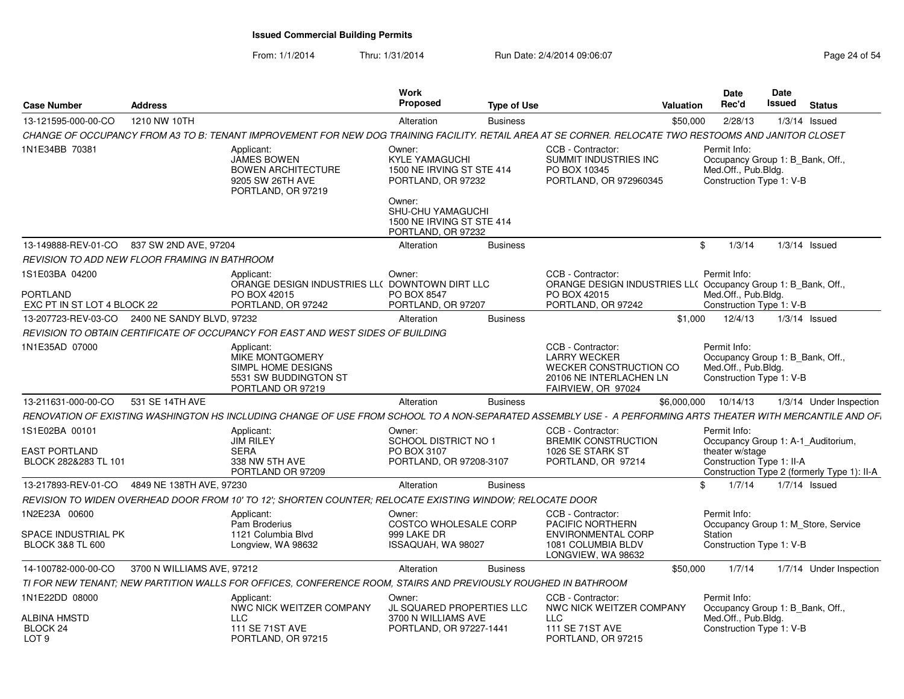# Issued Commercial Building Permits

From: 1/1/2014 Thru: 1/31/2014 Run Date: 2/4/2014 09:06:07

| Case Number | Address | Work Proposed | Type of Use | Valuation | Date Rec'd | Date Issued | Status |
|---|---|---|---|---|---|---|---|
| 13-121595-000-00-CO | 1210 NW 10TH | Alteration | Business | $50,000 | 2/28/13 | 1/3/14 | Issued |

CHANGE OF OCCUPANCY FROM A3 TO B: TENANT IMPROVEMENT FOR NEW DOG TRAINING FACILITY. RETAIL AREA AT SE CORNER. RELOCATE TWO RESTOOMS AND JANITOR CLOSET

1N1E34BB 70381

Applicant: JAMES BOWEN, BOWEN ARCHITECTURE, 9205 SW 26TH AVE, PORTLAND, OR 97219

Owner: KYLE YAMAGUCHI, 1500 NE IRVING ST STE 414, PORTLAND, OR 97232

Owner: SHU-CHU YAMAGUCHI, 1500 NE IRVING ST STE 414, PORTLAND, OR 97232

CCB - Contractor: SUMMIT INDUSTRIES INC, PO BOX 10345, PORTLAND, OR 972960345

Permit Info: Occupancy Group 1: B_Bank, Off., Med.Off., Pub.Bldg. Construction Type 1: V-B

| Case Number | Address | Work Proposed | Type of Use | Valuation | Date Rec'd | Date Issued | Status |
|---|---|---|---|---|---|---|---|
| 13-149888-REV-01-CO | 837 SW 2ND AVE, 97204 | Alteration | Business | $ | 1/3/14 | 1/3/14 | Issued |

REVISION TO ADD NEW FLOOR FRAMING IN BATHROOM

1S1E03BA 04200

PORTLAND
EXC PT IN ST LOT 4 BLOCK 22

Applicant: ORANGE DESIGN INDUSTRIES LL( PO BOX 42015, PORTLAND, OR 97242

Owner: DOWNTOWN DIRT LLC, PO BOX 8547, PORTLAND, OR 97207

CCB - Contractor: ORANGE DESIGN INDUSTRIES LL( PO BOX 42015, PORTLAND, OR 97242

Permit Info: Occupancy Group 1: B_Bank, Off., Med.Off., Pub.Bldg. Construction Type 1: V-B

| Case Number | Address | Work Proposed | Type of Use | Valuation | Date Rec'd | Date Issued | Status |
|---|---|---|---|---|---|---|---|
| 13-207723-REV-03-CO | 2400 NE SANDY BLVD, 97232 | Alteration | Business | $1,000 | 12/4/13 | 1/3/14 | Issued |

REVISION TO OBTAIN CERTIFICATE OF OCCUPANCY FOR EAST AND WEST SIDES OF BUILDING

1N1E35AD 07000

Applicant: MIKE MONTGOMERY, SIMPL HOME DESIGNS, 5531 SW BUDDINGTON ST, PORTLAND OR 97219

CCB - Contractor: LARRY WECKER, WECKER CONSTRUCTION CO, 20106 NE INTERLACHEN LN, FAIRVIEW, OR 97024

Permit Info: Occupancy Group 1: B_Bank, Off., Med.Off., Pub.Bldg. Construction Type 1: V-B

| Case Number | Address | Work Proposed | Type of Use | Valuation | Date Rec'd | Date Issued | Status |
|---|---|---|---|---|---|---|---|
| 13-211631-000-00-CO | 531 SE 14TH AVE | Alteration | Business | $6,000,000 | 10/14/13 | 1/3/14 | Under Inspection |

RENOVATION OF EXISTING WASHINGTON HS INCLUDING CHANGE OF USE FROM SCHOOL TO A NON-SEPARATED ASSEMBLY USE - A PERFORMING ARTS THEATER WITH MERCANTILE AND OFI

1S1E02BA 00101

EAST PORTLAND
BLOCK 282&283 TL 101

Applicant: JIM RILEY, SERA, 338 NW 5TH AVE, PORTLAND OR 97209

Owner: SCHOOL DISTRICT NO 1, PO BOX 3107, PORTLAND, OR 97208-3107

CCB - Contractor: BREMIK CONSTRUCTION, 1026 SE STARK ST, PORTLAND, OR 97214

Permit Info: Occupancy Group 1: A-1_Auditorium, theater w/stage. Construction Type 1: II-A. Construction Type 2 (formerly Type 1): II-A

| Case Number | Address | Work Proposed | Type of Use | Valuation | Date Rec'd | Date Issued | Status |
|---|---|---|---|---|---|---|---|
| 13-217893-REV-01-CO | 4849 NE 138TH AVE, 97230 | Alteration | Business | $ | 1/7/14 | 1/7/14 | Issued |

REVISION TO WIDEN OVERHEAD DOOR FROM 10' TO 12'; SHORTEN COUNTER; RELOCATE EXISTING WINDOW; RELOCATE DOOR

1N2E23A 00600

SPACE INDUSTRIAL PK
BLOCK 3&8 TL 600

Applicant: Pam Broderius, 1121 Columbia Blvd, Longview, WA 98632

Owner: COSTCO WHOLESALE CORP, 999 LAKE DR, ISSAQUAH, WA 98027

CCB - Contractor: PACIFIC NORTHERN ENVIRONMENTAL CORP, 1081 COLUMBIA BLDV, LONGVIEW, WA 98632

Permit Info: Occupancy Group 1: M_Store, Service Station. Construction Type 1: V-B

| Case Number | Address | Work Proposed | Type of Use | Valuation | Date Rec'd | Date Issued | Status |
|---|---|---|---|---|---|---|---|
| 14-100782-000-00-CO | 3700 N WILLIAMS AVE, 97212 | Alteration | Business | $50,000 | 1/7/14 | 1/7/14 | Under Inspection |

TI FOR NEW TENANT; NEW PARTITION WALLS FOR OFFICES, CONFERENCE ROOM, STAIRS AND PREVIOUSLY ROUGHED IN BATHROOM

1N1E22DD 08000

ALBINA HMSTD
BLOCK 24
LOT 9

Applicant: NWC NICK WEITZER COMPANY LLC, 111 SE 71ST AVE, PORTLAND, OR 97215

Owner: JL SQUARED PROPERTIES LLC, 3700 N WILLIAMS AVE, PORTLAND, OR 97227-1441

CCB - Contractor: NWC NICK WEITZER COMPANY LLC, 111 SE 71ST AVE, PORTLAND, OR 97215

Permit Info: Occupancy Group 1: B_Bank, Off., Med.Off., Pub.Bldg. Construction Type 1: V-B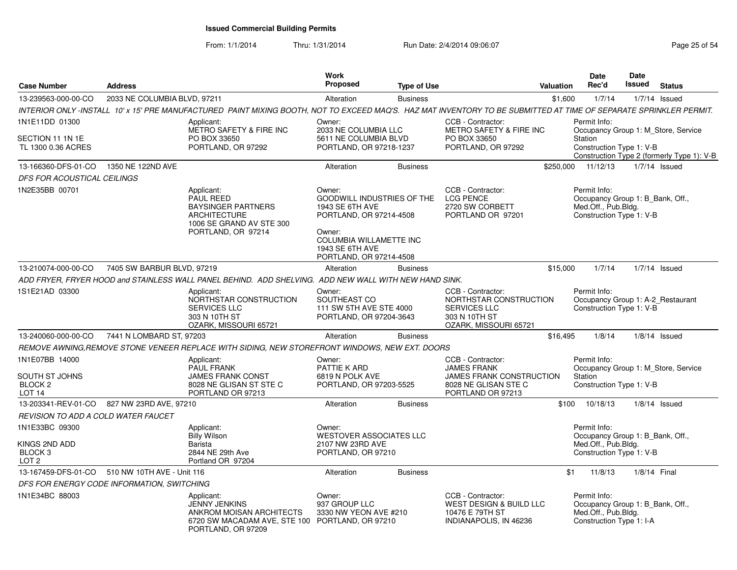# Issued Commercial Building Permits

From: 1/1/2014 Thru: 1/31/2014 Run Date: 2/4/2014 09:06:07

| Case Number | Address | Work Proposed | Type of Use | Valuation | Date Rec'd | Date Issued | Status |
|---|---|---|---|---|---|---|---|
| 13-239563-000-00-CO | 2033 NE COLUMBIA BLVD, 97211 | Alteration | Business | $1,600 | 1/7/14 | 1/7/14 | Issued |

*INTERIOR ONLY -INSTALL 10' x 15' PRE MANUFACTURED PAINT MIXING BOOTH, NOT TO EXCEED MAQ'S. HAZ MAT INVENTORY TO BE SUBMITTED AT TIME OF SEPARATE SPRINKLER PERMIT.*

1N1E11DD 01300
SECTION 11 1N 1E
TL 1300 0.36 ACRES

Applicant: METRO SAFETY & FIRE INC, PO BOX 33650, PORTLAND, OR 97292

Owner: 2033 NE COLUMBIA LLC, 5611 NE COLUMBIA BLVD, PORTLAND, OR 97218-1237

CCB - Contractor: METRO SAFETY & FIRE INC, PO BOX 33650, PORTLAND, OR 97292

Permit Info: Occupancy Group 1: M_Store, Service Station; Construction Type 1: V-B; Construction Type 2 (formerly Type 1): V-B

| Case Number | Address | Work Proposed | Type of Use | Valuation | Date Rec'd | Date Issued | Status |
|---|---|---|---|---|---|---|---|
| 13-166360-DFS-01-CO | 1350 NE 122ND AVE | Alteration | Business | $250,000 | 11/12/13 | 1/7/14 | Issued |

*DFS FOR ACOUSTICAL CEILINGS*

1N2E35BB 00701

Applicant: PAUL REED, BAYSINGER PARTNERS ARCHITECTURE, 1006 SE GRAND AV STE 300, PORTLAND, OR 97214

Owner: GOODWILL INDUSTRIES OF THE, 1943 SE 6TH AVE, PORTLAND, OR 97214-4508

Owner: COLUMBIA WILLAMETTE INC, 1943 SE 6TH AVE, PORTLAND, OR 97214-4508

CCB - Contractor: LCG PENCE, 2720 SW CORBETT, PORTLAND OR 97201

Permit Info: Occupancy Group 1: B_Bank, Off., Med.Off., Pub.Bldg.; Construction Type 1: V-B

| Case Number | Address | Work Proposed | Type of Use | Valuation | Date Rec'd | Date Issued | Status |
|---|---|---|---|---|---|---|---|
| 13-210074-000-00-CO | 7405 SW BARBUR BLVD, 97219 | Alteration | Business | $15,000 | 1/7/14 | 1/7/14 | Issued |

*ADD FRYER, FRYER HOOD and STAINLESS WALL PANEL BEHIND. ADD SHELVING. ADD NEW WALL WITH NEW HAND SINK.*

1S1E21AD 03300

Applicant: NORTHSTAR CONSTRUCTION SERVICES LLC, 303 N 10TH ST, OZARK, MISSOURI 65721

Owner: SOUTHEAST CO, 111 SW 5TH AVE STE 4000, PORTLAND, OR 97204-3643

CCB - Contractor: NORTHSTAR CONSTRUCTION SERVICES LLC, 303 N 10TH ST, OZARK, MISSOURI 65721

Permit Info: Occupancy Group 1: A-2_Restaurant; Construction Type 1: V-B

| Case Number | Address | Work Proposed | Type of Use | Valuation | Date Rec'd | Date Issued | Status |
|---|---|---|---|---|---|---|---|
| 13-240060-000-00-CO | 7441 N LOMBARD ST, 97203 | Alteration | Business | $16,495 | 1/8/14 | 1/8/14 | Issued |

*REMOVE AWNING,REMOVE STONE VENEER REPLACE WITH SIDING, NEW STOREFRONT WINDOWS, NEW EXT. DOORS*

1N1E07BB 14000
SOUTH ST JOHNS
BLOCK 2
LOT 14

Applicant: PAUL FRANK, JAMES FRANK CONST, 8028 NE GLISAN ST STE C, PORTLAND OR 97213

Owner: PATTIE K ARD, 6819 N POLK AVE, PORTLAND, OR 97203-5525

CCB - Contractor: JAMES FRANK, JAMES FRANK CONSTRUCTION, 8028 NE GLISAN STE C, PORTLAND OR 97213

Permit Info: Occupancy Group 1: M_Store, Service Station; Construction Type 1: V-B

| Case Number | Address | Work Proposed | Type of Use | Valuation | Date Rec'd | Date Issued | Status |
|---|---|---|---|---|---|---|---|
| 13-203341-REV-01-CO | 827 NW 23RD AVE, 97210 | Alteration | Business | $100 | 10/18/13 | 1/8/14 | Issued |

*REVISION TO ADD A COLD WATER FAUCET*

1N1E33BC 09300
KINGS 2ND ADD
BLOCK 3
LOT 2

Applicant: Billy Wilson, Barista, 2844 NE 29th Ave, Portland OR 97204

Owner: WESTOVER ASSOCIATES LLC, 2107 NW 23RD AVE, PORTLAND, OR 97210

Permit Info: Occupancy Group 1: B_Bank, Off., Med.Off., Pub.Bldg.; Construction Type 1: V-B

| Case Number | Address | Work Proposed | Type of Use | Valuation | Date Rec'd | Date Issued | Status |
|---|---|---|---|---|---|---|---|
| 13-167459-DFS-01-CO | 510 NW 10TH AVE - Unit 116 | Alteration | Business | $1 | 11/8/13 | 1/8/14 | Final |

*DFS FOR ENERGY CODE INFORMATION, SWITCHING*

1N1E34BC 88003

Applicant: JENNY JENKINS, ANKROM MOISAN ARCHITECTS, 6720 SW MACADAM AVE, STE 100, PORTLAND, OR 97209

Owner: 937 GROUP LLC, 3330 NW YEON AVE #210, PORTLAND, OR 97210

CCB - Contractor: WEST DESIGN & BUILD LLC, 10476 E 79TH ST, INDIANAPOLIS, IN 46236

Permit Info: Occupancy Group 1: B_Bank, Off., Med.Off., Pub.Bldg.; Construction Type 1: I-A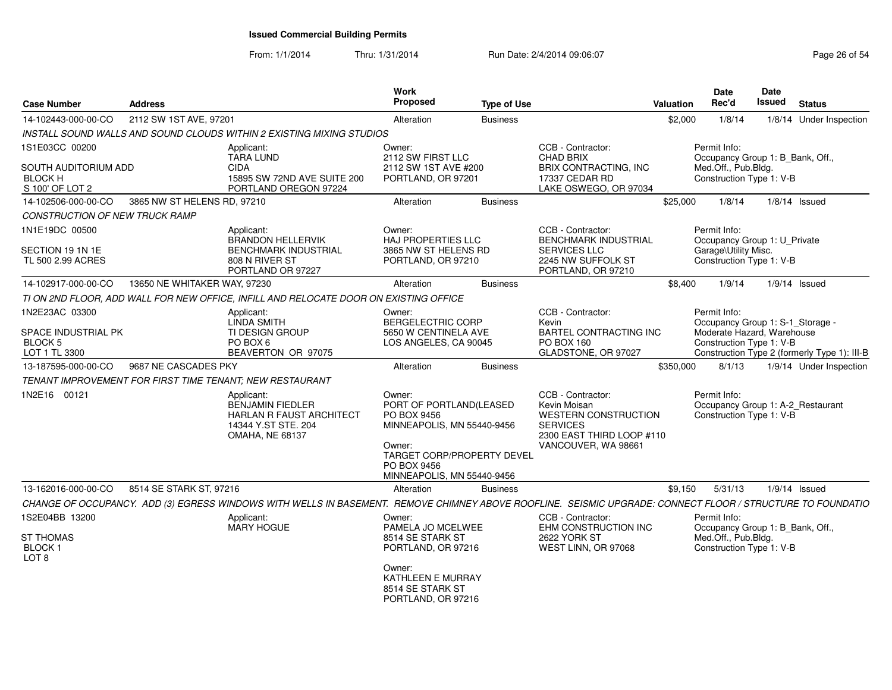# Issued Commercial Building Permits

From: 1/1/2014 Thru: 1/31/2014 Run Date: 2/4/2014 09:06:07

| Case Number | Address | Work Proposed | Type of Use | Valuation | Date Rec'd | Date Issued | Status |
|---|---|---|---|---|---|---|---|
| 14-102443-000-00-CO | 2112 SW 1ST AVE, 97201 | Alteration | Business | $2,000 | 1/8/14 | 1/8/14 | Under Inspection |

*INSTALL SOUND WALLS AND SOUND CLOUDS WITHIN 2 EXISTING MIXING STUDIOS*

1S1E03CC 00200

SOUTH AUDITORIUM ADD
BLOCK H
S 100' OF LOT 2

Applicant:
TARA LUND
CIDA
15895 SW 72ND AVE SUITE 200
PORTLAND OREGON 97224

Owner:
2112 SW FIRST LLC
2112 SW 1ST AVE #200
PORTLAND, OR 97201

CCB - Contractor:
CHAD BRIX
BRIX CONTRACTING, INC
17337 CEDAR RD
LAKE OSWEGO, OR 97034

Permit Info:
Occupancy Group 1: B_Bank, Off., Med.Off., Pub.Bldg.
Construction Type 1: V-B

| Case Number | Address | Work Proposed | Type of Use | Valuation | Date Rec'd | Date Issued | Status |
|---|---|---|---|---|---|---|---|
| 14-102506-000-00-CO | 3865 NW ST HELENS RD, 97210 | Alteration | Business | $25,000 | 1/8/14 | 1/8/14 | Issued |

*CONSTRUCTION OF NEW TRUCK RAMP*

1N1E19DC 00500

SECTION 19 1N 1E
TL 500 2.99 ACRES

Applicant:
BRANDON HELLERVIK
BENCHMARK INDUSTRIAL
808 N RIVER ST
PORTLAND OR 97227

Owner:
HAJ PROPERTIES LLC
3865 NW ST HELENS RD
PORTLAND, OR 97210

CCB - Contractor:
BENCHMARK INDUSTRIAL SERVICES LLC
2245 NW SUFFOLK ST
PORTLAND, OR 97210

Permit Info:
Occupancy Group 1: U_Private Garage\Utility Misc.
Construction Type 1: V-B

| Case Number | Address | Work Proposed | Type of Use | Valuation | Date Rec'd | Date Issued | Status |
|---|---|---|---|---|---|---|---|
| 14-102917-000-00-CO | 13650 NE WHITAKER WAY, 97230 | Alteration | Business | $8,400 | 1/9/14 | 1/9/14 | Issued |

*TI ON 2ND FLOOR, ADD WALL FOR NEW OFFICE, INFILL AND RELOCATE DOOR ON EXISTING OFFICE*

1N2E23AC 03300

SPACE INDUSTRIAL PK
BLOCK 5
LOT 1 TL 3300

Applicant:
LINDA SMITH
TI DESIGN GROUP
PO BOX 6
BEAVERTON OR 97075

Owner:
BERGELECTRIC CORP
5650 W CENTINELA AVE
LOS ANGELES, CA 90045

CCB - Contractor:
Kevin
BARTEL CONTRACTING INC
PO BOX 160
GLADSTONE, OR 97027

Permit Info:
Occupancy Group 1: S-1_Storage - Moderate Hazard, Warehouse
Construction Type 1: V-B
Construction Type 2 (formerly Type 1): III-B

| Case Number | Address | Work Proposed | Type of Use | Valuation | Date Rec'd | Date Issued | Status |
|---|---|---|---|---|---|---|---|
| 13-187595-000-00-CO | 9687 NE CASCADES PKY | Alteration | Business | $350,000 | 8/1/13 | 1/9/14 | Under Inspection |

*TENANT IMPROVEMENT FOR FIRST TIME TENANT; NEW RESTAURANT*

1N2E16 00121

Applicant:
BENJAMIN FIEDLER
HARLAN R FAUST ARCHITECT
14344 Y.ST STE. 204
OMAHA, NE 68137

Owner:
PORT OF PORTLAND(LEASED
PO BOX 9456
MINNEAPOLIS, MN 55440-9456

Owner:
TARGET CORP/PROPERTY DEVEL
PO BOX 9456
MINNEAPOLIS, MN 55440-9456

CCB - Contractor:
Kevin Moisan
WESTERN CONSTRUCTION SERVICES
2300 EAST THIRD LOOP #110
VANCOUVER, WA 98661

Permit Info:
Occupancy Group 1: A-2_Restaurant
Construction Type 1: V-B

| Case Number | Address | Work Proposed | Type of Use | Valuation | Date Rec'd | Date Issued | Status |
|---|---|---|---|---|---|---|---|
| 13-162016-000-00-CO | 8514 SE STARK ST, 97216 | Alteration | Business | $9,150 | 5/31/13 | 1/9/14 | Issued |

*CHANGE OF OCCUPANCY. ADD (3) EGRESS WINDOWS WITH WELLS IN BASEMENT. REMOVE CHIMNEY ABOVE ROOFLINE. SEISMIC UPGRADE: CONNECT FLOOR / STRUCTURE TO FOUNDATIO*

1S2E04BB 13200

ST THOMAS
BLOCK 1
LOT 8

Applicant:
MARY HOGUE

Owner:
PAMELA JO MCELWEE
8514 SE STARK ST
PORTLAND, OR 97216

Owner:
KATHLEEN E MURRAY
8514 SE STARK ST
PORTLAND, OR 97216

CCB - Contractor:
EHM CONSTRUCTION INC
2622 YORK ST
WEST LINN, OR 97068

Permit Info:
Occupancy Group 1: B_Bank, Off., Med.Off., Pub.Bldg.
Construction Type 1: V-B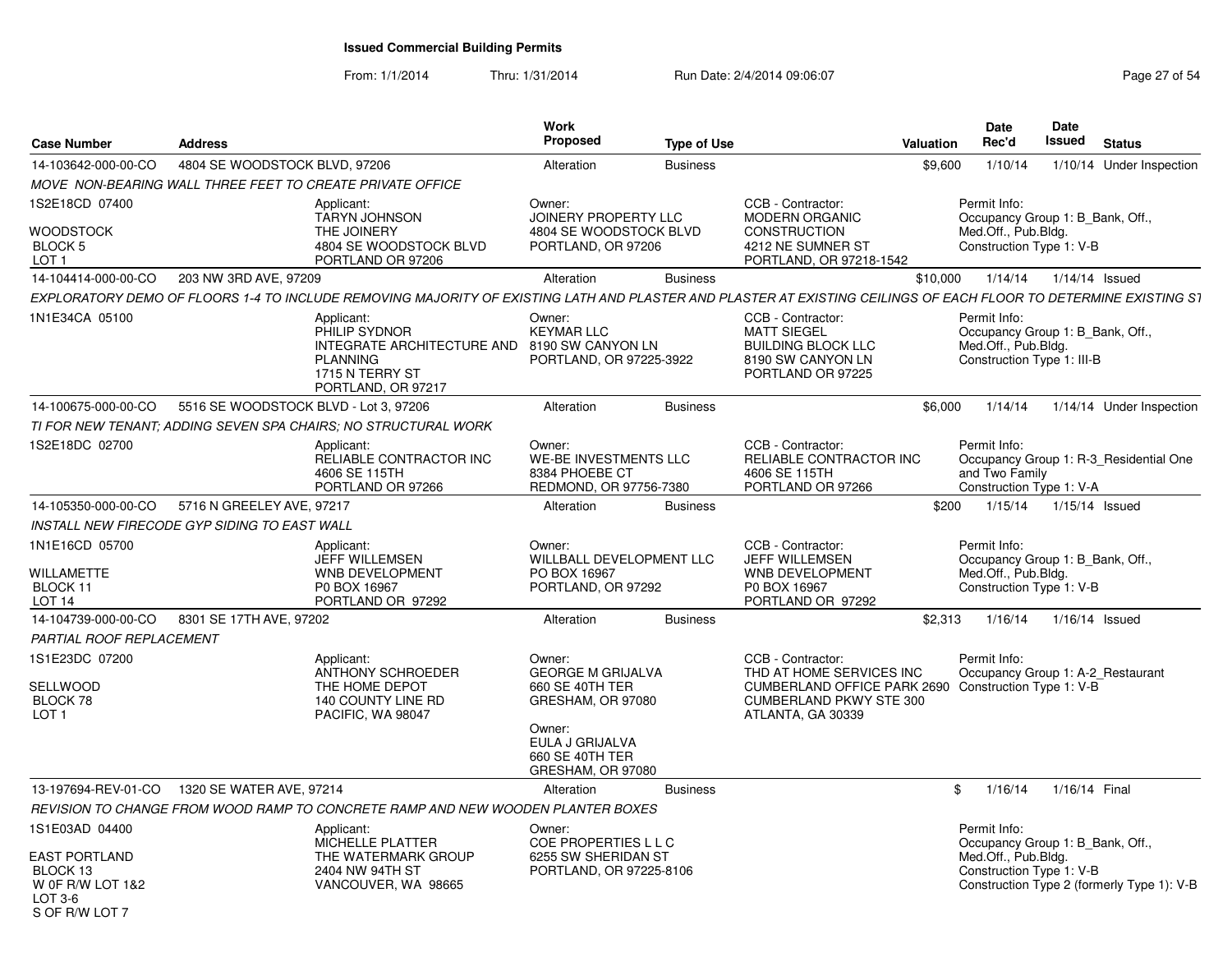# Issued Commercial Building Permits

From: 1/1/2014 Thru: 1/31/2014 Run Date: 2/4/2014 09:06:07

| Case Number | Address | Work Proposed | Type of Use | Valuation | Date Rec'd | Date Issued | Status |
|---|---|---|---|---|---|---|---|
| 14-103642-000-00-CO | 4804 SE WOODSTOCK BLVD, 97206 | Alteration | Business | $9,600 | 1/10/14 | 1/10/14 | Under Inspection |

MOVE NON-BEARING WALL THREE FEET TO CREATE PRIVATE OFFICE

1S2E18CD 07400

WOODSTOCK
BLOCK 5
LOT 1

Applicant:
TARYN JOHNSON
THE JOINERY
4804 SE WOODSTOCK BLVD
PORTLAND OR 97206

Owner:
JOINERY PROPERTY LLC
4804 SE WOODSTOCK BLVD
PORTLAND, OR 97206

CCB - Contractor:
MODERN ORGANIC CONSTRUCTION
4212 NE SUMNER ST
PORTLAND, OR 97218-1542

Permit Info:
Occupancy Group 1: B_Bank, Off., Med.Off., Pub.Bldg.
Construction Type 1: V-B

| Case Number | Address | Work Proposed | Type of Use | Valuation | Date Rec'd | Date Issued | Status |
|---|---|---|---|---|---|---|---|
| 14-104414-000-00-CO | 203 NW 3RD AVE, 97209 | Alteration | Business | $10,000 | 1/14/14 | 1/14/14 | Issued |

EXPLORATORY DEMO OF FLOORS 1-4 TO INCLUDE REMOVING MAJORITY OF EXISTING LATH AND PLASTER AND PLASTER AT EXISTING CEILINGS OF EACH FLOOR TO DETERMINE EXISTING ST

1N1E34CA 05100

Applicant:
PHILIP SYDNOR
INTEGRATE ARCHITECTURE AND PLANNING
1715 N TERRY ST
PORTLAND, OR 97217

Owner:
KEYMAR LLC
8190 SW CANYON LN
PORTLAND, OR 97225-3922

CCB - Contractor:
MATT SIEGEL
BUILDING BLOCK LLC
8190 SW CANYON LN
PORTLAND OR 97225

Permit Info:
Occupancy Group 1: B_Bank, Off., Med.Off., Pub.Bldg.
Construction Type 1: III-B

| Case Number | Address | Work Proposed | Type of Use | Valuation | Date Rec'd | Date Issued | Status |
|---|---|---|---|---|---|---|---|
| 14-100675-000-00-CO | 5516 SE WOODSTOCK BLVD - Lot 3, 97206 | Alteration | Business | $6,000 | 1/14/14 | 1/14/14 | Under Inspection |

TI FOR NEW TENANT; ADDING SEVEN SPA CHAIRS; NO STRUCTURAL WORK

1S2E18DC 02700

Applicant:
RELIABLE CONTRACTOR INC
4606 SE 115TH
PORTLAND OR 97266

Owner:
WE-BE INVESTMENTS LLC
8384 PHOEBE CT
REDMOND, OR 97756-7380

CCB - Contractor:
RELIABLE CONTRACTOR INC
4606 SE 115TH
PORTLAND OR 97266

Permit Info:
Occupancy Group 1: R-3_Residential One and Two Family
Construction Type 1: V-A

| Case Number | Address | Work Proposed | Type of Use | Valuation | Date Rec'd | Date Issued | Status |
|---|---|---|---|---|---|---|---|
| 14-105350-000-00-CO | 5716 N GREELEY AVE, 97217 | Alteration | Business | $200 | 1/15/14 | 1/15/14 | Issued |

INSTALL NEW FIRECODE GYP SIDING TO EAST WALL

1N1E16CD 05700

WILLAMETTE
BLOCK 11
LOT 14

Applicant:
JEFF WILLEMSEN
WNB DEVELOPMENT
P0 BOX 16967
PORTLAND OR 97292

Owner:
WILLBALL DEVELOPMENT LLC
PO BOX 16967
PORTLAND, OR 97292

CCB - Contractor:
JEFF WILLEMSEN
WNB DEVELOPMENT
P0 BOX 16967
PORTLAND OR 97292

Permit Info:
Occupancy Group 1: B_Bank, Off., Med.Off., Pub.Bldg.
Construction Type 1: V-B

| Case Number | Address | Work Proposed | Type of Use | Valuation | Date Rec'd | Date Issued | Status |
|---|---|---|---|---|---|---|---|
| 14-104739-000-00-CO | 8301 SE 17TH AVE, 97202 | Alteration | Business | $2,313 | 1/16/14 | 1/16/14 | Issued |

PARTIAL ROOF REPLACEMENT

1S1E23DC 07200

SELLWOOD
BLOCK 78
LOT 1

Applicant:
ANTHONY SCHROEDER
THE HOME DEPOT
140 COUNTY LINE RD
PACIFIC, WA 98047

Owner:
GEORGE M GRIJALVA
660 SE 40TH TER
GRESHAM, OR 97080

Owner:
EULA J GRIJALVA
660 SE 40TH TER
GRESHAM, OR 97080

CCB - Contractor:
THD AT HOME SERVICES INC
CUMBERLAND OFFICE PARK 2690
CUMBERLAND PKWY STE 300
ATLANTA, GA 30339

Permit Info:
Occupancy Group 1: A-2_Restaurant
Construction Type 1: V-B

| Case Number | Address | Work Proposed | Type of Use | Valuation | Date Rec'd | Date Issued | Status |
|---|---|---|---|---|---|---|---|
| 13-197694-REV-01-CO | 1320 SE WATER AVE, 97214 | Alteration | Business | $ | 1/16/14 | 1/16/14 | Final |

REVISION TO CHANGE FROM WOOD RAMP TO CONCRETE RAMP AND NEW WOODEN PLANTER BOXES

1S1E03AD 04400

EAST PORTLAND
BLOCK 13
W 0F R/W LOT 1&2
LOT 3-6
S OF R/W LOT 7

Applicant:
MICHELLE PLATTER
THE WATERMARK GROUP
2404 NW 94TH ST
VANCOUVER, WA 98665

Owner:
COE PROPERTIES L L C
6255 SW SHERIDAN ST
PORTLAND, OR 97225-8106

Permit Info:
Occupancy Group 1: B_Bank, Off., Med.Off., Pub.Bldg.
Construction Type 1: V-B
Construction Type 2 (formerly Type 1): V-B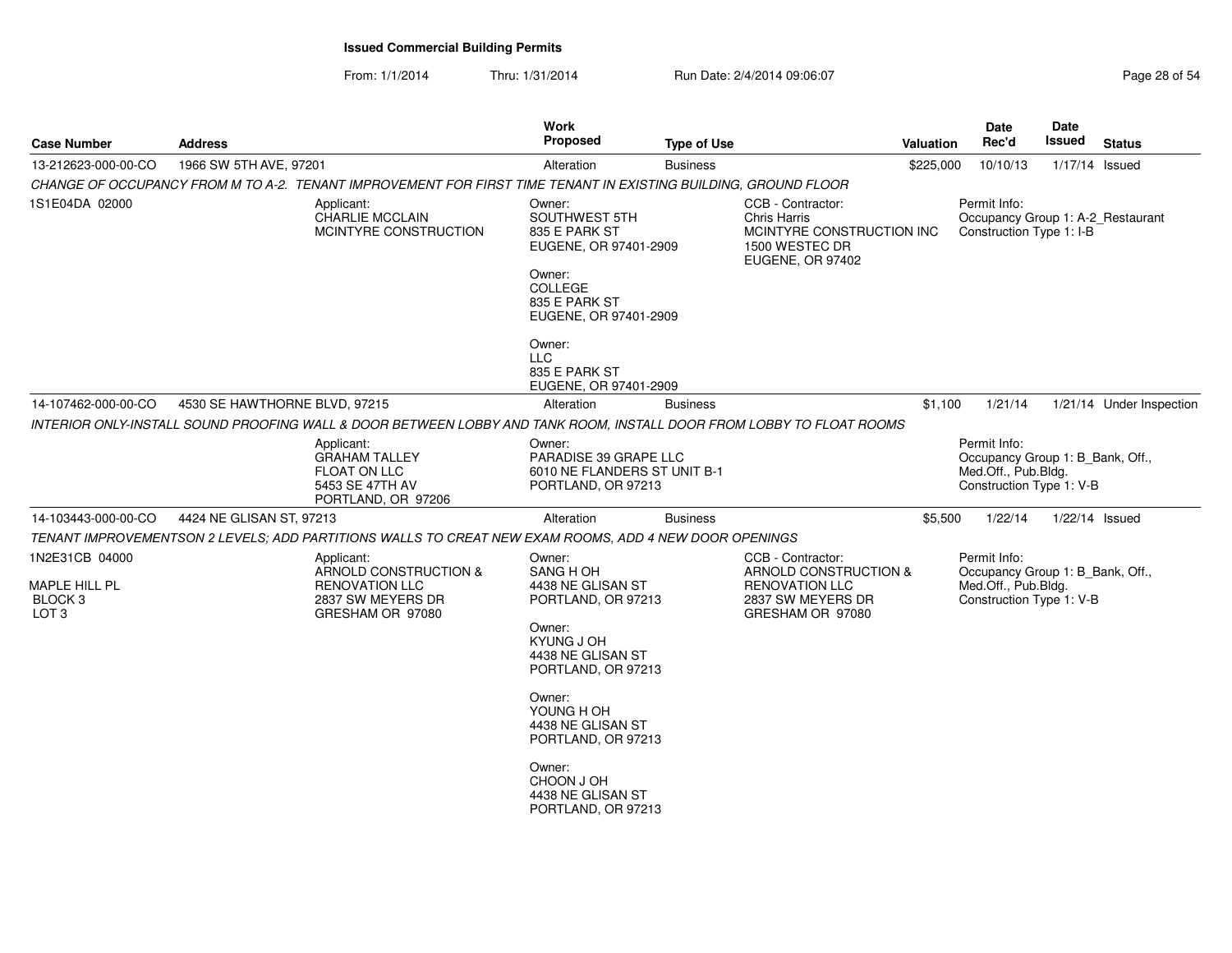# Issued Commercial Building Permits

From: 1/1/2014 Thru: 1/31/2014 Run Date: 2/4/2014 09:06:07

| Case Number | Address | Work Proposed | Type of Use | Valuation | Date Rec'd | Date Issued | Status |
|---|---|---|---|---|---|---|---|
| 13-212623-000-00-CO | 1966 SW 5TH AVE, 97201 | Alteration | Business | $225,000 | 10/10/13 | 1/17/14 | Issued |

*CHANGE OF OCCUPANCY FROM M TO A-2. TENANT IMPROVEMENT FOR FIRST TIME TENANT IN EXISTING BUILDING, GROUND FLOOR*

1S1E04DA 02000

Applicant:
CHARLIE MCCLAIN
MCINTYRE CONSTRUCTION

Owner:
SOUTHWEST 5TH
835 E PARK ST
EUGENE, OR 97401-2909

Owner:
COLLEGE
835 E PARK ST
EUGENE, OR 97401-2909

Owner:
LLC
835 E PARK ST
EUGENE, OR 97401-2909

CCB - Contractor:
Chris Harris
MCINTYRE CONSTRUCTION INC
1500 WESTEC DR
EUGENE, OR 97402

Permit Info:
Occupancy Group 1: A-2_Restaurant
Construction Type 1: I-B

| Case Number | Address | Work Proposed | Type of Use | Valuation | Date Rec'd | Date Issued | Status |
|---|---|---|---|---|---|---|---|
| 14-107462-000-00-CO | 4530 SE HAWTHORNE BLVD, 97215 | Alteration | Business | $1,100 | 1/21/14 | 1/21/14 | Under Inspection |

*INTERIOR ONLY-INSTALL SOUND PROOFING WALL & DOOR BETWEEN LOBBY AND TANK ROOM, INSTALL DOOR FROM LOBBY TO FLOAT ROOMS*

Applicant:
GRAHAM TALLEY
FLOAT ON LLC
5453 SE 47TH AV
PORTLAND, OR 97206

Owner:
PARADISE 39 GRAPE LLC
6010 NE FLANDERS ST UNIT B-1
PORTLAND, OR 97213

Permit Info:
Occupancy Group 1: B_Bank, Off., Med.Off., Pub.Bldg.
Construction Type 1: V-B

| Case Number | Address | Work Proposed | Type of Use | Valuation | Date Rec'd | Date Issued | Status |
|---|---|---|---|---|---|---|---|
| 14-103443-000-00-CO | 4424 NE GLISAN ST, 97213 | Alteration | Business | $5,500 | 1/22/14 | 1/22/14 | Issued |

*TENANT IMPROVEMENTSON 2 LEVELS; ADD PARTITIONS WALLS TO CREAT NEW EXAM ROOMS, ADD 4 NEW DOOR OPENINGS*

1N2E31CB 04000

MAPLE HILL PL
BLOCK 3
LOT 3

Applicant:
ARNOLD CONSTRUCTION & RENOVATION LLC
2837 SW MEYERS DR
GRESHAM OR 97080

Owner:
SANG H OH
4438 NE GLISAN ST
PORTLAND, OR 97213

Owner:
KYUNG J OH
4438 NE GLISAN ST
PORTLAND, OR 97213

Owner:
YOUNG H OH
4438 NE GLISAN ST
PORTLAND, OR 97213

Owner:
CHOON J OH
4438 NE GLISAN ST
PORTLAND, OR 97213

CCB - Contractor:
ARNOLD CONSTRUCTION & RENOVATION LLC
2837 SW MEYERS DR
GRESHAM OR 97080

Permit Info:
Occupancy Group 1: B_Bank, Off., Med.Off., Pub.Bldg.
Construction Type 1: V-B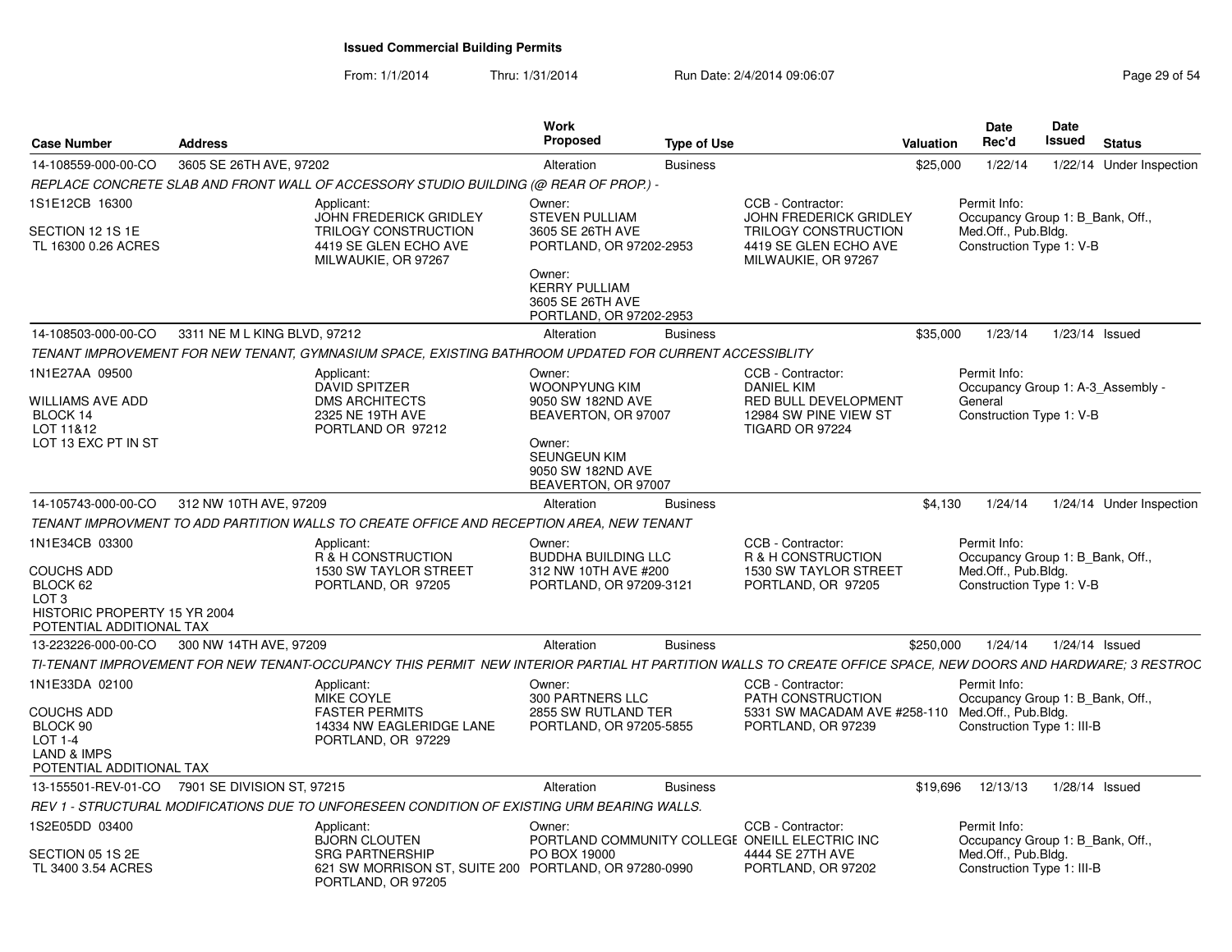# Issued Commercial Building Permits

From: 1/1/2014 Thru: 1/31/2014 Run Date: 2/4/2014 09:06:07

| Case Number | Address | Work Proposed | Type of Use | Valuation | Date Rec'd | Date Issued | Status |
|---|---|---|---|---|---|---|---|
| 14-108559-000-00-CO | 3605 SE 26TH AVE, 97202 | Alteration | Business | $25,000 | 1/22/14 | 1/22/14 | Under Inspection |

REPLACE CONCRETE SLAB AND FRONT WALL OF ACCESSORY STUDIO BUILDING (@ REAR OF PROP.) -

1S1E12CB 16300
SECTION 12 1S 1E
TL 16300 0.26 ACRES

Applicant: JOHN FREDERICK GRIDLEY, TRILOGY CONSTRUCTION, 4419 SE GLEN ECHO AVE, MILWAUKIE, OR 97267

Owner: STEVEN PULLIAM, 3605 SE 26TH AVE, PORTLAND, OR 97202-2953
Owner: KERRY PULLIAM, 3605 SE 26TH AVE, PORTLAND, OR 97202-2953

CCB - Contractor: JOHN FREDERICK GRIDLEY, TRILOGY CONSTRUCTION, 4419 SE GLEN ECHO AVE, MILWAUKIE, OR 97267

Permit Info: Occupancy Group 1: B_Bank, Off., Med.Off., Pub.Bldg. Construction Type 1: V-B

---

| Case Number | Address | Work Proposed | Type of Use | Valuation | Date Rec'd | Date Issued | Status |
|---|---|---|---|---|---|---|---|
| 14-108503-000-00-CO | 3311 NE M L KING BLVD, 97212 | Alteration | Business | $35,000 | 1/23/14 | 1/23/14 | Issued |

TENANT IMPROVEMENT FOR NEW TENANT, GYMNASIUM SPACE, EXISTING BATHROOM UPDATED FOR CURRENT ACCESSIBLITY

1N1E27AA 09500
WILLIAMS AVE ADD
BLOCK 14
LOT 11&12
LOT 13 EXC PT IN ST

Applicant: DAVID SPITZER, DMS ARCHITECTS, 2325 NE 19TH AVE, PORTLAND OR 97212

Owner: WOONPYUNG KIM, 9050 SW 182ND AVE, BEAVERTON, OR 97007
Owner: SEUNGEUN KIM, 9050 SW 182ND AVE, BEAVERTON, OR 97007

CCB - Contractor: DANIEL KIM, RED BULL DEVELOPMENT, 12984 SW PINE VIEW ST, TIGARD OR 97224

Permit Info: Occupancy Group 1: A-3_Assembly - General. Construction Type 1: V-B

---

| Case Number | Address | Work Proposed | Type of Use | Valuation | Date Rec'd | Date Issued | Status |
|---|---|---|---|---|---|---|---|
| 14-105743-000-00-CO | 312 NW 10TH AVE, 97209 | Alteration | Business | $4,130 | 1/24/14 | 1/24/14 | Under Inspection |

TENANT IMPROVMENT TO ADD PARTITION WALLS TO CREATE OFFICE AND RECEPTION AREA, NEW TENANT

1N1E34CB 03300
COUCHS ADD
BLOCK 62
LOT 3
HISTORIC PROPERTY 15 YR 2004
POTENTIAL ADDITIONAL TAX

Applicant: R & H CONSTRUCTION, 1530 SW TAYLOR STREET, PORTLAND, OR 97205

Owner: BUDDHA BUILDING LLC, 312 NW 10TH AVE #200, PORTLAND, OR 97209-3121

CCB - Contractor: R & H CONSTRUCTION, 1530 SW TAYLOR STREET, PORTLAND, OR 97205

Permit Info: Occupancy Group 1: B_Bank, Off., Med.Off., Pub.Bldg. Construction Type 1: V-B

---

| Case Number | Address | Work Proposed | Type of Use | Valuation | Date Rec'd | Date Issued | Status |
|---|---|---|---|---|---|---|---|
| 13-223226-000-00-CO | 300 NW 14TH AVE, 97209 | Alteration | Business | $250,000 | 1/24/14 | 1/24/14 | Issued |

TI-TENANT IMPROVEMENT FOR NEW TENANT-OCCUPANCY THIS PERMIT NEW INTERIOR PARTIAL HT PARTITION WALLS TO CREATE OFFICE SPACE, NEW DOORS AND HARDWARE; 3 RESTROC

1N1E33DA 02100
COUCHS ADD
BLOCK 90
LOT 1-4
LAND & IMPS
POTENTIAL ADDITIONAL TAX

Applicant: MIKE COYLE, FASTER PERMITS, 14334 NW EAGLERIDGE LANE, PORTLAND, OR 97229

Owner: 300 PARTNERS LLC, 2855 SW RUTLAND TER, PORTLAND, OR 97205-5855

CCB - Contractor: PATH CONSTRUCTION, 5331 SW MACADAM AVE #258-110, PORTLAND, OR 97239

Permit Info: Occupancy Group 1: B_Bank, Off., Med.Off., Pub.Bldg. Construction Type 1: III-B

---

| Case Number | Address | Work Proposed | Type of Use | Valuation | Date Rec'd | Date Issued | Status |
|---|---|---|---|---|---|---|---|
| 13-155501-REV-01-CO | 7901 SE DIVISION ST, 97215 | Alteration | Business | $19,696 | 12/13/13 | 1/28/14 | Issued |

REV 1 - STRUCTURAL MODIFICATIONS DUE TO UNFORESEEN CONDITION OF EXISTING URM BEARING WALLS.

1S2E05DD 03400
SECTION 05 1S 2E
TL 3400 3.54 ACRES

Applicant: BJORN CLOUTEN, SRG PARTNERSHIP, 621 SW MORRISON ST, SUITE 200, PORTLAND, OR 97205

Owner: PORTLAND COMMUNITY COLLEGE, PO BOX 19000, PORTLAND, OR 97280-0990

CCB - Contractor: ONEILL ELECTRIC INC, 4444 SE 27TH AVE, PORTLAND, OR 97202

Permit Info: Occupancy Group 1: B_Bank, Off., Med.Off., Pub.Bldg. Construction Type 1: III-B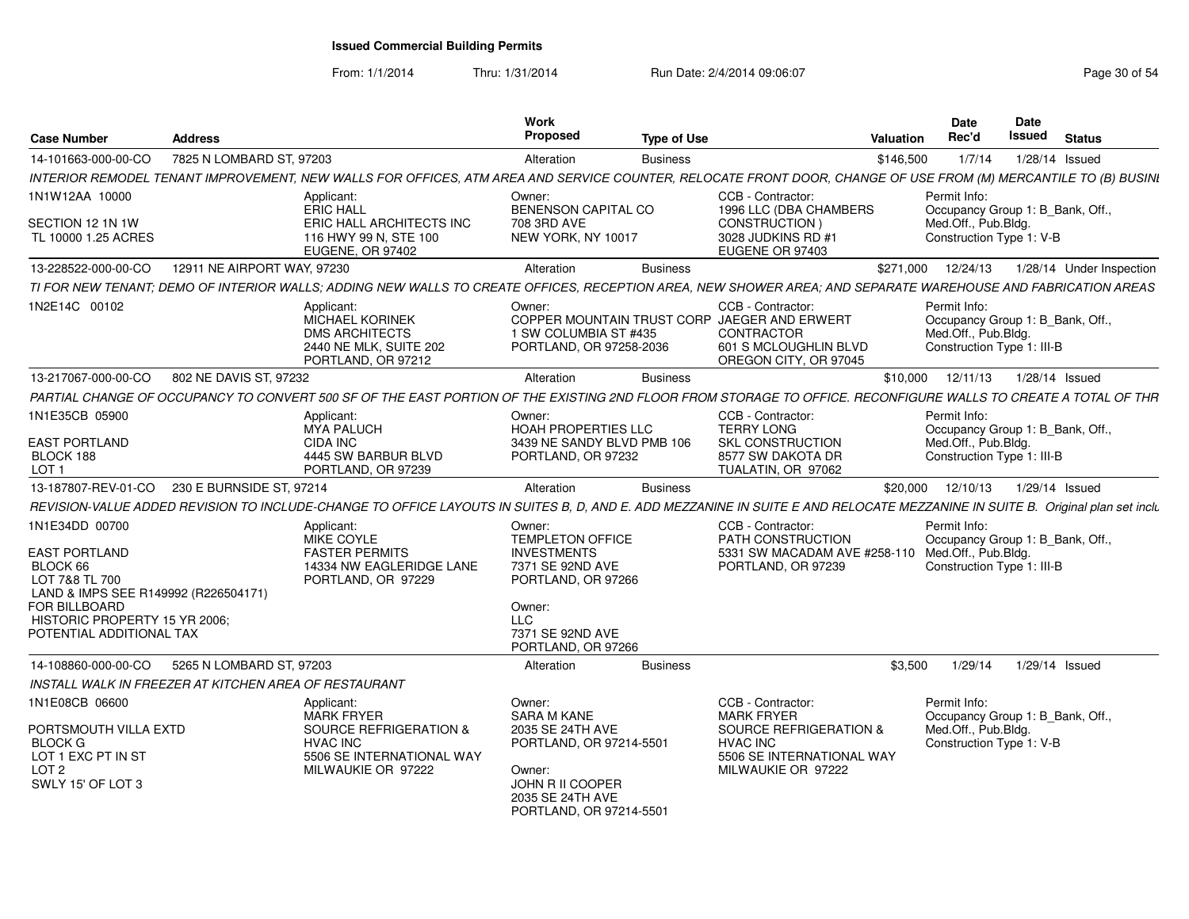# Issued Commercial Building Permits

From: 1/1/2014 Thru: 1/31/2014 Run Date: 2/4/2014 09:06:07

| Case Number | Address | Work Proposed | Type of Use | Valuation | Date Rec'd | Date Issued | Status |
|---|---|---|---|---|---|---|---|
| 14-101663-000-00-CO | 7825 N LOMBARD ST, 97203 | Alteration | Business | $146,500 | 1/7/14 | 1/28/14 | Issued |

INTERIOR REMODEL TENANT IMPROVEMENT, NEW WALLS FOR OFFICES, ATM AREA AND SERVICE COUNTER, RELOCATE FRONT DOOR, CHANGE OF USE FROM (M) MERCANTILE TO (B) BUSINI

| Property | Applicant | Owner | CCB - Contractor | Permit Info |
|---|---|---|---|---|
| 1N1W12AA 10000<br>SECTION 12 1N 1W<br>TL 10000 1.25 ACRES | Applicant:<br>ERIC HALL<br>ERIC HALL ARCHITECTS INC<br>116 HWY 99 N, STE 100<br>EUGENE, OR 97402 | Owner:<br>BENENSON CAPITAL CO<br>708 3RD AVE<br>NEW YORK, NY 10017 | CCB - Contractor:<br>1996 LLC (DBA CHAMBERS CONSTRUCTION )<br>3028 JUDKINS RD #1<br>EUGENE OR 97403 | Permit Info:<br>Occupancy Group 1: B_Bank, Off., Med.Off., Pub.Bldg.<br>Construction Type 1: V-B |

| Case Number | Address | Work Proposed | Type of Use | Valuation | Date Rec'd | Date Issued | Status |
|---|---|---|---|---|---|---|---|
| 13-228522-000-00-CO | 12911 NE AIRPORT WAY, 97230 | Alteration | Business | $271,000 | 12/24/13 | 1/28/14 | Under Inspection |

TI FOR NEW TENANT; DEMO OF INTERIOR WALLS; ADDING NEW WALLS TO CREATE OFFICES, RECEPTION AREA, NEW SHOWER AREA; AND SEPARATE WAREHOUSE AND FABRICATION AREAS

| Property | Applicant | Owner | CCB - Contractor | Permit Info |
|---|---|---|---|---|
| 1N2E14C 00102 | Applicant:<br>MICHAEL KORINEK<br>DMS ARCHITECTS<br>2440 NE MLK, SUITE 202<br>PORTLAND, OR 97212 | Owner:<br>COPPER MOUNTAIN TRUST CORP<br>1 SW COLUMBIA ST #435<br>PORTLAND, OR 97258-2036 | CCB - Contractor:<br>JAEGER AND ERWERT CONTRACTOR<br>601 S MCLOUGHLIN BLVD<br>OREGON CITY, OR 97045 | Permit Info:<br>Occupancy Group 1: B_Bank, Off., Med.Off., Pub.Bldg.<br>Construction Type 1: III-B |

| Case Number | Address | Work Proposed | Type of Use | Valuation | Date Rec'd | Date Issued | Status |
|---|---|---|---|---|---|---|---|
| 13-217067-000-00-CO | 802 NE DAVIS ST, 97232 | Alteration | Business | $10,000 | 12/11/13 | 1/28/14 | Issued |

PARTIAL CHANGE OF OCCUPANCY TO CONVERT 500 SF OF THE EAST PORTION OF THE EXISTING 2ND FLOOR FROM STORAGE TO OFFICE. RECONFIGURE WALLS TO CREATE A TOTAL OF THR

| Property | Applicant | Owner | CCB - Contractor | Permit Info |
|---|---|---|---|---|
| 1N1E35CB 05900<br>EAST PORTLAND<br>BLOCK 188<br>LOT 1 | Applicant:<br>MYA PALUCH<br>CIDA INC<br>4445 SW BARBUR BLVD<br>PORTLAND, OR 97239 | Owner:<br>HOAH PROPERTIES LLC<br>3439 NE SANDY BLVD PMB 106<br>PORTLAND, OR 97232 | CCB - Contractor:<br>TERRY LONG<br>SKL CONSTRUCTION<br>8577 SW DAKOTA DR<br>TUALATIN, OR 97062 | Permit Info:<br>Occupancy Group 1: B_Bank, Off., Med.Off., Pub.Bldg.<br>Construction Type 1: III-B |

| Case Number | Address | Work Proposed | Type of Use | Valuation | Date Rec'd | Date Issued | Status |
|---|---|---|---|---|---|---|---|
| 13-187807-REV-01-CO | 230 E BURNSIDE ST, 97214 | Alteration | Business | $20,000 | 12/10/13 | 1/29/14 | Issued |

REVISION-VALUE ADDED REVISION TO INCLUDE-CHANGE TO OFFICE LAYOUTS IN SUITES B, D, AND E. ADD MEZZANINE IN SUITE E AND RELOCATE MEZZANINE IN SUITE B. Original plan set inclu

| Property | Applicant | Owner | CCB - Contractor | Permit Info |
|---|---|---|---|---|
| 1N1E34DD 00700<br>EAST PORTLAND<br>BLOCK 66<br>LOT 7&8 TL 700<br>LAND & IMPS SEE R149992 (R226504171) FOR BILLBOARD<br>HISTORIC PROPERTY 15 YR 2006; POTENTIAL ADDITIONAL TAX | Applicant:<br>MIKE COYLE<br>FASTER PERMITS<br>14334 NW EAGLERIDGE LANE<br>PORTLAND, OR 97229 | Owner:<br>TEMPLETON OFFICE INVESTMENTS<br>7371 SE 92ND AVE<br>PORTLAND, OR 97266<br>Owner:<br>LLC<br>7371 SE 92ND AVE<br>PORTLAND, OR 97266 | CCB - Contractor:<br>PATH CONSTRUCTION<br>5331 SW MACADAM AVE #258-110<br>PORTLAND, OR 97239 | Permit Info:<br>Occupancy Group 1: B_Bank, Off., Med.Off., Pub.Bldg.<br>Construction Type 1: III-B |

| Case Number | Address | Work Proposed | Type of Use | Valuation | Date Rec'd | Date Issued | Status |
|---|---|---|---|---|---|---|---|
| 14-108860-000-00-CO | 5265 N LOMBARD ST, 97203 | Alteration | Business | $3,500 | 1/29/14 | 1/29/14 | Issued |

INSTALL WALK IN FREEZER AT KITCHEN AREA OF RESTAURANT

| Property | Applicant | Owner | CCB - Contractor | Permit Info |
|---|---|---|---|---|
| 1N1E08CB 06600<br>PORTSMOUTH VILLA EXTD<br>BLOCK G<br>LOT 1 EXC PT IN ST<br>LOT 2<br>SWLY 15' OF LOT 3 | Applicant:<br>MARK FRYER<br>SOURCE REFRIGERATION & HVAC INC<br>5506 SE INTERNATIONAL WAY<br>MILWAUKIE OR 97222 | Owner:<br>SARA M KANE<br>2035 SE 24TH AVE<br>PORTLAND, OR 97214-5501<br>Owner:<br>JOHN R II COOPER<br>2035 SE 24TH AVE<br>PORTLAND, OR 97214-5501 | CCB - Contractor:<br>MARK FRYER<br>SOURCE REFRIGERATION & HVAC INC<br>5506 SE INTERNATIONAL WAY<br>MILWAUKIE OR 97222 | Permit Info:<br>Occupancy Group 1: B_Bank, Off., Med.Off., Pub.Bldg.<br>Construction Type 1: V-B |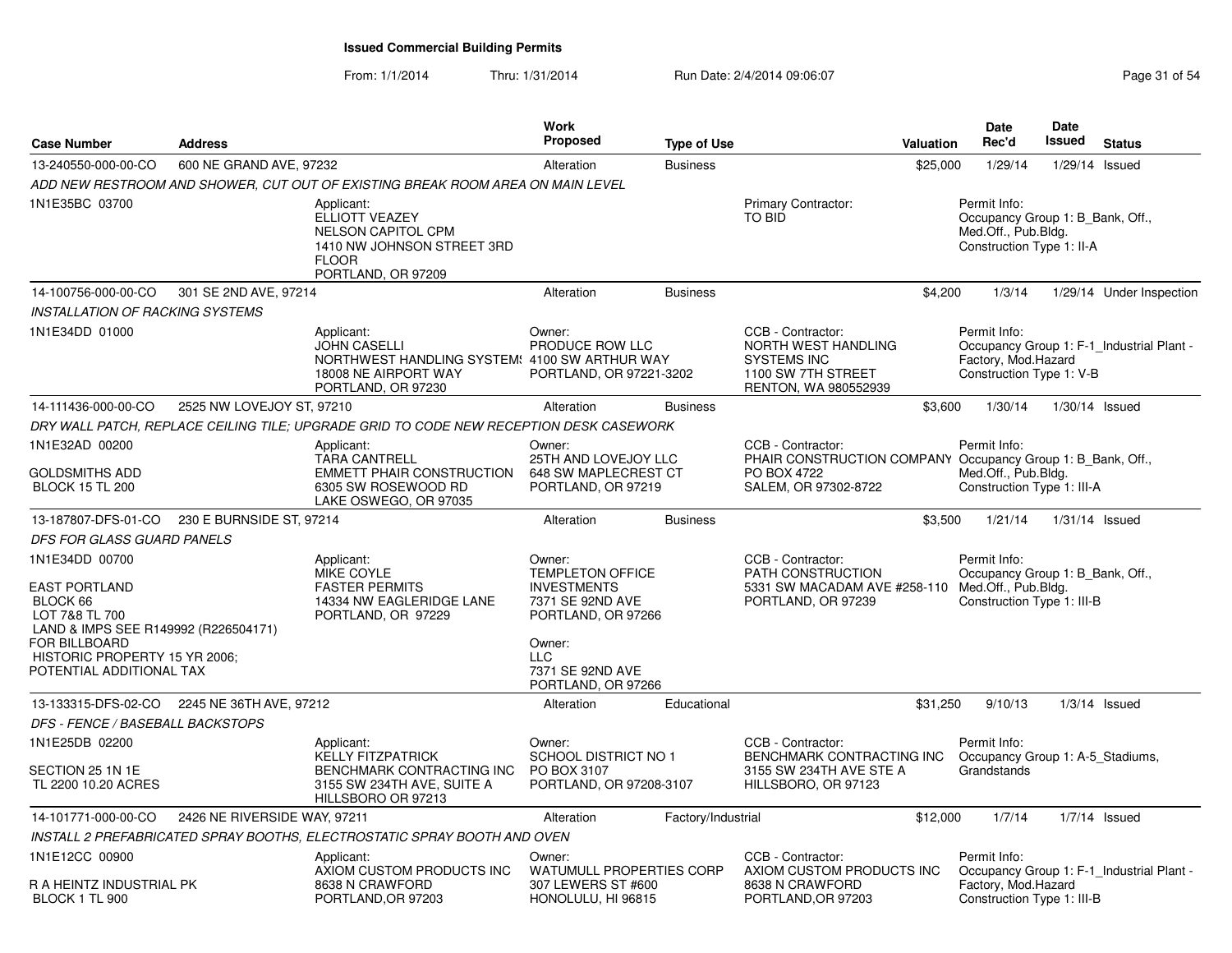**Issued Commercial Building Permits**

From: 1/1/2014 Thru: 1/31/2014 Run Date: 2/4/2014 09:06:07

| Case Number | Address | | Work Proposed | Type of Use | | Valuation | Date Rec'd | Date Issued | Status |
|---|---|---|---|---|---|---|---|---|---|
| 13-240550-000-00-CO | 600 NE GRAND AVE, 97232 | | Alteration | Business | | $25,000 | 1/29/14 | 1/29/14 | Issued |
| ADD NEW RESTROOM AND SHOWER, CUT OUT OF EXISTING BREAK ROOM AREA ON MAIN LEVEL | | | | | | | | | |
| 1N1E35BC 03700 | | Applicant: ELLIOTT VEAZEY NELSON CAPITOL CPM 1410 NW JOHNSON STREET 3RD FLOOR PORTLAND, OR 97209 | | | Primary Contractor: TO BID | | Permit Info: Occupancy Group 1: B_Bank, Off., Med.Off., Pub.Bldg. Construction Type 1: II-A | | |
| 14-100756-000-00-CO | 301 SE 2ND AVE, 97214 | | Alteration | Business | | $4,200 | 1/3/14 | 1/29/14 | Under Inspection |
| INSTALLATION OF RACKING SYSTEMS | | | | | | | | | |
| 1N1E34DD 01000 | | Applicant: JOHN CASELLI NORTHWEST HANDLING SYSTEMS 18008 NE AIRPORT WAY PORTLAND, OR 97230 | Owner: PRODUCE ROW LLC 4100 SW ARTHUR WAY PORTLAND, OR 97221-3202 | | CCB - Contractor: NORTH WEST HANDLING SYSTEMS INC 1100 SW 7TH STREET RENTON, WA 980552939 | | Permit Info: Occupancy Group 1: F-1_Industrial Plant - Factory, Mod.Hazard Construction Type 1: V-B | | |
| 14-111436-000-00-CO | 2525 NW LOVEJOY ST, 97210 | | Alteration | Business | | $3,600 | 1/30/14 | 1/30/14 | Issued |
| DRY WALL PATCH, REPLACE CEILING TILE; UPGRADE GRID TO CODE NEW RECEPTION DESK CASEWORK | | | | | | | | | |
| 1N1E32AD 00200 GOLDSMITHS ADD BLOCK 15 TL 200 | | Applicant: TARA CANTRELL EMMETT PHAIR CONSTRUCTION 6305 SW ROSEWOOD RD LAKE OSWEGO, OR 97035 | Owner: 25TH AND LOVEJOY LLC 648 SW MAPLECREST CT PORTLAND, OR 97219 | | CCB - Contractor: PHAIR CONSTRUCTION COMPANY PO BOX 4722 SALEM, OR 97302-8722 | | Permit Info: Occupancy Group 1: B_Bank, Off., Med.Off., Pub.Bldg. Construction Type 1: III-A | | |
| 13-187807-DFS-01-CO | 230 E BURNSIDE ST, 97214 | | Alteration | Business | | $3,500 | 1/21/14 | 1/31/14 | Issued |
| DFS FOR GLASS GUARD PANELS | | | | | | | | | |
| 1N1E34DD 00700 EAST PORTLAND BLOCK 66 LOT 7&8 TL 700 LAND & IMPS SEE R149992 (R226504171) FOR BILLBOARD HISTORIC PROPERTY 15 YR 2006; POTENTIAL ADDITIONAL TAX | | Applicant: MIKE COYLE FASTER PERMITS 14334 NW EAGLERIDGE LANE PORTLAND, OR 97229 | Owner: TEMPLETON OFFICE INVESTMENTS 7371 SE 92ND AVE PORTLAND, OR 97266 Owner: LLC 7371 SE 92ND AVE PORTLAND, OR 97266 | | CCB - Contractor: PATH CONSTRUCTION 5331 SW MACADAM AVE #258-110 PORTLAND, OR 97239 | | Permit Info: Occupancy Group 1: B_Bank, Off., Med.Off., Pub.Bldg. Construction Type 1: III-B | | |
| 13-133315-DFS-02-CO | 2245 NE 36TH AVE, 97212 | | Alteration | Educational | | $31,250 | 9/10/13 | 1/3/14 | Issued |
| DFS - FENCE / BASEBALL BACKSTOPS | | | | | | | | | |
| 1N1E25DB 02200 SECTION 25 1N 1E TL 2200 10.20 ACRES | | Applicant: KELLY FITZPATRICK BENCHMARK CONTRACTING INC 3155 SW 234TH AVE, SUITE A HILLSBORO OR 97213 | Owner: SCHOOL DISTRICT NO 1 PO BOX 3107 PORTLAND, OR 97208-3107 | | CCB - Contractor: BENCHMARK CONTRACTING INC 3155 SW 234TH AVE STE A HILLSBORO, OR 97123 | | Permit Info: Occupancy Group 1: A-5_Stadiums, Grandstands | | |
| 14-101771-000-00-CO | 2426 NE RIVERSIDE WAY, 97211 | | Alteration | Factory/Industrial | | $12,000 | 1/7/14 | 1/7/14 | Issued |
| INSTALL 2 PREFABRICATED SPRAY BOOTHS, ELECTROSTATIC SPRAY BOOTH AND OVEN | | | | | | | | | |
| 1N1E12CC 00900 R A HEINTZ INDUSTRIAL PK BLOCK 1 TL 900 | | Applicant: AXIOM CUSTOM PRODUCTS INC 8638 N CRAWFORD PORTLAND,OR 97203 | Owner: WATUMULL PROPERTIES CORP 307 LEWERS ST #600 HONOLULU, HI 96815 | | CCB - Contractor: AXIOM CUSTOM PRODUCTS INC 8638 N CRAWFORD PORTLAND,OR 97203 | | Permit Info: Occupancy Group 1: F-1_Industrial Plant - Factory, Mod.Hazard Construction Type 1: III-B | | |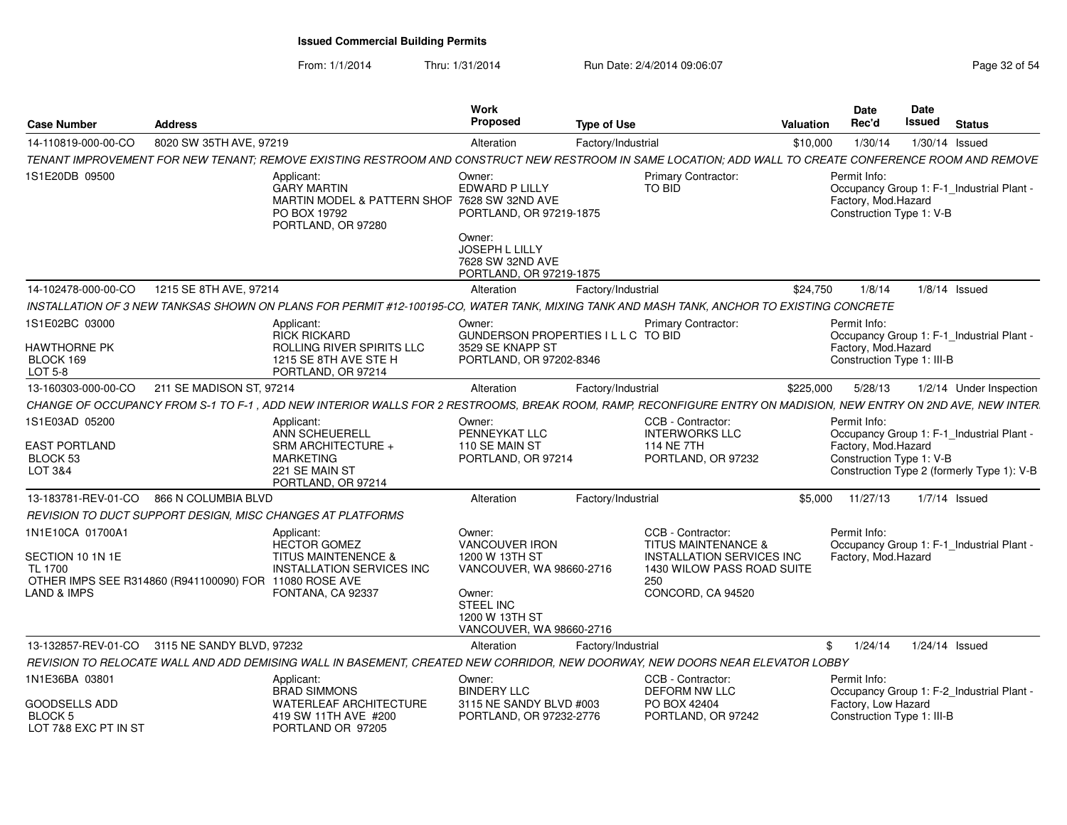# Issued Commercial Building Permits

From: 1/1/2014 Thru: 1/31/2014 Run Date: 2/4/2014 09:06:07

| Case Number | Address | Work Proposed | Type of Use | Valuation | Date Rec'd | Date Issued | Status |
|---|---|---|---|---|---|---|---|
| 14-110819-000-00-CO | 8020 SW 35TH AVE, 97219 | Alteration | Factory/Industrial | $10,000 | 1/30/14 | 1/30/14 | Issued |

TENANT IMPROVEMENT FOR NEW TENANT; REMOVE EXISTING RESTROOM AND CONSTRUCT NEW RESTROOM IN SAME LOCATION; ADD WALL TO CREATE CONFERENCE ROOM AND REMOVE

1S1E20DB 09500

Applicant: GARY MARTIN, MARTIN MODEL & PATTERN SHOP, PO BOX 19792, PORTLAND, OR 97280

Owner: EDWARD P LILLY, 7628 SW 32ND AVE, PORTLAND, OR 97219-1875

Owner: JOSEPH L LILLY, 7628 SW 32ND AVE, PORTLAND, OR 97219-1875

Primary Contractor: TO BID

Permit Info: Occupancy Group 1: F-1_Industrial Plant - Factory, Mod.Hazard; Construction Type 1: V-B

| Case Number | Address | Work Proposed | Type of Use | Valuation | Date Rec'd | Date Issued | Status |
|---|---|---|---|---|---|---|---|
| 14-102478-000-00-CO | 1215 SE 8TH AVE, 97214 | Alteration | Factory/Industrial | $24,750 | 1/8/14 | 1/8/14 | Issued |

INSTALLATION OF 3 NEW TANKSAS SHOWN ON PLANS FOR PERMIT #12-100195-CO, WATER TANK, MIXING TANK AND MASH TANK, ANCHOR TO EXISTING CONCRETE

1S1E02BC 03000, HAWTHORNE PK, BLOCK 169, LOT 5-8

Applicant: RICK RICKARD, ROLLING RIVER SPIRITS LLC, 1215 SE 8TH AVE STE H, PORTLAND, OR 97214

Owner: GUNDERSON PROPERTIES I L L C, 3529 SE KNAPP ST, PORTLAND, OR 97202-8346

Primary Contractor: TO BID

Permit Info: Occupancy Group 1: F-1_Industrial Plant - Factory, Mod.Hazard; Construction Type 1: III-B

| Case Number | Address | Work Proposed | Type of Use | Valuation | Date Rec'd | Date Issued | Status |
|---|---|---|---|---|---|---|---|
| 13-160303-000-00-CO | 211 SE MADISON ST, 97214 | Alteration | Factory/Industrial | $225,000 | 5/28/13 | 1/2/14 | Under Inspection |

CHANGE OF OCCUPANCY FROM S-1 TO F-1 , ADD NEW INTERIOR WALLS FOR 2 RESTROOMS, BREAK ROOM, RAMP, RECONFIGURE ENTRY ON MADISION, NEW ENTRY ON 2ND AVE, NEW INTER

1S1E03AD 05200, EAST PORTLAND, BLOCK 53, LOT 3&4

Applicant: ANN SCHEUERELL, SRM ARCHITECTURE + MARKETING, 221 SE MAIN ST, PORTLAND, OR 97214

Owner: PENNEYKAT LLC, 110 SE MAIN ST, PORTLAND, OR 97214

CCB - Contractor: INTERWORKS LLC, 114 NE 7TH, PORTLAND, OR 97232

Permit Info: Occupancy Group 1: F-1_Industrial Plant - Factory, Mod.Hazard; Construction Type 1: V-B; Construction Type 2 (formerly Type 1): V-B

| Case Number | Address | Work Proposed | Type of Use | Valuation | Date Rec'd | Date Issued | Status |
|---|---|---|---|---|---|---|---|
| 13-183781-REV-01-CO | 866 N COLUMBIA BLVD | Alteration | Factory/Industrial | $5,000 | 11/27/13 | 1/7/14 | Issued |

REVISION TO DUCT SUPPORT DESIGN, MISC CHANGES AT PLATFORMS

1N1E10CA 01700A1, SECTION 10 1N 1E, TL 1700, OTHER IMPS SEE R314860 (R941100090) FOR LAND & IMPS

Applicant: HECTOR GOMEZ, TITUS MAINTENENCE & INSTALLATION SERVICES INC, 11080 ROSE AVE, FONTANA, CA 92337

Owner: VANCOUVER IRON, 1200 W 13TH ST, VANCOUVER, WA 98660-2716

Owner: STEEL INC, 1200 W 13TH ST, VANCOUVER, WA 98660-2716

CCB - Contractor: TITUS MAINTENANCE & INSTALLATION SERVICES INC, 1430 WILOW PASS ROAD SUITE 250, CONCORD, CA 94520

Permit Info: Occupancy Group 1: F-1_Industrial Plant - Factory, Mod.Hazard

| Case Number | Address | Work Proposed | Type of Use | Valuation | Date Rec'd | Date Issued | Status |
|---|---|---|---|---|---|---|---|
| 13-132857-REV-01-CO | 3115 NE SANDY BLVD, 97232 | Alteration | Factory/Industrial | $ | 1/24/14 | 1/24/14 | Issued |

REVISION TO RELOCATE WALL AND ADD DEMISING WALL IN BASEMENT, CREATED NEW CORRIDOR, NEW DOORWAY, NEW DOORS NEAR ELEVATOR LOBBY

1N1E36BA 03801, GOODSELLS ADD, BLOCK 5, LOT 7&8 EXC PT IN ST

Applicant: BRAD SIMMONS, WATERLEAF ARCHITECTURE, 419 SW 11TH AVE #200, PORTLAND OR 97205

Owner: BINDERY LLC, 3115 NE SANDY BLVD #003, PORTLAND, OR 97232-2776

CCB - Contractor: DEFORM NW LLC, PO BOX 42404, PORTLAND, OR 97242

Permit Info: Occupancy Group 1: F-2_Industrial Plant - Factory, Low Hazard; Construction Type 1: III-B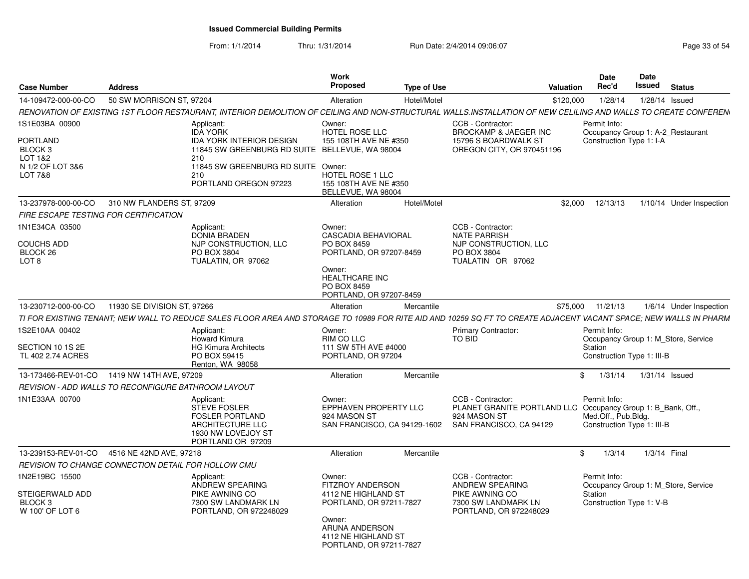**Issued Commercial Building Permits**

From: 1/1/2014 Thru: 1/31/2014 Run Date: 2/4/2014 09:06:07

| Case Number | Address | Work Proposed | Type of Use | Valuation | Date Rec'd | Date Issued | Status |
|---|---|---|---|---|---|---|---|
| 14-109472-000-00-CO | 50 SW MORRISON ST, 97204 | Alteration | Hotel/Motel | $120,000 | 1/28/14 | 1/28/14 | Issued |

*RENOVATION OF EXISTING 1ST FLOOR RESTAURANT, INTERIOR DEMOLITION OF CEILING AND NON-STRUCTURAL WALLS.INSTALLATION OF NEW CELILING AND WALLS TO CREATE CONFEREN*

1S1E03BA 00900
PORTLAND
BLOCK 3
LOT 1&2
N 1/2 OF LOT 3&6
LOT 7&8

Applicant:
IDA YORK
IDA YORK INTERIOR DESIGN
11845 SW GREENBURG RD SUITE 210
11845 SW GREENBURG RD SUITE 210
PORTLAND OREGON 97223

Owner:
HOTEL ROSE LLC
155 108TH AVE NE #350
BELLEVUE, WA 98004

Owner:
HOTEL ROSE 1 LLC
155 108TH AVE NE #350
BELLEVUE, WA 98004

CCB - Contractor:
BROCKAMP & JAEGER INC
15796 S BOARDWALK ST
OREGON CITY, OR 970451196

Permit Info:
Occupancy Group 1: A-2_Restaurant
Construction Type 1: I-A

| Case Number | Address | Work Proposed | Type of Use | Valuation | Date Rec'd | Date Issued | Status |
|---|---|---|---|---|---|---|---|
| 13-237978-000-00-CO | 310 NW FLANDERS ST, 97209 | Alteration | Hotel/Motel | $2,000 | 12/13/13 | 1/10/14 | Under Inspection |

*FIRE ESCAPE TESTING FOR CERTIFICATION*

1N1E34CA 03500
COUCHS ADD
BLOCK 26
LOT 8

Applicant:
DONIA BRADEN
NJP CONSTRUCTION, LLC
PO BOX 3804
TUALATIN, OR 97062

Owner:
CASCADIA BEHAVIORAL
PO BOX 8459
PORTLAND, OR 97207-8459

Owner:
HEALTHCARE INC
PO BOX 8459
PORTLAND, OR 97207-8459

CCB - Contractor:
NATE PARRISH
NJP CONSTRUCTION, LLC
PO BOX 3804
TUALATIN OR 97062

| Case Number | Address | Work Proposed | Type of Use | Valuation | Date Rec'd | Date Issued | Status |
|---|---|---|---|---|---|---|---|
| 13-230712-000-00-CO | 11930 SE DIVISION ST, 97266 | Alteration | Mercantile | $75,000 | 11/21/13 | 1/6/14 | Under Inspection |

*TI FOR EXISTING TENANT; NEW WALL TO REDUCE SALES FLOOR AREA AND STORAGE TO 10989 FOR RITE AID AND 10259 SQ FT TO CREATE ADJACENT VACANT SPACE; NEW WALLS IN PHARM*

1S2E10AA 00402
SECTION 10 1S 2E
TL 402 2.74 ACRES

Applicant:
Howard Kimura
HG Kimura Architects
PO BOX 59415
Renton, WA 98058

Owner:
RIM CO LLC
111 SW 5TH AVE #4000
PORTLAND, OR 97204

Primary Contractor:
TO BID

Permit Info:
Occupancy Group 1: M_Store, Service Station
Construction Type 1: III-B

| Case Number | Address | Work Proposed | Type of Use | Valuation | Date Rec'd | Date Issued | Status |
|---|---|---|---|---|---|---|---|
| 13-173466-REV-01-CO | 1419 NW 14TH AVE, 97209 | Alteration | Mercantile | $ | 1/31/14 | 1/31/14 | Issued |

*REVISION - ADD WALLS TO RECONFIGURE BATHROOM LAYOUT*

1N1E33AA 00700

Applicant:
STEVE FOSLER
FOSLER PORTLAND ARCHITECTURE LLC
1930 NW LOVEJOY ST
PORTLAND OR 97209

Owner:
EPPHAVEN PROPERTY LLC
924 MASON ST
SAN FRANCISCO, CA 94129-1602

CCB - Contractor:
PLANET GRANITE PORTLAND LLC
924 MASON ST
SAN FRANCISCO, CA 94129

Permit Info:
Occupancy Group 1: B_Bank, Off., Med.Off., Pub.Bldg.
Construction Type 1: III-B

| Case Number | Address | Work Proposed | Type of Use | Valuation | Date Rec'd | Date Issued | Status |
|---|---|---|---|---|---|---|---|
| 13-239153-REV-01-CO | 4516 NE 42ND AVE, 97218 | Alteration | Mercantile | $ | 1/3/14 | 1/3/14 | Final |

*REVISION TO CHANGE CONNECTION DETAIL FOR HOLLOW CMU*

1N2E19BC 15500
STEIGERWALD ADD
BLOCK 3
W 100' OF LOT 6

Applicant:
ANDREW SPEARING
PIKE AWNING CO
7300 SW LANDMARK LN
PORTLAND, OR 972248029

Owner:
FITZROY ANDERSON
4112 NE HIGHLAND ST
PORTLAND, OR 97211-7827

Owner:
ARUNA ANDERSON
4112 NE HIGHLAND ST
PORTLAND, OR 97211-7827

CCB - Contractor:
ANDREW SPEARING
PIKE AWNING CO
7300 SW LANDMARK LN
PORTLAND, OR 972248029

Permit Info:
Occupancy Group 1: M_Store, Service Station
Construction Type 1: V-B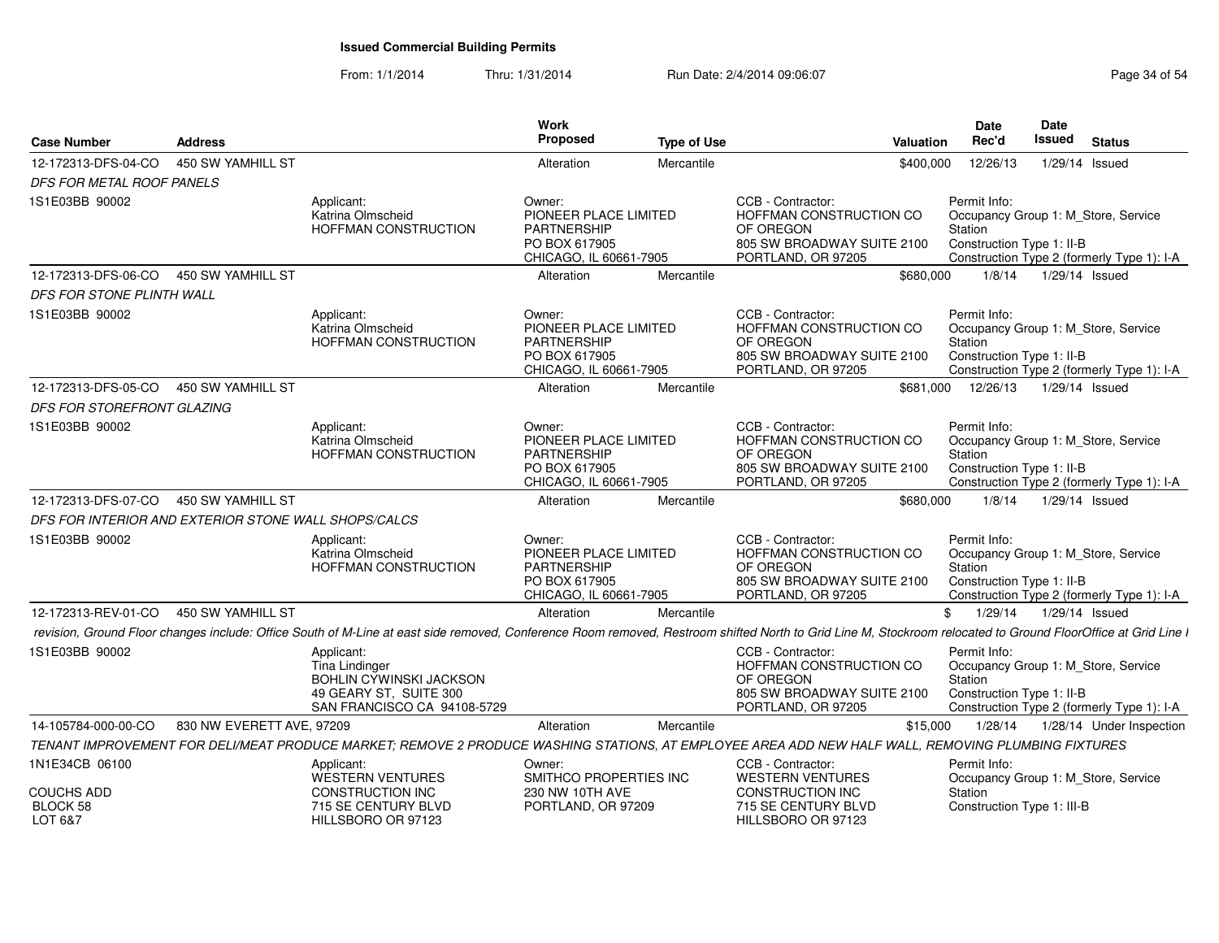**Issued Commercial Building Permits**

From: 1/1/2014 Thru: 1/31/2014 Run Date: 2/4/2014 09:06:07

| Case Number | Address | | Work Proposed | Type of Use | | Valuation | Date Rec'd | Date Issued | Status |
|---|---|---|---|---|---|---|---|---|---|
| 12-172313-DFS-04-CO | 450 SW YAMHILL ST | | Alteration | Mercantile | | $400,000 | 12/26/13 | 1/29/14 | Issued |
| *DFS FOR METAL ROOF PANELS* | | | | | | | | | |
| 1S1E03BB 90002 | | Applicant: Katrina Olmscheid HOFFMAN CONSTRUCTION | Owner: PIONEER PLACE LIMITED PARTNERSHIP PO BOX 617905 CHICAGO, IL 60661-7905 | | CCB - Contractor: HOFFMAN CONSTRUCTION CO OF OREGON 805 SW BROADWAY SUITE 2100 PORTLAND, OR 97205 | | Permit Info: Occupancy Group 1: M_Store, Service Station Construction Type 1: II-B Construction Type 2 (formerly Type 1): I-A | | |
| 12-172313-DFS-06-CO | 450 SW YAMHILL ST | | Alteration | Mercantile | | $680,000 | 1/8/14 | 1/29/14 | Issued |
| *DFS FOR STONE PLINTH WALL* | | | | | | | | | |
| 1S1E03BB 90002 | | Applicant: Katrina Olmscheid HOFFMAN CONSTRUCTION | Owner: PIONEER PLACE LIMITED PARTNERSHIP PO BOX 617905 CHICAGO, IL 60661-7905 | | CCB - Contractor: HOFFMAN CONSTRUCTION CO OF OREGON 805 SW BROADWAY SUITE 2100 PORTLAND, OR 97205 | | Permit Info: Occupancy Group 1: M_Store, Service Station Construction Type 1: II-B Construction Type 2 (formerly Type 1): I-A | | |
| 12-172313-DFS-05-CO | 450 SW YAMHILL ST | | Alteration | Mercantile | | $681,000 | 12/26/13 | 1/29/14 | Issued |
| *DFS FOR STOREFRONT GLAZING* | | | | | | | | | |
| 1S1E03BB 90002 | | Applicant: Katrina Olmscheid HOFFMAN CONSTRUCTION | Owner: PIONEER PLACE LIMITED PARTNERSHIP PO BOX 617905 CHICAGO, IL 60661-7905 | | CCB - Contractor: HOFFMAN CONSTRUCTION CO OF OREGON 805 SW BROADWAY SUITE 2100 PORTLAND, OR 97205 | | Permit Info: Occupancy Group 1: M_Store, Service Station Construction Type 1: II-B Construction Type 2 (formerly Type 1): I-A | | |
| 12-172313-DFS-07-CO | 450 SW YAMHILL ST | | Alteration | Mercantile | | $680,000 | 1/8/14 | 1/29/14 | Issued |
| *DFS FOR INTERIOR AND EXTERIOR STONE WALL SHOPS/CALCS* | | | | | | | | | |
| 1S1E03BB 90002 | | Applicant: Katrina Olmscheid HOFFMAN CONSTRUCTION | Owner: PIONEER PLACE LIMITED PARTNERSHIP PO BOX 617905 CHICAGO, IL 60661-7905 | | CCB - Contractor: HOFFMAN CONSTRUCTION CO OF OREGON 805 SW BROADWAY SUITE 2100 PORTLAND, OR 97205 | | Permit Info: Occupancy Group 1: M_Store, Service Station Construction Type 1: II-B Construction Type 2 (formerly Type 1): I-A | | |
| 12-172313-REV-01-CO | 450 SW YAMHILL ST | | Alteration | Mercantile | | $ | 1/29/14 | 1/29/14 | Issued |
| *revision, Ground Floor changes include: Office South of M-Line at east side removed, Conference Room removed, Restroom shifted North to Grid Line M, Stockroom relocated to Ground FloorOffice at Grid Line I* | | | | | | | | | |
| 1S1E03BB 90002 | | Applicant: Tina Lindinger BOHLIN CYWINSKI JACKSON 49 GEARY ST, SUITE 300 SAN FRANCISCO CA 94108-5729 | | | CCB - Contractor: HOFFMAN CONSTRUCTION CO OF OREGON 805 SW BROADWAY SUITE 2100 PORTLAND, OR 97205 | | Permit Info: Occupancy Group 1: M_Store, Service Station Construction Type 1: II-B Construction Type 2 (formerly Type 1): I-A | | |
| 14-105784-000-00-CO | 830 NW EVERETT AVE, 97209 | | Alteration | Mercantile | | $15,000 | 1/28/14 | 1/28/14 | Under Inspection |
| *TENANT IMPROVEMENT FOR DELI/MEAT PRODUCE MARKET; REMOVE 2 PRODUCE WASHING STATIONS, AT EMPLOYEE AREA ADD NEW HALF WALL, REMOVING PLUMBING FIXTURES* | | | | | | | | | |
| 1N1E34CB 06100 COUCHS ADD BLOCK 58 LOT 6&7 | | Applicant: WESTERN VENTURES CONSTRUCTION INC 715 SE CENTURY BLVD HILLSBORO OR 97123 | Owner: SMITHCO PROPERTIES INC 230 NW 10TH AVE PORTLAND, OR 97209 | | CCB - Contractor: WESTERN VENTURES CONSTRUCTION INC 715 SE CENTURY BLVD HILLSBORO OR 97123 | | Permit Info: Occupancy Group 1: M_Store, Service Station Construction Type 1: III-B | | |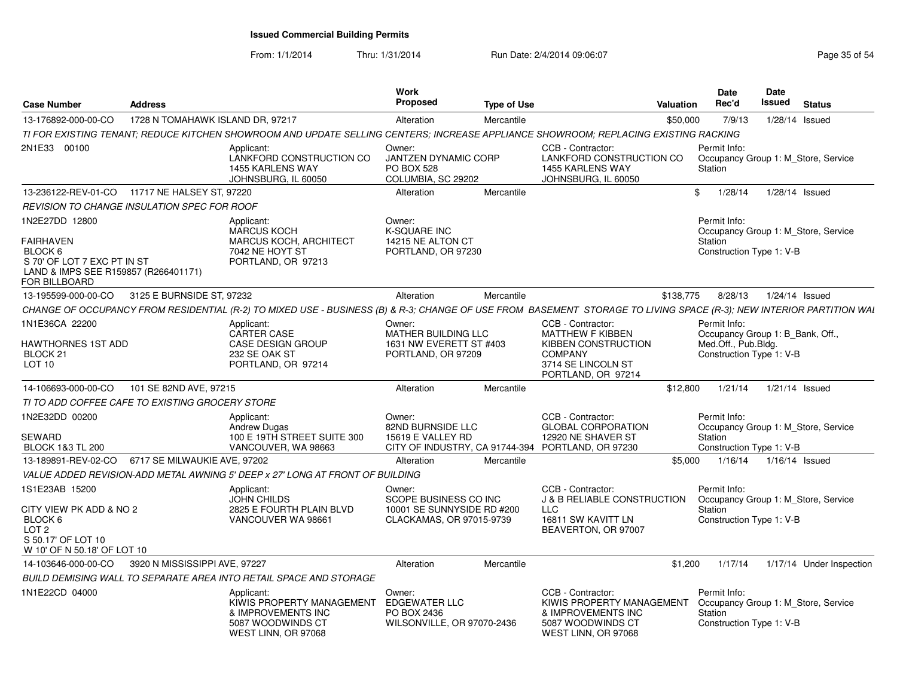# Issued Commercial Building Permits

From: 1/1/2014 Thru: 1/31/2014 Run Date: 2/4/2014 09:06:07

| Case Number | Address | | Work Proposed | Type of Use | | Valuation | Date Rec'd | Date Issued | Status |
|---|---|---|---|---|---|---|---|---|---|
| 13-176892-000-00-CO | 1728 N TOMAHAWK ISLAND DR, 97217 | | Alteration | Mercantile | | $50,000 | 7/9/13 | 1/28/14 | Issued |
| *TI FOR EXISTING TENANT; REDUCE KITCHEN SHOWROOM AND UPDATE SELLING CENTERS; INCREASE APPLIANCE SHOWROOM; REPLACING EXISTING RACKING* | | | | | | | | | |
| 2N1E33 00100 | | Applicant: LANKFORD CONSTRUCTION CO 1455 KARLENS WAY JOHNSBURG, IL 60050 | Owner: JANTZEN DYNAMIC CORP PO BOX 528 COLUMBIA, SC 29202 | | CCB - Contractor: LANKFORD CONSTRUCTION CO 1455 KARLENS WAY JOHNSBURG, IL 60050 | | Permit Info: Occupancy Group 1: M_Store, Service Station | | |
| 13-236122-REV-01-CO | 11717 NE HALSEY ST, 97220 | | Alteration | Mercantile | | $ | 1/28/14 | 1/28/14 | Issued |
| *REVISION TO CHANGE INSULATION SPEC FOR ROOF* | | | | | | | | | |
| 1N2E27DD 12800 FAIRHAVEN BLOCK 6 S 70' OF LOT 7 EXC PT IN ST LAND & IMPS SEE R159857 (R266401171) FOR BILLBOARD | | Applicant: MARCUS KOCH MARCUS KOCH, ARCHITECT 7042 NE HOYT ST PORTLAND, OR 97213 | Owner: K-SQUARE INC 14215 NE ALTON CT PORTLAND, OR 97230 | | | | Permit Info: Occupancy Group 1: M_Store, Service Station Construction Type 1: V-B | | |
| 13-195599-000-00-CO | 3125 E BURNSIDE ST, 97232 | | Alteration | Mercantile | | $138,775 | 8/28/13 | 1/24/14 | Issued |
| *CHANGE OF OCCUPANCY FROM RESIDENTIAL (R-2) TO MIXED USE - BUSINESS (B) & R-3; CHANGE OF USE FROM BASEMENT STORAGE TO LIVING SPACE (R-3); NEW INTERIOR PARTITION WAL* | | | | | | | | | |
| 1N1E36CA 22200 HAWTHORNES 1ST ADD BLOCK 21 LOT 10 | | Applicant: CARTER CASE CASE DESIGN GROUP 232 SE OAK ST PORTLAND, OR 97214 | Owner: MATHER BUILDING LLC 1631 NW EVERETT ST #403 PORTLAND, OR 97209 | | CCB - Contractor: MATTHEW F KIBBEN KIBBEN CONSTRUCTION COMPANY 3714 SE LINCOLN ST PORTLAND, OR 97214 | | Permit Info: Occupancy Group 1: B_Bank, Off., Med.Off., Pub.Bldg. Construction Type 1: V-B | | |
| 14-106693-000-00-CO | 101 SE 82ND AVE, 97215 | | Alteration | Mercantile | | $12,800 | 1/21/14 | 1/21/14 | Issued |
| *TI TO ADD COFFEE CAFE TO EXISTING GROCERY STORE* | | | | | | | | | |
| 1N2E32DD 00200 SEWARD BLOCK 1&3 TL 200 | | Applicant: Andrew Dugas 100 E 19TH STREET SUITE 300 VANCOUVER, WA 98663 | Owner: 82ND BURNSIDE LLC 15619 E VALLEY RD CITY OF INDUSTRY, CA 91744-394 | | CCB - Contractor: GLOBAL CORPORATION 12920 NE SHAVER ST PORTLAND, OR 97230 | | Permit Info: Occupancy Group 1: M_Store, Service Station Construction Type 1: V-B | | |
| 13-189891-REV-02-CO | 6717 SE MILWAUKIE AVE, 97202 | | Alteration | Mercantile | | $5,000 | 1/16/14 | 1/16/14 | Issued |
| *VALUE ADDED REVISION-ADD METAL AWNING 5' DEEP x 27' LONG AT FRONT OF BUILDING* | | | | | | | | | |
| 1S1E23AB 15200 CITY VIEW PK ADD & NO 2 BLOCK 6 LOT 2 S 50.17' OF LOT 10 W 10' OF N 50.18' OF LOT 10 | | Applicant: JOHN CHILDS 2825 E FOURTH PLAIN BLVD VANCOUVER WA 98661 | Owner: SCOPE BUSINESS CO INC 10001 SE SUNNYSIDE RD #200 CLACKAMAS, OR 97015-9739 | | CCB - Contractor: J & B RELIABLE CONSTRUCTION LLC 16811 SW KAVITT LN BEAVERTON, OR 97007 | | Permit Info: Occupancy Group 1: M_Store, Service Station Construction Type 1: V-B | | |
| 14-103646-000-00-CO | 3920 N MISSISSIPPI AVE, 97227 | | Alteration | Mercantile | | $1,200 | 1/17/14 | 1/17/14 | Under Inspection |
| *BUILD DEMISING WALL TO SEPARATE AREA INTO RETAIL SPACE AND STORAGE* | | | | | | | | | |
| 1N1E22CD 04000 | | Applicant: KIWIS PROPERTY MANAGEMENT & IMPROVEMENTS INC 5087 WOODWINDS CT WEST LINN, OR 97068 | Owner: EDGEWATER LLC PO BOX 2436 WILSONVILLE, OR 97070-2436 | | CCB - Contractor: KIWIS PROPERTY MANAGEMENT & IMPROVEMENTS INC 5087 WOODWINDS CT WEST LINN, OR 97068 | | Permit Info: Occupancy Group 1: M_Store, Service Station Construction Type 1: V-B | | |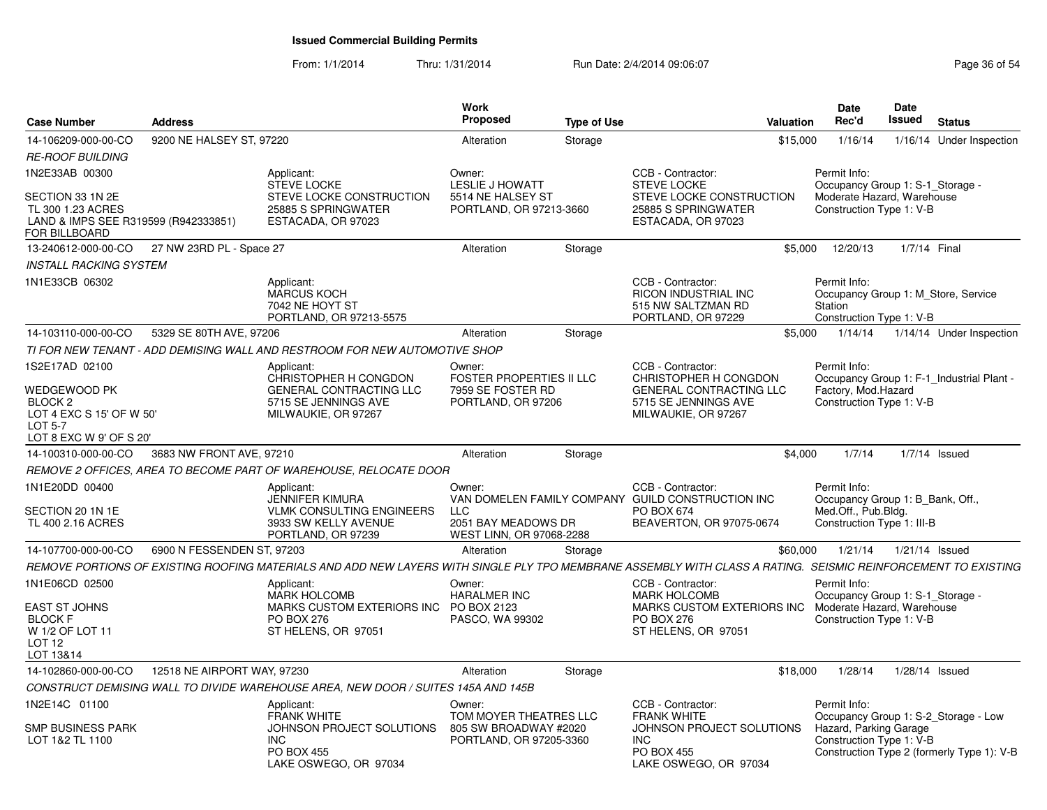## Issued Commercial Building Permits

From: 1/1/2014 Thru: 1/31/2014 Run Date: 2/4/2014 09:06:07

| Case Number | Address | | Work Proposed | Type of Use | | Valuation | Date Rec'd | Date Issued | Status |
|---|---|---|---|---|---|---|---|---|---|
| 14-106209-000-00-CO | 9200 NE HALSEY ST, 97220 | | Alteration | Storage | | $15,000 | 1/16/14 | 1/16/14 | Under Inspection |
| *RE-ROOF BUILDING* | | | | | | | | | |
| 1N2E33AB 00300<br><br>SECTION 33 1N 2E<br>TL 300 1.23 ACRES<br>LAND & IMPS SEE R319599 (R942333851) FOR BILLBOARD | | Applicant:<br>STEVE LOCKE<br>STEVE LOCKE CONSTRUCTION<br>25885 S SPRINGWATER<br>ESTACADA, OR 97023 | Owner:<br>LESLIE J HOWATT<br>5514 NE HALSEY ST<br>PORTLAND, OR 97213-3660 | | CCB - Contractor:<br>STEVE LOCKE<br>STEVE LOCKE CONSTRUCTION<br>25885 S SPRINGWATER<br>ESTACADA, OR 97023 | | Permit Info:<br>Occupancy Group 1: S-1_Storage - Moderate Hazard, Warehouse<br>Construction Type 1: V-B | | |
| 13-240612-000-00-CO | 27 NW 23RD PL - Space 27 | | Alteration | Storage | | $5,000 | 12/20/13 | 1/7/14 | Final |
| *INSTALL RACKING SYSTEM* | | | | | | | | | |
| 1N1E33CB 06302 | | Applicant:<br>MARCUS KOCH<br>7042 NE HOYT ST<br>PORTLAND, OR 97213-5575 | | | CCB - Contractor:<br>RICON INDUSTRIAL INC<br>515 NW SALTZMAN RD<br>PORTLAND, OR 97229 | | Permit Info:<br>Occupancy Group 1: M_Store, Service Station<br>Construction Type 1: V-B | | |
| 14-103110-000-00-CO | 5329 SE 80TH AVE, 97206 | | Alteration | Storage | | $5,000 | 1/14/14 | 1/14/14 | Under Inspection |
| *TI FOR NEW TENANT - ADD DEMISING WALL AND RESTROOM FOR NEW AUTOMOTIVE SHOP* | | | | | | | | | |
| 1S2E17AD 02100<br><br>WEDGEWOOD PK<br>BLOCK 2<br>LOT 4 EXC S 15' OF W 50'<br>LOT 5-7<br>LOT 8 EXC W 9' OF S 20' | | Applicant:<br>CHRISTOPHER H CONGDON<br>GENERAL CONTRACTING LLC<br>5715 SE JENNINGS AVE<br>MILWAUKIE, OR 97267 | Owner:<br>FOSTER PROPERTIES II LLC<br>7959 SE FOSTER RD<br>PORTLAND, OR 97206 | | CCB - Contractor:<br>CHRISTOPHER H CONGDON<br>GENERAL CONTRACTING LLC<br>5715 SE JENNINGS AVE<br>MILWAUKIE, OR 97267 | | Permit Info:<br>Occupancy Group 1: F-1_Industrial Plant - Factory, Mod.Hazard<br>Construction Type 1: V-B | | |
| 14-100310-000-00-CO | 3683 NW FRONT AVE, 97210 | | Alteration | Storage | | $4,000 | 1/7/14 | 1/7/14 | Issued |
| *REMOVE 2 OFFICES, AREA TO BECOME PART OF WAREHOUSE, RELOCATE DOOR* | | | | | | | | | |
| 1N1E20DD 00400<br><br>SECTION 20 1N 1E<br>TL 400 2.16 ACRES | | Applicant:<br>JENNIFER KIMURA<br>VLMK CONSULTING ENGINEERS<br>3933 SW KELLY AVENUE<br>PORTLAND, OR 97239 | Owner:<br>VAN DOMELEN FAMILY COMPANY LLC<br>2051 BAY MEADOWS DR<br>WEST LINN, OR 97068-2288 | | CCB - Contractor:<br>GUILD CONSTRUCTION INC<br>PO BOX 674<br>BEAVERTON, OR 97075-0674 | | Permit Info:<br>Occupancy Group 1: B_Bank, Off., Med.Off., Pub.Bldg.<br>Construction Type 1: III-B | | |
| 14-107700-000-00-CO | 6900 N FESSENDEN ST, 97203 | | Alteration | Storage | | $60,000 | 1/21/14 | 1/21/14 | Issued |
| *REMOVE PORTIONS OF EXISTING ROOFING MATERIALS AND ADD NEW LAYERS WITH SINGLE PLY TPO MEMBRANE ASSEMBLY WITH CLASS A RATING. SEISMIC REINFORCEMENT TO EXISTING* | | | | | | | | | |
| 1N1E06CD 02500<br><br>EAST ST JOHNS<br>BLOCK F<br>W 1/2 OF LOT 11<br>LOT 12<br>LOT 13&14 | | Applicant:<br>MARK HOLCOMB<br>MARKS CUSTOM EXTERIORS INC<br>PO BOX 276<br>ST HELENS, OR 97051 | Owner:<br>HARALMER INC<br>PO BOX 2123<br>PASCO, WA 99302 | | CCB - Contractor:<br>MARK HOLCOMB<br>MARKS CUSTOM EXTERIORS INC<br>PO BOX 276<br>ST HELENS, OR 97051 | | Permit Info:<br>Occupancy Group 1: S-1_Storage - Moderate Hazard, Warehouse<br>Construction Type 1: V-B | | |
| 14-102860-000-00-CO | 12518 NE AIRPORT WAY, 97230 | | Alteration | Storage | | $18,000 | 1/28/14 | 1/28/14 | Issued |
| *CONSTRUCT DEMISING WALL TO DIVIDE WAREHOUSE AREA, NEW DOOR / SUITES 145A AND 145B* | | | | | | | | | |
| 1N2E14C 01100<br><br>SMP BUSINESS PARK<br>LOT 1&2 TL 1100 | | Applicant:<br>FRANK WHITE<br>JOHNSON PROJECT SOLUTIONS INC<br>PO BOX 455<br>LAKE OSWEGO, OR 97034 | Owner:<br>TOM MOYER THEATRES LLC<br>805 SW BROADWAY #2020<br>PORTLAND, OR 97205-3360 | | CCB - Contractor:<br>FRANK WHITE<br>JOHNSON PROJECT SOLUTIONS INC<br>PO BOX 455<br>LAKE OSWEGO, OR 97034 | | Permit Info:<br>Occupancy Group 1: S-2_Storage - Low Hazard, Parking Garage<br>Construction Type 1: V-B<br>Construction Type 2 (formerly Type 1): V-B | | |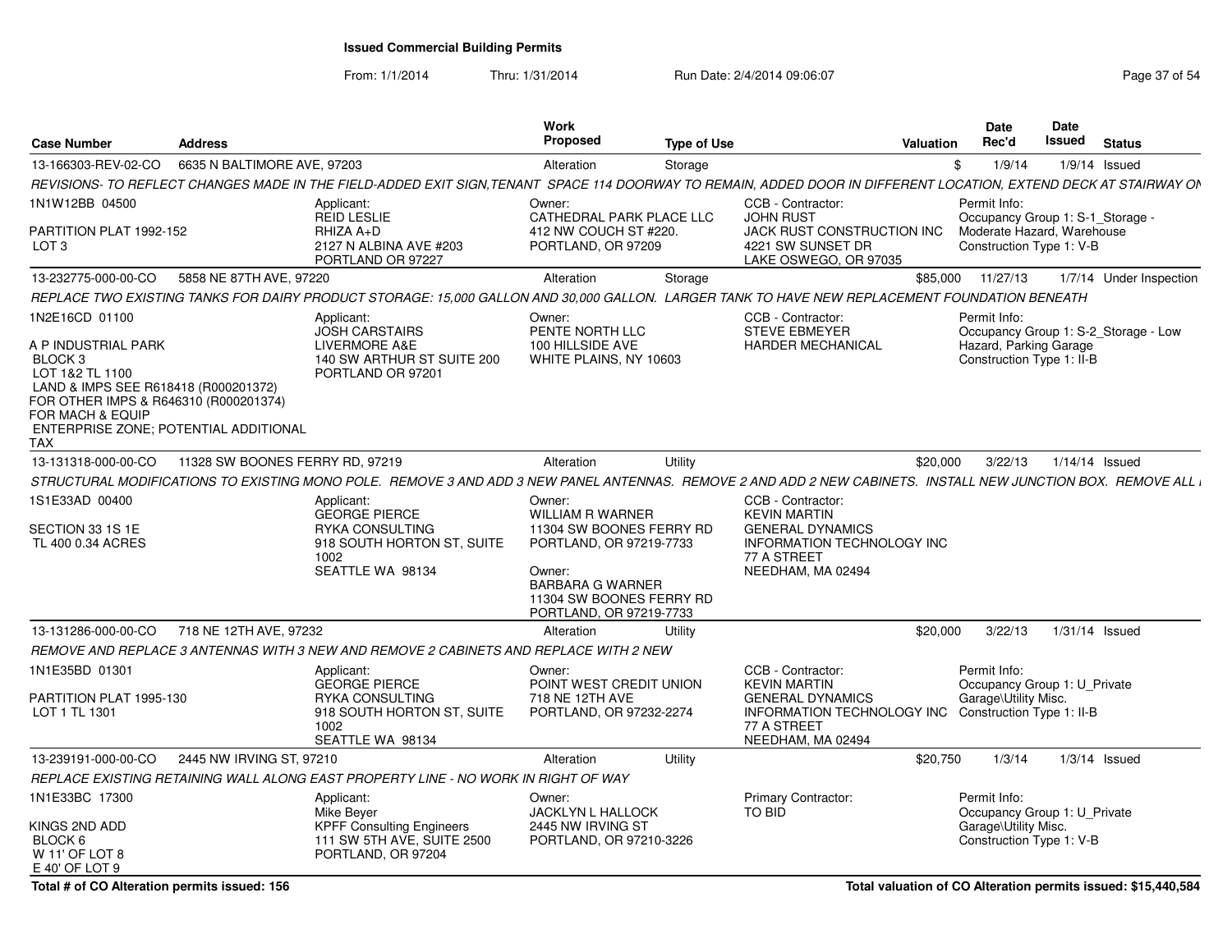# Issued Commercial Building Permits

From: 1/1/2014 Thru: 1/31/2014 Run Date: 2/4/2014 09:06:07

| Case Number | Address | Work Proposed | Type of Use | Valuation | Date Rec'd | Date Issued | Status |
|---|---|---|---|---|---|---|---|
| 13-166303-REV-02-CO | 6635 N BALTIMORE AVE, 97203 | Alteration | Storage | $ | 1/9/14 | 1/9/14 | Issued |

*REVISIONS- TO REFLECT CHANGES MADE IN THE FIELD-ADDED EXIT SIGN,TENANT SPACE 114 DOORWAY TO REMAIN, ADDED DOOR IN DIFFERENT LOCATION, EXTEND DECK AT STAIRWAY ON*

1N1W12BB 04500
PARTITION PLAT 1992-152
LOT 3

Applicant: REID LESLIE, RHIZA A+D, 2127 N ALBINA AVE #203, PORTLAND OR 97227

Owner: CATHEDRAL PARK PLACE LLC, 412 NW COUCH ST #220., PORTLAND, OR 97209

CCB - Contractor: JOHN RUST, JACK RUST CONSTRUCTION INC, 4221 SW SUNSET DR, LAKE OSWEGO, OR 97035

Permit Info: Occupancy Group 1: S-1_Storage - Moderate Hazard, Warehouse; Construction Type 1: V-B

---

| Case Number | Address | Work Proposed | Type of Use | Valuation | Date Rec'd | Date Issued | Status |
|---|---|---|---|---|---|---|---|
| 13-232775-000-00-CO | 5858 NE 87TH AVE, 97220 | Alteration | Storage | $85,000 | 11/27/13 | 1/7/14 | Under Inspection |

*REPLACE TWO EXISTING TANKS FOR DAIRY PRODUCT STORAGE: 15,000 GALLON AND 30,000 GALLON. LARGER TANK TO HAVE NEW REPLACEMENT FOUNDATION BENEATH*

1N2E16CD 01100
A P INDUSTRIAL PARK
BLOCK 3
LOT 1&2 TL 1100
LAND & IMPS SEE R618418 (R000201372) FOR OTHER IMPS & R646310 (R000201374) FOR MACH & EQUIP
ENTERPRISE ZONE; POTENTIAL ADDITIONAL TAX

Applicant: JOSH CARSTAIRS, LIVERMORE A&E, 140 SW ARTHUR ST SUITE 200, PORTLAND OR 97201

Owner: PENTE NORTH LLC, 100 HILLSIDE AVE, WHITE PLAINS, NY 10603

CCB - Contractor: STEVE EBMEYER, HARDER MECHANICAL

Permit Info: Occupancy Group 1: S-2_Storage - Low Hazard, Parking Garage; Construction Type 1: II-B

---

| Case Number | Address | Work Proposed | Type of Use | Valuation | Date Rec'd | Date Issued | Status |
|---|---|---|---|---|---|---|---|
| 13-131318-000-00-CO | 11328 SW BOONES FERRY RD, 97219 | Alteration | Utility | $20,000 | 3/22/13 | 1/14/14 | Issued |

*STRUCTURAL MODIFICATIONS TO EXISTING MONO POLE. REMOVE 3 AND ADD 3 NEW PANEL ANTENNAS. REMOVE 2 AND ADD 2 NEW CABINETS. INSTALL NEW JUNCTION BOX. REMOVE ALL*

1S1E33AD 00400
SECTION 33 1S 1E
TL 400 0.34 ACRES

Applicant: GEORGE PIERCE, RYKA CONSULTING, 918 SOUTH HORTON ST, SUITE 1002, SEATTLE WA 98134

Owner: WILLIAM R WARNER, 11304 SW BOONES FERRY RD, PORTLAND, OR 97219-7733

Owner: BARBARA G WARNER, 11304 SW BOONES FERRY RD, PORTLAND, OR 97219-7733

CCB - Contractor: KEVIN MARTIN, GENERAL DYNAMICS INFORMATION TECHNOLOGY INC, 77 A STREET, NEEDHAM, MA 02494

---

| Case Number | Address | Work Proposed | Type of Use | Valuation | Date Rec'd | Date Issued | Status |
|---|---|---|---|---|---|---|---|
| 13-131286-000-00-CO | 718 NE 12TH AVE, 97232 | Alteration | Utility | $20,000 | 3/22/13 | 1/31/14 | Issued |

*REMOVE AND REPLACE 3 ANTENNAS WITH 3 NEW AND REMOVE 2 CABINETS AND REPLACE WITH 2 NEW*

1N1E35BD 01301
PARTITION PLAT 1995-130
LOT 1 TL 1301

Applicant: GEORGE PIERCE, RYKA CONSULTING, 918 SOUTH HORTON ST, SUITE 1002, SEATTLE WA 98134

Owner: POINT WEST CREDIT UNION, 718 NE 12TH AVE, PORTLAND, OR 97232-2274

CCB - Contractor: KEVIN MARTIN, GENERAL DYNAMICS INFORMATION TECHNOLOGY INC, 77 A STREET, NEEDHAM, MA 02494

Permit Info: Occupancy Group 1: U_Private Garage\Utility Misc.; Construction Type 1: II-B

---

| Case Number | Address | Work Proposed | Type of Use | Valuation | Date Rec'd | Date Issued | Status |
|---|---|---|---|---|---|---|---|
| 13-239191-000-00-CO | 2445 NW IRVING ST, 97210 | Alteration | Utility | $20,750 | 1/3/14 | 1/3/14 | Issued |

*REPLACE EXISTING RETAINING WALL ALONG EAST PROPERTY LINE - NO WORK IN RIGHT OF WAY*

1N1E33BC 17300
KINGS 2ND ADD
BLOCK 6
W 11' OF LOT 8
E 40' OF LOT 9

Applicant: Mike Beyer, KPFF Consulting Engineers, 111 SW 5TH AVE, SUITE 2500, PORTLAND, OR 97204

Owner: JACKLYN L HALLOCK, 2445 NW IRVING ST, PORTLAND, OR 97210-3226

Primary Contractor: TO BID

Permit Info: Occupancy Group 1: U_Private Garage\Utility Misc.; Construction Type 1: V-B

---

**Total # of CO Alteration permits issued: 156**

**Total valuation of CO Alteration permits issued: $15,440,584**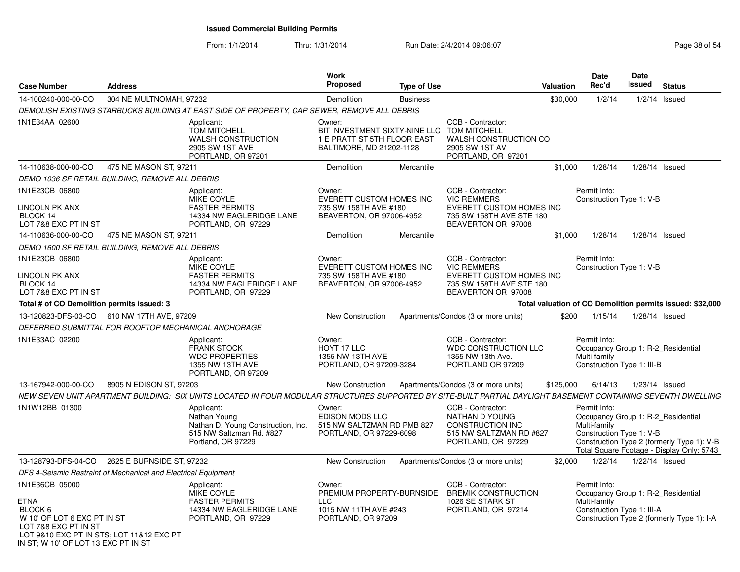# Issued Commercial Building Permits

From: 1/1/2014 Thru: 1/31/2014 Run Date: 2/4/2014 09:06:07

| Case Number | Address | Work Proposed | Type of Use | Valuation | Date Rec'd | Date Issued | Status |
|---|---|---|---|---|---|---|---|
| 14-100240-000-00-CO | 304 NE MULTNOMAH, 97232 | Demolition | Business | $30,000 | 1/2/14 | 1/2/14 | Issued |

*DEMOLISH EXISTING STARBUCKS BUILDING AT EAST SIDE OF PROPERTY, CAP SEWER, REMOVE ALL DEBRIS*

1N1E34AA 02600

Applicant: TOM MITCHELL, WALSH CONSTRUCTION, 2905 SW 1ST AVE, PORTLAND, OR 97201

Owner: BIT INVESTMENT SIXTY-NINE LLC, 1 E PRATT ST 5TH FLOOR EAST, BALTIMORE, MD 21202-1128

CCB - Contractor: TOM MITCHELL, WALSH CONSTRUCTION CO, 2905 SW 1ST AV, PORTLAND, OR 97201

| Case Number | Address | Work Proposed | Type of Use | Valuation | Date Rec'd | Date Issued | Status |
|---|---|---|---|---|---|---|---|
| 14-110638-000-00-CO | 475 NE MASON ST, 97211 | Demolition | Mercantile | $1,000 | 1/28/14 | 1/28/14 | Issued |

*DEMO 1036 SF RETAIL BUILDING, REMOVE ALL DEBRIS*

1N1E23CB 06800
LINCOLN PK ANX
BLOCK 14
LOT 7&8 EXC PT IN ST

Applicant: MIKE COYLE, FASTER PERMITS, 14334 NW EAGLERIDGE LANE, PORTLAND, OR 97229

Owner: EVERETT CUSTOM HOMES INC, 735 SW 158TH AVE #180, BEAVERTON, OR 97006-4952

CCB - Contractor: VIC REMMERS, EVERETT CUSTOM HOMES INC, 735 SW 158TH AVE STE 180, BEAVERTON OR 97008

Permit Info: Construction Type 1: V-B

| Case Number | Address | Work Proposed | Type of Use | Valuation | Date Rec'd | Date Issued | Status |
|---|---|---|---|---|---|---|---|
| 14-110636-000-00-CO | 475 NE MASON ST, 97211 | Demolition | Mercantile | $1,000 | 1/28/14 | 1/28/14 | Issued |

*DEMO 1600 SF RETAIL BUILDING, REMOVE ALL DEBRIS*

1N1E23CB 06800
LINCOLN PK ANX
BLOCK 14
LOT 7&8 EXC PT IN ST

Applicant: MIKE COYLE, FASTER PERMITS, 14334 NW EAGLERIDGE LANE, PORTLAND, OR 97229

Owner: EVERETT CUSTOM HOMES INC, 735 SW 158TH AVE #180, BEAVERTON, OR 97006-4952

CCB - Contractor: VIC REMMERS, EVERETT CUSTOM HOMES INC, 735 SW 158TH AVE STE 180, BEAVERTON OR 97008

Permit Info: Construction Type 1: V-B

**Total # of CO Demolition permits issued: 3** — **Total valuation of CO Demolition permits issued: $32,000**

| Case Number | Address | Work Proposed | Type of Use | Valuation | Date Rec'd | Date Issued | Status |
|---|---|---|---|---|---|---|---|
| 13-120823-DFS-03-CO | 610 NW 17TH AVE, 97209 | New Construction | Apartments/Condos (3 or more units) | $200 | 1/15/14 | 1/28/14 | Issued |

*DEFERRED SUBMITTAL FOR ROOFTOP MECHANICAL ANCHORAGE*

1N1E33AC 02200

Applicant: FRANK STOCK, WDC PROPERTIES, 1355 NW 13TH AVE, PORTLAND, OR 97209

Owner: HOYT 17 LLC, 1355 NW 13TH AVE, PORTLAND, OR 97209-3284

CCB - Contractor: WDC CONSTRUCTION LLC, 1355 NW 13th Ave., PORTLAND OR 97209

Permit Info: Occupancy Group 1: R-2_Residential Multi-family; Construction Type 1: III-B

| Case Number | Address | Work Proposed | Type of Use | Valuation | Date Rec'd | Date Issued | Status |
|---|---|---|---|---|---|---|---|
| 13-167942-000-00-CO | 8905 N EDISON ST, 97203 | New Construction | Apartments/Condos (3 or more units) | $125,000 | 6/14/13 | 1/23/14 | Issued |

*NEW SEVEN UNIT APARTMENT BUILDING: SIX UNITS LOCATED IN FOUR MODULAR STRUCTURES SUPPORTED BY SITE-BUILT PARTIAL DAYLIGHT BASEMENT CONTAINING SEVENTH DWELLING*

1N1W12BB 01300

Applicant: Nathan Young, Nathan D. Young Construction, Inc., 515 NW Saltzman Rd. #827, Portland, OR 97229

Owner: EDISON MODS LLC, 515 NW SALTZMAN RD PMB 827, PORTLAND, OR 97229-6098

CCB - Contractor: NATHAN D YOUNG CONSTRUCTION INC, 515 NW SALTZMAN RD #827, PORTLAND, OR 97229

Permit Info: Occupancy Group 1: R-2_Residential Multi-family; Construction Type 1: V-B; Construction Type 2 (formerly Type 1): V-B; Total Square Footage - Display Only: 5743

| Case Number | Address | Work Proposed | Type of Use | Valuation | Date Rec'd | Date Issued | Status |
|---|---|---|---|---|---|---|---|
| 13-128793-DFS-04-CO | 2625 E BURNSIDE ST, 97232 | New Construction | Apartments/Condos (3 or more units) | $2,000 | 1/22/14 | 1/22/14 | Issued |

*DFS 4-Seismic Restraint of Mechanical and Electrical Equipment*

1N1E36CB 05000
ETNA
BLOCK 6
W 10' OF LOT 6 EXC PT IN ST
LOT 7&8 EXC PT IN ST
LOT 9&10 EXC PT IN STS; LOT 11&12 EXC PT IN ST; W 10' OF LOT 13 EXC PT IN ST

Applicant: MIKE COYLE, FASTER PERMITS, 14334 NW EAGLERIDGE LANE, PORTLAND, OR 97229

Owner: PREMIUM PROPERTY-BURNSIDE LLC, 1015 NW 11TH AVE #243, PORTLAND, OR 97209

CCB - Contractor: BREMIK CONSTRUCTION, 1026 SE STARK ST, PORTLAND, OR 97214

Permit Info: Occupancy Group 1: R-2_Residential Multi-family; Construction Type 1: III-A; Construction Type 2 (formerly Type 1): I-A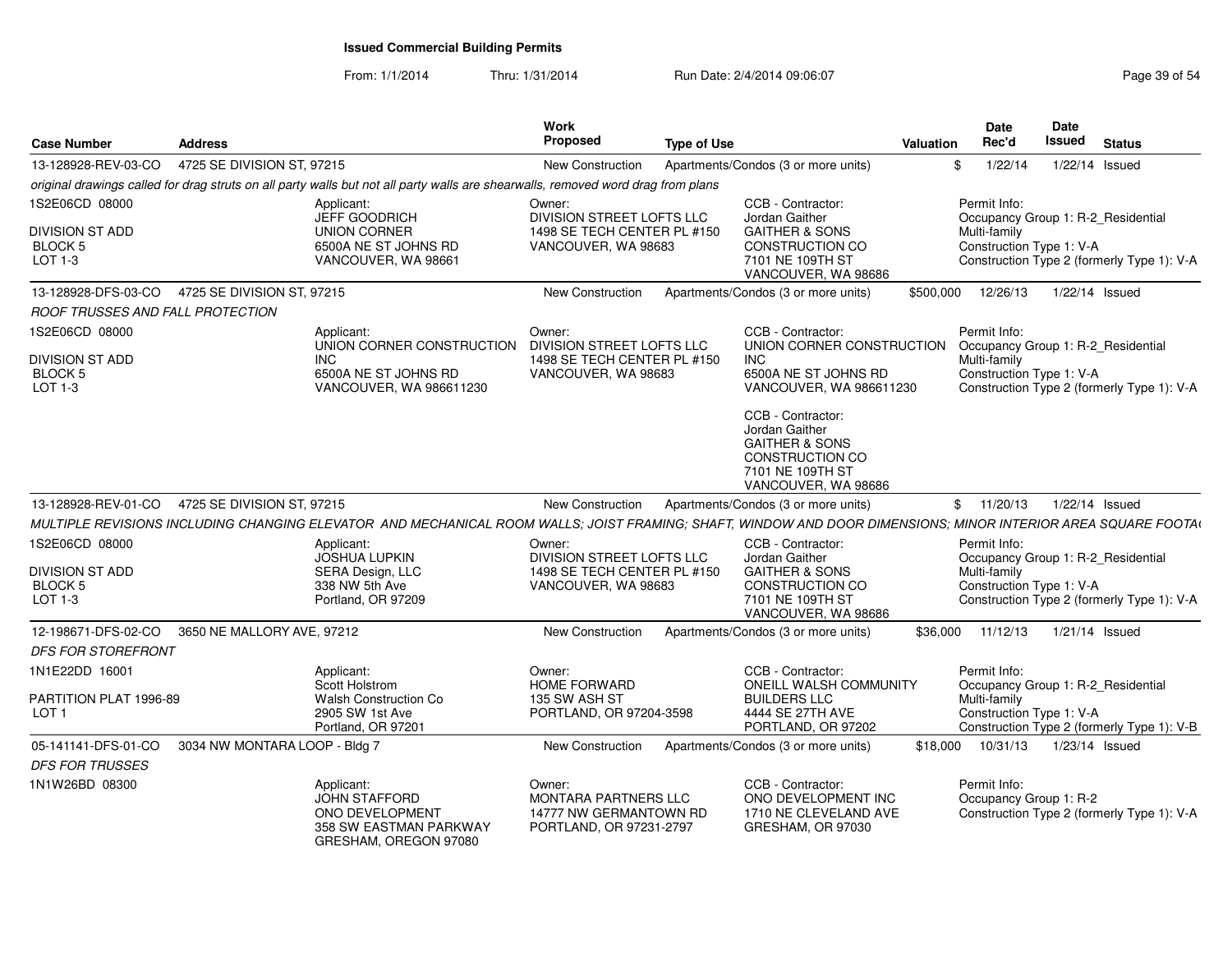**Issued Commercial Building Permits**

From: 1/1/2014 Thru: 1/31/2014 Run Date: 2/4/2014 09:06:07

| Case Number | Address | Work Proposed | Type of Use | Valuation | Date Rec'd | Date Issued | Status |
|---|---|---|---|---|---|---|---|
| 13-128928-REV-03-CO | 4725 SE DIVISION ST, 97215 | New Construction | Apartments/Condos (3 or more units) | $ | 1/22/14 | 1/22/14 | Issued |

*original drawings called for drag struts on all party walls but not all party walls are shearwalls, removed word drag from plans*

1S2E06CD 08000
DIVISION ST ADD
BLOCK 5
LOT 1-3

Applicant:
JEFF GOODRICH
UNION CORNER
6500A NE ST JOHNS RD
VANCOUVER, WA 98661

Owner:
DIVISION STREET LOFTS LLC
1498 SE TECH CENTER PL #150
VANCOUVER, WA 98683

CCB - Contractor:
Jordan Gaither
GAITHER & SONS
CONSTRUCTION CO
7101 NE 109TH ST
VANCOUVER, WA 98686

Permit Info:
Occupancy Group 1: R-2_Residential Multi-family
Construction Type 1: V-A
Construction Type 2 (formerly Type 1): V-A

| Case Number | Address | Work Proposed | Type of Use | Valuation | Date Rec'd | Date Issued | Status |
|---|---|---|---|---|---|---|---|
| 13-128928-DFS-03-CO | 4725 SE DIVISION ST, 97215 | New Construction | Apartments/Condos (3 or more units) | $500,000 | 12/26/13 | 1/22/14 | Issued |

*ROOF TRUSSES AND FALL PROTECTION*

1S2E06CD 08000
DIVISION ST ADD
BLOCK 5
LOT 1-3

Applicant:
UNION CORNER CONSTRUCTION INC
6500A NE ST JOHNS RD
VANCOUVER, WA 986611230

Owner:
DIVISION STREET LOFTS LLC
1498 SE TECH CENTER PL #150
VANCOUVER, WA 98683

CCB - Contractor:
UNION CORNER CONSTRUCTION INC
6500A NE ST JOHNS RD
VANCOUVER, WA 986611230

CCB - Contractor:
Jordan Gaither
GAITHER & SONS
CONSTRUCTION CO
7101 NE 109TH ST
VANCOUVER, WA 98686

Permit Info:
Occupancy Group 1: R-2_Residential Multi-family
Construction Type 1: V-A
Construction Type 2 (formerly Type 1): V-A

| Case Number | Address | Work Proposed | Type of Use | Valuation | Date Rec'd | Date Issued | Status |
|---|---|---|---|---|---|---|---|
| 13-128928-REV-01-CO | 4725 SE DIVISION ST, 97215 | New Construction | Apartments/Condos (3 or more units) | $ | 11/20/13 | 1/22/14 | Issued |

*MULTIPLE REVISIONS INCLUDING CHANGING ELEVATOR AND MECHANICAL ROOM WALLS; JOIST FRAMING; SHAFT, WINDOW AND DOOR DIMENSIONS; MINOR INTERIOR AREA SQUARE FOOTA*

1S2E06CD 08000
DIVISION ST ADD
BLOCK 5
LOT 1-3

Applicant:
JOSHUA LUPKIN
SERA Design, LLC
338 NW 5th Ave
Portland, OR 97209

Owner:
DIVISION STREET LOFTS LLC
1498 SE TECH CENTER PL #150
VANCOUVER, WA 98683

CCB - Contractor:
Jordan Gaither
GAITHER & SONS
CONSTRUCTION CO
7101 NE 109TH ST
VANCOUVER, WA 98686

Permit Info:
Occupancy Group 1: R-2_Residential Multi-family
Construction Type 1: V-A
Construction Type 2 (formerly Type 1): V-A

| Case Number | Address | Work Proposed | Type of Use | Valuation | Date Rec'd | Date Issued | Status |
|---|---|---|---|---|---|---|---|
| 12-198671-DFS-02-CO | 3650 NE MALLORY AVE, 97212 | New Construction | Apartments/Condos (3 or more units) | $36,000 | 11/12/13 | 1/21/14 | Issued |

*DFS FOR STOREFRONT*

1N1E22DD 16001
PARTITION PLAT 1996-89
LOT 1

Applicant:
Scott Holstrom
Walsh Construction Co
2905 SW 1st Ave
Portland, OR 97201

Owner:
HOME FORWARD
135 SW ASH ST
PORTLAND, OR 97204-3598

CCB - Contractor:
ONEILL WALSH COMMUNITY BUILDERS LLC
4444 SE 27TH AVE
PORTLAND, OR 97202

Permit Info:
Occupancy Group 1: R-2_Residential Multi-family
Construction Type 1: V-A
Construction Type 2 (formerly Type 1): V-B

| Case Number | Address | Work Proposed | Type of Use | Valuation | Date Rec'd | Date Issued | Status |
|---|---|---|---|---|---|---|---|
| 05-141141-DFS-01-CO | 3034 NW MONTARA LOOP - Bldg 7 | New Construction | Apartments/Condos (3 or more units) | $18,000 | 10/31/13 | 1/23/14 | Issued |

*DFS FOR TRUSSES*

1N1W26BD 08300

Applicant:
JOHN STAFFORD
ONO DEVELOPMENT
358 SW EASTMAN PARKWAY
GRESHAM, OREGON 97080

Owner:
MONTARA PARTNERS LLC
14777 NW GERMANTOWN RD
PORTLAND, OR 97231-2797

CCB - Contractor:
ONO DEVELOPMENT INC
1710 NE CLEVELAND AVE
GRESHAM, OR 97030

Permit Info:
Occupancy Group 1: R-2
Construction Type 2 (formerly Type 1): V-A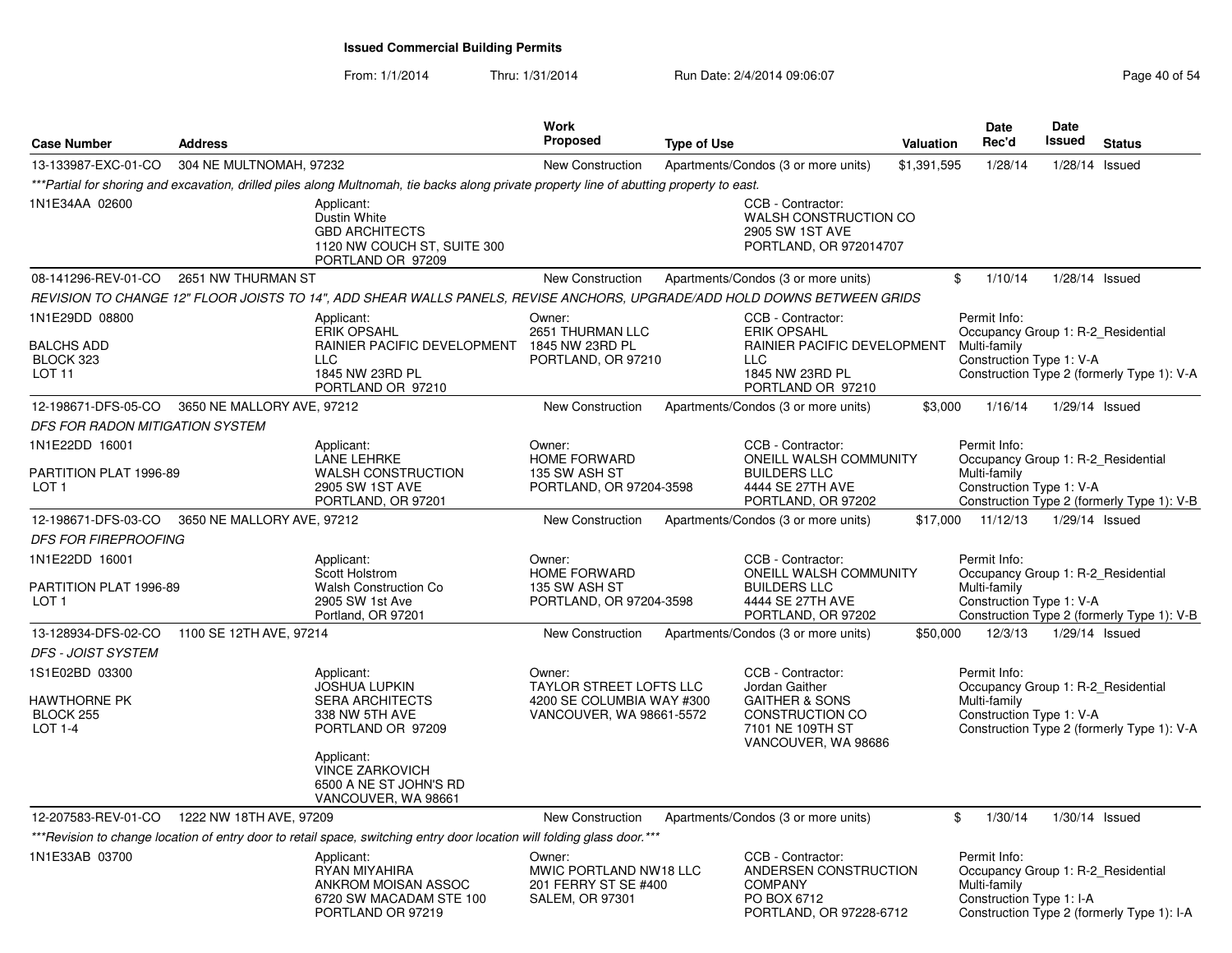## Issued Commercial Building Permits

From: 1/1/2014 Thru: 1/31/2014 Run Date: 2/4/2014 09:06:07

| Case Number | Address | Work Proposed | Type of Use | Valuation | Date Rec'd | Date Issued | Status |
|---|---|---|---|---|---|---|---|
| 13-133987-EXC-01-CO | 304 NE MULTNOMAH, 97232 | New Construction | Apartments/Condos (3 or more units) | $1,391,595 | 1/28/14 | 1/28/14 | Issued |

***Partial for shoring and excavation, drilled piles along Multnomah, tie backs along private property line of abutting property to east.

1N1E34AA 02600

Applicant:
Dustin White
GBD ARCHITECTS
1120 NW COUCH ST, SUITE 300
PORTLAND OR 97209

CCB - Contractor:
WALSH CONSTRUCTION CO
2905 SW 1ST AVE
PORTLAND, OR 972014707

---

| Case Number | Address | Work Proposed | Type of Use | Valuation | Date Rec'd | Date Issued | Status |
|---|---|---|---|---|---|---|---|
| 08-141296-REV-01-CO | 2651 NW THURMAN ST | New Construction | Apartments/Condos (3 or more units) | $ | 1/10/14 | 1/28/14 | Issued |

REVISION TO CHANGE 12" FLOOR JOISTS TO 14", ADD SHEAR WALLS PANELS, REVISE ANCHORS, UPGRADE/ADD HOLD DOWNS BETWEEN GRIDS

1N1E29DD 08800
BALCHS ADD
BLOCK 323
LOT 11

Applicant:
ERIK OPSAHL
RAINIER PACIFIC DEVELOPMENT LLC
1845 NW 23RD PL
PORTLAND OR 97210

Owner:
2651 THURMAN LLC
1845 NW 23RD PL
PORTLAND, OR 97210

CCB - Contractor:
ERIK OPSAHL
RAINIER PACIFIC DEVELOPMENT LLC
1845 NW 23RD PL
PORTLAND OR 97210

Permit Info:
Occupancy Group 1: R-2_Residential Multi-family
Construction Type 1: V-A
Construction Type 2 (formerly Type 1): V-A

---

| Case Number | Address | Work Proposed | Type of Use | Valuation | Date Rec'd | Date Issued | Status |
|---|---|---|---|---|---|---|---|
| 12-198671-DFS-05-CO | 3650 NE MALLORY AVE, 97212 | New Construction | Apartments/Condos (3 or more units) | $3,000 | 1/16/14 | 1/29/14 | Issued |

DFS FOR RADON MITIGATION SYSTEM

1N1E22DD 16001
PARTITION PLAT 1996-89
LOT 1

Applicant:
LANE LEHRKE
WALSH CONSTRUCTION
2905 SW 1ST AVE
PORTLAND, OR 97201

Owner:
HOME FORWARD
135 SW ASH ST
PORTLAND, OR 97204-3598

CCB - Contractor:
ONEILL WALSH COMMUNITY BUILDERS LLC
4444 SE 27TH AVE
PORTLAND, OR 97202

Permit Info:
Occupancy Group 1: R-2_Residential Multi-family
Construction Type 1: V-A
Construction Type 2 (formerly Type 1): V-B

---

| Case Number | Address | Work Proposed | Type of Use | Valuation | Date Rec'd | Date Issued | Status |
|---|---|---|---|---|---|---|---|
| 12-198671-DFS-03-CO | 3650 NE MALLORY AVE, 97212 | New Construction | Apartments/Condos (3 or more units) | $17,000 | 11/12/13 | 1/29/14 | Issued |

DFS FOR FIREPROOFING

1N1E22DD 16001
PARTITION PLAT 1996-89
LOT 1

Applicant:
Scott Holstrom
Walsh Construction Co
2905 SW 1st Ave
Portland, OR 97201

Owner:
HOME FORWARD
135 SW ASH ST
PORTLAND, OR 97204-3598

CCB - Contractor:
ONEILL WALSH COMMUNITY BUILDERS LLC
4444 SE 27TH AVE
PORTLAND, OR 97202

Permit Info:
Occupancy Group 1: R-2_Residential Multi-family
Construction Type 1: V-A
Construction Type 2 (formerly Type 1): V-B

---

| Case Number | Address | Work Proposed | Type of Use | Valuation | Date Rec'd | Date Issued | Status |
|---|---|---|---|---|---|---|---|
| 13-128934-DFS-02-CO | 1100 SE 12TH AVE, 97214 | New Construction | Apartments/Condos (3 or more units) | $50,000 | 12/3/13 | 1/29/14 | Issued |

DFS - JOIST SYSTEM

1S1E02BD 03300
HAWTHORNE PK
BLOCK 255
LOT 1-4

Applicant:
JOSHUA LUPKIN
SERA ARCHITECTS
338 NW 5TH AVE
PORTLAND OR 97209

Applicant:
VINCE ZARKOVICH
6500 A NE ST JOHN'S RD
VANCOUVER, WA 98661

Owner:
TAYLOR STREET LOFTS LLC
4200 SE COLUMBIA WAY #300
VANCOUVER, WA 98661-5572

CCB - Contractor:
Jordan Gaither
GAITHER & SONS CONSTRUCTION CO
7101 NE 109TH ST
VANCOUVER, WA 98686

Permit Info:
Occupancy Group 1: R-2_Residential Multi-family
Construction Type 1: V-A
Construction Type 2 (formerly Type 1): V-A

---

| Case Number | Address | Work Proposed | Type of Use | Valuation | Date Rec'd | Date Issued | Status |
|---|---|---|---|---|---|---|---|
| 12-207583-REV-01-CO | 1222 NW 18TH AVE, 97209 | New Construction | Apartments/Condos (3 or more units) | $ | 1/30/14 | 1/30/14 | Issued |

***Revision to change location of entry door to retail space, switching entry door location will folding glass door.***

1N1E33AB 03700

Applicant:
RYAN MIYAHIRA
ANKROM MOISAN ASSOC
6720 SW MACADAM STE 100
PORTLAND OR 97219

Owner:
MWIC PORTLAND NW18 LLC
201 FERRY ST SE #400
SALEM, OR 97301

CCB - Contractor:
ANDERSEN CONSTRUCTION COMPANY
PO BOX 6712
PORTLAND, OR 97228-6712

Permit Info:
Occupancy Group 1: R-2_Residential Multi-family
Construction Type 1: I-A
Construction Type 2 (formerly Type 1): I-A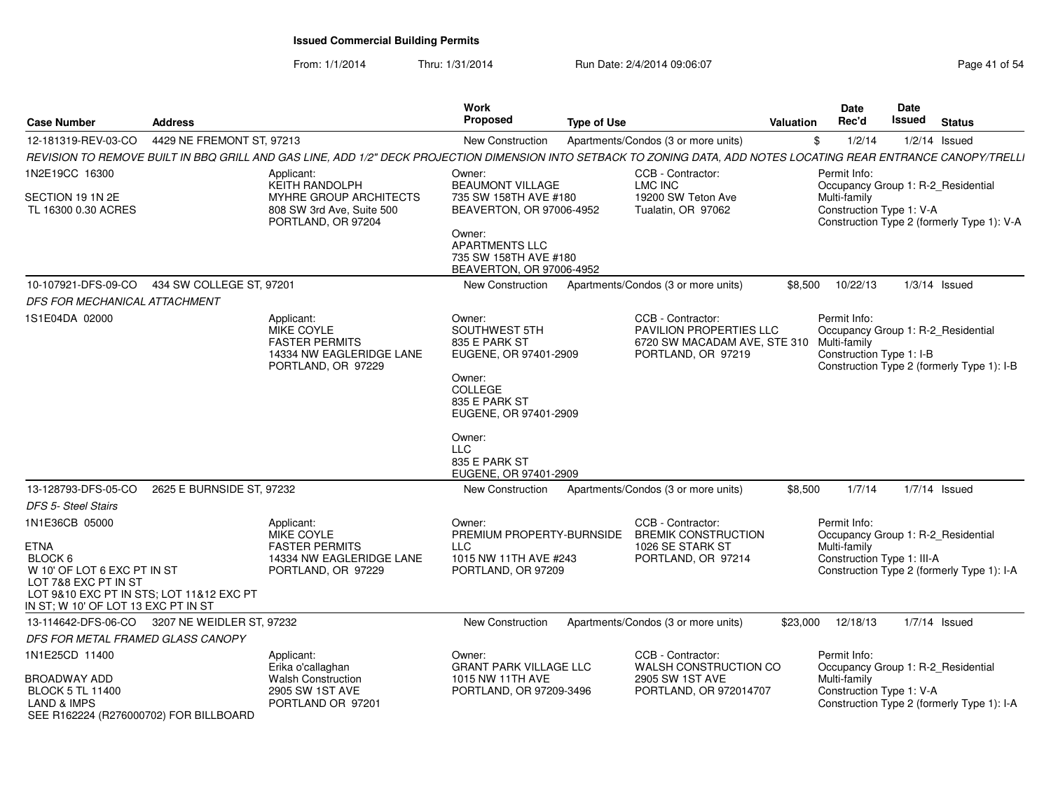**Issued Commercial Building Permits**

From: 1/1/2014 Thru: 1/31/2014 Run Date: 2/4/2014 09:06:07

| Case Number | Address | Work Proposed | Type of Use | Valuation | Date Rec'd | Date Issued | Status |
|---|---|---|---|---|---|---|---|
| 12-181319-REV-03-CO | 4429 NE FREMONT ST, 97213 | New Construction | Apartments/Condos (3 or more units) | $ | 1/2/14 | 1/2/14 | Issued |

*REVISION TO REMOVE BUILT IN BBQ GRILL AND GAS LINE, ADD 1/2" DECK PROJECTION DIMENSION INTO SETBACK TO ZONING DATA, ADD NOTES LOCATING REAR ENTRANCE CANOPY/TRELLI*

1N2E19CC 16300

SECTION 19 1N 2E
TL 16300 0.30 ACRES

Applicant:
KEITH RANDOLPH
MYHRE GROUP ARCHITECTS
808 SW 3rd Ave, Suite 500
PORTLAND, OR 97204

Owner:
BEAUMONT VILLAGE
735 SW 158TH AVE #180
BEAVERTON, OR 97006-4952

Owner:
APARTMENTS LLC
735 SW 158TH AVE #180
BEAVERTON, OR 97006-4952

CCB - Contractor:
LMC INC
19200 SW Teton Ave
Tualatin, OR 97062

Permit Info:
Occupancy Group 1: R-2_Residential Multi-family
Construction Type 1: V-A
Construction Type 2 (formerly Type 1): V-A

| Case Number | Address | Work Proposed | Type of Use | Valuation | Date Rec'd | Date Issued | Status |
|---|---|---|---|---|---|---|---|
| 10-107921-DFS-09-CO | 434 SW COLLEGE ST, 97201 | New Construction | Apartments/Condos (3 or more units) | $8,500 | 10/22/13 | 1/3/14 | Issued |

*DFS FOR MECHANICAL ATTACHMENT*

1S1E04DA 02000

Applicant:
MIKE COYLE
FASTER PERMITS
14334 NW EAGLERIDGE LANE
PORTLAND, OR 97229

Owner:
SOUTHWEST 5TH
835 E PARK ST
EUGENE, OR 97401-2909

Owner:
COLLEGE
835 E PARK ST
EUGENE, OR 97401-2909

Owner:
LLC
835 E PARK ST
EUGENE, OR 97401-2909

CCB - Contractor:
PAVILION PROPERTIES LLC
6720 SW MACADAM AVE, STE 310
PORTLAND, OR 97219

Permit Info:
Occupancy Group 1: R-2_Residential Multi-family
Construction Type 1: I-B
Construction Type 2 (formerly Type 1): I-B

| Case Number | Address | Work Proposed | Type of Use | Valuation | Date Rec'd | Date Issued | Status |
|---|---|---|---|---|---|---|---|
| 13-128793-DFS-05-CO | 2625 E BURNSIDE ST, 97232 | New Construction | Apartments/Condos (3 or more units) | $8,500 | 1/7/14 | 1/7/14 | Issued |

*DFS 5- Steel Stairs*

1N1E36CB 05000

ETNA
BLOCK 6
W 10' OF LOT 6 EXC PT IN ST
LOT 7&8 EXC PT IN ST
LOT 9&10 EXC PT IN STS; LOT 11&12 EXC PT IN ST; W 10' OF LOT 13 EXC PT IN ST

Applicant:
MIKE COYLE
FASTER PERMITS
14334 NW EAGLERIDGE LANE
PORTLAND, OR 97229

Owner:
PREMIUM PROPERTY-BURNSIDE LLC
1015 NW 11TH AVE #243
PORTLAND, OR 97209

CCB - Contractor:
BREMIK CONSTRUCTION
1026 SE STARK ST
PORTLAND, OR 97214

Permit Info:
Occupancy Group 1: R-2_Residential Multi-family
Construction Type 1: III-A
Construction Type 2 (formerly Type 1): I-A

| Case Number | Address | Work Proposed | Type of Use | Valuation | Date Rec'd | Date Issued | Status |
|---|---|---|---|---|---|---|---|
| 13-114642-DFS-06-CO | 3207 NE WEIDLER ST, 97232 | New Construction | Apartments/Condos (3 or more units) | $23,000 | 12/18/13 | 1/7/14 | Issued |

*DFS FOR METAL FRAMED GLASS CANOPY*

1N1E25CD 11400

BROADWAY ADD
BLOCK 5 TL 11400
LAND & IMPS
SEE R162224 (R276000702) FOR BILLBOARD

Applicant:
Erika o'callaghan
Walsh Construction
2905 SW 1ST AVE
PORTLAND OR 97201

Owner:
GRANT PARK VILLAGE LLC
1015 NW 11TH AVE
PORTLAND, OR 97209-3496

CCB - Contractor:
WALSH CONSTRUCTION CO
2905 SW 1ST AVE
PORTLAND, OR 972014707

Permit Info:
Occupancy Group 1: R-2_Residential Multi-family
Construction Type 1: V-A
Construction Type 2 (formerly Type 1): I-A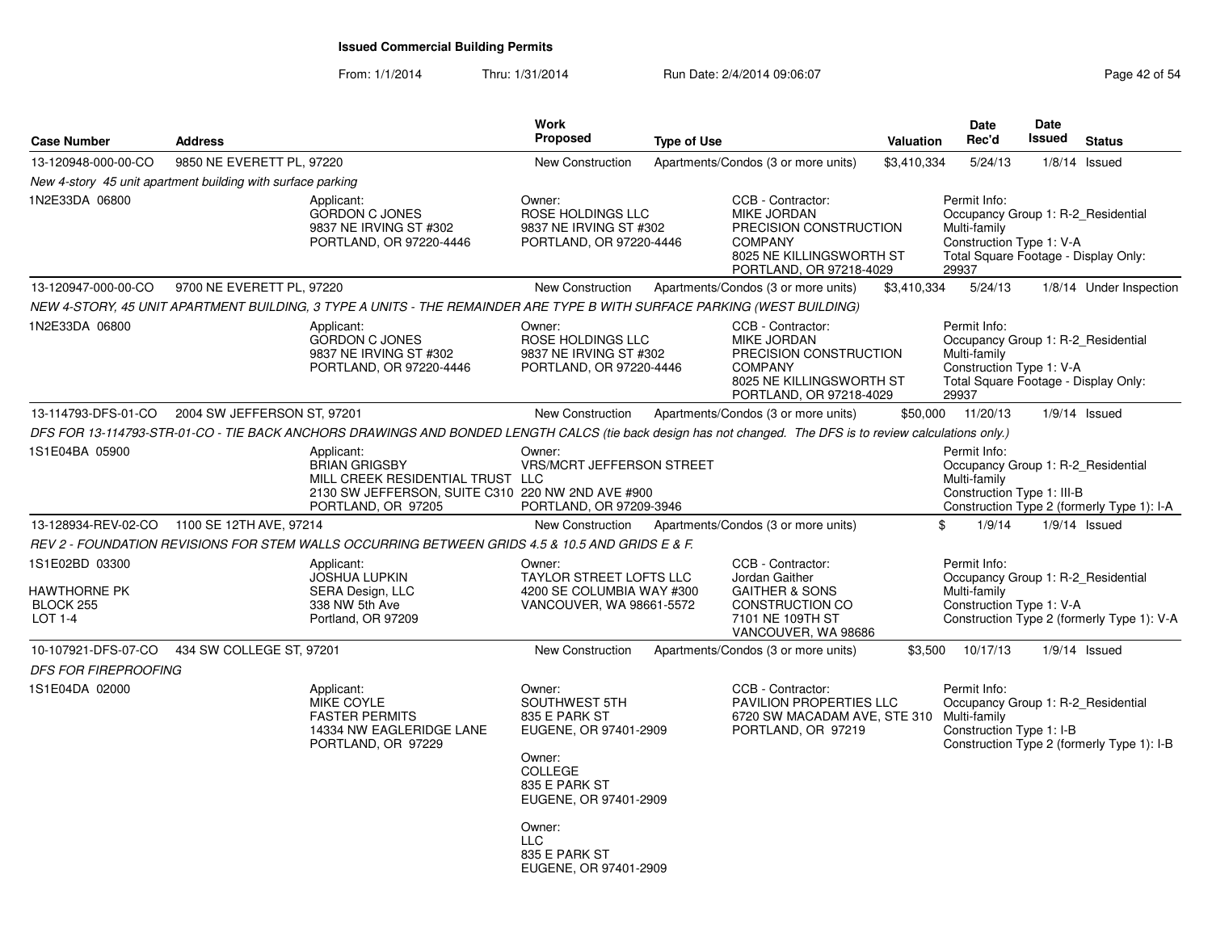# Issued Commercial Building Permits

From: 1/1/2014 Thru: 1/31/2014 Run Date: 2/4/2014 09:06:07

| Case Number | Address | Work Proposed | Type of Use | Valuation | Date Rec'd | Date Issued | Status |
|---|---|---|---|---|---|---|---|
| 13-120948-000-00-CO | 9850 NE EVERETT PL, 97220 | New Construction | Apartments/Condos (3 or more units) | $3,410,334 | 5/24/13 | 1/8/14 | Issued |

*New 4-story 45 unit apartment building with surface parking*

1N2E33DA 06800

Applicant: GORDON C JONES, 9837 NE IRVING ST #302, PORTLAND, OR 97220-4446

Owner: ROSE HOLDINGS LLC, 9837 NE IRVING ST #302, PORTLAND, OR 97220-4446

CCB - Contractor: MIKE JORDAN, PRECISION CONSTRUCTION COMPANY, 8025 NE KILLINGSWORTH ST, PORTLAND, OR 97218-4029

Permit Info: Occupancy Group 1: R-2_Residential Multi-family; Construction Type 1: V-A; Total Square Footage - Display Only: 29937

| Case Number | Address | Work Proposed | Type of Use | Valuation | Date Rec'd | Date Issued | Status |
|---|---|---|---|---|---|---|---|
| 13-120947-000-00-CO | 9700 NE EVERETT PL, 97220 | New Construction | Apartments/Condos (3 or more units) | $3,410,334 | 5/24/13 | 1/8/14 | Under Inspection |

*NEW 4-STORY, 45 UNIT APARTMENT BUILDING, 3 TYPE A UNITS - THE REMAINDER ARE TYPE B WITH SURFACE PARKING (WEST BUILDING)*

1N2E33DA 06800

Applicant: GORDON C JONES, 9837 NE IRVING ST #302, PORTLAND, OR 97220-4446

Owner: ROSE HOLDINGS LLC, 9837 NE IRVING ST #302, PORTLAND, OR 97220-4446

CCB - Contractor: MIKE JORDAN, PRECISION CONSTRUCTION COMPANY, 8025 NE KILLINGSWORTH ST, PORTLAND, OR 97218-4029

Permit Info: Occupancy Group 1: R-2_Residential Multi-family; Construction Type 1: V-A; Total Square Footage - Display Only: 29937

| Case Number | Address | Work Proposed | Type of Use | Valuation | Date Rec'd | Date Issued | Status |
|---|---|---|---|---|---|---|---|
| 13-114793-DFS-01-CO | 2004 SW JEFFERSON ST, 97201 | New Construction | Apartments/Condos (3 or more units) | $50,000 | 11/20/13 | 1/9/14 | Issued |

*DFS FOR 13-114793-STR-01-CO - TIE BACK ANCHORS DRAWINGS AND BONDED LENGTH CALCS (tie back design has not changed. The DFS is to review calculations only.)*

1S1E04BA 05900

Applicant: BRIAN GRIGSBY, MILL CREEK RESIDENTIAL TRUST, 2130 SW JEFFERSON, SUITE C310, PORTLAND, OR 97205

Owner: VRS/MCRT JEFFERSON STREET LLC, 220 NW 2ND AVE #900, PORTLAND, OR 97209-3946

Permit Info: Occupancy Group 1: R-2_Residential Multi-family; Construction Type 1: III-B; Construction Type 2 (formerly Type 1): I-A

| Case Number | Address | Work Proposed | Type of Use | Valuation | Date Rec'd | Date Issued | Status |
|---|---|---|---|---|---|---|---|
| 13-128934-REV-02-CO | 1100 SE 12TH AVE, 97214 | New Construction | Apartments/Condos (3 or more units) | $ | 1/9/14 | 1/9/14 | Issued |

*REV 2 - FOUNDATION REVISIONS FOR STEM WALLS OCCURRING BETWEEN GRIDS 4.5 & 10.5 AND GRIDS E & F.*

1S1E02BD 03300, HAWTHORNE PK, BLOCK 255, LOT 1-4

Applicant: JOSHUA LUPKIN, SERA Design, LLC, 338 NW 5th Ave, Portland, OR 97209

Owner: TAYLOR STREET LOFTS LLC, 4200 SE COLUMBIA WAY #300, VANCOUVER, WA 98661-5572

CCB - Contractor: Jordan Gaither, GAITHER & SONS CONSTRUCTION CO, 7101 NE 109TH ST, VANCOUVER, WA 98686

Permit Info: Occupancy Group 1: R-2_Residential Multi-family; Construction Type 1: V-A; Construction Type 2 (formerly Type 1): V-A

| Case Number | Address | Work Proposed | Type of Use | Valuation | Date Rec'd | Date Issued | Status |
|---|---|---|---|---|---|---|---|
| 10-107921-DFS-07-CO | 434 SW COLLEGE ST, 97201 | New Construction | Apartments/Condos (3 or more units) | $3,500 | 10/17/13 | 1/9/14 | Issued |

*DFS FOR FIREPROOFING*

1S1E04DA 02000

Applicant: MIKE COYLE, FASTER PERMITS, 14334 NW EAGLERIDGE LANE, PORTLAND, OR 97229

Owner: SOUTHWEST 5TH, 835 E PARK ST, EUGENE, OR 97401-2909

Owner: COLLEGE, 835 E PARK ST, EUGENE, OR 97401-2909

Owner: LLC, 835 E PARK ST, EUGENE, OR 97401-2909

CCB - Contractor: PAVILION PROPERTIES LLC, 6720 SW MACADAM AVE, STE 310, PORTLAND, OR 97219

Permit Info: Occupancy Group 1: R-2_Residential Multi-family; Construction Type 1: I-B; Construction Type 2 (formerly Type 1): I-B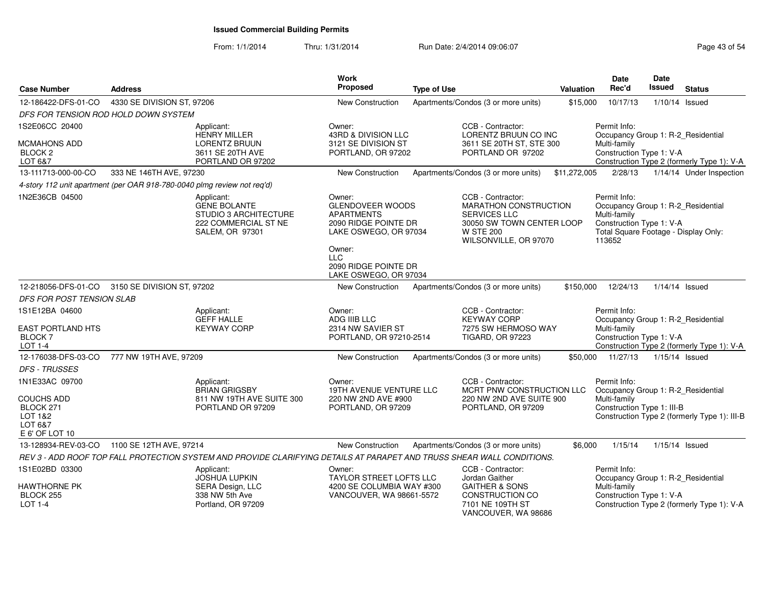# Issued Commercial Building Permits

From: 1/1/2014 Thru: 1/31/2014 Run Date: 2/4/2014 09:06:07

| Case Number | Address | Work Proposed | Type of Use | Valuation | Date Rec'd | Date Issued | Status |
|---|---|---|---|---|---|---|---|
| 12-186422-DFS-01-CO | 4330 SE DIVISION ST, 97206 | New Construction | Apartments/Condos (3 or more units) | $15,000 | 10/17/13 | 1/10/14 | Issued |

*DFS FOR TENSION ROD HOLD DOWN SYSTEM*

- 1S2E06CC 20400 — MCMAHONS ADD, BLOCK 2, LOT 6&7
- Applicant: HENRY MILLER, LORENTZ BRUUN, 3611 SE 20TH AVE, PORTLAND OR 97202
- Owner: 43RD & DIVISION LLC, 3121 SE DIVISION ST, PORTLAND, OR 97202
- CCB - Contractor: LORENTZ BRUUN CO INC, 3611 SE 20TH ST, STE 300, PORTLAND OR 97202
- Permit Info: Occupancy Group 1: R-2_Residential Multi-family; Construction Type 1: V-A; Construction Type 2 (formerly Type 1): V-A

| Case Number | Address | Work Proposed | Type of Use | Valuation | Date Rec'd | Date Issued | Status |
|---|---|---|---|---|---|---|---|
| 13-111713-000-00-CO | 333 NE 146TH AVE, 97230 | New Construction | Apartments/Condos (3 or more units) | $11,272,005 | 2/28/13 | 1/14/14 | Under Inspection |

*4-story 112 unit apartment (per OAR 918-780-0040 plmg review not req'd)*

- 1N2E36CB 04500
- Applicant: GENE BOLANTE, STUDIO 3 ARCHITECTURE, 222 COMMERCIAL ST NE, SALEM, OR 97301
- Owner: GLENDOVEER WOODS APARTMENTS, 2090 RIDGE POINTE DR, LAKE OSWEGO, OR 97034
- Owner: LLC, 2090 RIDGE POINTE DR, LAKE OSWEGO, OR 97034
- CCB - Contractor: MARATHON CONSTRUCTION SERVICES LLC, 30050 SW TOWN CENTER LOOP W STE 200, WILSONVILLE, OR 97070
- Permit Info: Occupancy Group 1: R-2_Residential Multi-family; Construction Type 1: V-A; Total Square Footage - Display Only: 113652

| Case Number | Address | Work Proposed | Type of Use | Valuation | Date Rec'd | Date Issued | Status |
|---|---|---|---|---|---|---|---|
| 12-218056-DFS-01-CO | 3150 SE DIVISION ST, 97202 | New Construction | Apartments/Condos (3 or more units) | $150,000 | 12/24/13 | 1/14/14 | Issued |

*DFS FOR POST TENSION SLAB*

- 1S1E12BA 04600 — EAST PORTLAND HTS, BLOCK 7, LOT 1-4
- Applicant: GEFF HALLE, KEYWAY CORP
- Owner: ADG IIIB LLC, 2314 NW SAVIER ST, PORTLAND, OR 97210-2514
- CCB - Contractor: KEYWAY CORP, 7275 SW HERMOSO WAY, TIGARD, OR 97223
- Permit Info: Occupancy Group 1: R-2_Residential Multi-family; Construction Type 1: V-A; Construction Type 2 (formerly Type 1): V-A

| Case Number | Address | Work Proposed | Type of Use | Valuation | Date Rec'd | Date Issued | Status |
|---|---|---|---|---|---|---|---|
| 12-176038-DFS-03-CO | 777 NW 19TH AVE, 97209 | New Construction | Apartments/Condos (3 or more units) | $50,000 | 11/27/13 | 1/15/14 | Issued |

*DFS - TRUSSES*

- 1N1E33AC 09700 — COUCHS ADD, BLOCK 271, LOT 1&2, LOT 6&7, E 6' OF LOT 10
- Applicant: BRIAN GRIGSBY, 811 NW 19TH AVE SUITE 300, PORTLAND OR 97209
- Owner: 19TH AVENUE VENTURE LLC, 220 NW 2ND AVE #900, PORTLAND, OR 97209
- CCB - Contractor: MCRT PNW CONSTRUCTION LLC, 220 NW 2ND AVE SUITE 900, PORTLAND, OR 97209
- Permit Info: Occupancy Group 1: R-2_Residential Multi-family; Construction Type 1: III-B; Construction Type 2 (formerly Type 1): III-B

| Case Number | Address | Work Proposed | Type of Use | Valuation | Date Rec'd | Date Issued | Status |
|---|---|---|---|---|---|---|---|
| 13-128934-REV-03-CO | 1100 SE 12TH AVE, 97214 | New Construction | Apartments/Condos (3 or more units) | $6,000 | 1/15/14 | 1/15/14 | Issued |

*REV 3 - ADD ROOF TOP FALL PROTECTION SYSTEM AND PROVIDE CLARIFYING DETAILS AT PARAPET AND TRUSS SHEAR WALL CONDITIONS.*

- 1S1E02BD 03300 — HAWTHORNE PK, BLOCK 255, LOT 1-4
- Applicant: JOSHUA LUPKIN, SERA Design, LLC, 338 NW 5th Ave, Portland, OR 97209
- Owner: TAYLOR STREET LOFTS LLC, 4200 SE COLUMBIA WAY #300, VANCOUVER, WA 98661-5572
- CCB - Contractor: Jordan Gaither, GAITHER & SONS CONSTRUCTION CO, 7101 NE 109TH ST, VANCOUVER, WA 98686
- Permit Info: Occupancy Group 1: R-2_Residential Multi-family; Construction Type 1: V-A; Construction Type 2 (formerly Type 1): V-A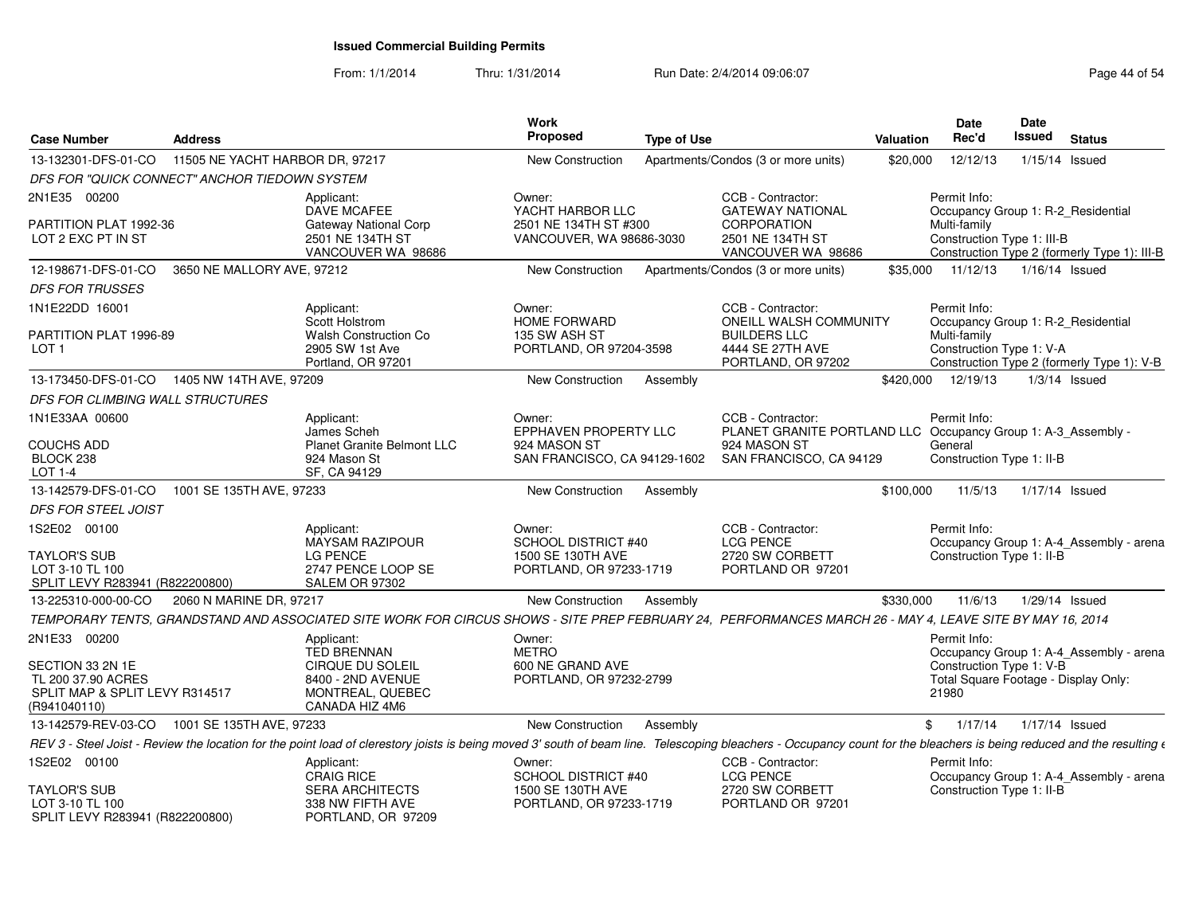# Issued Commercial Building Permits

From: 1/1/2014 Thru: 1/31/2014 Run Date: 2/4/2014 09:06:07

| Case Number | Address | Work Proposed | Type of Use | Valuation | Date Rec'd | Date Issued | Status |
|---|---|---|---|---|---|---|---|
| 13-132301-DFS-01-CO | 11505 NE YACHT HARBOR DR, 97217 | New Construction | Apartments/Condos (3 or more units) | $20,000 | 12/12/13 | 1/15/14 | Issued |
| 12-198671-DFS-01-CO | 3650 NE MALLORY AVE, 97212 | New Construction | Apartments/Condos (3 or more units) | $35,000 | 11/12/13 | 1/16/14 | Issued |
| 13-173450-DFS-01-CO | 1405 NW 14TH AVE, 97209 | New Construction | Assembly | $420,000 | 12/19/13 | 1/3/14 | Issued |
| 13-142579-DFS-01-CO | 1001 SE 135TH AVE, 97233 | New Construction | Assembly | $100,000 | 11/5/13 | 1/17/14 | Issued |
| 13-225310-000-00-CO | 2060 N MARINE DR, 97217 | New Construction | Assembly | $330,000 | 11/6/13 | 1/29/14 | Issued |
| 13-142579-REV-03-CO | 1001 SE 135TH AVE, 97233 | New Construction | Assembly | $ | 1/17/14 | 1/17/14 | Issued |

**13-132301-DFS-01-CO** — *DFS FOR "QUICK CONNECT" ANCHOR TIEDOWN SYSTEM*

2N1E35 00200
PARTITION PLAT 1992-36
LOT 2 EXC PT IN ST

Applicant: DAVE MCAFEE, Gateway National Corp, 2501 NE 134TH ST, VANCOUVER WA 98686
Owner: YACHT HARBOR LLC, 2501 NE 134TH ST #300, VANCOUVER, WA 98686-3030
CCB - Contractor: GATEWAY NATIONAL CORPORATION, 2501 NE 134TH ST, VANCOUVER WA 98686
Permit Info: Occupancy Group 1: R-2_Residential Multi-family; Construction Type 1: III-B; Construction Type 2 (formerly Type 1): III-B

**12-198671-DFS-01-CO** — *DFS FOR TRUSSES*

1N1E22DD 16001
PARTITION PLAT 1996-89
LOT 1

Applicant: Scott Holstrom, Walsh Construction Co, 2905 SW 1st Ave, Portland, OR 97201
Owner: HOME FORWARD, 135 SW ASH ST, PORTLAND, OR 97204-3598
CCB - Contractor: ONEILL WALSH COMMUNITY BUILDERS LLC, 4444 SE 27TH AVE, PORTLAND, OR 97202
Permit Info: Occupancy Group 1: R-2_Residential Multi-family; Construction Type 1: V-A; Construction Type 2 (formerly Type 1): V-B

**13-173450-DFS-01-CO** — *DFS FOR CLIMBING WALL STRUCTURES*

1N1E33AA 00600
COUCHS ADD
BLOCK 238
LOT 1-4

Applicant: James Scheh, Planet Granite Belmont LLC, 924 Mason St, SF, CA 94129
Owner: EPPHAVEN PROPERTY LLC, 924 MASON ST, SAN FRANCISCO, CA 94129-1602
CCB - Contractor: PLANET GRANITE PORTLAND LLC, 924 MASON ST, SAN FRANCISCO, CA 94129
Permit Info: Occupancy Group 1: A-3_Assembly - General; Construction Type 1: II-B

**13-142579-DFS-01-CO** — *DFS FOR STEEL JOIST*

1S2E02 00100
TAYLOR'S SUB
LOT 3-10 TL 100
SPLIT LEVY R283941 (R822200800)

Applicant: MAYSAM RAZIPOUR, LG PENCE, 2747 PENCE LOOP SE, SALEM OR 97302
Owner: SCHOOL DISTRICT #40, 1500 SE 130TH AVE, PORTLAND, OR 97233-1719
CCB - Contractor: LCG PENCE, 2720 SW CORBETT, PORTLAND OR 97201
Permit Info: Occupancy Group 1: A-4_Assembly - arena; Construction Type 1: II-B

**13-225310-000-00-CO** — *TEMPORARY TENTS, GRANDSTAND AND ASSOCIATED SITE WORK FOR CIRCUS SHOWS - SITE PREP FEBRUARY 24, PERFORMANCES MARCH 26 - MAY 4, LEAVE SITE BY MAY 16, 2014*

2N1E33 00200
SECTION 33 2N 1E
TL 200 37.90 ACRES
SPLIT MAP & SPLIT LEVY R314517 (R941040110)

Applicant: TED BRENNAN, CIRQUE DU SOLEIL, 8400 - 2ND AVENUE, MONTREAL, QUEBEC, CANADA HIZ 4M6
Owner: METRO, 600 NE GRAND AVE, PORTLAND, OR 97232-2799
Permit Info: Occupancy Group 1: A-4_Assembly - arena; Construction Type 1: V-B; Total Square Footage - Display Only: 21980

**13-142579-REV-03-CO** — *REV 3 - Steel Joist - Review the location for the point load of clerestory joists is being moved 3' south of beam line. Telescoping bleachers - Occupancy count for the bleachers is being reduced and the resulting e*

1S2E02 00100
TAYLOR'S SUB
LOT 3-10 TL 100
SPLIT LEVY R283941 (R822200800)

Applicant: CRAIG RICE, SERA ARCHITECTS, 338 NW FIFTH AVE, PORTLAND, OR 97209
Owner: SCHOOL DISTRICT #40, 1500 SE 130TH AVE, PORTLAND, OR 97233-1719
CCB - Contractor: LCG PENCE, 2720 SW CORBETT, PORTLAND OR 97201
Permit Info: Occupancy Group 1: A-4_Assembly - arena; Construction Type 1: II-B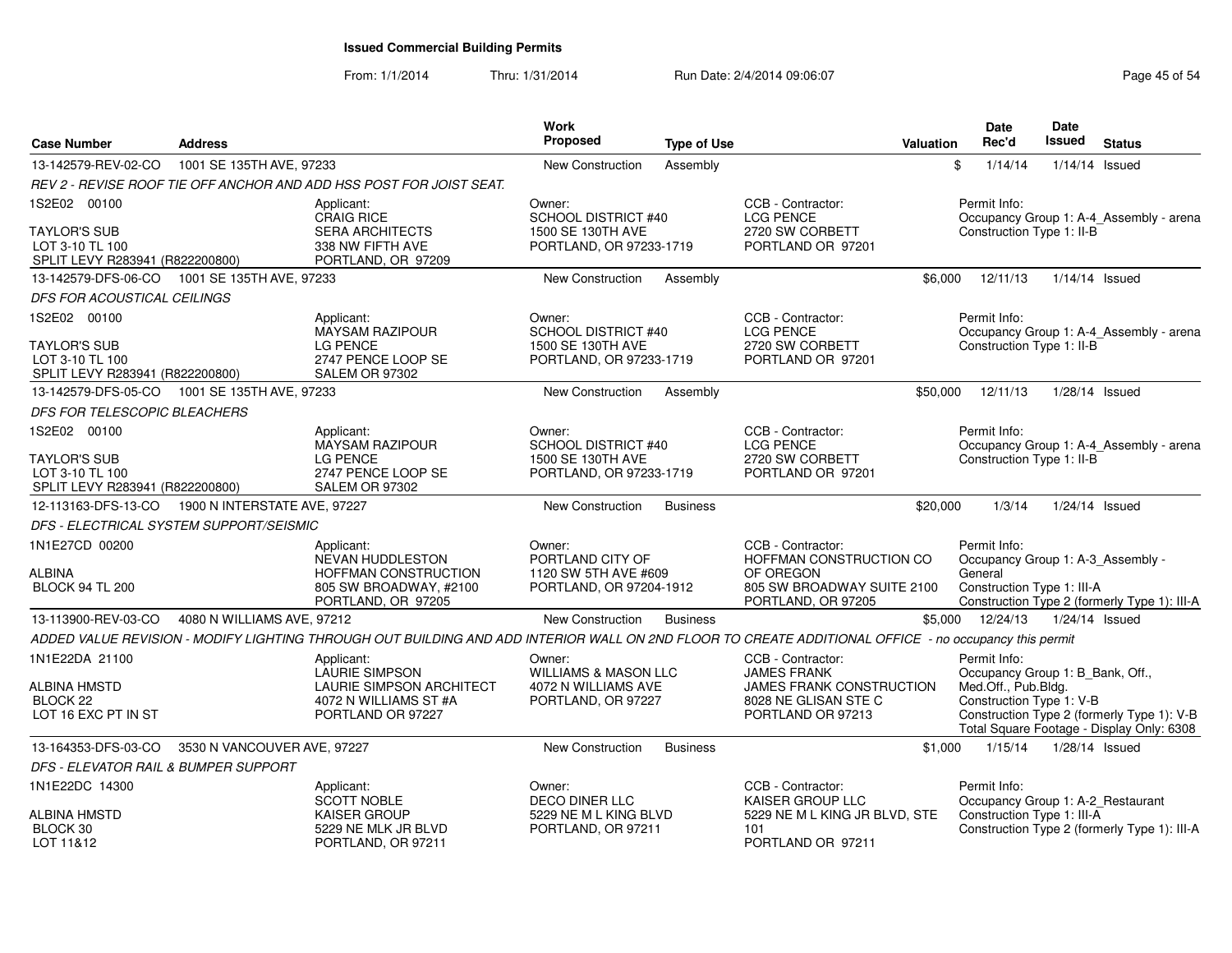**Issued Commercial Building Permits**

From: 1/1/2014 Thru: 1/31/2014 Run Date: 2/4/2014 09:06:07

| Case Number | Address | Work Proposed | Type of Use | Valuation | Date Rec'd | Date Issued | Status |
|---|---|---|---|---|---|---|---|
| 13-142579-REV-02-CO | 1001 SE 135TH AVE, 97233 | New Construction | Assembly | $ | 1/14/14 | 1/14/14 | Issued |

REV 2 - REVISE ROOF TIE OFF ANCHOR AND ADD HSS POST FOR JOIST SEAT.

1S2E02 00100
TAYLOR'S SUB
LOT 3-10 TL 100
SPLIT LEVY R283941 (R822200800)

Applicant: CRAIG RICE, SERA ARCHITECTS, 338 NW FIFTH AVE, PORTLAND, OR 97209

Owner: SCHOOL DISTRICT #40, 1500 SE 130TH AVE, PORTLAND, OR 97233-1719

CCB - Contractor: LCG PENCE, 2720 SW CORBETT, PORTLAND OR 97201

Permit Info: Occupancy Group 1: A-4_Assembly - arena; Construction Type 1: II-B

---

| Case Number | Address | Work Proposed | Type of Use | Valuation | Date Rec'd | Date Issued | Status |
|---|---|---|---|---|---|---|---|
| 13-142579-DFS-06-CO | 1001 SE 135TH AVE, 97233 | New Construction | Assembly | $6,000 | 12/11/13 | 1/14/14 | Issued |

DFS FOR ACOUSTICAL CEILINGS

1S2E02 00100
TAYLOR'S SUB
LOT 3-10 TL 100
SPLIT LEVY R283941 (R822200800)

Applicant: MAYSAM RAZIPOUR, LG PENCE, 2747 PENCE LOOP SE, SALEM OR 97302

Owner: SCHOOL DISTRICT #40, 1500 SE 130TH AVE, PORTLAND, OR 97233-1719

CCB - Contractor: LCG PENCE, 2720 SW CORBETT, PORTLAND OR 97201

Permit Info: Occupancy Group 1: A-4_Assembly - arena; Construction Type 1: II-B

---

| Case Number | Address | Work Proposed | Type of Use | Valuation | Date Rec'd | Date Issued | Status |
|---|---|---|---|---|---|---|---|
| 13-142579-DFS-05-CO | 1001 SE 135TH AVE, 97233 | New Construction | Assembly | $50,000 | 12/11/13 | 1/28/14 | Issued |

DFS FOR TELESCOPIC BLEACHERS

1S2E02 00100
TAYLOR'S SUB
LOT 3-10 TL 100
SPLIT LEVY R283941 (R822200800)

Applicant: MAYSAM RAZIPOUR, LG PENCE, 2747 PENCE LOOP SE, SALEM OR 97302

Owner: SCHOOL DISTRICT #40, 1500 SE 130TH AVE, PORTLAND, OR 97233-1719

CCB - Contractor: LCG PENCE, 2720 SW CORBETT, PORTLAND OR 97201

Permit Info: Occupancy Group 1: A-4_Assembly - arena; Construction Type 1: II-B

---

| Case Number | Address | Work Proposed | Type of Use | Valuation | Date Rec'd | Date Issued | Status |
|---|---|---|---|---|---|---|---|
| 12-113163-DFS-13-CO | 1900 N INTERSTATE AVE, 97227 | New Construction | Business | $20,000 | 1/3/14 | 1/24/14 | Issued |

DFS - ELECTRICAL SYSTEM SUPPORT/SEISMIC

1N1E27CD 00200
ALBINA
BLOCK 94 TL 200

Applicant: NEVAN HUDDLESTON, HOFFMAN CONSTRUCTION, 805 SW BROADWAY, #2100, PORTLAND, OR 97205

Owner: PORTLAND CITY OF, 1120 SW 5TH AVE #609, PORTLAND, OR 97204-1912

CCB - Contractor: HOFFMAN CONSTRUCTION CO OF OREGON, 805 SW BROADWAY SUITE 2100, PORTLAND, OR 97205

Permit Info: Occupancy Group 1: A-3_Assembly - General; Construction Type 1: III-A; Construction Type 2 (formerly Type 1): III-A

---

| Case Number | Address | Work Proposed | Type of Use | Valuation | Date Rec'd | Date Issued | Status |
|---|---|---|---|---|---|---|---|
| 13-113900-REV-03-CO | 4080 N WILLIAMS AVE, 97212 | New Construction | Business | $5,000 | 12/24/13 | 1/24/14 | Issued |

ADDED VALUE REVISION - MODIFY LIGHTING THROUGH OUT BUILDING AND ADD INTERIOR WALL ON 2ND FLOOR TO CREATE ADDITIONAL OFFICE - no occupancy this permit

1N1E22DA 21100
ALBINA HMSTD
BLOCK 22
LOT 16 EXC PT IN ST

Applicant: LAURIE SIMPSON, LAURIE SIMPSON ARCHITECT, 4072 N WILLIAMS ST #A, PORTLAND OR 97227

Owner: WILLIAMS & MASON LLC, 4072 N WILLIAMS AVE, PORTLAND, OR 97227

CCB - Contractor: JAMES FRANK, JAMES FRANK CONSTRUCTION, 8028 NE GLISAN STE C, PORTLAND OR 97213

Permit Info: Occupancy Group 1: B_Bank, Off., Med.Off., Pub.Bldg.; Construction Type 1: V-B; Construction Type 2 (formerly Type 1): V-B; Total Square Footage - Display Only: 6308

---

| Case Number | Address | Work Proposed | Type of Use | Valuation | Date Rec'd | Date Issued | Status |
|---|---|---|---|---|---|---|---|
| 13-164353-DFS-03-CO | 3530 N VANCOUVER AVE, 97227 | New Construction | Business | $1,000 | 1/15/14 | 1/28/14 | Issued |

DFS - ELEVATOR RAIL & BUMPER SUPPORT

1N1E22DC 14300
ALBINA HMSTD
BLOCK 30
LOT 11&12

Applicant: SCOTT NOBLE, KAISER GROUP, 5229 NE MLK JR BLVD, PORTLAND, OR 97211

Owner: DECO DINER LLC, 5229 NE M L KING BLVD, PORTLAND, OR 97211

CCB - Contractor: KAISER GROUP LLC, 5229 NE M L KING JR BLVD, STE 101, PORTLAND OR 97211

Permit Info: Occupancy Group 1: A-2_Restaurant; Construction Type 1: III-A; Construction Type 2 (formerly Type 1): III-A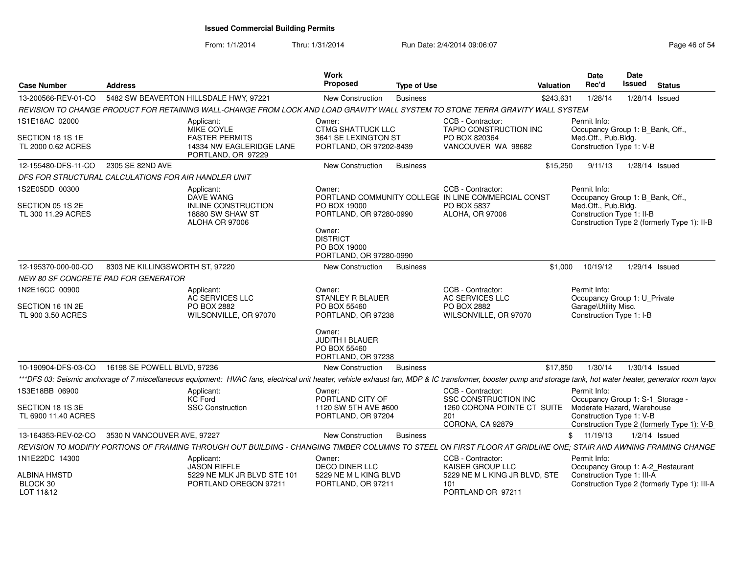# Issued Commercial Building Permits

From: 1/1/2014 Thru: 1/31/2014 Run Date: 2/4/2014 09:06:07

| Case Number | Address | Work Proposed | Type of Use | Valuation | Date Rec'd | Date Issued | Status |
|---|---|---|---|---|---|---|---|
| 13-200566-REV-01-CO | 5482 SW BEAVERTON HILLSDALE HWY, 97221 | New Construction | Business | $243,631 | 1/28/14 | 1/28/14 | Issued |

*REVISION TO CHANGE PRODUCT FOR RETAINING WALL-CHANGE FROM LOCK AND LOAD GRAVITY WALL SYSTEM TO STONE TERRA GRAVITY WALL SYSTEM*

- 1S1E18AC 02000, SECTION 18 1S 1E, TL 2000 0.62 ACRES
- Applicant: MIKE COYLE, FASTER PERMITS, 14334 NW EAGLERIDGE LANE, PORTLAND, OR 97229
- Owner: CTMG SHATTUCK LLC, 3641 SE LEXINGTON ST, PORTLAND, OR 97202-8439
- CCB - Contractor: TAPIO CONSTRUCTION INC, PO BOX 820364, VANCOUVER WA 98682
- Permit Info: Occupancy Group 1: B_Bank, Off., Med.Off., Pub.Bldg.; Construction Type 1: V-B

| Case Number | Address | Work Proposed | Type of Use | Valuation | Date Rec'd | Date Issued | Status |
|---|---|---|---|---|---|---|---|
| 12-155480-DFS-11-CO | 2305 SE 82ND AVE | New Construction | Business | $15,250 | 9/11/13 | 1/28/14 | Issued |

*DFS FOR STRUCTURAL CALCULATIONS FOR AIR HANDLER UNIT*

- 1S2E05DD 00300, SECTION 05 1S 2E, TL 300 11.29 ACRES
- Applicant: DAVE WANG, INLINE CONSTRUCTION, 18880 SW SHAW ST, ALOHA OR 97006
- Owner: PORTLAND COMMUNITY COLLEGE, PO BOX 19000, PORTLAND, OR 97280-0990
- Owner: DISTRICT, PO BOX 19000, PORTLAND, OR 97280-0990
- CCB - Contractor: IN LINE COMMERCIAL CONST, PO BOX 5837, ALOHA, OR 97006
- Permit Info: Occupancy Group 1: B_Bank, Off., Med.Off., Pub.Bldg.; Construction Type 1: II-B; Construction Type 2 (formerly Type 1): II-B

| Case Number | Address | Work Proposed | Type of Use | Valuation | Date Rec'd | Date Issued | Status |
|---|---|---|---|---|---|---|---|
| 12-195370-000-00-CO | 8303 NE KILLINGSWORTH ST, 97220 | New Construction | Business | $1,000 | 10/19/12 | 1/29/14 | Issued |

*NEW 80 SF CONCRETE PAD FOR GENERATOR*

- 1N2E16CC 00900, SECTION 16 1N 2E, TL 900 3.50 ACRES
- Applicant: AC SERVICES LLC, PO BOX 2882, WILSONVILLE, OR 97070
- Owner: STANLEY R BLAUER, PO BOX 55460, PORTLAND, OR 97238
- Owner: JUDITH I BLAUER, PO BOX 55460, PORTLAND, OR 97238
- CCB - Contractor: AC SERVICES LLC, PO BOX 2882, WILSONVILLE, OR 97070
- Permit Info: Occupancy Group 1: U_Private Garage\Utility Misc.; Construction Type 1: I-B

| Case Number | Address | Work Proposed | Type of Use | Valuation | Date Rec'd | Date Issued | Status |
|---|---|---|---|---|---|---|---|
| 10-190904-DFS-03-CO | 16198 SE POWELL BLVD, 97236 | New Construction | Business | $17,850 | 1/30/14 | 1/30/14 | Issued |

****DFS 03: Seismic anchorage of 7 miscellaneous equipment: HVAC fans, electrical unit heater, vehicle exhaust fan, MDP & IC transformer, booster pump and storage tank, hot water heater, generator room layou*

- 1S3E18BB 06900, SECTION 18 1S 3E, TL 6900 11.40 ACRES
- Applicant: KC Ford, SSC Construction
- Owner: PORTLAND CITY OF, 1120 SW 5TH AVE #600, PORTLAND, OR 97204
- CCB - Contractor: SSC CONSTRUCTION INC, 1260 CORONA POINTE CT SUITE 201, CORONA, CA 92879
- Permit Info: Occupancy Group 1: S-1_Storage - Moderate Hazard, Warehouse; Construction Type 1: V-B; Construction Type 2 (formerly Type 1): V-B

| Case Number | Address | Work Proposed | Type of Use | Valuation | Date Rec'd | Date Issued | Status |
|---|---|---|---|---|---|---|---|
| 13-164353-REV-02-CO | 3530 N VANCOUVER AVE, 97227 | New Construction | Business | $ | 11/19/13 | 1/2/14 | Issued |

*REVISION TO MODIFIY PORTIONS OF FRAMING THROUGH OUT BUILDING - CHANGING TIMBER COLUMNS TO STEEL ON FIRST FLOOR AT GRIDLINE ONE; STAIR AND AWNING FRAMING CHANGE*

- 1N1E22DC 14300, ALBINA HMSTD, BLOCK 30, LOT 11&12
- Applicant: JASON RIFFLE, 5229 NE MLK JR BLVD STE 101, PORTLAND OREGON 97211
- Owner: DECO DINER LLC, 5229 NE M L KING BLVD, PORTLAND, OR 97211
- CCB - Contractor: KAISER GROUP LLC, 5229 NE M L KING JR BLVD, STE 101, PORTLAND OR 97211
- Permit Info: Occupancy Group 1: A-2_Restaurant; Construction Type 1: III-A; Construction Type 2 (formerly Type 1): III-A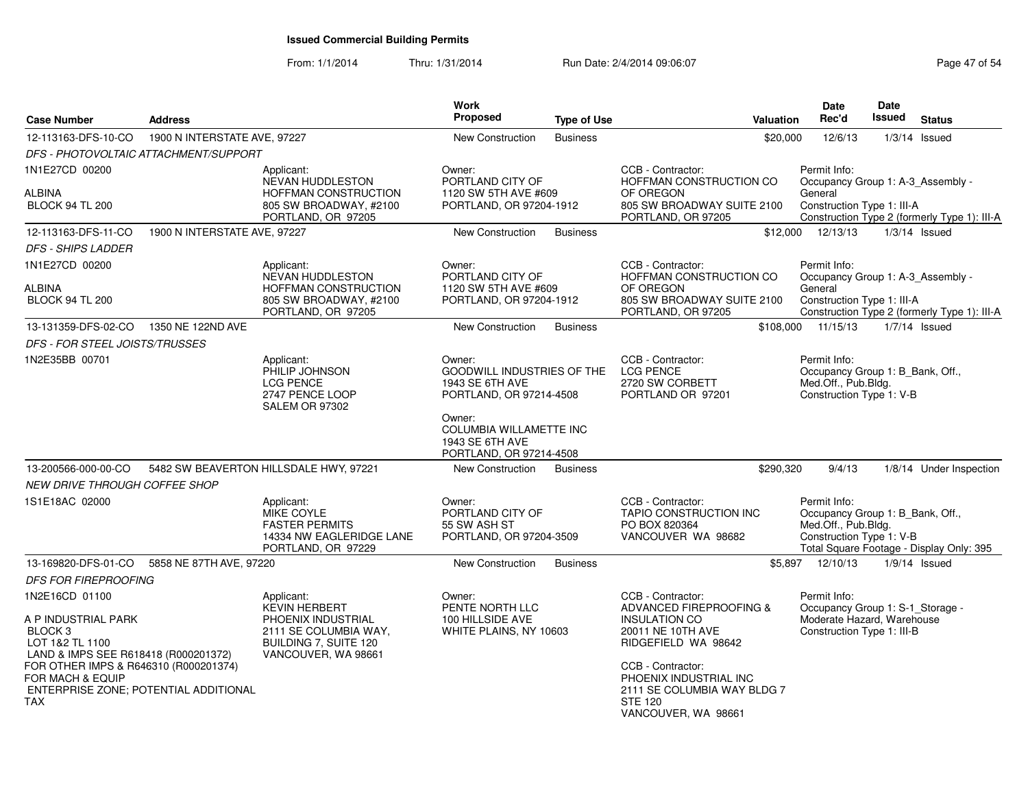# Issued Commercial Building Permits

From: 1/1/2014 Thru: 1/31/2014 Run Date: 2/4/2014 09:06:07

| Case Number | Address | Work Proposed | Type of Use | Valuation | Date Rec'd | Date Issued | Status |
|---|---|---|---|---|---|---|---|
| 12-113163-DFS-10-CO | 1900 N INTERSTATE AVE, 97227 | New Construction | Business | $20,000 | 12/6/13 | 1/3/14 | Issued |

*DFS - PHOTOVOLTAIC ATTACHMENT/SUPPORT*

1N1E27CD 00200
ALBINA
BLOCK 94 TL 200

Applicant: NEVAN HUDDLESTON, HOFFMAN CONSTRUCTION, 805 SW BROADWAY, #2100, PORTLAND, OR 97205

Owner: PORTLAND CITY OF, 1120 SW 5TH AVE #609, PORTLAND, OR 97204-1912

CCB - Contractor: HOFFMAN CONSTRUCTION CO OF OREGON, 805 SW BROADWAY SUITE 2100, PORTLAND, OR 97205

Permit Info: Occupancy Group 1: A-3_Assembly - General; Construction Type 1: III-A; Construction Type 2 (formerly Type 1): III-A

| Case Number | Address | Work Proposed | Type of Use | Valuation | Date Rec'd | Date Issued | Status |
|---|---|---|---|---|---|---|---|
| 12-113163-DFS-11-CO | 1900 N INTERSTATE AVE, 97227 | New Construction | Business | $12,000 | 12/13/13 | 1/3/14 | Issued |

*DFS - SHIPS LADDER*

1N1E27CD 00200
ALBINA
BLOCK 94 TL 200

Applicant: NEVAN HUDDLESTON, HOFFMAN CONSTRUCTION, 805 SW BROADWAY, #2100, PORTLAND, OR 97205

Owner: PORTLAND CITY OF, 1120 SW 5TH AVE #609, PORTLAND, OR 97204-1912

CCB - Contractor: HOFFMAN CONSTRUCTION CO OF OREGON, 805 SW BROADWAY SUITE 2100, PORTLAND, OR 97205

Permit Info: Occupancy Group 1: A-3_Assembly - General; Construction Type 1: III-A; Construction Type 2 (formerly Type 1): III-A

| Case Number | Address | Work Proposed | Type of Use | Valuation | Date Rec'd | Date Issued | Status |
|---|---|---|---|---|---|---|---|
| 13-131359-DFS-02-CO | 1350 NE 122ND AVE | New Construction | Business | $108,000 | 11/15/13 | 1/7/14 | Issued |

*DFS - FOR STEEL JOISTS/TRUSSES*

1N2E35BB 00701

Applicant: PHILIP JOHNSON, LCG PENCE, 2747 PENCE LOOP, SALEM OR 97302

Owner: GOODWILL INDUSTRIES OF THE, 1943 SE 6TH AVE, PORTLAND, OR 97214-4508

Owner: COLUMBIA WILLAMETTE INC, 1943 SE 6TH AVE, PORTLAND, OR 97214-4508

CCB - Contractor: LCG PENCE, 2720 SW CORBETT, PORTLAND OR 97201

Permit Info: Occupancy Group 1: B_Bank, Off., Med.Off., Pub.Bldg.; Construction Type 1: V-B

| Case Number | Address | Work Proposed | Type of Use | Valuation | Date Rec'd | Date Issued | Status |
|---|---|---|---|---|---|---|---|
| 13-200566-000-00-CO | 5482 SW BEAVERTON HILLSDALE HWY, 97221 | New Construction | Business | $290,320 | 9/4/13 | 1/8/14 | Under Inspection |

*NEW DRIVE THROUGH COFFEE SHOP*

1S1E18AC 02000

Applicant: MIKE COYLE, FASTER PERMITS, 14334 NW EAGLERIDGE LANE, PORTLAND, OR 97229

Owner: PORTLAND CITY OF, 55 SW ASH ST, PORTLAND, OR 97204-3509

CCB - Contractor: TAPIO CONSTRUCTION INC, PO BOX 820364, VANCOUVER WA 98682

Permit Info: Occupancy Group 1: B_Bank, Off., Med.Off., Pub.Bldg.; Construction Type 1: V-B; Total Square Footage - Display Only: 395

| Case Number | Address | Work Proposed | Type of Use | Valuation | Date Rec'd | Date Issued | Status |
|---|---|---|---|---|---|---|---|
| 13-169820-DFS-01-CO | 5858 NE 87TH AVE, 97220 | New Construction | Business | $5,897 | 12/10/13 | 1/9/14 | Issued |

*DFS FOR FIREPROOFING*

1N2E16CD 01100
A P INDUSTRIAL PARK
BLOCK 3
LOT 1&2 TL 1100
LAND & IMPS SEE R618418 (R000201372) FOR OTHER IMPS & R646310 (R000201374) FOR MACH & EQUIP
ENTERPRISE ZONE; POTENTIAL ADDITIONAL TAX

Applicant: KEVIN HERBERT, PHOENIX INDUSTRIAL, 2111 SE COLUMBIA WAY, BUILDING 7, SUITE 120, VANCOUVER, WA 98661

Owner: PENTE NORTH LLC, 100 HILLSIDE AVE, WHITE PLAINS, NY 10603

CCB - Contractor: ADVANCED FIREPROOFING & INSULATION CO, 20011 NE 10TH AVE, RIDGEFIELD WA 98642

CCB - Contractor: PHOENIX INDUSTRIAL INC, 2111 SE COLUMBIA WAY BLDG 7, STE 120, VANCOUVER, WA 98661

Permit Info: Occupancy Group 1: S-1_Storage - Moderate Hazard, Warehouse; Construction Type 1: III-B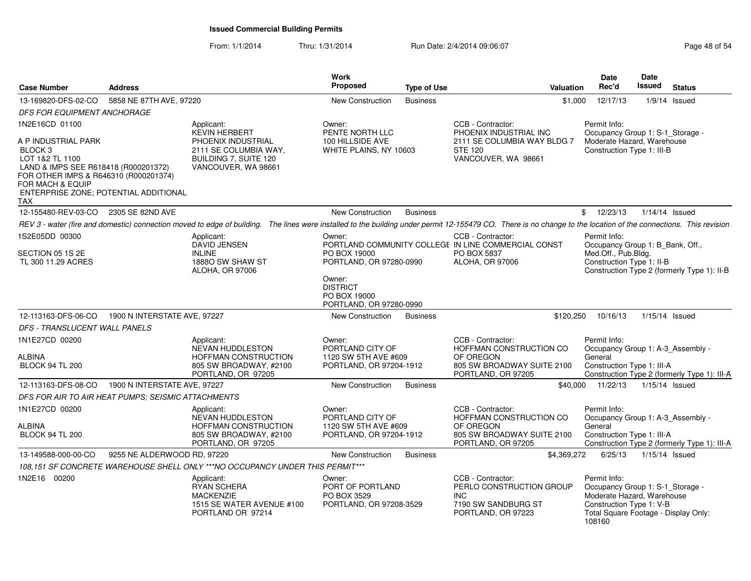# Issued Commercial Building Permits

From: 1/1/2014 Thru: 1/31/2014 Run Date: 2/4/2014 09:06:07

| Case Number | Address | Work Proposed | Type of Use | Valuation | Date Rec'd | Date Issued | Status |
|---|---|---|---|---|---|---|---|
| 13-169820-DFS-02-CO | 5858 NE 87TH AVE, 97220 | New Construction | Business | $1,000 | 12/17/13 | 1/9/14 | Issued |

*DFS FOR EQUIPMENT ANCHORAGE*

1N2E16CD 01100

A P INDUSTRIAL PARK
BLOCK 3
LOT 1&2 TL 1100
LAND & IMPS SEE R618418 (R000201372) FOR OTHER IMPS & R646310 (R000201374) FOR MACH & EQUIP
ENTERPRISE ZONE; POTENTIAL ADDITIONAL TAX

Applicant:
KEVIN HERBERT
PHOENIX INDUSTRIAL
2111 SE COLUMBIA WAY, BUILDING 7, SUITE 120
VANCOUVER, WA 98661

Owner:
PENTE NORTH LLC
100 HILLSIDE AVE
WHITE PLAINS, NY 10603

CCB - Contractor:
PHOENIX INDUSTRIAL INC
2111 SE COLUMBIA WAY BLDG 7 STE 120
VANCOUVER, WA 98661

Permit Info:
Occupancy Group 1: S-1_Storage - Moderate Hazard, Warehouse
Construction Type 1: III-B

---

| Case Number | Address | Work Proposed | Type of Use | Valuation | Date Rec'd | Date Issued | Status |
|---|---|---|---|---|---|---|---|
| 12-155480-REV-03-CO | 2305 SE 82ND AVE | New Construction | Business | $ | 12/23/13 | 1/14/14 | Issued |

*REV 3 - water (fire and domestic) connection moved to edge of building. The lines were installed to the building under permit 12-155479 CO. There is no change to the location of the connections. This revision*

1S2E05DD 00300

SECTION 05 1S 2E
TL 300 11.29 ACRES

Applicant:
DAVID JENSEN
INLINE
1888O SW SHAW ST
ALOHA, OR 97006

Owner:
PORTLAND COMMUNITY COLLEGE
PO BOX 19000
PORTLAND, OR 97280-0990

Owner:
DISTRICT
PO BOX 19000
PORTLAND, OR 97280-0990

CCB - Contractor:
IN LINE COMMERCIAL CONST
PO BOX 5837
ALOHA, OR 97006

Permit Info:
Occupancy Group 1: B_Bank, Off., Med.Off., Pub.Bldg.
Construction Type 1: II-B
Construction Type 2 (formerly Type 1): II-B

---

| Case Number | Address | Work Proposed | Type of Use | Valuation | Date Rec'd | Date Issued | Status |
|---|---|---|---|---|---|---|---|
| 12-113163-DFS-06-CO | 1900 N INTERSTATE AVE, 97227 | New Construction | Business | $120,250 | 10/16/13 | 1/15/14 | Issued |

*DFS - TRANSLUCENT WALL PANELS*

1N1E27CD 00200

ALBINA
BLOCK 94 TL 200

Applicant:
NEVAN HUDDLESTON
HOFFMAN CONSTRUCTION
805 SW BROADWAY, #2100
PORTLAND, OR 97205

Owner:
PORTLAND CITY OF
1120 SW 5TH AVE #609
PORTLAND, OR 97204-1912

CCB - Contractor:
HOFFMAN CONSTRUCTION CO OF OREGON
805 SW BROADWAY SUITE 2100
PORTLAND, OR 97205

Permit Info:
Occupancy Group 1: A-3_Assembly - General
Construction Type 1: III-A
Construction Type 2 (formerly Type 1): III-A

---

| Case Number | Address | Work Proposed | Type of Use | Valuation | Date Rec'd | Date Issued | Status |
|---|---|---|---|---|---|---|---|
| 12-113163-DFS-08-CO | 1900 N INTERSTATE AVE, 97227 | New Construction | Business | $40,000 | 11/22/13 | 1/15/14 | Issued |

*DFS FOR AIR TO AIR HEAT PUMPS; SEISMIC ATTACHMENTS*

1N1E27CD 00200

ALBINA
BLOCK 94 TL 200

Applicant:
NEVAN HUDDLESTON
HOFFMAN CONSTRUCTION
805 SW BROADWAY, #2100
PORTLAND, OR 97205

Owner:
PORTLAND CITY OF
1120 SW 5TH AVE #609
PORTLAND, OR 97204-1912

CCB - Contractor:
HOFFMAN CONSTRUCTION CO OF OREGON
805 SW BROADWAY SUITE 2100
PORTLAND, OR 97205

Permit Info:
Occupancy Group 1: A-3_Assembly - General
Construction Type 1: III-A
Construction Type 2 (formerly Type 1): III-A

---

| Case Number | Address | Work Proposed | Type of Use | Valuation | Date Rec'd | Date Issued | Status |
|---|---|---|---|---|---|---|---|
| 13-149588-000-00-CO | 9255 NE ALDERWOOD RD, 97220 | New Construction | Business | $4,369,272 | 6/25/13 | 1/15/14 | Issued |

*108,151 SF CONCRETE WAREHOUSE SHELL ONLY ***NO OCCUPANCY UNDER THIS PERMIT****

1N2E16 00200

Applicant:
RYAN SCHERA
MACKENZIE
1515 SE WATER AVENUE #100
PORTLAND OR 97214

Owner:
PORT OF PORTLAND
PO BOX 3529
PORTLAND, OR 97208-3529

CCB - Contractor:
PERLO CONSTRUCTION GROUP INC
7190 SW SANDBURG ST
PORTLAND, OR 97223

Permit Info:
Occupancy Group 1: S-1_Storage - Moderate Hazard, Warehouse
Construction Type 1: V-B
Total Square Footage - Display Only: 108160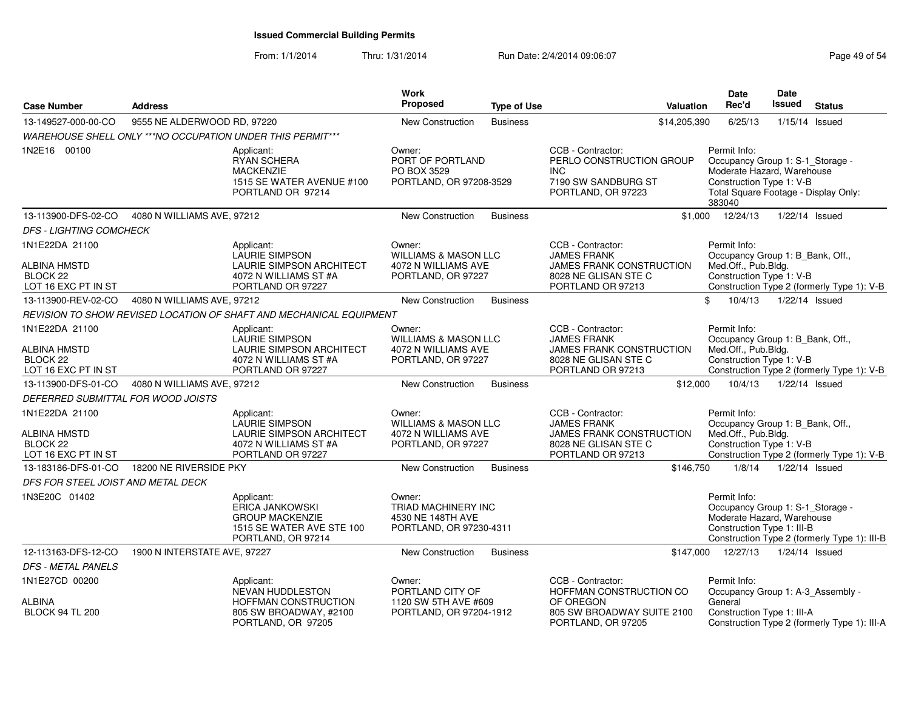# Issued Commercial Building Permits

From: 1/1/2014 Thru: 1/31/2014 Run Date: 2/4/2014 09:06:07

| Case Number | Address | Work Proposed | Type of Use | Valuation | Date Rec'd | Date Issued | Status |
|---|---|---|---|---|---|---|---|
| 13-149527-000-00-CO | 9555 NE ALDERWOOD RD, 97220 | New Construction | Business | $14,205,390 | 6/25/13 | 1/15/14 | Issued |

WAREHOUSE SHELL ONLY ***NO OCCUPATION UNDER THIS PERMIT***

1N2E16 00100

Applicant: RYAN SCHERA, MACKENZIE, 1515 SE WATER AVENUE #100, PORTLAND OR 97214

Owner: PORT OF PORTLAND, PO BOX 3529, PORTLAND, OR 97208-3529

CCB - Contractor: PERLO CONSTRUCTION GROUP INC, 7190 SW SANDBURG ST, PORTLAND, OR 97223

Permit Info: Occupancy Group 1: S-1_Storage - Moderate Hazard, Warehouse; Construction Type 1: V-B; Total Square Footage - Display Only: 383040

| Case Number | Address | Work Proposed | Type of Use | Valuation | Date Rec'd | Date Issued | Status |
|---|---|---|---|---|---|---|---|
| 13-113900-DFS-02-CO | 4080 N WILLIAMS AVE, 97212 | New Construction | Business | $1,000 | 12/24/13 | 1/22/14 | Issued |

DFS - LIGHTING COMCHECK

1N1E22DA 21100; ALBINA HMSTD; BLOCK 22; LOT 16 EXC PT IN ST

Applicant: LAURIE SIMPSON, LAURIE SIMPSON ARCHITECT, 4072 N WILLIAMS ST #A, PORTLAND OR 97227

Owner: WILLIAMS & MASON LLC, 4072 N WILLIAMS AVE, PORTLAND, OR 97227

CCB - Contractor: JAMES FRANK, JAMES FRANK CONSTRUCTION, 8028 NE GLISAN STE C, PORTLAND OR 97213

Permit Info: Occupancy Group 1: B_Bank, Off., Med.Off., Pub.Bldg.; Construction Type 1: V-B; Construction Type 2 (formerly Type 1): V-B

| Case Number | Address | Work Proposed | Type of Use | Valuation | Date Rec'd | Date Issued | Status |
|---|---|---|---|---|---|---|---|
| 13-113900-REV-02-CO | 4080 N WILLIAMS AVE, 97212 | New Construction | Business | $ | 10/4/13 | 1/22/14 | Issued |

REVISION TO SHOW REVISED LOCATION OF SHAFT AND MECHANICAL EQUIPMENT

1N1E22DA 21100; ALBINA HMSTD; BLOCK 22; LOT 16 EXC PT IN ST

Applicant: LAURIE SIMPSON, LAURIE SIMPSON ARCHITECT, 4072 N WILLIAMS ST #A, PORTLAND OR 97227

Owner: WILLIAMS & MASON LLC, 4072 N WILLIAMS AVE, PORTLAND, OR 97227

CCB - Contractor: JAMES FRANK, JAMES FRANK CONSTRUCTION, 8028 NE GLISAN STE C, PORTLAND OR 97213

Permit Info: Occupancy Group 1: B_Bank, Off., Med.Off., Pub.Bldg.; Construction Type 1: V-B; Construction Type 2 (formerly Type 1): V-B

| Case Number | Address | Work Proposed | Type of Use | Valuation | Date Rec'd | Date Issued | Status |
|---|---|---|---|---|---|---|---|
| 13-113900-DFS-01-CO | 4080 N WILLIAMS AVE, 97212 | New Construction | Business | $12,000 | 10/4/13 | 1/22/14 | Issued |

DEFERRED SUBMITTAL FOR WOOD JOISTS

1N1E22DA 21100; ALBINA HMSTD; BLOCK 22; LOT 16 EXC PT IN ST

Applicant: LAURIE SIMPSON, LAURIE SIMPSON ARCHITECT, 4072 N WILLIAMS ST #A, PORTLAND OR 97227

Owner: WILLIAMS & MASON LLC, 4072 N WILLIAMS AVE, PORTLAND, OR 97227

CCB - Contractor: JAMES FRANK, JAMES FRANK CONSTRUCTION, 8028 NE GLISAN STE C, PORTLAND OR 97213

Permit Info: Occupancy Group 1: B_Bank, Off., Med.Off., Pub.Bldg.; Construction Type 1: V-B; Construction Type 2 (formerly Type 1): V-B

| Case Number | Address | Work Proposed | Type of Use | Valuation | Date Rec'd | Date Issued | Status |
|---|---|---|---|---|---|---|---|
| 13-183186-DFS-01-CO | 18200 NE RIVERSIDE PKY | New Construction | Business | $146,750 | 1/8/14 | 1/22/14 | Issued |

DFS FOR STEEL JOIST AND METAL DECK

1N3E20C 01402

Applicant: ERICA JANKOWSKI, GROUP MACKENZIE, 1515 SE WATER AVE STE 100, PORTLAND, OR 97214

Owner: TRIAD MACHINERY INC, 4530 NE 148TH AVE, PORTLAND, OR 97230-4311

Permit Info: Occupancy Group 1: S-1_Storage - Moderate Hazard, Warehouse; Construction Type 1: III-B; Construction Type 2 (formerly Type 1): III-B

| Case Number | Address | Work Proposed | Type of Use | Valuation | Date Rec'd | Date Issued | Status |
|---|---|---|---|---|---|---|---|
| 12-113163-DFS-12-CO | 1900 N INTERSTATE AVE, 97227 | New Construction | Business | $147,000 | 12/27/13 | 1/24/14 | Issued |

DFS - METAL PANELS

1N1E27CD 00200; ALBINA; BLOCK 94 TL 200

Applicant: NEVAN HUDDLESTON, HOFFMAN CONSTRUCTION, 805 SW BROADWAY, #2100, PORTLAND, OR 97205

Owner: PORTLAND CITY OF, 1120 SW 5TH AVE #609, PORTLAND, OR 97204-1912

CCB - Contractor: HOFFMAN CONSTRUCTION CO OF OREGON, 805 SW BROADWAY SUITE 2100, PORTLAND, OR 97205

Permit Info: Occupancy Group 1: A-3_Assembly - General; Construction Type 1: III-A; Construction Type 2 (formerly Type 1): III-A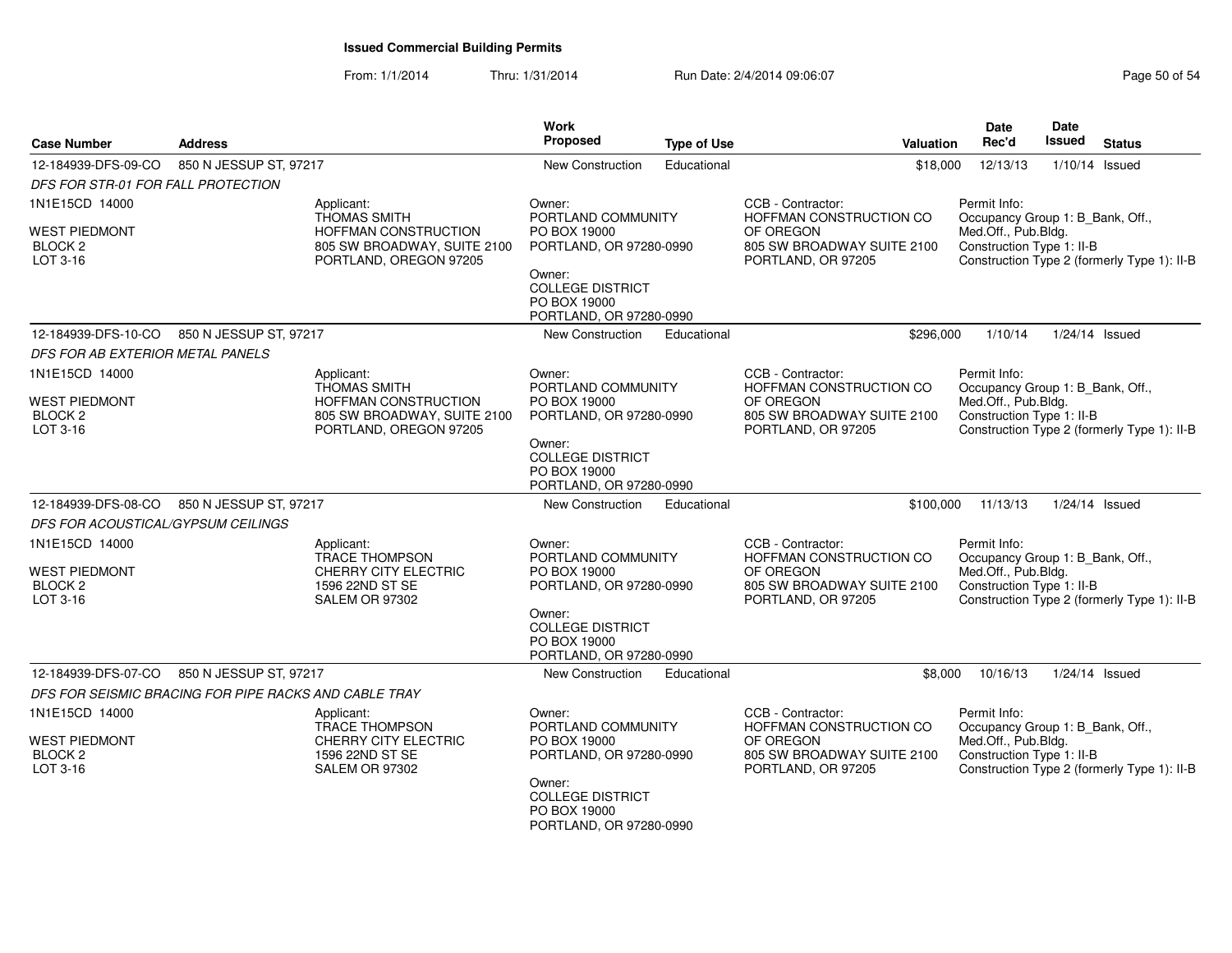**Issued Commercial Building Permits**

From: 1/1/2014 Thru: 1/31/2014 Run Date: 2/4/2014 09:06:07

| Case Number | Address | | Work Proposed | Type of Use | | Valuation | Date Rec'd | Date Issued | Status |
|---|---|---|---|---|---|---|---|---|---|
| 12-184939-DFS-09-CO | 850 N JESSUP ST, 97217 | | New Construction | Educational | | $18,000 | 12/13/13 | 1/10/14 | Issued |
| *DFS FOR STR-01 FOR FALL PROTECTION* | | | | | | | | | |
| 1N1E15CD 14000<br><br>WEST PIEDMONT<br>BLOCK 2<br>LOT 3-16 | | Applicant:<br>THOMAS SMITH<br>HOFFMAN CONSTRUCTION<br>805 SW BROADWAY, SUITE 2100<br>PORTLAND, OREGON 97205 | Owner:<br>PORTLAND COMMUNITY<br>PO BOX 19000<br>PORTLAND, OR 97280-0990<br><br>Owner:<br>COLLEGE DISTRICT<br>PO BOX 19000<br>PORTLAND, OR 97280-0990 | | CCB - Contractor:<br>HOFFMAN CONSTRUCTION CO<br>OF OREGON<br>805 SW BROADWAY SUITE 2100<br>PORTLAND, OR 97205 | | Permit Info:<br>Occupancy Group 1: B_Bank, Off., Med.Off., Pub.Bldg.<br>Construction Type 1: II-B<br>Construction Type 2 (formerly Type 1): II-B | | |
| 12-184939-DFS-10-CO | 850 N JESSUP ST, 97217 | | New Construction | Educational | | $296,000 | 1/10/14 | 1/24/14 | Issued |
| *DFS FOR AB EXTERIOR METAL PANELS* | | | | | | | | | |
| 1N1E15CD 14000<br><br>WEST PIEDMONT<br>BLOCK 2<br>LOT 3-16 | | Applicant:<br>THOMAS SMITH<br>HOFFMAN CONSTRUCTION<br>805 SW BROADWAY, SUITE 2100<br>PORTLAND, OREGON 97205 | Owner:<br>PORTLAND COMMUNITY<br>PO BOX 19000<br>PORTLAND, OR 97280-0990<br><br>Owner:<br>COLLEGE DISTRICT<br>PO BOX 19000<br>PORTLAND, OR 97280-0990 | | CCB - Contractor:<br>HOFFMAN CONSTRUCTION CO<br>OF OREGON<br>805 SW BROADWAY SUITE 2100<br>PORTLAND, OR 97205 | | Permit Info:<br>Occupancy Group 1: B_Bank, Off., Med.Off., Pub.Bldg.<br>Construction Type 1: II-B<br>Construction Type 2 (formerly Type 1): II-B | | |
| 12-184939-DFS-08-CO | 850 N JESSUP ST, 97217 | | New Construction | Educational | | $100,000 | 11/13/13 | 1/24/14 | Issued |
| *DFS FOR ACOUSTICAL/GYPSUM CEILINGS* | | | | | | | | | |
| 1N1E15CD 14000<br><br>WEST PIEDMONT<br>BLOCK 2<br>LOT 3-16 | | Applicant:<br>TRACE THOMPSON<br>CHERRY CITY ELECTRIC<br>1596 22ND ST SE<br>SALEM OR 97302 | Owner:<br>PORTLAND COMMUNITY<br>PO BOX 19000<br>PORTLAND, OR 97280-0990<br><br>Owner:<br>COLLEGE DISTRICT<br>PO BOX 19000<br>PORTLAND, OR 97280-0990 | | CCB - Contractor:<br>HOFFMAN CONSTRUCTION CO<br>OF OREGON<br>805 SW BROADWAY SUITE 2100<br>PORTLAND, OR 97205 | | Permit Info:<br>Occupancy Group 1: B_Bank, Off., Med.Off., Pub.Bldg.<br>Construction Type 1: II-B<br>Construction Type 2 (formerly Type 1): II-B | | |
| 12-184939-DFS-07-CO | 850 N JESSUP ST, 97217 | | New Construction | Educational | | $8,000 | 10/16/13 | 1/24/14 | Issued |
| *DFS FOR SEISMIC BRACING FOR PIPE RACKS AND CABLE TRAY* | | | | | | | | | |
| 1N1E15CD 14000<br><br>WEST PIEDMONT<br>BLOCK 2<br>LOT 3-16 | | Applicant:<br>TRACE THOMPSON<br>CHERRY CITY ELECTRIC<br>1596 22ND ST SE<br>SALEM OR 97302 | Owner:<br>PORTLAND COMMUNITY<br>PO BOX 19000<br>PORTLAND, OR 97280-0990<br><br>Owner:<br>COLLEGE DISTRICT<br>PO BOX 19000<br>PORTLAND, OR 97280-0990 | | CCB - Contractor:<br>HOFFMAN CONSTRUCTION CO<br>OF OREGON<br>805 SW BROADWAY SUITE 2100<br>PORTLAND, OR 97205 | | Permit Info:<br>Occupancy Group 1: B_Bank, Off., Med.Off., Pub.Bldg.<br>Construction Type 1: II-B<br>Construction Type 2 (formerly Type 1): II-B | | |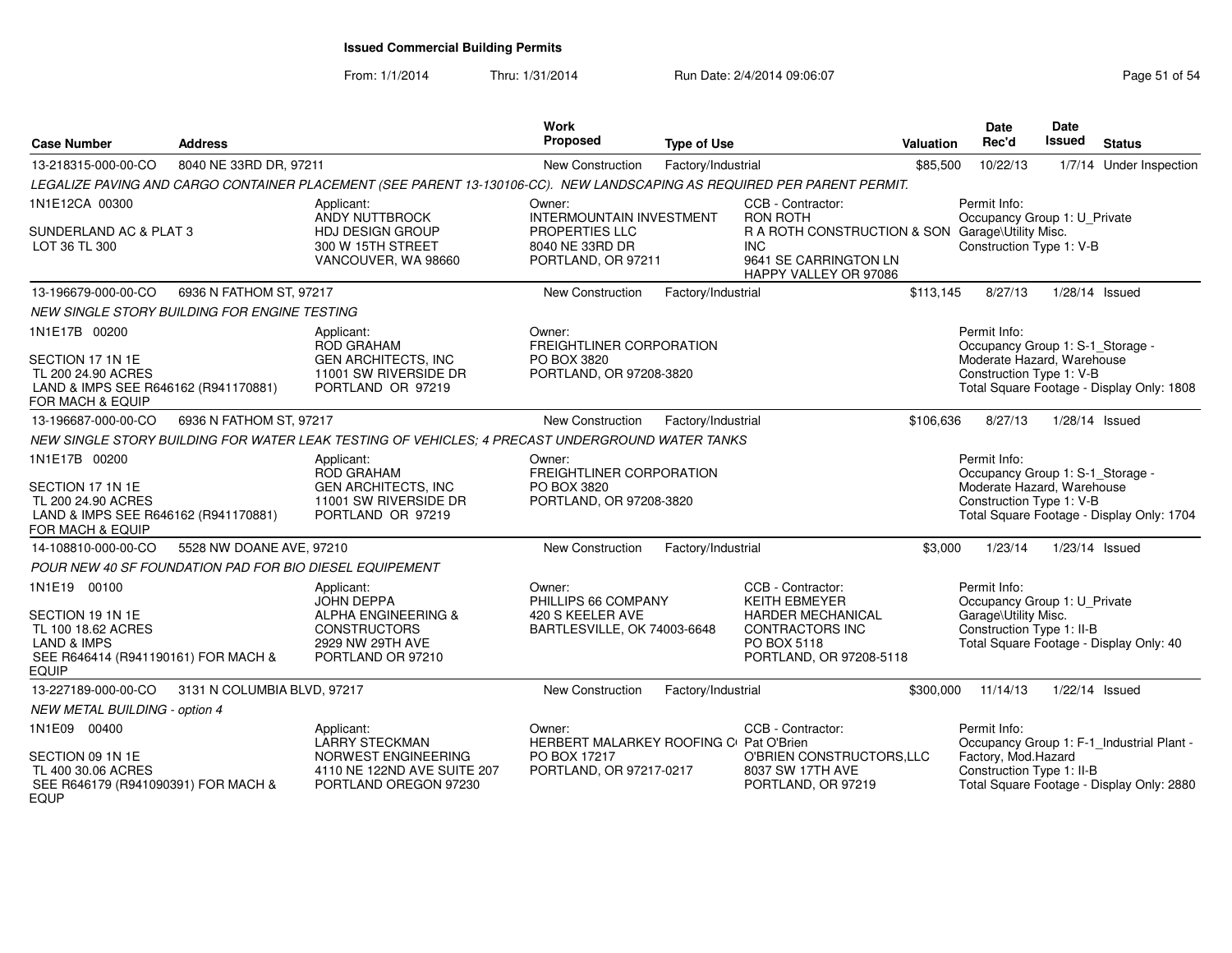# Issued Commercial Building Permits

From: 1/1/2014 Thru: 1/31/2014 Run Date: 2/4/2014 09:06:07

| Case Number | Address | | Work Proposed | Type of Use | | Valuation | Date Rec'd | Date Issued | Status |
|---|---|---|---|---|---|---|---|---|---|
| 13-218315-000-00-CO | 8040 NE 33RD DR, 97211 | | New Construction | Factory/Industrial | | $85,500 | 10/22/13 | 1/7/14 | Under Inspection |
| LEGALIZE PAVING AND CARGO CONTAINER PLACEMENT (SEE PARENT 13-130106-CC). NEW LANDSCAPING AS REQUIRED PER PARENT PERMIT. | | | | | | | | | |
| 1N1E12CA 00300<br><br>SUNDERLAND AC & PLAT 3<br>LOT 36 TL 300 | | Applicant:<br>ANDY NUTTBROCK<br>HDJ DESIGN GROUP<br>300 W 15TH STREET<br>VANCOUVER, WA 98660 | Owner:<br>INTERMOUNTAIN INVESTMENT PROPERTIES LLC<br>8040 NE 33RD DR<br>PORTLAND, OR 97211 | | CCB - Contractor:<br>RON ROTH<br>R A ROTH CONSTRUCTION & SON INC<br>9641 SE CARRINGTON LN<br>HAPPY VALLEY OR 97086 | | Permit Info:<br>Occupancy Group 1: U_Private Garage\Utility Misc.<br>Construction Type 1: V-B | | |
| 13-196679-000-00-CO | 6936 N FATHOM ST, 97217 | | New Construction | Factory/Industrial | | $113,145 | 8/27/13 | 1/28/14 | Issued |
| NEW SINGLE STORY BUILDING FOR ENGINE TESTING | | | | | | | | | |
| 1N1E17B 00200<br><br>SECTION 17 1N 1E<br>TL 200 24.90 ACRES<br>LAND & IMPS SEE R646162 (R941170881) FOR MACH & EQUIP | | Applicant:<br>ROD GRAHAM<br>GEN ARCHITECTS, INC<br>11001 SW RIVERSIDE DR<br>PORTLAND OR 97219 | Owner:<br>FREIGHTLINER CORPORATION<br>PO BOX 3820<br>PORTLAND, OR 97208-3820 | | | | Permit Info:<br>Occupancy Group 1: S-1_Storage - Moderate Hazard, Warehouse<br>Construction Type 1: V-B<br>Total Square Footage - Display Only: 1808 | | |
| 13-196687-000-00-CO | 6936 N FATHOM ST, 97217 | | New Construction | Factory/Industrial | | $106,636 | 8/27/13 | 1/28/14 | Issued |
| NEW SINGLE STORY BUILDING FOR WATER LEAK TESTING OF VEHICLES; 4 PRECAST UNDERGROUND WATER TANKS | | | | | | | | | |
| 1N1E17B 00200<br><br>SECTION 17 1N 1E<br>TL 200 24.90 ACRES<br>LAND & IMPS SEE R646162 (R941170881) FOR MACH & EQUIP | | Applicant:<br>ROD GRAHAM<br>GEN ARCHITECTS, INC<br>11001 SW RIVERSIDE DR<br>PORTLAND OR 97219 | Owner:<br>FREIGHTLINER CORPORATION<br>PO BOX 3820<br>PORTLAND, OR 97208-3820 | | | | Permit Info:<br>Occupancy Group 1: S-1_Storage - Moderate Hazard, Warehouse<br>Construction Type 1: V-B<br>Total Square Footage - Display Only: 1704 | | |
| 14-108810-000-00-CO | 5528 NW DOANE AVE, 97210 | | New Construction | Factory/Industrial | | $3,000 | 1/23/14 | 1/23/14 | Issued |
| POUR NEW 40 SF FOUNDATION PAD FOR BIO DIESEL EQUIPEMENT | | | | | | | | | |
| 1N1E19 00100<br><br>SECTION 19 1N 1E<br>TL 100 18.62 ACRES<br>LAND & IMPS<br>SEE R646414 (R941190161) FOR MACH & EQUIP | | Applicant:<br>JOHN DEPPA<br>ALPHA ENGINEERING & CONSTRUCTORS<br>2929 NW 29TH AVE<br>PORTLAND OR 97210 | Owner:<br>PHILLIPS 66 COMPANY<br>420 S KEELER AVE<br>BARTLESVILLE, OK 74003-6648 | | CCB - Contractor:<br>KEITH EBMEYER<br>HARDER MECHANICAL CONTRACTORS INC<br>PO BOX 5118<br>PORTLAND, OR 97208-5118 | | Permit Info:<br>Occupancy Group 1: U_Private Garage\Utility Misc.<br>Construction Type 1: II-B<br>Total Square Footage - Display Only: 40 | | |
| 13-227189-000-00-CO | 3131 N COLUMBIA BLVD, 97217 | | New Construction | Factory/Industrial | | $300,000 | 11/14/13 | 1/22/14 | Issued |
| NEW METAL BUILDING - option 4 | | | | | | | | | |
| 1N1E09 00400<br><br>SECTION 09 1N 1E<br>TL 400 30.06 ACRES<br>SEE R646179 (R941090391) FOR MACH & EQUP | | Applicant:<br>LARRY STECKMAN<br>NORWEST ENGINEERING<br>4110 NE 122ND AVE SUITE 207<br>PORTLAND OREGON 97230 | Owner:<br>HERBERT MALARKEY ROOFING CO<br>PO BOX 17217<br>PORTLAND, OR 97217-0217 | | CCB - Contractor:<br>Pat O'Brien<br>O'BRIEN CONSTRUCTORS,LLC<br>8037 SW 17TH AVE<br>PORTLAND, OR 97219 | | Permit Info:<br>Occupancy Group 1: F-1_Industrial Plant - Factory, Mod.Hazard<br>Construction Type 1: II-B<br>Total Square Footage - Display Only: 2880 | | |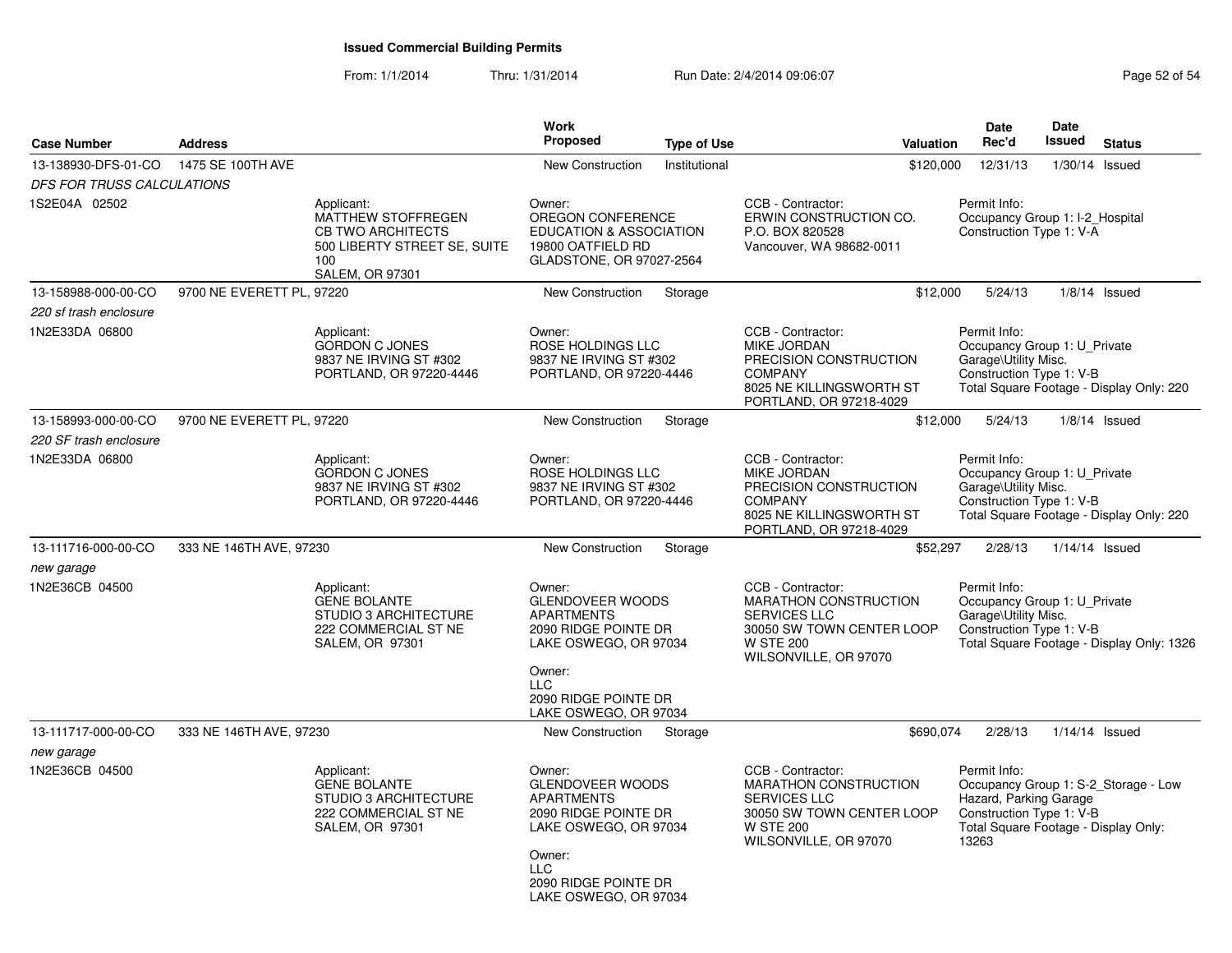**Issued Commercial Building Permits**

From: 1/1/2014 Thru: 1/31/2014 Run Date: 2/4/2014 09:06:07

| Case Number | Address | Work Proposed | Type of Use | Valuation | Date Rec'd | Date Issued | Status |
|---|---|---|---|---|---|---|---|
| 13-138930-DFS-01-CO | 1475 SE 100TH AVE | New Construction | Institutional | $120,000 | 12/31/13 | 1/30/14 | Issued |
| 13-158988-000-00-CO | 9700 NE EVERETT PL, 97220 | New Construction | Storage | $12,000 | 5/24/13 | 1/8/14 | Issued |
| 13-158993-000-00-CO | 9700 NE EVERETT PL, 97220 | New Construction | Storage | $12,000 | 5/24/13 | 1/8/14 | Issued |
| 13-111716-000-00-CO | 333 NE 146TH AVE, 97230 | New Construction | Storage | $52,297 | 2/28/13 | 1/14/14 | Issued |
| 13-111717-000-00-CO | 333 NE 146TH AVE, 97230 | New Construction | Storage | $690,074 | 2/28/13 | 1/14/14 | Issued |

**13-138930-DFS-01-CO** — *DFS FOR TRUSS CALCULATIONS*

1S2E04A 02502

- Applicant: MATTHEW STOFFREGEN, CB TWO ARCHITECTS, 500 LIBERTY STREET SE, SUITE 100, SALEM, OR 97301
- Owner: OREGON CONFERENCE EDUCATION & ASSOCIATION, 19800 OATFIELD RD, GLADSTONE, OR 97027-2564
- CCB - Contractor: ERWIN CONSTRUCTION CO., P.O. BOX 820528, Vancouver, WA 98682-0011
- Permit Info: Occupancy Group 1: I-2_Hospital; Construction Type 1: V-A

**13-158988-000-00-CO** — *220 sf trash enclosure*

1N2E33DA 06800

- Applicant: GORDON C JONES, 9837 NE IRVING ST #302, PORTLAND, OR 97220-4446
- Owner: ROSE HOLDINGS LLC, 9837 NE IRVING ST #302, PORTLAND, OR 97220-4446
- CCB - Contractor: MIKE JORDAN, PRECISION CONSTRUCTION COMPANY, 8025 NE KILLINGSWORTH ST, PORTLAND, OR 97218-4029
- Permit Info: Occupancy Group 1: U_Private Garage\Utility Misc.; Construction Type 1: V-B; Total Square Footage - Display Only: 220

**13-158993-000-00-CO** — *220 SF trash enclosure*

1N2E33DA 06800

- Applicant: GORDON C JONES, 9837 NE IRVING ST #302, PORTLAND, OR 97220-4446
- Owner: ROSE HOLDINGS LLC, 9837 NE IRVING ST #302, PORTLAND, OR 97220-4446
- CCB - Contractor: MIKE JORDAN, PRECISION CONSTRUCTION COMPANY, 8025 NE KILLINGSWORTH ST, PORTLAND, OR 97218-4029
- Permit Info: Occupancy Group 1: U_Private Garage\Utility Misc.; Construction Type 1: V-B; Total Square Footage - Display Only: 220

**13-111716-000-00-CO** — *new garage*

1N2E36CB 04500

- Applicant: GENE BOLANTE, STUDIO 3 ARCHITECTURE, 222 COMMERCIAL ST NE, SALEM, OR 97301
- Owner: GLENDOVEER WOODS APARTMENTS, 2090 RIDGE POINTE DR, LAKE OSWEGO, OR 97034
- Owner: LLC, 2090 RIDGE POINTE DR, LAKE OSWEGO, OR 97034
- CCB - Contractor: MARATHON CONSTRUCTION SERVICES LLC, 30050 SW TOWN CENTER LOOP W STE 200, WILSONVILLE, OR 97070
- Permit Info: Occupancy Group 1: U_Private Garage\Utility Misc.; Construction Type 1: V-B; Total Square Footage - Display Only: 1326

**13-111717-000-00-CO** — *new garage*

1N2E36CB 04500

- Applicant: GENE BOLANTE, STUDIO 3 ARCHITECTURE, 222 COMMERCIAL ST NE, SALEM, OR 97301
- Owner: GLENDOVEER WOODS APARTMENTS, 2090 RIDGE POINTE DR, LAKE OSWEGO, OR 97034
- Owner: LLC, 2090 RIDGE POINTE DR, LAKE OSWEGO, OR 97034
- CCB - Contractor: MARATHON CONSTRUCTION SERVICES LLC, 30050 SW TOWN CENTER LOOP W STE 200, WILSONVILLE, OR 97070
- Permit Info: Occupancy Group 1: S-2_Storage - Low Hazard, Parking Garage; Construction Type 1: V-B; Total Square Footage - Display Only: 13263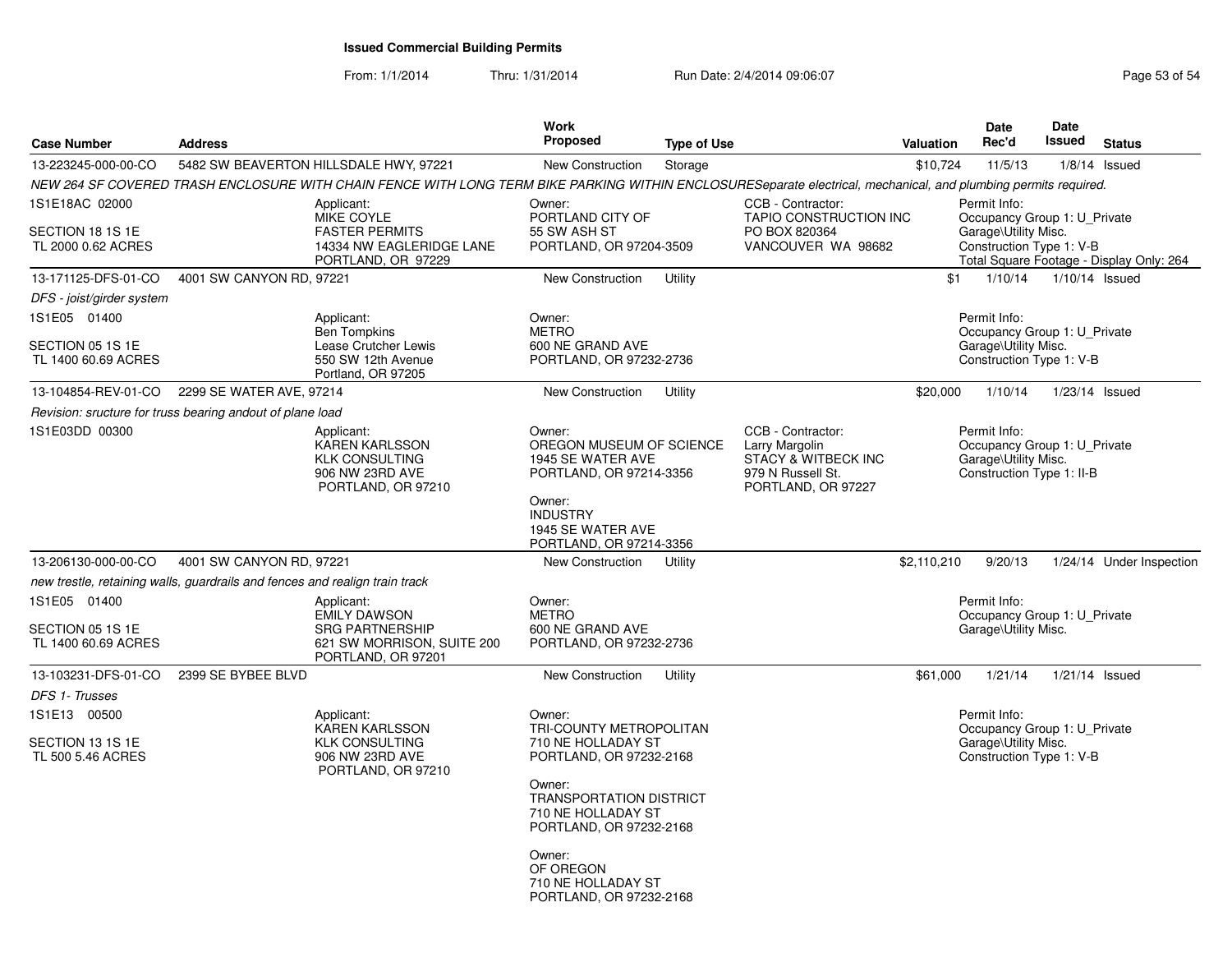**Issued Commercial Building Permits**

From: 1/1/2014 Thru: 1/31/2014 Run Date: 2/4/2014 09:06:07

| Case Number | Address | Work Proposed | Type of Use | Valuation | Date Rec'd | Date Issued | Status |
|---|---|---|---|---|---|---|---|
| 13-223245-000-00-CO | 5482 SW BEAVERTON HILLSDALE HWY, 97221 | New Construction | Storage | $10,724 | 11/5/13 | 1/8/14 | Issued |

*NEW 264 SF COVERED TRASH ENCLOSURE WITH CHAIN FENCE WITH LONG TERM BIKE PARKING WITHIN ENCLOSURESeparate electrical, mechanical, and plumbing permits required.*

1S1E18AC 02000
SECTION 18 1S 1E
TL 2000 0.62 ACRES

Applicant:
MIKE COYLE
FASTER PERMITS
14334 NW EAGLERIDGE LANE
PORTLAND, OR 97229

Owner:
PORTLAND CITY OF
55 SW ASH ST
PORTLAND, OR 97204-3509

CCB - Contractor:
TAPIO CONSTRUCTION INC
PO BOX 820364
VANCOUVER WA 98682

Permit Info:
Occupancy Group 1: U_Private Garage\Utility Misc.
Construction Type 1: V-B
Total Square Footage - Display Only: 264

---

| Case Number | Address | Work Proposed | Type of Use | Valuation | Date Rec'd | Date Issued | Status |
|---|---|---|---|---|---|---|---|
| 13-171125-DFS-01-CO | 4001 SW CANYON RD, 97221 | New Construction | Utility | $1 | 1/10/14 | 1/10/14 | Issued |

*DFS - joist/girder system*

1S1E05 01400
SECTION 05 1S 1E
TL 1400 60.69 ACRES

Applicant:
Ben Tompkins
Lease Crutcher Lewis
550 SW 12th Avenue
Portland, OR 97205

Owner:
METRO
600 NE GRAND AVE
PORTLAND, OR 97232-2736

Permit Info:
Occupancy Group 1: U_Private Garage\Utility Misc.
Construction Type 1: V-B

---

| Case Number | Address | Work Proposed | Type of Use | Valuation | Date Rec'd | Date Issued | Status |
|---|---|---|---|---|---|---|---|
| 13-104854-REV-01-CO | 2299 SE WATER AVE, 97214 | New Construction | Utility | $20,000 | 1/10/14 | 1/23/14 | Issued |

*Revision: sructure for truss bearing andout of plane load*

1S1E03DD 00300

Applicant:
KAREN KARLSSON
KLK CONSULTING
906 NW 23RD AVE
PORTLAND, OR 97210

Owner:
OREGON MUSEUM OF SCIENCE
1945 SE WATER AVE
PORTLAND, OR 97214-3356

Owner:
INDUSTRY
1945 SE WATER AVE
PORTLAND, OR 97214-3356

CCB - Contractor:
Larry Margolin
STACY & WITBECK INC
979 N Russell St.
PORTLAND, OR 97227

Permit Info:
Occupancy Group 1: U_Private Garage\Utility Misc.
Construction Type 1: II-B

---

| Case Number | Address | Work Proposed | Type of Use | Valuation | Date Rec'd | Date Issued | Status |
|---|---|---|---|---|---|---|---|
| 13-206130-000-00-CO | 4001 SW CANYON RD, 97221 | New Construction | Utility | $2,110,210 | 9/20/13 | 1/24/14 | Under Inspection |

*new trestle, retaining walls, guardrails and fences and realign train track*

1S1E05 01400
SECTION 05 1S 1E
TL 1400 60.69 ACRES

Applicant:
EMILY DAWSON
SRG PARTNERSHIP
621 SW MORRISON, SUITE 200
PORTLAND, OR 97201

Owner:
METRO
600 NE GRAND AVE
PORTLAND, OR 97232-2736

Permit Info:
Occupancy Group 1: U_Private Garage\Utility Misc.

---

| Case Number | Address | Work Proposed | Type of Use | Valuation | Date Rec'd | Date Issued | Status |
|---|---|---|---|---|---|---|---|
| 13-103231-DFS-01-CO | 2399 SE BYBEE BLVD | New Construction | Utility | $61,000 | 1/21/14 | 1/21/14 | Issued |

*DFS 1- Trusses*

1S1E13 00500
SECTION 13 1S 1E
TL 500 5.46 ACRES

Applicant:
KAREN KARLSSON
KLK CONSULTING
906 NW 23RD AVE
PORTLAND, OR 97210

Owner:
TRI-COUNTY METROPOLITAN
710 NE HOLLADAY ST
PORTLAND, OR 97232-2168

Owner:
TRANSPORTATION DISTRICT
710 NE HOLLADAY ST
PORTLAND, OR 97232-2168

Owner:
OF OREGON
710 NE HOLLADAY ST
PORTLAND, OR 97232-2168

Permit Info:
Occupancy Group 1: U_Private Garage\Utility Misc.
Construction Type 1: V-B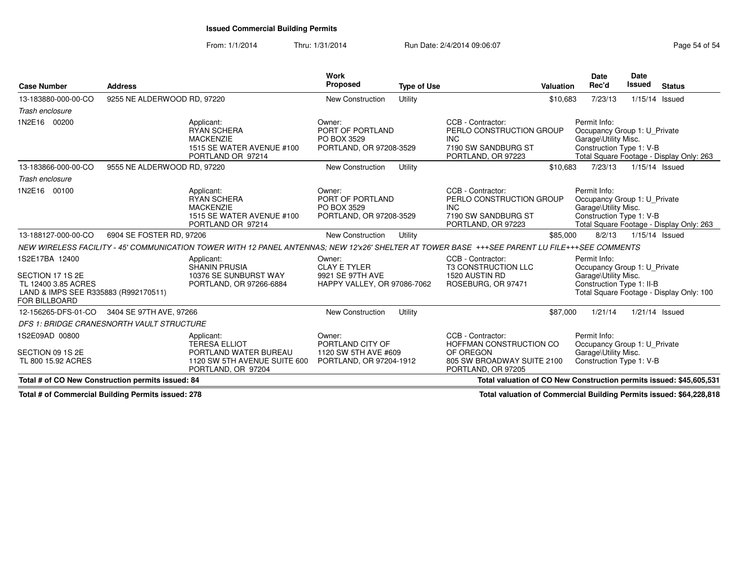**Issued Commercial Building Permits**

From: 1/1/2014 Thru: 1/31/2014 Run Date: 2/4/2014 09:06:07

| Case Number | Address | Work Proposed | Type of Use | Valuation | Date Rec'd | Date Issued | Status |
|---|---|---|---|---|---|---|---|
| 13-183880-000-00-CO | 9255 NE ALDERWOOD RD, 97220 | New Construction | Utility | $10,683 | 7/23/13 | 1/15/14 | Issued |

*Trash enclosure*

1N2E16 00200

Applicant: RYAN SCHERA MACKENZIE 1515 SE WATER AVENUE #100 PORTLAND OR 97214

Owner: PORT OF PORTLAND PO BOX 3529 PORTLAND, OR 97208-3529

CCB - Contractor: PERLO CONSTRUCTION GROUP INC 7190 SW SANDBURG ST PORTLAND, OR 97223

Permit Info: Occupancy Group 1: U_Private Garage\Utility Misc. Construction Type 1: V-B Total Square Footage - Display Only: 263

| Case Number | Address | Work Proposed | Type of Use | Valuation | Date Rec'd | Date Issued | Status |
|---|---|---|---|---|---|---|---|
| 13-183866-000-00-CO | 9555 NE ALDERWOOD RD, 97220 | New Construction | Utility | $10,683 | 7/23/13 | 1/15/14 | Issued |

*Trash enclosure*

1N2E16 00100

Applicant: RYAN SCHERA MACKENZIE 1515 SE WATER AVENUE #100 PORTLAND OR 97214

Owner: PORT OF PORTLAND PO BOX 3529 PORTLAND, OR 97208-3529

CCB - Contractor: PERLO CONSTRUCTION GROUP INC 7190 SW SANDBURG ST PORTLAND, OR 97223

Permit Info: Occupancy Group 1: U_Private Garage\Utility Misc. Construction Type 1: V-B Total Square Footage - Display Only: 263

| Case Number | Address | Work Proposed | Type of Use | Valuation | Date Rec'd | Date Issued | Status |
|---|---|---|---|---|---|---|---|
| 13-188127-000-00-CO | 6904 SE FOSTER RD, 97206 | New Construction | Utility | $85,000 | 8/2/13 | 1/15/14 | Issued |

*NEW WIRELESS FACILITY - 45' COMMUNICATION TOWER WITH 12 PANEL ANTENNAS; NEW 12'x26' SHELTER AT TOWER BASE +++SEE PARENT LU FILE+++SEE COMMENTS*

1S2E17BA 12400

SECTION 17 1S 2E
TL 12400 3.85 ACRES
LAND & IMPS SEE R335883 (R992170511) FOR BILLBOARD

Applicant: SHANIN PRUSIA 10376 SE SUNBURST WAY PORTLAND, OR 97266-6884

Owner: CLAY E TYLER 9921 SE 97TH AVE HAPPY VALLEY, OR 97086-7062

CCB - Contractor: T3 CONSTRUCTION LLC 1520 AUSTIN RD ROSEBURG, OR 97471

Permit Info: Occupancy Group 1: U_Private Garage\Utility Misc. Construction Type 1: II-B Total Square Footage - Display Only: 100

| Case Number | Address | Work Proposed | Type of Use | Valuation | Date Rec'd | Date Issued | Status |
|---|---|---|---|---|---|---|---|
| 12-156265-DFS-01-CO | 3404 SE 97TH AVE, 97266 | New Construction | Utility | $87,000 | 1/21/14 | 1/21/14 | Issued |

*DFS 1: BRIDGE CRANESNORTH VAULT STRUCTURE*

1S2E09AD 00800

SECTION 09 1S 2E
TL 800 15.92 ACRES

Applicant: TERESA ELLIOT PORTLAND WATER BUREAU 1120 SW 5TH AVENUE SUITE 600 PORTLAND, OR 97204

Owner: PORTLAND CITY OF 1120 SW 5TH AVE #609 PORTLAND, OR 97204-1912

CCB - Contractor: HOFFMAN CONSTRUCTION CO OF OREGON 805 SW BROADWAY SUITE 2100 PORTLAND, OR 97205

Permit Info: Occupancy Group 1: U_Private Garage\Utility Misc. Construction Type 1: V-B

**Total # of CO New Construction permits issued: 84** — **Total valuation of CO New Construction permits issued: $45,605,531**

**Total # of Commercial Building Permits issued: 278** — **Total valuation of Commercial Building Permits issued: $64,228,818**